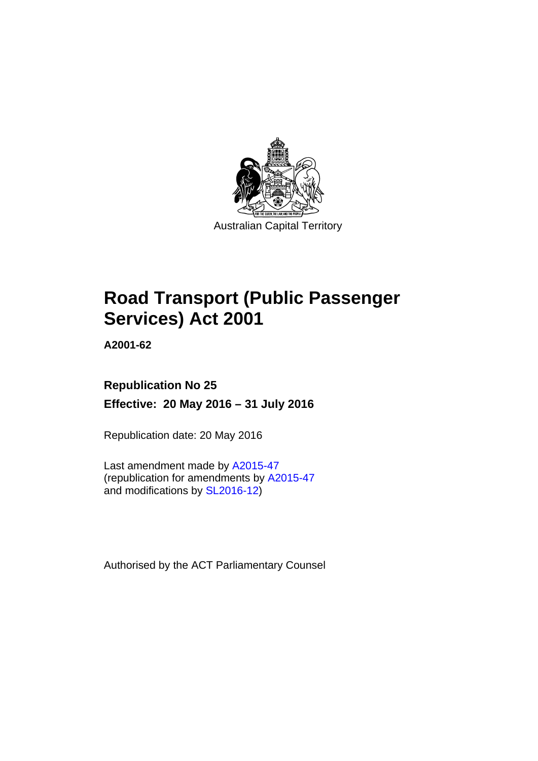Australian Capital Territory

# Road Transport (Public Passenger Services) Act 2001

**A2001-62**

**Republication No 25**

**Effective: 20 May 2016 – 31 July 2016**

Republication date: 20 May 2016

Last amendment made by A2015-47
(republication for amendments by A2015-47
and modifications by SL2016-12)

Authorised by the ACT Parliamentary Counsel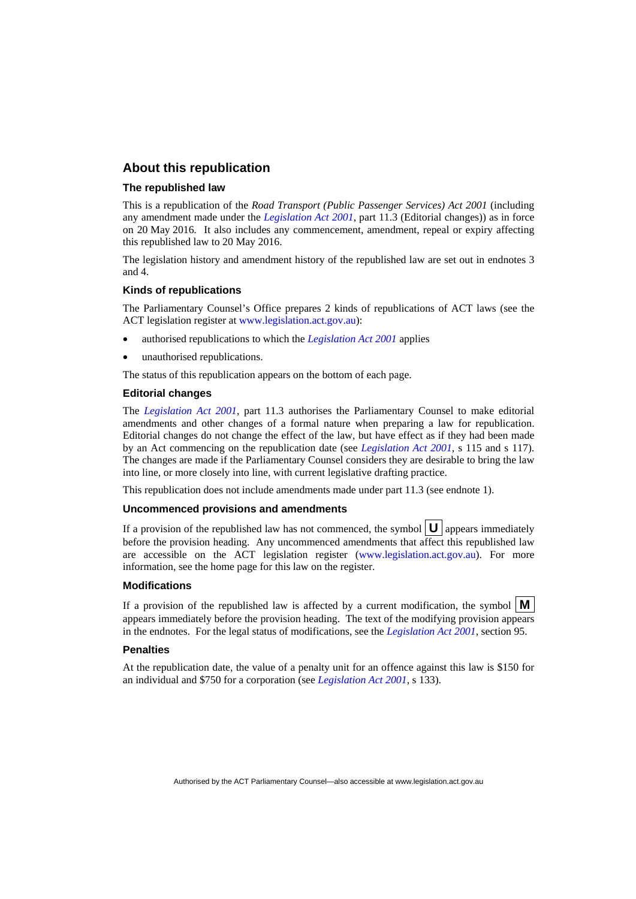## About this republication

### The republished law

This is a republication of the *Road Transport (Public Passenger Services) Act 2001* (including any amendment made under the *Legislation Act 2001*, part 11.3 (Editorial changes)) as in force on 20 May 2016. It also includes any commencement, amendment, repeal or expiry affecting this republished law to 20 May 2016.

The legislation history and amendment history of the republished law are set out in endnotes 3 and 4.

### Kinds of republications

The Parliamentary Counsel's Office prepares 2 kinds of republications of ACT laws (see the ACT legislation register at www.legislation.act.gov.au):

- authorised republications to which the *Legislation Act 2001* applies
- unauthorised republications.

The status of this republication appears on the bottom of each page.

### Editorial changes

The *Legislation Act 2001*, part 11.3 authorises the Parliamentary Counsel to make editorial amendments and other changes of a formal nature when preparing a law for republication. Editorial changes do not change the effect of the law, but have effect as if they had been made by an Act commencing on the republication date (see *Legislation Act 2001*, s 115 and s 117). The changes are made if the Parliamentary Counsel considers they are desirable to bring the law into line, or more closely into line, with current legislative drafting practice.

This republication does not include amendments made under part 11.3 (see endnote 1).

### Uncommenced provisions and amendments

If a provision of the republished law has not commenced, the symbol **U** appears immediately before the provision heading. Any uncommenced amendments that affect this republished law are accessible on the ACT legislation register (www.legislation.act.gov.au). For more information, see the home page for this law on the register.

### Modifications

If a provision of the republished law is affected by a current modification, the symbol **M** appears immediately before the provision heading. The text of the modifying provision appears in the endnotes. For the legal status of modifications, see the *Legislation Act 2001*, section 95.

### Penalties

At the republication date, the value of a penalty unit for an offence against this law is $150 for an individual and $750 for a corporation (see *Legislation Act 2001*, s 133).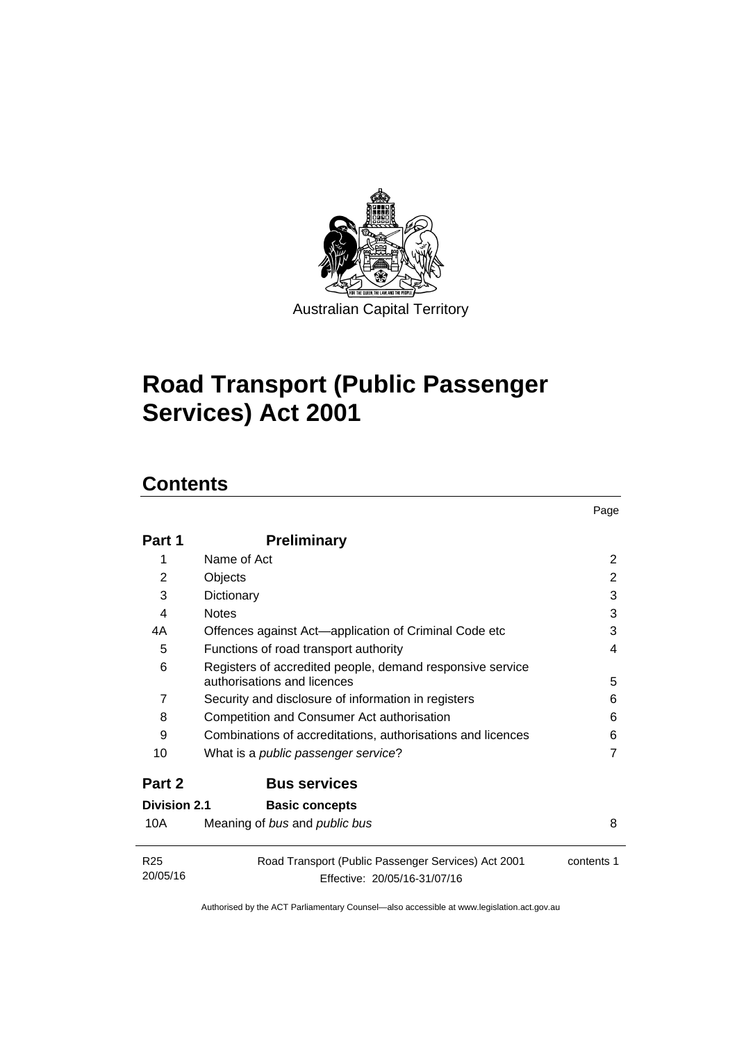Australian Capital Territory

# Road Transport (Public Passenger Services) Act 2001

## Contents

| | | Page |
|---|---|---|
| **Part 1** | **Preliminary** | |
| 1 | Name of Act | 2 |
| 2 | Objects | 2 |
| 3 | Dictionary | 3 |
| 4 | Notes | 3 |
| 4A | Offences against Act—application of Criminal Code etc | 3 |
| 5 | Functions of road transport authority | 4 |
| 6 | Registers of accredited people, demand responsive service authorisations and licences | 5 |
| 7 | Security and disclosure of information in registers | 6 |
| 8 | Competition and Consumer Act authorisation | 6 |
| 9 | Combinations of accreditations, authorisations and licences | 6 |
| 10 | What is a *public passenger service*? | 7 |
| **Part 2** | **Bus services** | |
| **Division 2.1** | **Basic concepts** | |
| 10A | Meaning of *bus* and *public bus* | 8 |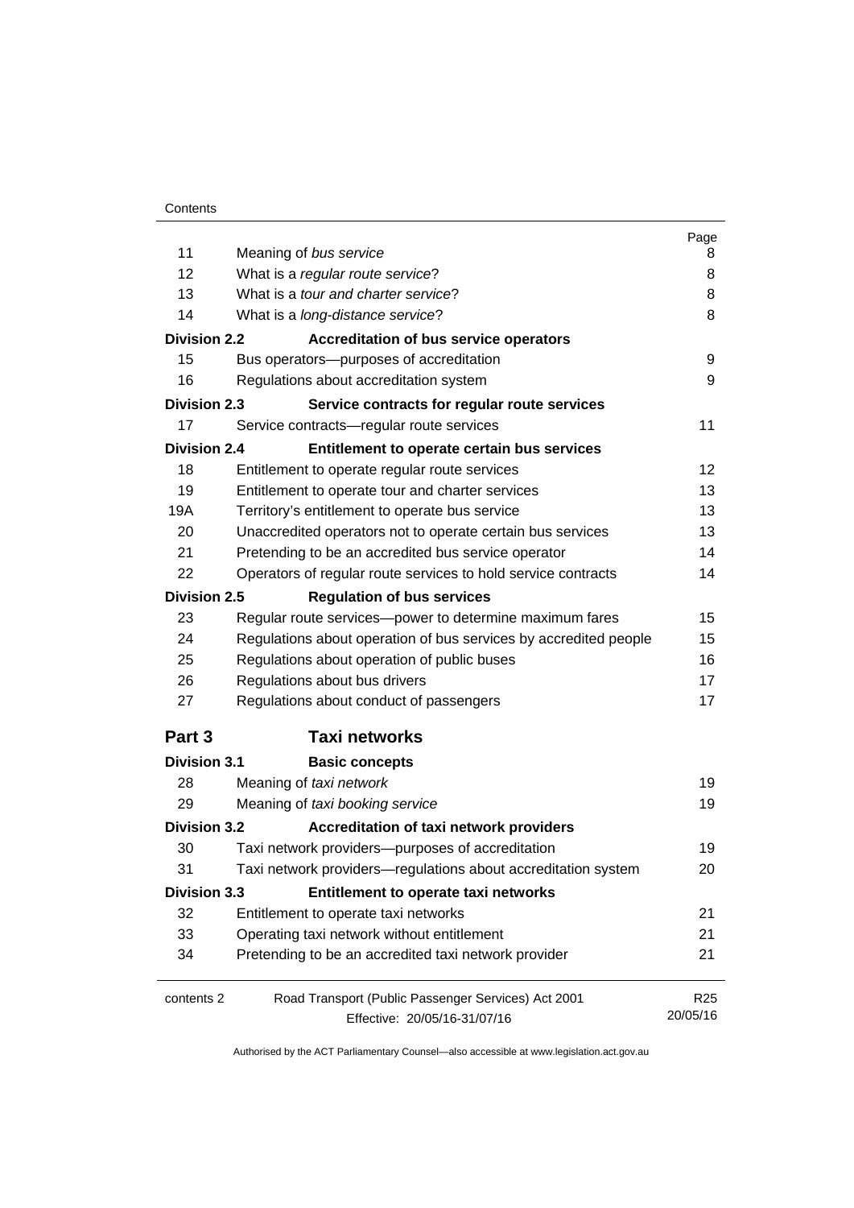| | | Page |
|---|---|---|
| 11 | Meaning of *bus service* | 8 |
| 12 | What is a *regular route service*? | 8 |
| 13 | What is a *tour and charter service*? | 8 |
| 14 | What is a *long-distance service*? | 8 |
| **Division 2.2** | **Accreditation of bus service operators** | |
| 15 | Bus operators—purposes of accreditation | 9 |
| 16 | Regulations about accreditation system | 9 |
| **Division 2.3** | **Service contracts for regular route services** | |
| 17 | Service contracts—regular route services | 11 |
| **Division 2.4** | **Entitlement to operate certain bus services** | |
| 18 | Entitlement to operate regular route services | 12 |
| 19 | Entitlement to operate tour and charter services | 13 |
| 19A | Territory's entitlement to operate bus service | 13 |
| 20 | Unaccredited operators not to operate certain bus services | 13 |
| 21 | Pretending to be an accredited bus service operator | 14 |
| 22 | Operators of regular route services to hold service contracts | 14 |
| **Division 2.5** | **Regulation of bus services** | |
| 23 | Regular route services—power to determine maximum fares | 15 |
| 24 | Regulations about operation of bus services by accredited people | 15 |
| 25 | Regulations about operation of public buses | 16 |
| 26 | Regulations about bus drivers | 17 |
| 27 | Regulations about conduct of passengers | 17 |
| **Part 3** | **Taxi networks** | |
| **Division 3.1** | **Basic concepts** | |
| 28 | Meaning of *taxi network* | 19 |
| 29 | Meaning of *taxi booking service* | 19 |
| **Division 3.2** | **Accreditation of taxi network providers** | |
| 30 | Taxi network providers—purposes of accreditation | 19 |
| 31 | Taxi network providers—regulations about accreditation system | 20 |
| **Division 3.3** | **Entitlement to operate taxi networks** | |
| 32 | Entitlement to operate taxi networks | 21 |
| 33 | Operating taxi network without entitlement | 21 |
| 34 | Pretending to be an accredited taxi network provider | 21 |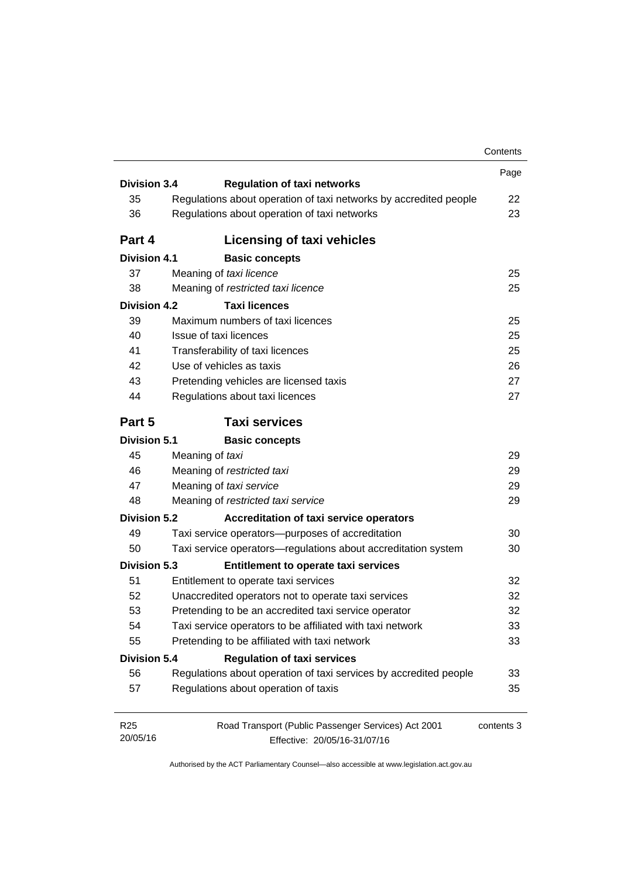| | | Page |
|---|---|---|
| **Division 3.4** | **Regulation of taxi networks** | |
| 35 | Regulations about operation of taxi networks by accredited people | 22 |
| 36 | Regulations about operation of taxi networks | 23 |
| **Part 4** | **Licensing of taxi vehicles** | |
| **Division 4.1** | **Basic concepts** | |
| 37 | Meaning of *taxi licence* | 25 |
| 38 | Meaning of *restricted taxi licence* | 25 |
| **Division 4.2** | **Taxi licences** | |
| 39 | Maximum numbers of taxi licences | 25 |
| 40 | Issue of taxi licences | 25 |
| 41 | Transferability of taxi licences | 25 |
| 42 | Use of vehicles as taxis | 26 |
| 43 | Pretending vehicles are licensed taxis | 27 |
| 44 | Regulations about taxi licences | 27 |
| **Part 5** | **Taxi services** | |
| **Division 5.1** | **Basic concepts** | |
| 45 | Meaning of *taxi* | 29 |
| 46 | Meaning of *restricted taxi* | 29 |
| 47 | Meaning of *taxi service* | 29 |
| 48 | Meaning of *restricted taxi service* | 29 |
| **Division 5.2** | **Accreditation of taxi service operators** | |
| 49 | Taxi service operators—purposes of accreditation | 30 |
| 50 | Taxi service operators—regulations about accreditation system | 30 |
| **Division 5.3** | **Entitlement to operate taxi services** | |
| 51 | Entitlement to operate taxi services | 32 |
| 52 | Unaccredited operators not to operate taxi services | 32 |
| 53 | Pretending to be an accredited taxi service operator | 32 |
| 54 | Taxi service operators to be affiliated with taxi network | 33 |
| 55 | Pretending to be affiliated with taxi network | 33 |
| **Division 5.4** | **Regulation of taxi services** | |
| 56 | Regulations about operation of taxi services by accredited people | 33 |
| 57 | Regulations about operation of taxis | 35 |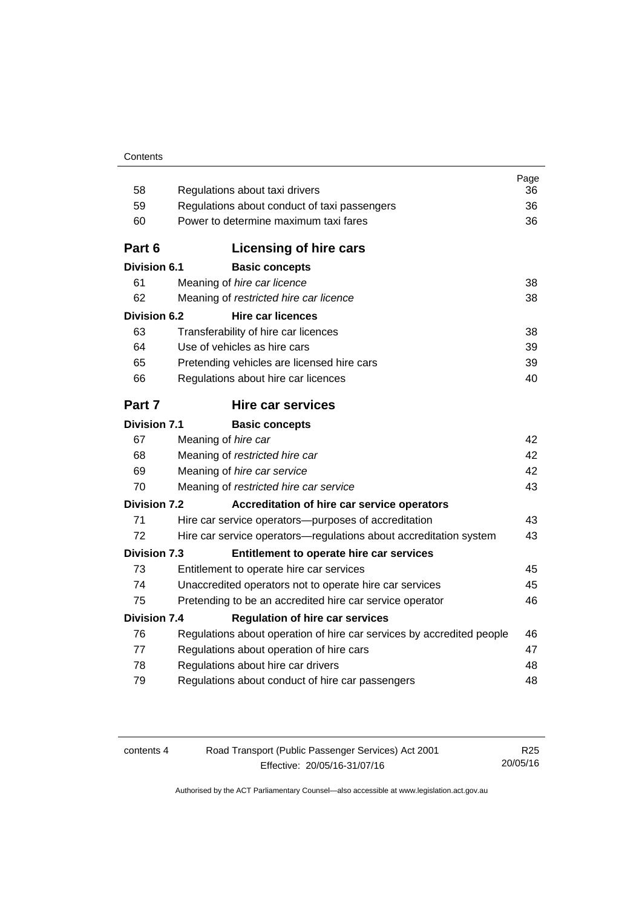| | | Page |
|---|---|---|
| 58 | Regulations about taxi drivers | 36 |
| 59 | Regulations about conduct of taxi passengers | 36 |
| 60 | Power to determine maximum taxi fares | 36 |
| **Part 6** | **Licensing of hire cars** | |
| **Division 6.1** | **Basic concepts** | |
| 61 | Meaning of *hire car licence* | 38 |
| 62 | Meaning of *restricted hire car licence* | 38 |
| **Division 6.2** | **Hire car licences** | |
| 63 | Transferability of hire car licences | 38 |
| 64 | Use of vehicles as hire cars | 39 |
| 65 | Pretending vehicles are licensed hire cars | 39 |
| 66 | Regulations about hire car licences | 40 |
| **Part 7** | **Hire car services** | |
| **Division 7.1** | **Basic concepts** | |
| 67 | Meaning of *hire car* | 42 |
| 68 | Meaning of *restricted hire car* | 42 |
| 69 | Meaning of *hire car service* | 42 |
| 70 | Meaning of *restricted hire car service* | 43 |
| **Division 7.2** | **Accreditation of hire car service operators** | |
| 71 | Hire car service operators—purposes of accreditation | 43 |
| 72 | Hire car service operators—regulations about accreditation system | 43 |
| **Division 7.3** | **Entitlement to operate hire car services** | |
| 73 | Entitlement to operate hire car services | 45 |
| 74 | Unaccredited operators not to operate hire car services | 45 |
| 75 | Pretending to be an accredited hire car service operator | 46 |
| **Division 7.4** | **Regulation of hire car services** | |
| 76 | Regulations about operation of hire car services by accredited people | 46 |
| 77 | Regulations about operation of hire cars | 47 |
| 78 | Regulations about hire car drivers | 48 |
| 79 | Regulations about conduct of hire car passengers | 48 |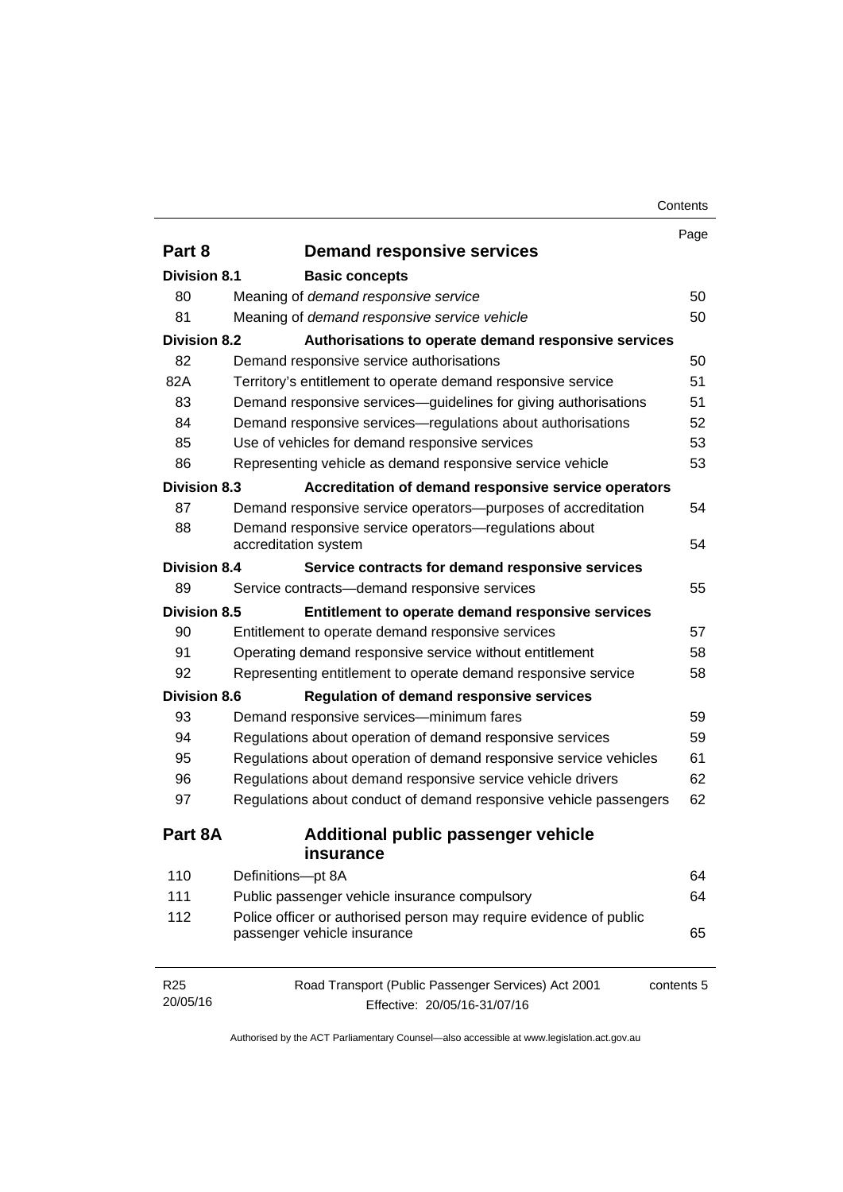| | | Page |
|---|---|---|
| **Part 8** | **Demand responsive services** | |
| **Division 8.1** | **Basic concepts** | |
| 80 | Meaning of *demand responsive service* | 50 |
| 81 | Meaning of *demand responsive service vehicle* | 50 |
| **Division 8.2** | **Authorisations to operate demand responsive services** | |
| 82 | Demand responsive service authorisations | 50 |
| 82A | Territory's entitlement to operate demand responsive service | 51 |
| 83 | Demand responsive services—guidelines for giving authorisations | 51 |
| 84 | Demand responsive services—regulations about authorisations | 52 |
| 85 | Use of vehicles for demand responsive services | 53 |
| 86 | Representing vehicle as demand responsive service vehicle | 53 |
| **Division 8.3** | **Accreditation of demand responsive service operators** | |
| 87 | Demand responsive service operators—purposes of accreditation | 54 |
| 88 | Demand responsive service operators—regulations about accreditation system | 54 |
| **Division 8.4** | **Service contracts for demand responsive services** | |
| 89 | Service contracts—demand responsive services | 55 |
| **Division 8.5** | **Entitlement to operate demand responsive services** | |
| 90 | Entitlement to operate demand responsive services | 57 |
| 91 | Operating demand responsive service without entitlement | 58 |
| 92 | Representing entitlement to operate demand responsive service | 58 |
| **Division 8.6** | **Regulation of demand responsive services** | |
| 93 | Demand responsive services—minimum fares | 59 |
| 94 | Regulations about operation of demand responsive services | 59 |
| 95 | Regulations about operation of demand responsive service vehicles | 61 |
| 96 | Regulations about demand responsive service vehicle drivers | 62 |
| 97 | Regulations about conduct of demand responsive vehicle passengers | 62 |
| **Part 8A** | **Additional public passenger vehicle insurance** | |
| 110 | Definitions—pt 8A | 64 |
| 111 | Public passenger vehicle insurance compulsory | 64 |
| 112 | Police officer or authorised person may require evidence of public passenger vehicle insurance | 65 |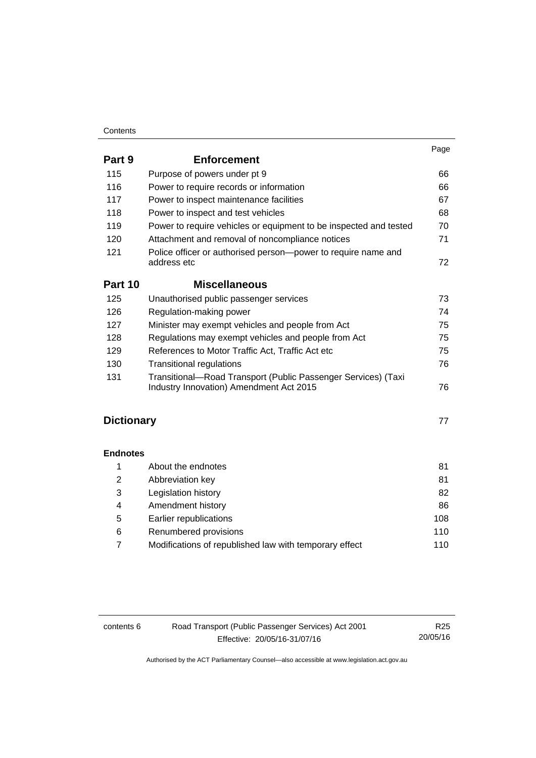| | | Page |
|---|---|---|
| **Part 9** | **Enforcement** | |
| 115 | Purpose of powers under pt 9 | 66 |
| 116 | Power to require records or information | 66 |
| 117 | Power to inspect maintenance facilities | 67 |
| 118 | Power to inspect and test vehicles | 68 |
| 119 | Power to require vehicles or equipment to be inspected and tested | 70 |
| 120 | Attachment and removal of noncompliance notices | 71 |
| 121 | Police officer or authorised person—power to require name and address etc | 72 |
| **Part 10** | **Miscellaneous** | |
| 125 | Unauthorised public passenger services | 73 |
| 126 | Regulation-making power | 74 |
| 127 | Minister may exempt vehicles and people from Act | 75 |
| 128 | Regulations may exempt vehicles and people from Act | 75 |
| 129 | References to Motor Traffic Act, Traffic Act etc | 75 |
| 130 | Transitional regulations | 76 |
| 131 | Transitional—Road Transport (Public Passenger Services) (Taxi Industry Innovation) Amendment Act 2015 | 76 |
| **Dictionary** | | 77 |
| **Endnotes** | | |
| 1 | About the endnotes | 81 |
| 2 | Abbreviation key | 81 |
| 3 | Legislation history | 82 |
| 4 | Amendment history | 86 |
| 5 | Earlier republications | 108 |
| 6 | Renumbered provisions | 110 |
| 7 | Modifications of republished law with temporary effect | 110 |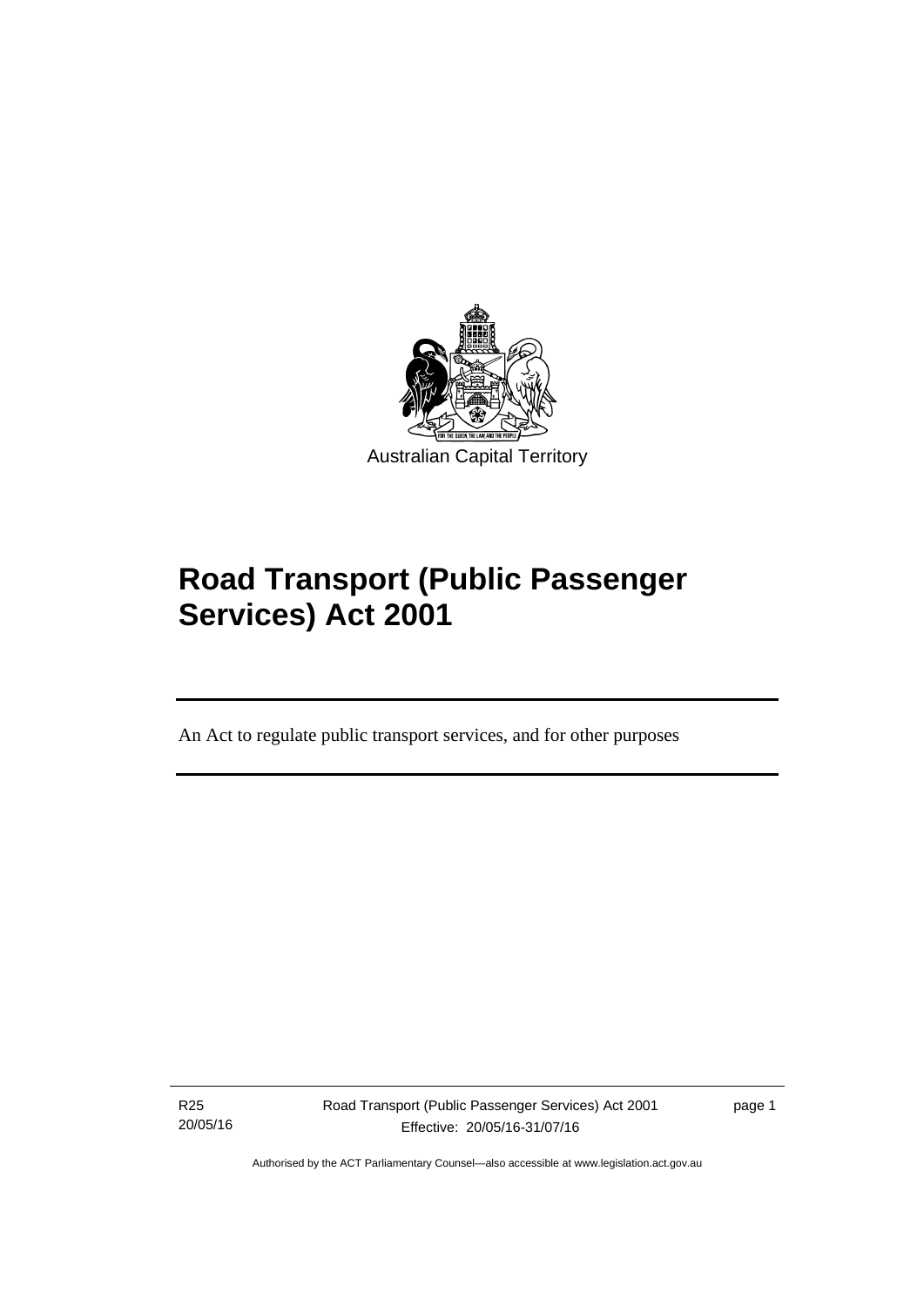Australian Capital Territory

# Road Transport (Public Passenger Services) Act 2001

An Act to regulate public transport services, and for other purposes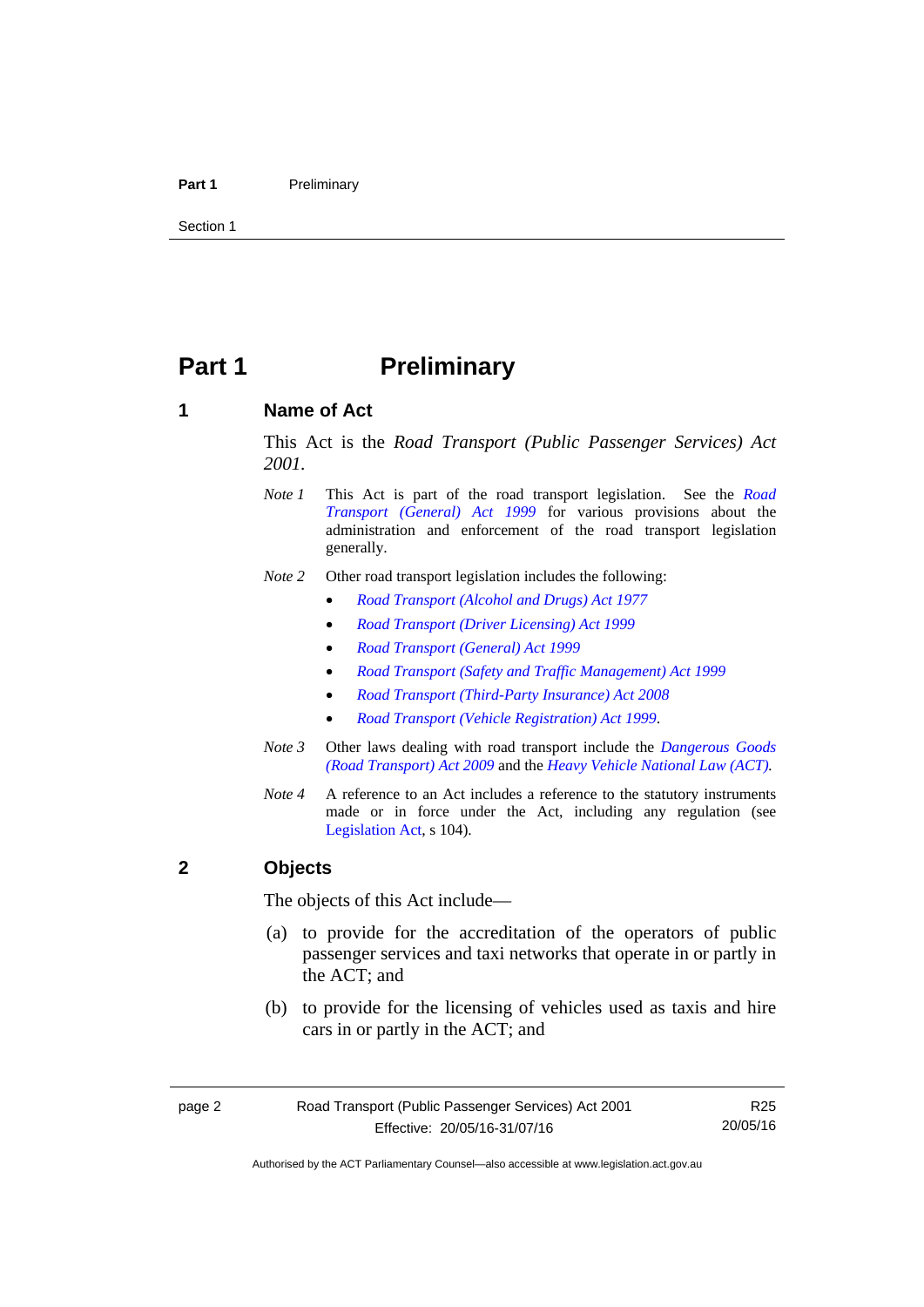# Part 1 Preliminary

## 1 Name of Act

This Act is the *Road Transport (Public Passenger Services) Act 2001*.

*Note 1* This Act is part of the road transport legislation. See the *Road Transport (General) Act 1999* for various provisions about the administration and enforcement of the road transport legislation generally.

*Note 2* Other road transport legislation includes the following:

- *Road Transport (Alcohol and Drugs) Act 1977*
- *Road Transport (Driver Licensing) Act 1999*
- *Road Transport (General) Act 1999*
- *Road Transport (Safety and Traffic Management) Act 1999*
- *Road Transport (Third-Party Insurance) Act 2008*
- *Road Transport (Vehicle Registration) Act 1999*.

*Note 3* Other laws dealing with road transport include the *Dangerous Goods (Road Transport) Act 2009* and the *Heavy Vehicle National Law (ACT)*.

*Note 4* A reference to an Act includes a reference to the statutory instruments made or in force under the Act, including any regulation (see Legislation Act, s 104).

## 2 Objects

The objects of this Act include—

(a) to provide for the accreditation of the operators of public passenger services and taxi networks that operate in or partly in the ACT; and

(b) to provide for the licensing of vehicles used as taxis and hire cars in or partly in the ACT; and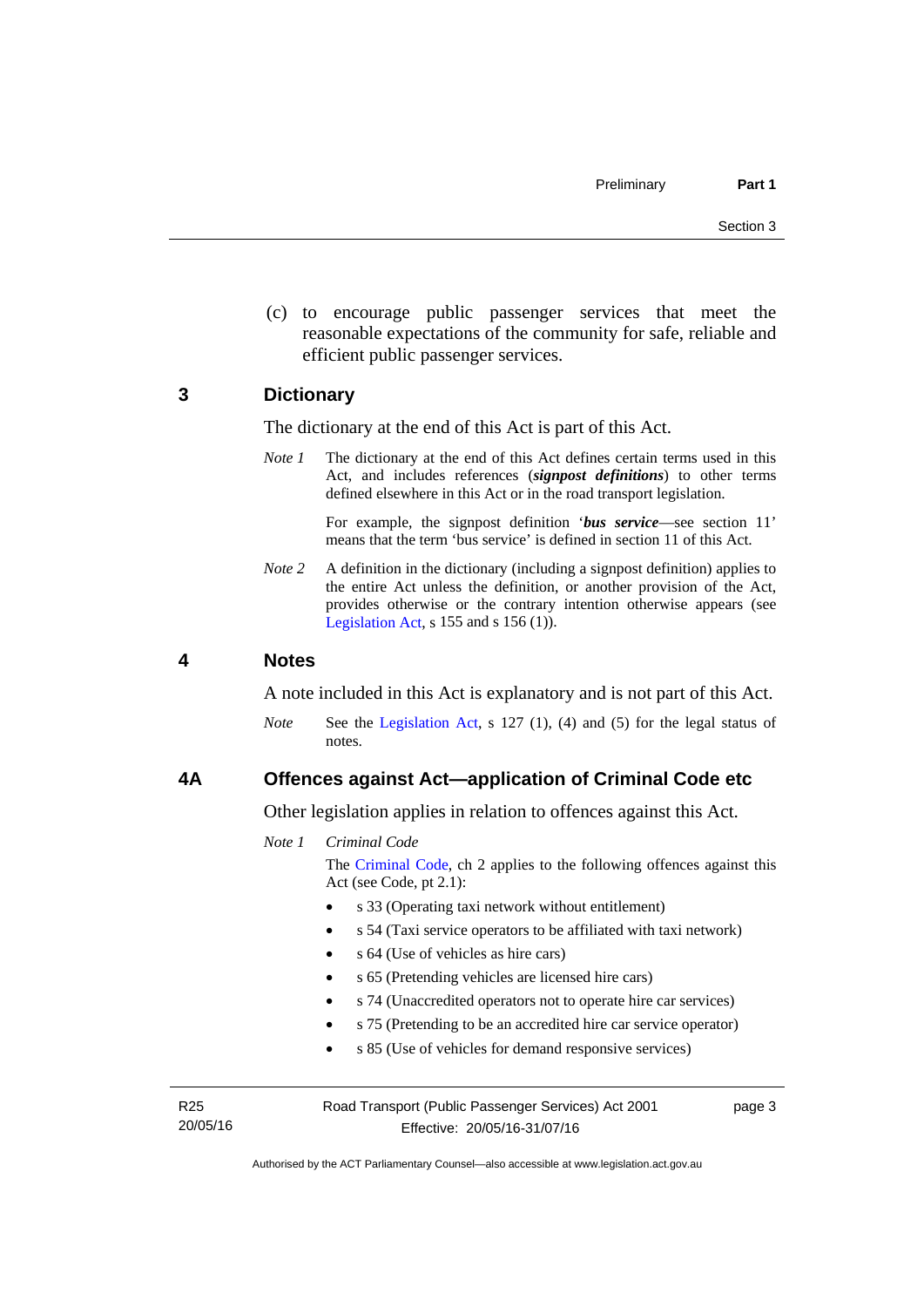(c) to encourage public passenger services that meet the reasonable expectations of the community for safe, reliable and efficient public passenger services.

## 3 Dictionary

The dictionary at the end of this Act is part of this Act.

*Note 1* The dictionary at the end of this Act defines certain terms used in this Act, and includes references (***signpost definitions***) to other terms defined elsewhere in this Act or in the road transport legislation.

For example, the signpost definition '***bus service***—see section 11' means that the term 'bus service' is defined in section 11 of this Act.

*Note 2* A definition in the dictionary (including a signpost definition) applies to the entire Act unless the definition, or another provision of the Act, provides otherwise or the contrary intention otherwise appears (see Legislation Act, s 155 and s 156 (1)).

## 4 Notes

A note included in this Act is explanatory and is not part of this Act.

*Note* See the Legislation Act, s 127 (1), (4) and (5) for the legal status of notes.

## 4A Offences against Act—application of Criminal Code etc

Other legislation applies in relation to offences against this Act.

*Note 1* *Criminal Code*

The Criminal Code, ch 2 applies to the following offences against this Act (see Code, pt 2.1):

- s 33 (Operating taxi network without entitlement)
- s 54 (Taxi service operators to be affiliated with taxi network)
- s 64 (Use of vehicles as hire cars)
- s 65 (Pretending vehicles are licensed hire cars)
- s 74 (Unaccredited operators not to operate hire car services)
- s 75 (Pretending to be an accredited hire car service operator)
- s 85 (Use of vehicles for demand responsive services)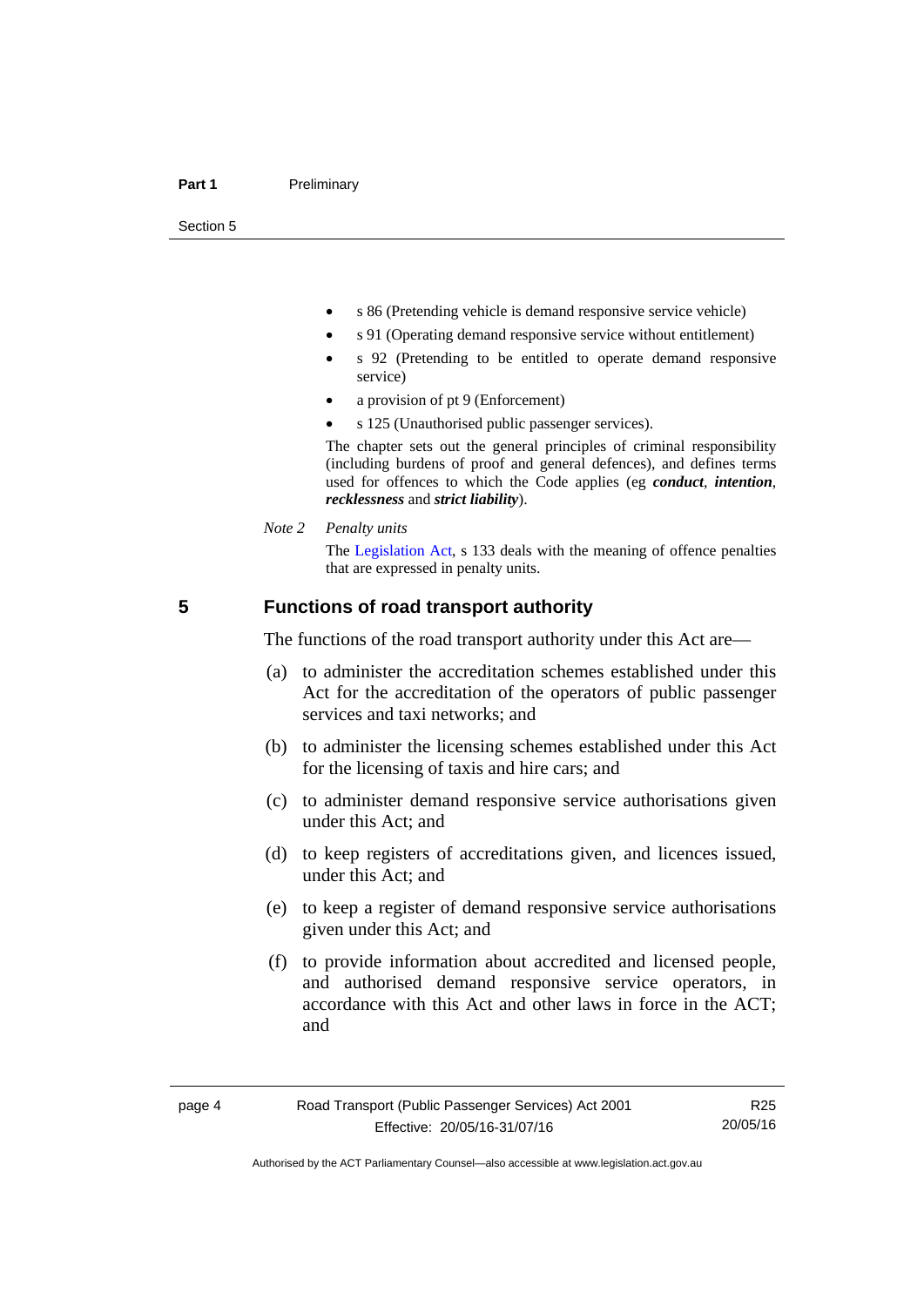- s 86 (Pretending vehicle is demand responsive service vehicle)
- s 91 (Operating demand responsive service without entitlement)
- s 92 (Pretending to be entitled to operate demand responsive service)
- a provision of pt 9 (Enforcement)
- s 125 (Unauthorised public passenger services).

The chapter sets out the general principles of criminal responsibility (including burdens of proof and general defences), and defines terms used for offences to which the Code applies (eg ***conduct***, ***intention***, ***recklessness*** and ***strict liability***).

*Note 2* *Penalty units*

The Legislation Act, s 133 deals with the meaning of offence penalties that are expressed in penalty units.

## 5 Functions of road transport authority

The functions of the road transport authority under this Act are—

(a) to administer the accreditation schemes established under this Act for the accreditation of the operators of public passenger services and taxi networks; and

(b) to administer the licensing schemes established under this Act for the licensing of taxis and hire cars; and

(c) to administer demand responsive service authorisations given under this Act; and

(d) to keep registers of accreditations given, and licences issued, under this Act; and

(e) to keep a register of demand responsive service authorisations given under this Act; and

(f) to provide information about accredited and licensed people, and authorised demand responsive service operators, in accordance with this Act and other laws in force in the ACT; and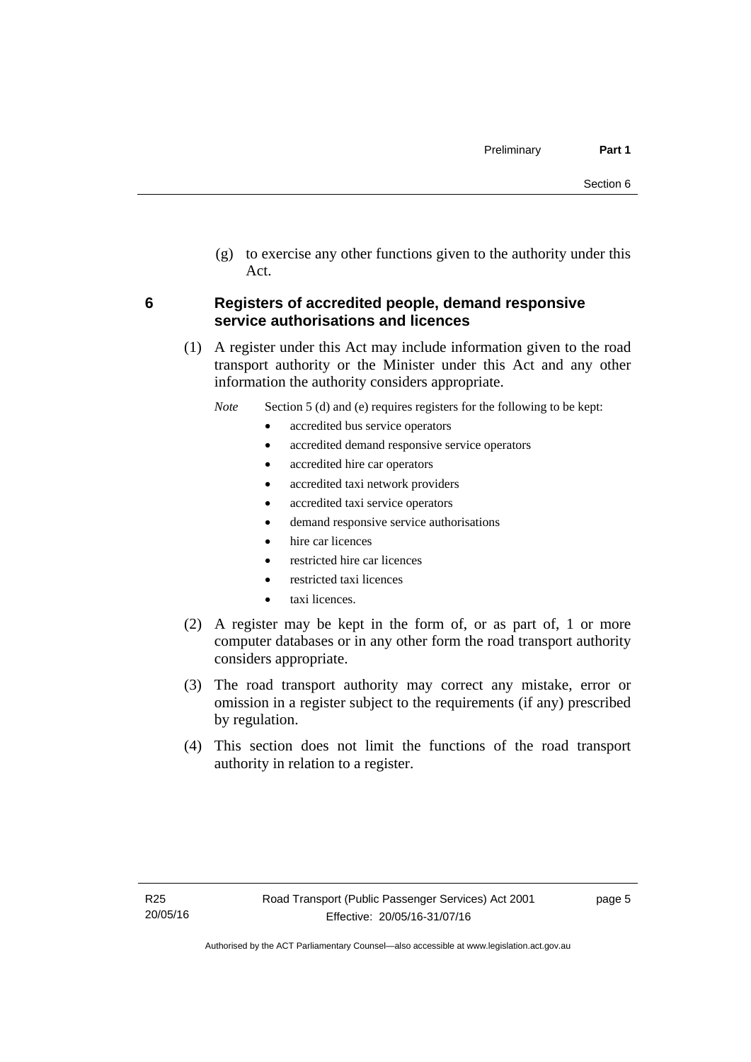(g) to exercise any other functions given to the authority under this Act.

### 6 Registers of accredited people, demand responsive service authorisations and licences

(1) A register under this Act may include information given to the road transport authority or the Minister under this Act and any other information the authority considers appropriate.

*Note* Section 5 (d) and (e) requires registers for the following to be kept:

- accredited bus service operators
- accredited demand responsive service operators
- accredited hire car operators
- accredited taxi network providers
- accredited taxi service operators
- demand responsive service authorisations
- hire car licences
- restricted hire car licences
- restricted taxi licences
- taxi licences.

(2) A register may be kept in the form of, or as part of, 1 or more computer databases or in any other form the road transport authority considers appropriate.

(3) The road transport authority may correct any mistake, error or omission in a register subject to the requirements (if any) prescribed by regulation.

(4) This section does not limit the functions of the road transport authority in relation to a register.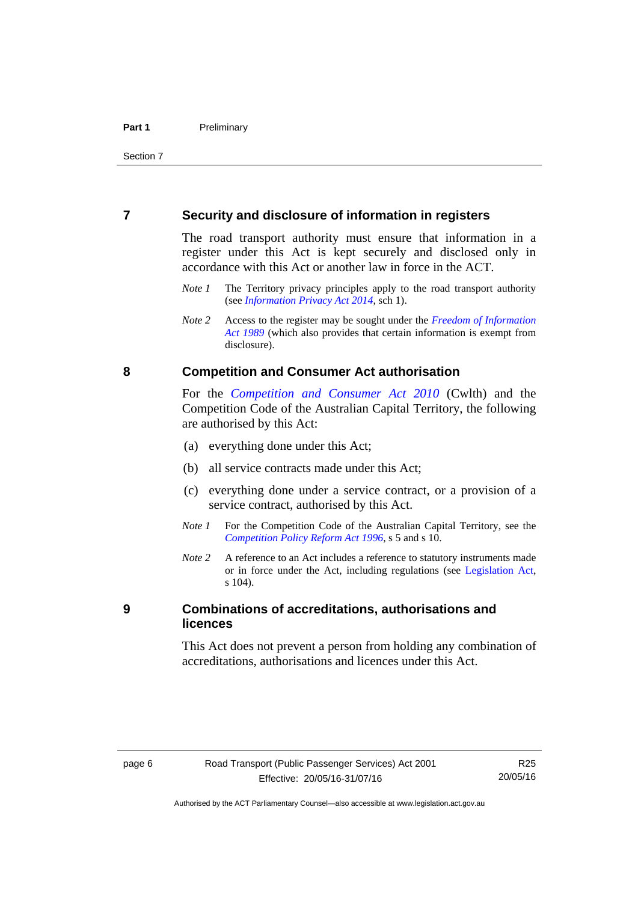## 7 Security and disclosure of information in registers

The road transport authority must ensure that information in a register under this Act is kept securely and disclosed only in accordance with this Act or another law in force in the ACT.

*Note 1* The Territory privacy principles apply to the road transport authority (see *Information Privacy Act 2014*, sch 1).

*Note 2* Access to the register may be sought under the *Freedom of Information Act 1989* (which also provides that certain information is exempt from disclosure).

## 8 Competition and Consumer Act authorisation

For the *Competition and Consumer Act 2010* (Cwlth) and the Competition Code of the Australian Capital Territory, the following are authorised by this Act:

(a) everything done under this Act;

(b) all service contracts made under this Act;

(c) everything done under a service contract, or a provision of a service contract, authorised by this Act.

*Note 1* For the Competition Code of the Australian Capital Territory, see the *Competition Policy Reform Act 1996*, s 5 and s 10.

*Note 2* A reference to an Act includes a reference to statutory instruments made or in force under the Act, including regulations (see Legislation Act, s 104).

## 9 Combinations of accreditations, authorisations and licences

This Act does not prevent a person from holding any combination of accreditations, authorisations and licences under this Act.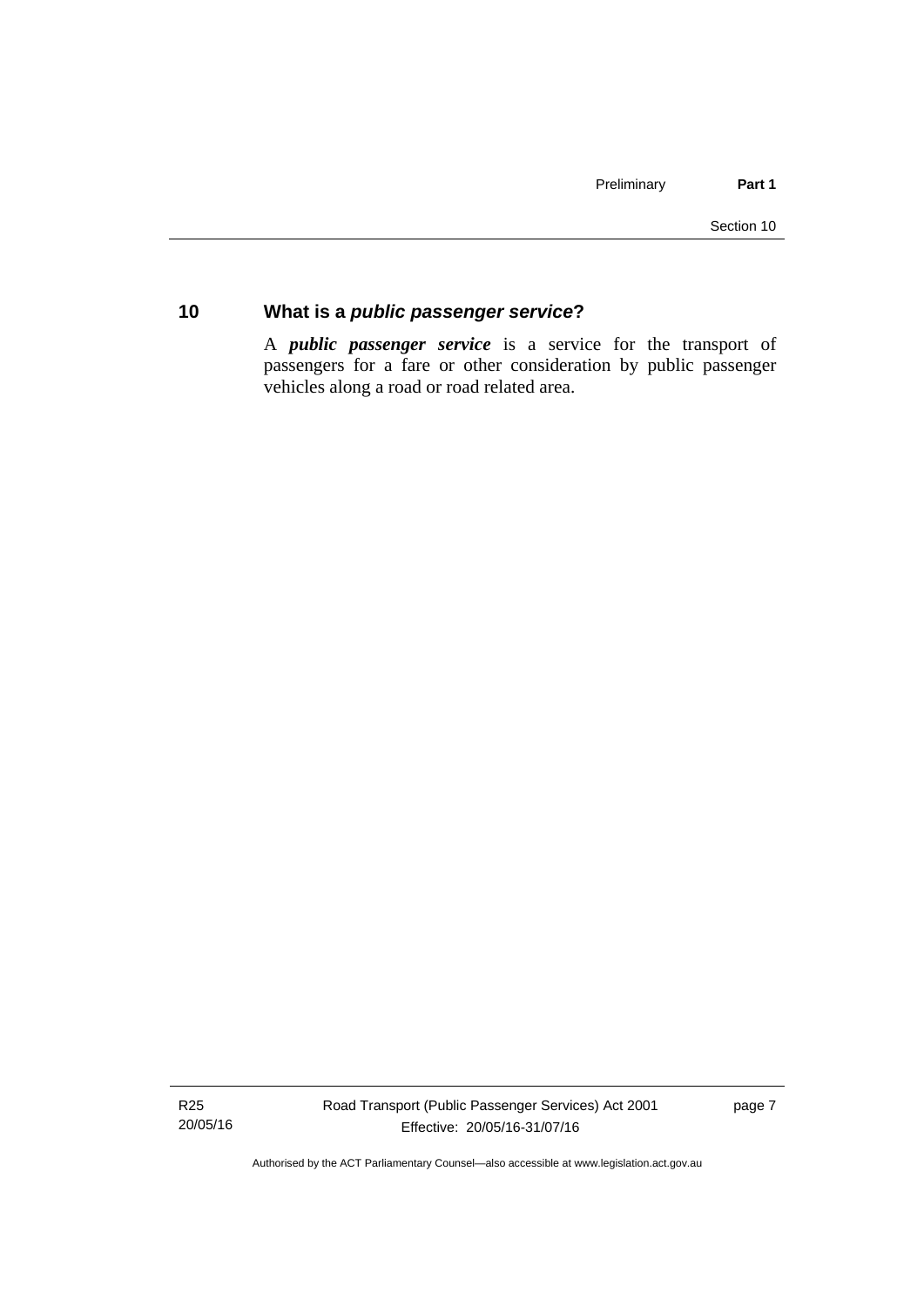## 10 What is a *public passenger service*?

A ***public passenger service*** is a service for the transport of passengers for a fare or other consideration by public passenger vehicles along a road or road related area.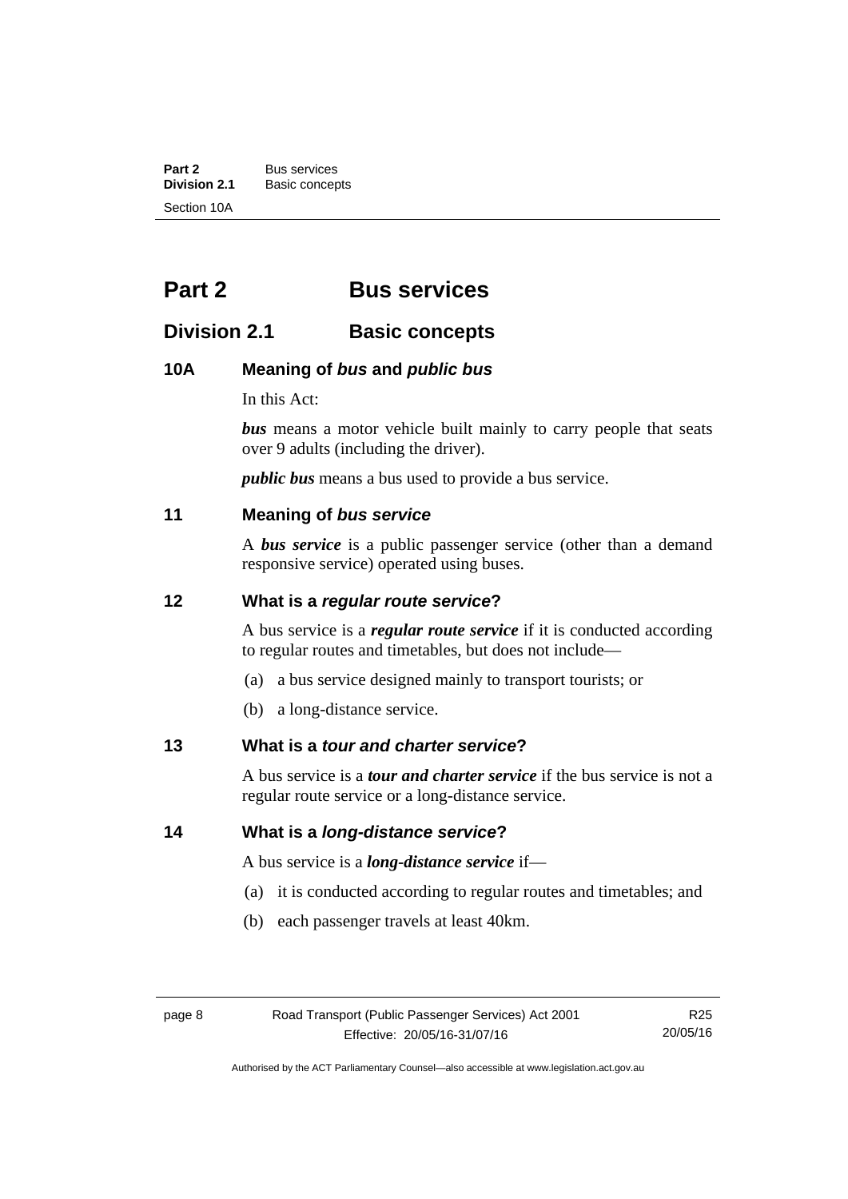# Part 2 Bus services

## Division 2.1 Basic concepts

### 10A Meaning of *bus* and *public bus*

In this Act:

***bus*** means a motor vehicle built mainly to carry people that seats over 9 adults (including the driver).

***public bus*** means a bus used to provide a bus service.

### 11 Meaning of *bus service*

A ***bus service*** is a public passenger service (other than a demand responsive service) operated using buses.

### 12 What is a *regular route service*?

A bus service is a ***regular route service*** if it is conducted according to regular routes and timetables, but does not include—

(a) a bus service designed mainly to transport tourists; or

(b) a long-distance service.

### 13 What is a *tour and charter service*?

A bus service is a ***tour and charter service*** if the bus service is not a regular route service or a long-distance service.

### 14 What is a *long-distance service*?

A bus service is a ***long-distance service*** if—

(a) it is conducted according to regular routes and timetables; and

(b) each passenger travels at least 40km.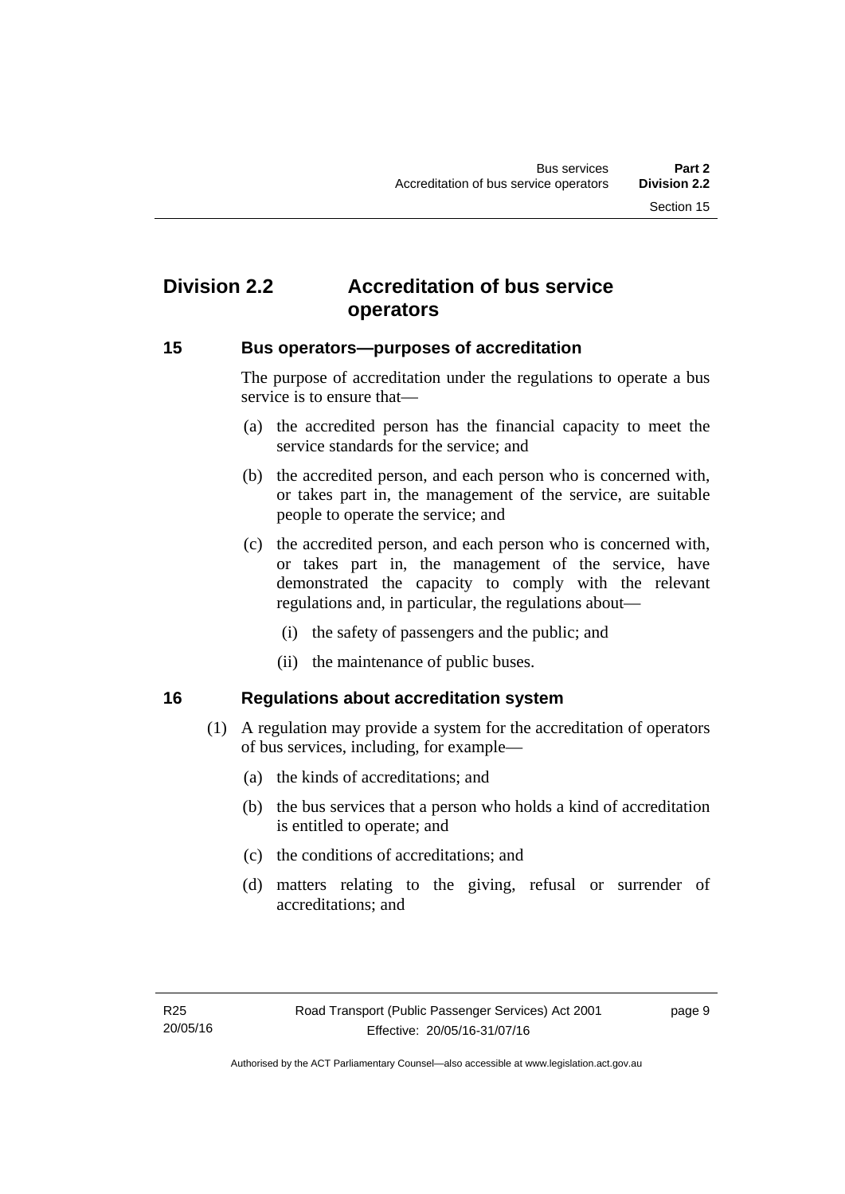## Division 2.2 Accreditation of bus service operators

### 15 Bus operators—purposes of accreditation

The purpose of accreditation under the regulations to operate a bus service is to ensure that—

(a) the accredited person has the financial capacity to meet the service standards for the service; and

(b) the accredited person, and each person who is concerned with, or takes part in, the management of the service, are suitable people to operate the service; and

(c) the accredited person, and each person who is concerned with, or takes part in, the management of the service, have demonstrated the capacity to comply with the relevant regulations and, in particular, the regulations about—

(i) the safety of passengers and the public; and

(ii) the maintenance of public buses.

### 16 Regulations about accreditation system

(1) A regulation may provide a system for the accreditation of operators of bus services, including, for example—

(a) the kinds of accreditations; and

(b) the bus services that a person who holds a kind of accreditation is entitled to operate; and

(c) the conditions of accreditations; and

(d) matters relating to the giving, refusal or surrender of accreditations; and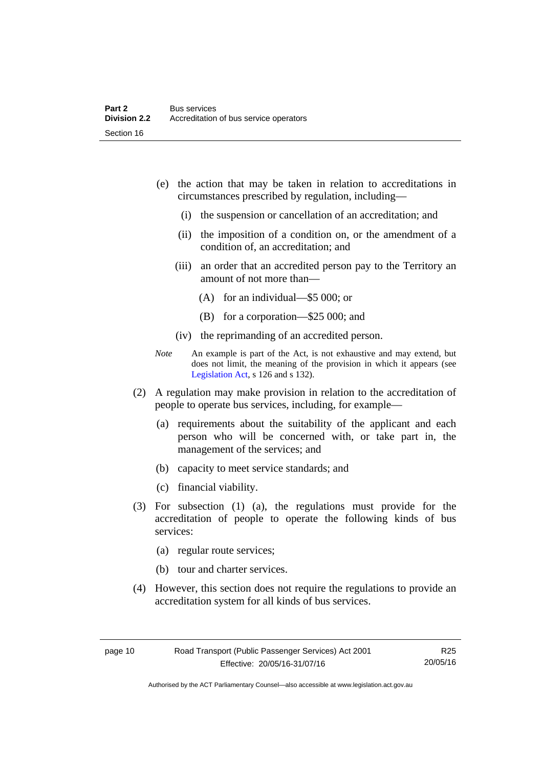(e) the action that may be taken in relation to accreditations in circumstances prescribed by regulation, including—

  (i) the suspension or cancellation of an accreditation; and

  (ii) the imposition of a condition on, or the amendment of a condition of, an accreditation; and

  (iii) an order that an accredited person pay to the Territory an amount of not more than—

    (A) for an individual—$5 000; or

    (B) for a corporation—$25 000; and

  (iv) the reprimanding of an accredited person.

*Note* An example is part of the Act, is not exhaustive and may extend, but does not limit, the meaning of the provision in which it appears (see Legislation Act, s 126 and s 132).

(2) A regulation may make provision in relation to the accreditation of people to operate bus services, including, for example—

  (a) requirements about the suitability of the applicant and each person who will be concerned with, or take part in, the management of the services; and

  (b) capacity to meet service standards; and

  (c) financial viability.

(3) For subsection (1) (a), the regulations must provide for the accreditation of people to operate the following kinds of bus services:

  (a) regular route services;

  (b) tour and charter services.

(4) However, this section does not require the regulations to provide an accreditation system for all kinds of bus services.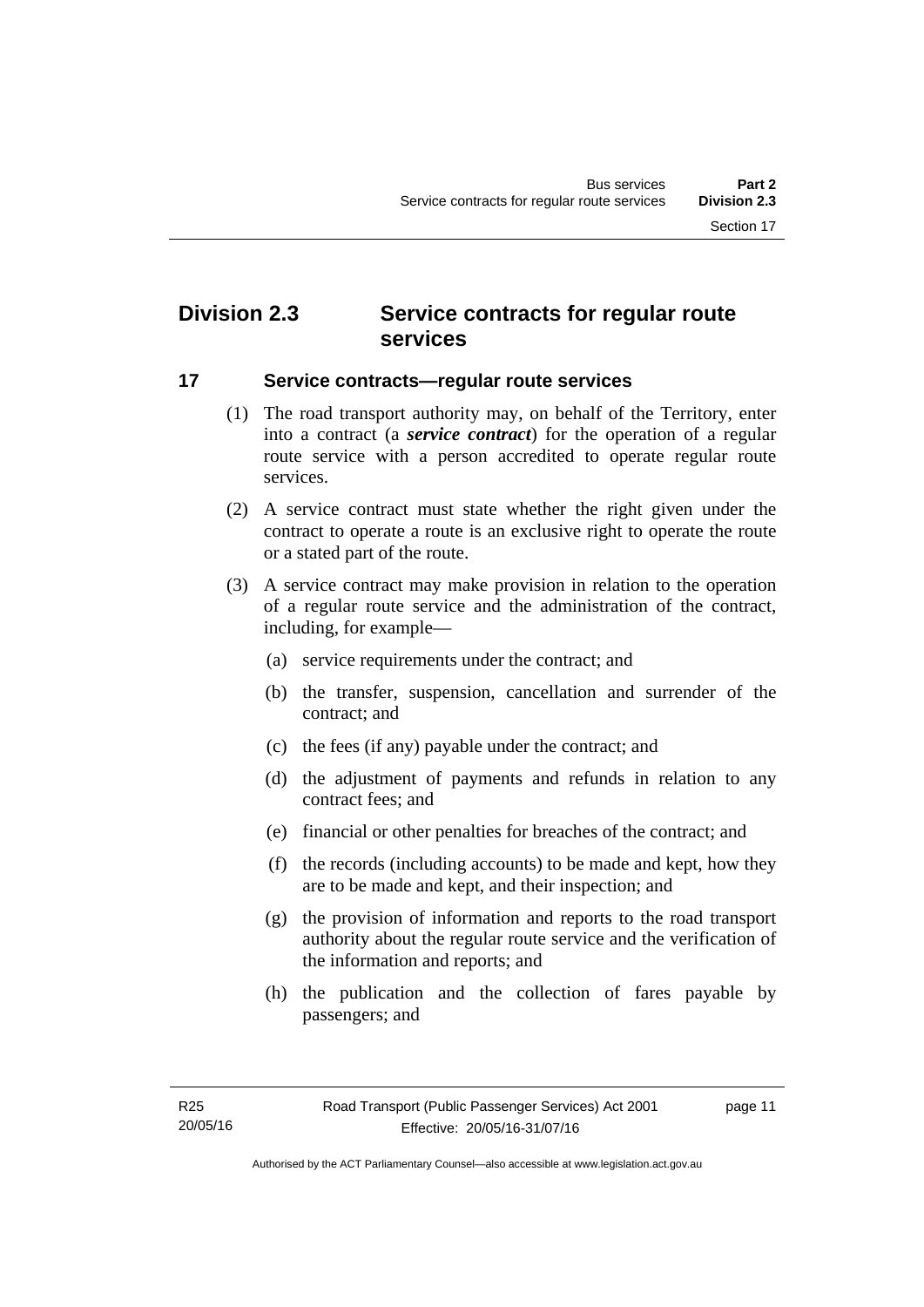## Division 2.3 Service contracts for regular route services

### 17 Service contracts—regular route services

(1) The road transport authority may, on behalf of the Territory, enter into a contract (a ***service contract***) for the operation of a regular route service with a person accredited to operate regular route services.

(2) A service contract must state whether the right given under the contract to operate a route is an exclusive right to operate the route or a stated part of the route.

(3) A service contract may make provision in relation to the operation of a regular route service and the administration of the contract, including, for example—

(a) service requirements under the contract; and

(b) the transfer, suspension, cancellation and surrender of the contract; and

(c) the fees (if any) payable under the contract; and

(d) the adjustment of payments and refunds in relation to any contract fees; and

(e) financial or other penalties for breaches of the contract; and

(f) the records (including accounts) to be made and kept, how they are to be made and kept, and their inspection; and

(g) the provision of information and reports to the road transport authority about the regular route service and the verification of the information and reports; and

(h) the publication and the collection of fares payable by passengers; and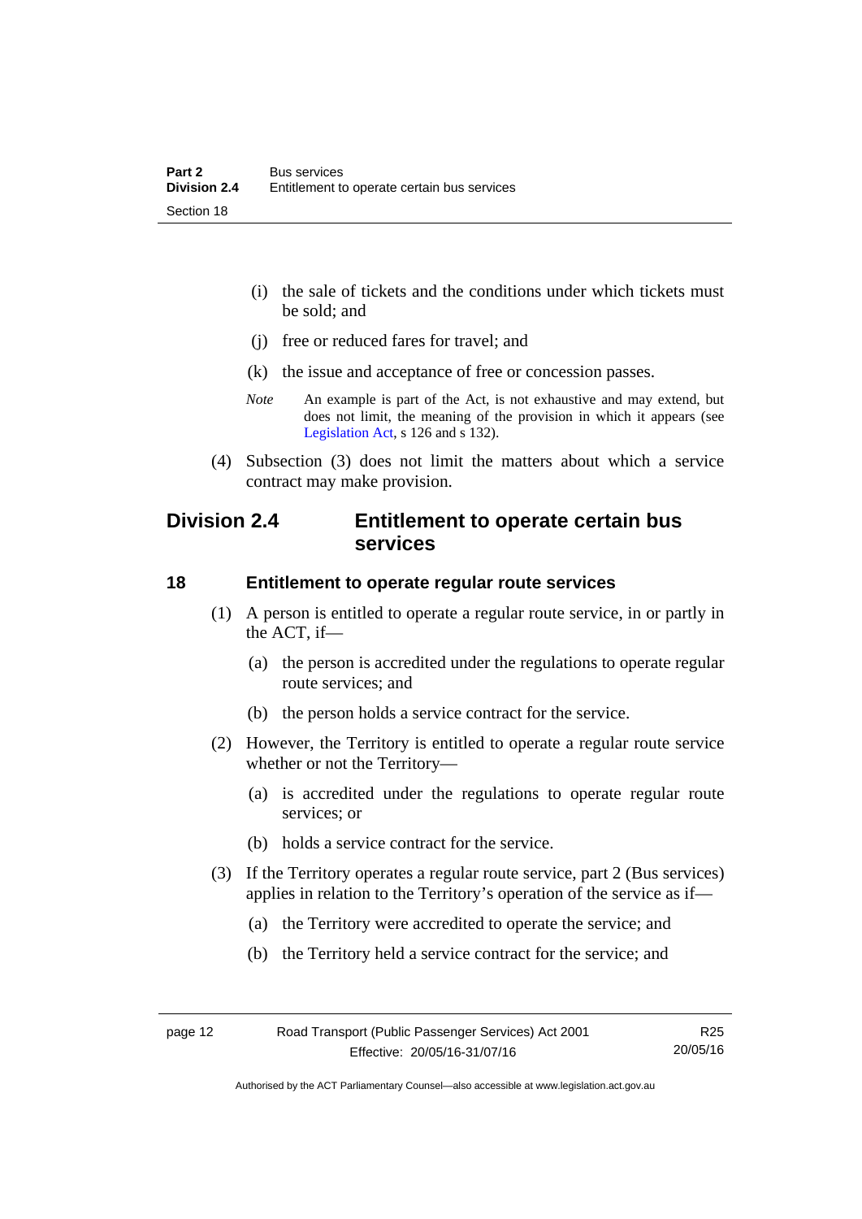(i) the sale of tickets and the conditions under which tickets must be sold; and

(j) free or reduced fares for travel; and

(k) the issue and acceptance of free or concession passes.

*Note* An example is part of the Act, is not exhaustive and may extend, but does not limit, the meaning of the provision in which it appears (see Legislation Act, s 126 and s 132).

(4) Subsection (3) does not limit the matters about which a service contract may make provision.

## Division 2.4 Entitlement to operate certain bus services

### 18 Entitlement to operate regular route services

(1) A person is entitled to operate a regular route service, in or partly in the ACT, if—

(a) the person is accredited under the regulations to operate regular route services; and

(b) the person holds a service contract for the service.

(2) However, the Territory is entitled to operate a regular route service whether or not the Territory—

(a) is accredited under the regulations to operate regular route services; or

(b) holds a service contract for the service.

(3) If the Territory operates a regular route service, part 2 (Bus services) applies in relation to the Territory's operation of the service as if—

(a) the Territory were accredited to operate the service; and

(b) the Territory held a service contract for the service; and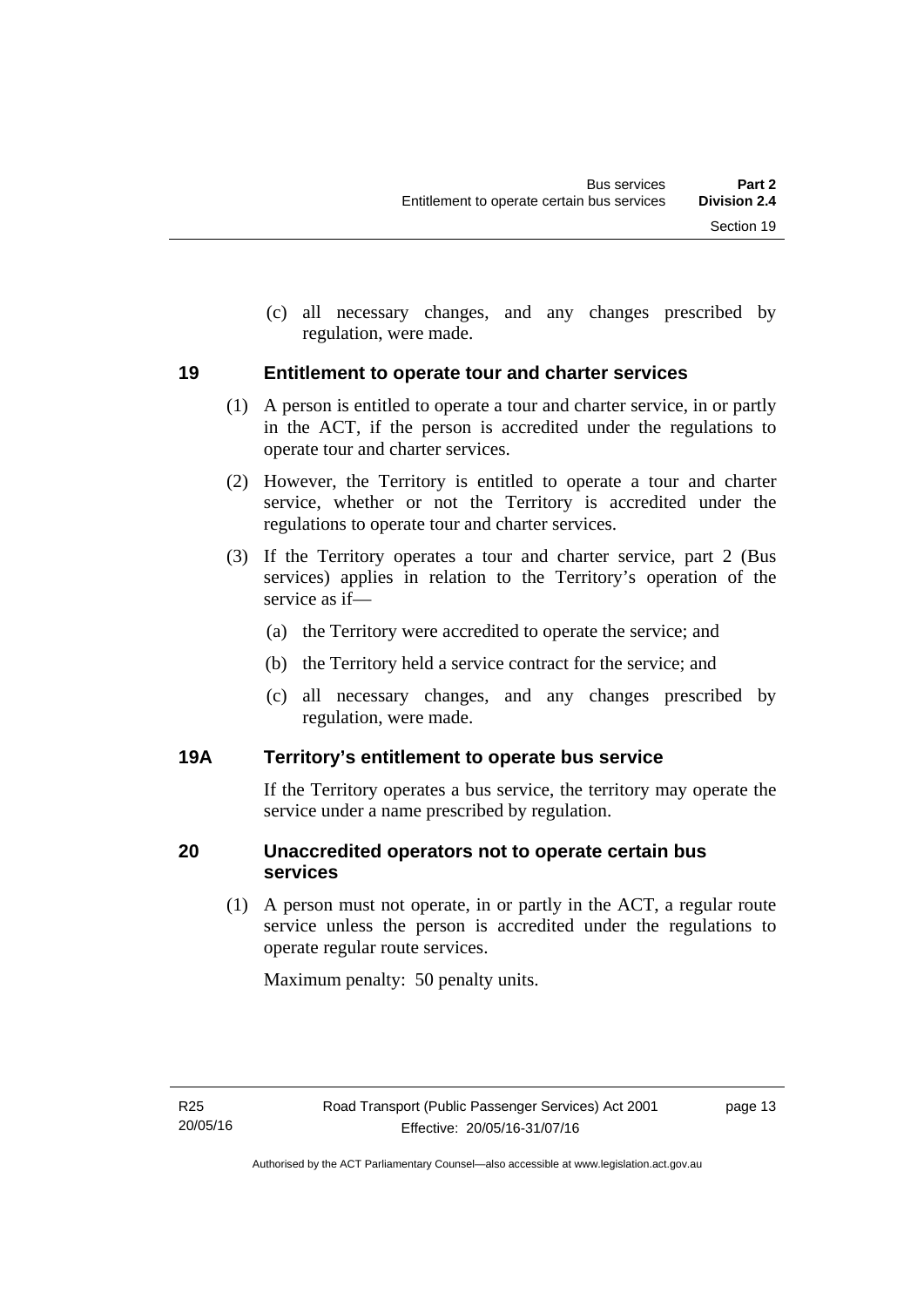(c) all necessary changes, and any changes prescribed by regulation, were made.

## 19 Entitlement to operate tour and charter services

(1) A person is entitled to operate a tour and charter service, in or partly in the ACT, if the person is accredited under the regulations to operate tour and charter services.

(2) However, the Territory is entitled to operate a tour and charter service, whether or not the Territory is accredited under the regulations to operate tour and charter services.

(3) If the Territory operates a tour and charter service, part 2 (Bus services) applies in relation to the Territory's operation of the service as if—

(a) the Territory were accredited to operate the service; and

(b) the Territory held a service contract for the service; and

(c) all necessary changes, and any changes prescribed by regulation, were made.

## 19A Territory's entitlement to operate bus service

If the Territory operates a bus service, the territory may operate the service under a name prescribed by regulation.

## 20 Unaccredited operators not to operate certain bus services

(1) A person must not operate, in or partly in the ACT, a regular route service unless the person is accredited under the regulations to operate regular route services.

Maximum penalty: 50 penalty units.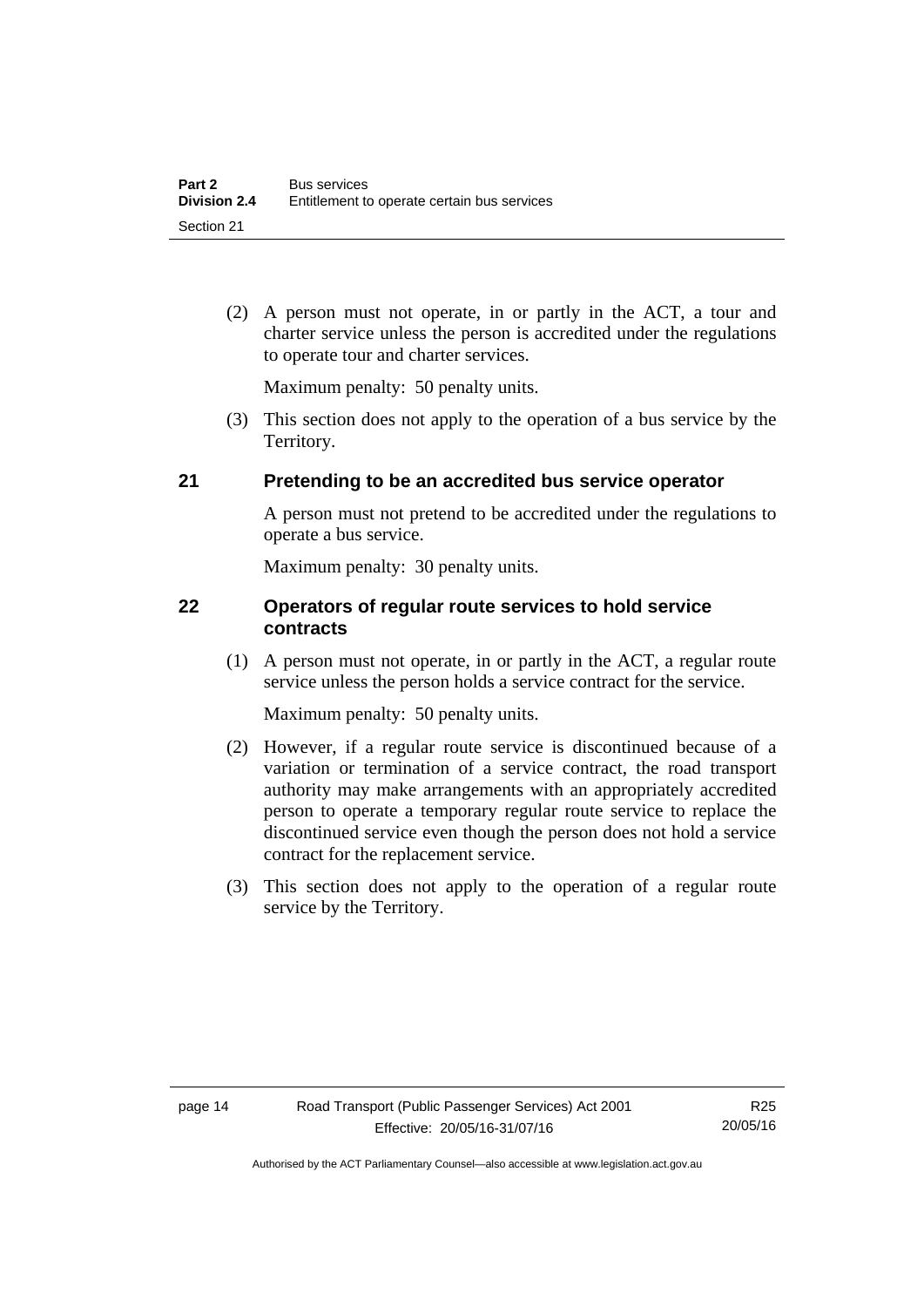(2) A person must not operate, in or partly in the ACT, a tour and charter service unless the person is accredited under the regulations to operate tour and charter services.

Maximum penalty: 50 penalty units.

(3) This section does not apply to the operation of a bus service by the Territory.

### 21 Pretending to be an accredited bus service operator

A person must not pretend to be accredited under the regulations to operate a bus service.

Maximum penalty: 30 penalty units.

### 22 Operators of regular route services to hold service contracts

(1) A person must not operate, in or partly in the ACT, a regular route service unless the person holds a service contract for the service.

Maximum penalty: 50 penalty units.

(2) However, if a regular route service is discontinued because of a variation or termination of a service contract, the road transport authority may make arrangements with an appropriately accredited person to operate a temporary regular route service to replace the discontinued service even though the person does not hold a service contract for the replacement service.

(3) This section does not apply to the operation of a regular route service by the Territory.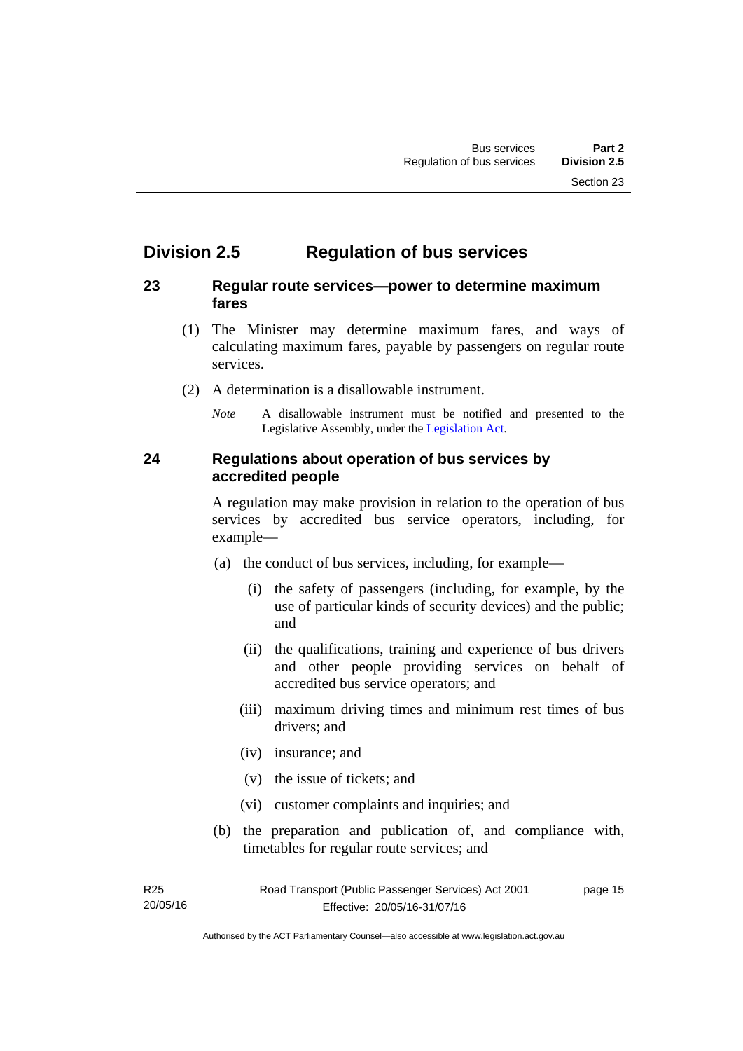# Division 2.5 Regulation of bus services

## 23 Regular route services—power to determine maximum fares

(1) The Minister may determine maximum fares, and ways of calculating maximum fares, payable by passengers on regular route services.

(2) A determination is a disallowable instrument.

*Note* A disallowable instrument must be notified and presented to the Legislative Assembly, under the Legislation Act.

## 24 Regulations about operation of bus services by accredited people

A regulation may make provision in relation to the operation of bus services by accredited bus service operators, including, for example—

(a) the conduct of bus services, including, for example—

(i) the safety of passengers (including, for example, by the use of particular kinds of security devices) and the public; and

(ii) the qualifications, training and experience of bus drivers and other people providing services on behalf of accredited bus service operators; and

(iii) maximum driving times and minimum rest times of bus drivers; and

(iv) insurance; and

(v) the issue of tickets; and

(vi) customer complaints and inquiries; and

(b) the preparation and publication of, and compliance with, timetables for regular route services; and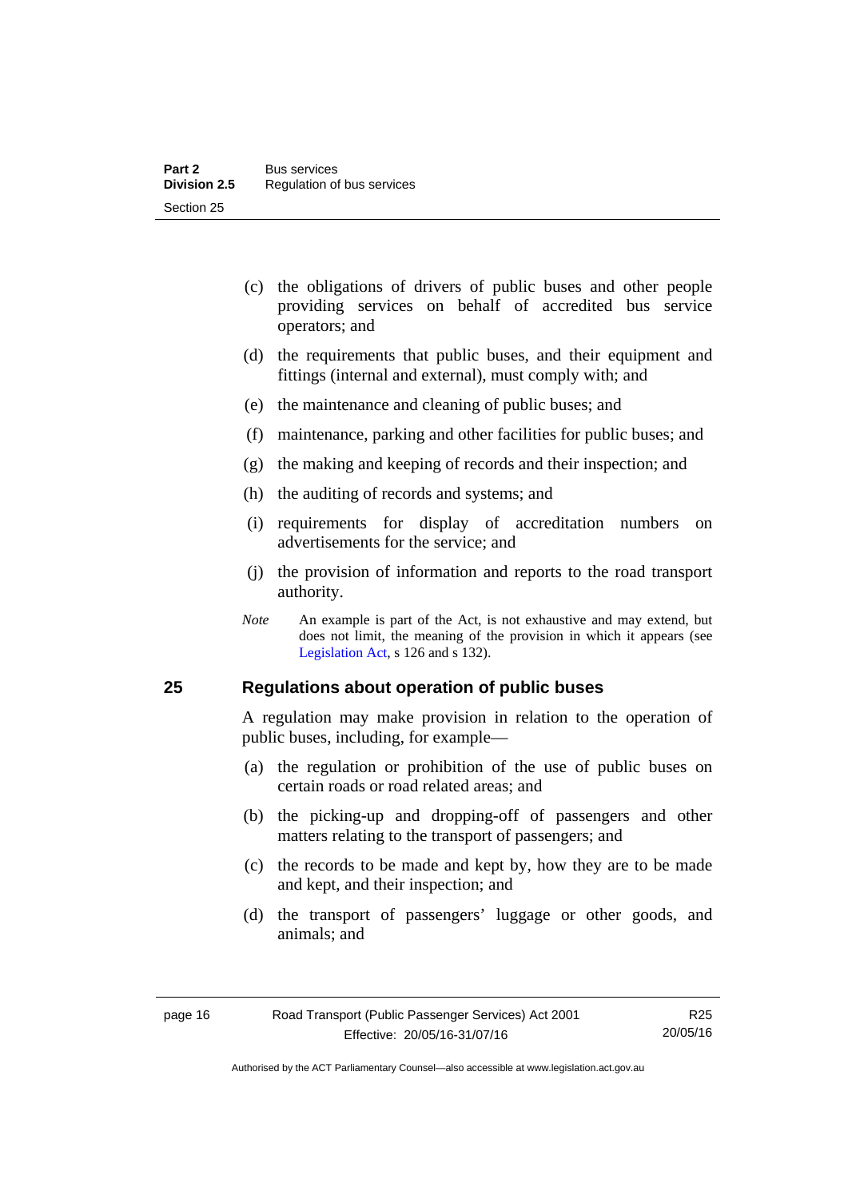(c) the obligations of drivers of public buses and other people providing services on behalf of accredited bus service operators; and

(d) the requirements that public buses, and their equipment and fittings (internal and external), must comply with; and

(e) the maintenance and cleaning of public buses; and

(f) maintenance, parking and other facilities for public buses; and

(g) the making and keeping of records and their inspection; and

(h) the auditing of records and systems; and

(i) requirements for display of accreditation numbers on advertisements for the service; and

(j) the provision of information and reports to the road transport authority.

*Note* An example is part of the Act, is not exhaustive and may extend, but does not limit, the meaning of the provision in which it appears (see Legislation Act, s 126 and s 132).

## 25 Regulations about operation of public buses

A regulation may make provision in relation to the operation of public buses, including, for example—

(a) the regulation or prohibition of the use of public buses on certain roads or road related areas; and

(b) the picking-up and dropping-off of passengers and other matters relating to the transport of passengers; and

(c) the records to be made and kept by, how they are to be made and kept, and their inspection; and

(d) the transport of passengers' luggage or other goods, and animals; and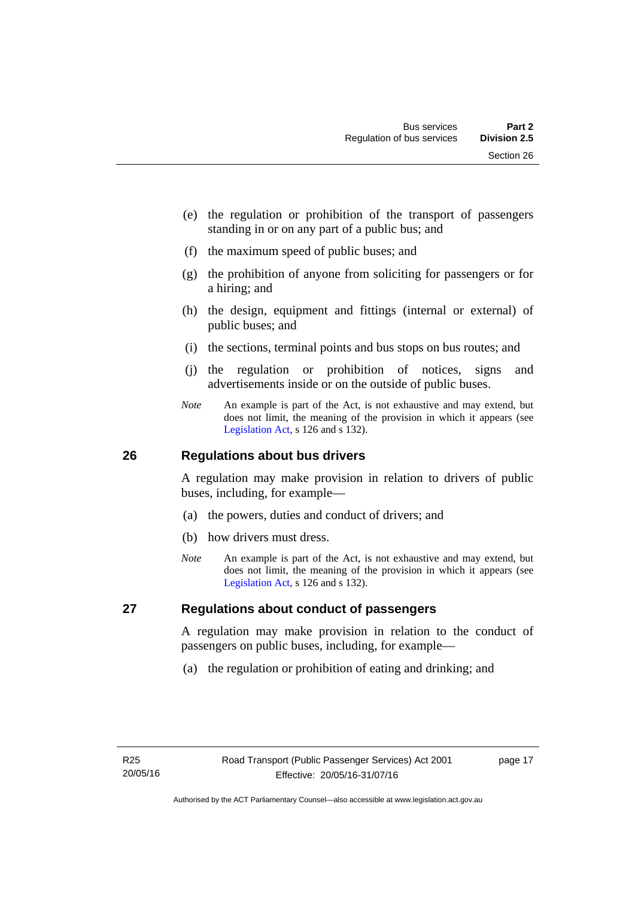(e) the regulation or prohibition of the transport of passengers standing in or on any part of a public bus; and

(f) the maximum speed of public buses; and

(g) the prohibition of anyone from soliciting for passengers or for a hiring; and

(h) the design, equipment and fittings (internal or external) of public buses; and

(i) the sections, terminal points and bus stops on bus routes; and

(j) the regulation or prohibition of notices, signs and advertisements inside or on the outside of public buses.

*Note* An example is part of the Act, is not exhaustive and may extend, but does not limit, the meaning of the provision in which it appears (see Legislation Act, s 126 and s 132).

## 26 Regulations about bus drivers

A regulation may make provision in relation to drivers of public buses, including, for example—

(a) the powers, duties and conduct of drivers; and

(b) how drivers must dress.

*Note* An example is part of the Act, is not exhaustive and may extend, but does not limit, the meaning of the provision in which it appears (see Legislation Act, s 126 and s 132).

## 27 Regulations about conduct of passengers

A regulation may make provision in relation to the conduct of passengers on public buses, including, for example—

(a) the regulation or prohibition of eating and drinking; and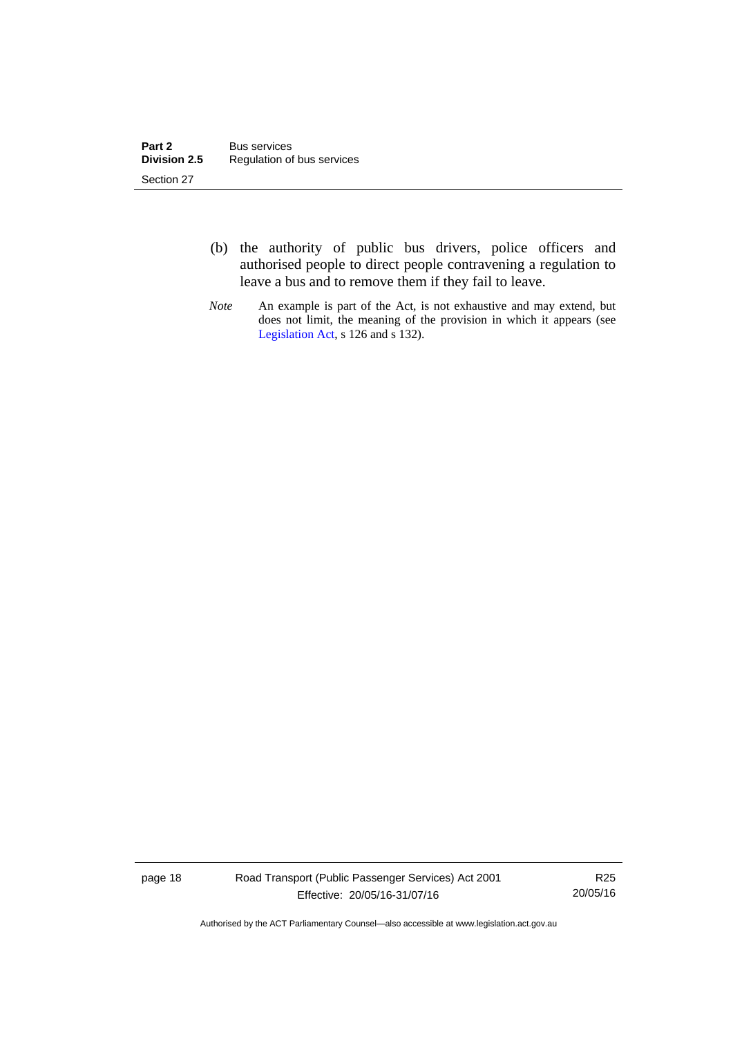(b) the authority of public bus drivers, police officers and authorised people to direct people contravening a regulation to leave a bus and to remove them if they fail to leave.

*Note* An example is part of the Act, is not exhaustive and may extend, but does not limit, the meaning of the provision in which it appears (see Legislation Act, s 126 and s 132).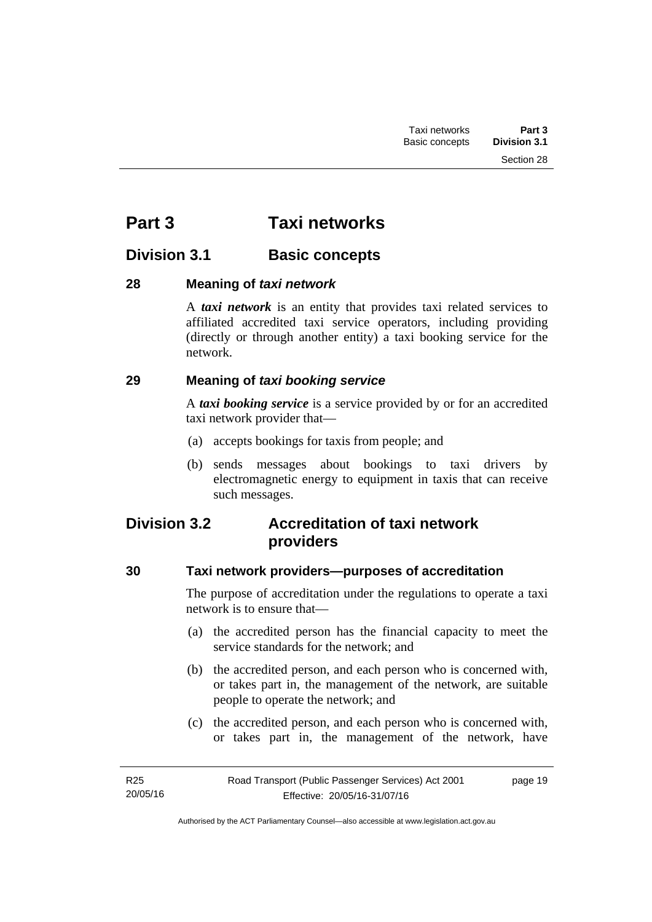# Part 3 Taxi networks

## Division 3.1 Basic concepts

### 28 Meaning of *taxi network*

A ***taxi network*** is an entity that provides taxi related services to affiliated accredited taxi service operators, including providing (directly or through another entity) a taxi booking service for the network.

### 29 Meaning of *taxi booking service*

A ***taxi booking service*** is a service provided by or for an accredited taxi network provider that—

(a) accepts bookings for taxis from people; and

(b) sends messages about bookings to taxi drivers by electromagnetic energy to equipment in taxis that can receive such messages.

## Division 3.2 Accreditation of taxi network providers

### 30 Taxi network providers—purposes of accreditation

The purpose of accreditation under the regulations to operate a taxi network is to ensure that—

(a) the accredited person has the financial capacity to meet the service standards for the network; and

(b) the accredited person, and each person who is concerned with, or takes part in, the management of the network, are suitable people to operate the network; and

(c) the accredited person, and each person who is concerned with, or takes part in, the management of the network, have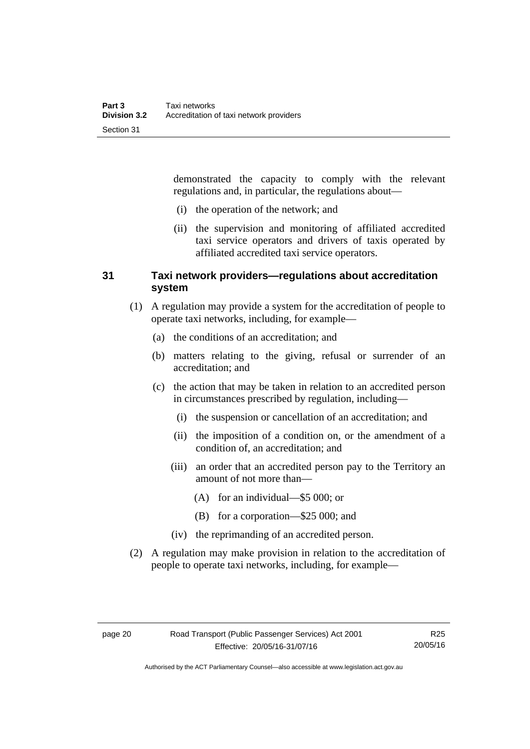demonstrated the capacity to comply with the relevant regulations and, in particular, the regulations about—

(i) the operation of the network; and

(ii) the supervision and monitoring of affiliated accredited taxi service operators and drivers of taxis operated by affiliated accredited taxi service operators.

## 31 Taxi network providers—regulations about accreditation system

(1) A regulation may provide a system for the accreditation of people to operate taxi networks, including, for example—

(a) the conditions of an accreditation; and

(b) matters relating to the giving, refusal or surrender of an accreditation; and

(c) the action that may be taken in relation to an accredited person in circumstances prescribed by regulation, including—

(i) the suspension or cancellation of an accreditation; and

(ii) the imposition of a condition on, or the amendment of a condition of, an accreditation; and

(iii) an order that an accredited person pay to the Territory an amount of not more than—

(A) for an individual—$5 000; or

(B) for a corporation—$25 000; and

(iv) the reprimanding of an accredited person.

(2) A regulation may make provision in relation to the accreditation of people to operate taxi networks, including, for example—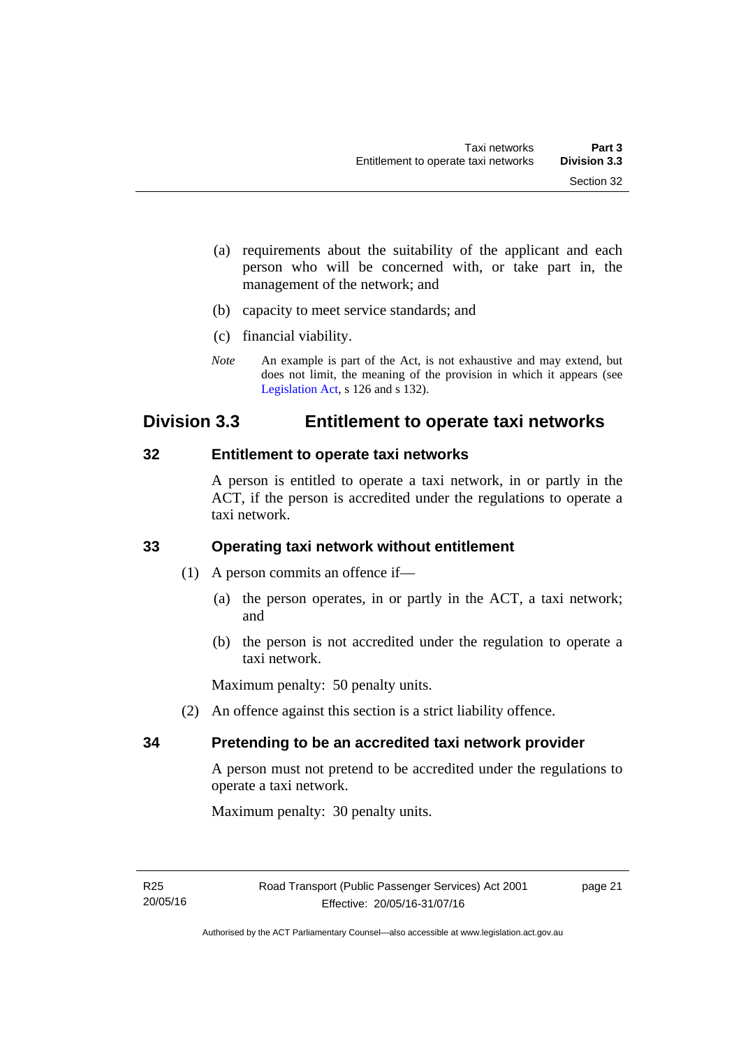(a) requirements about the suitability of the applicant and each person who will be concerned with, or take part in, the management of the network; and

(b) capacity to meet service standards; and

(c) financial viability.

*Note* An example is part of the Act, is not exhaustive and may extend, but does not limit, the meaning of the provision in which it appears (see Legislation Act, s 126 and s 132).

## Division 3.3 Entitlement to operate taxi networks

### 32 Entitlement to operate taxi networks

A person is entitled to operate a taxi network, in or partly in the ACT, if the person is accredited under the regulations to operate a taxi network.

### 33 Operating taxi network without entitlement

(1) A person commits an offence if—

(a) the person operates, in or partly in the ACT, a taxi network; and

(b) the person is not accredited under the regulation to operate a taxi network.

Maximum penalty: 50 penalty units.

(2) An offence against this section is a strict liability offence.

### 34 Pretending to be an accredited taxi network provider

A person must not pretend to be accredited under the regulations to operate a taxi network.

Maximum penalty: 30 penalty units.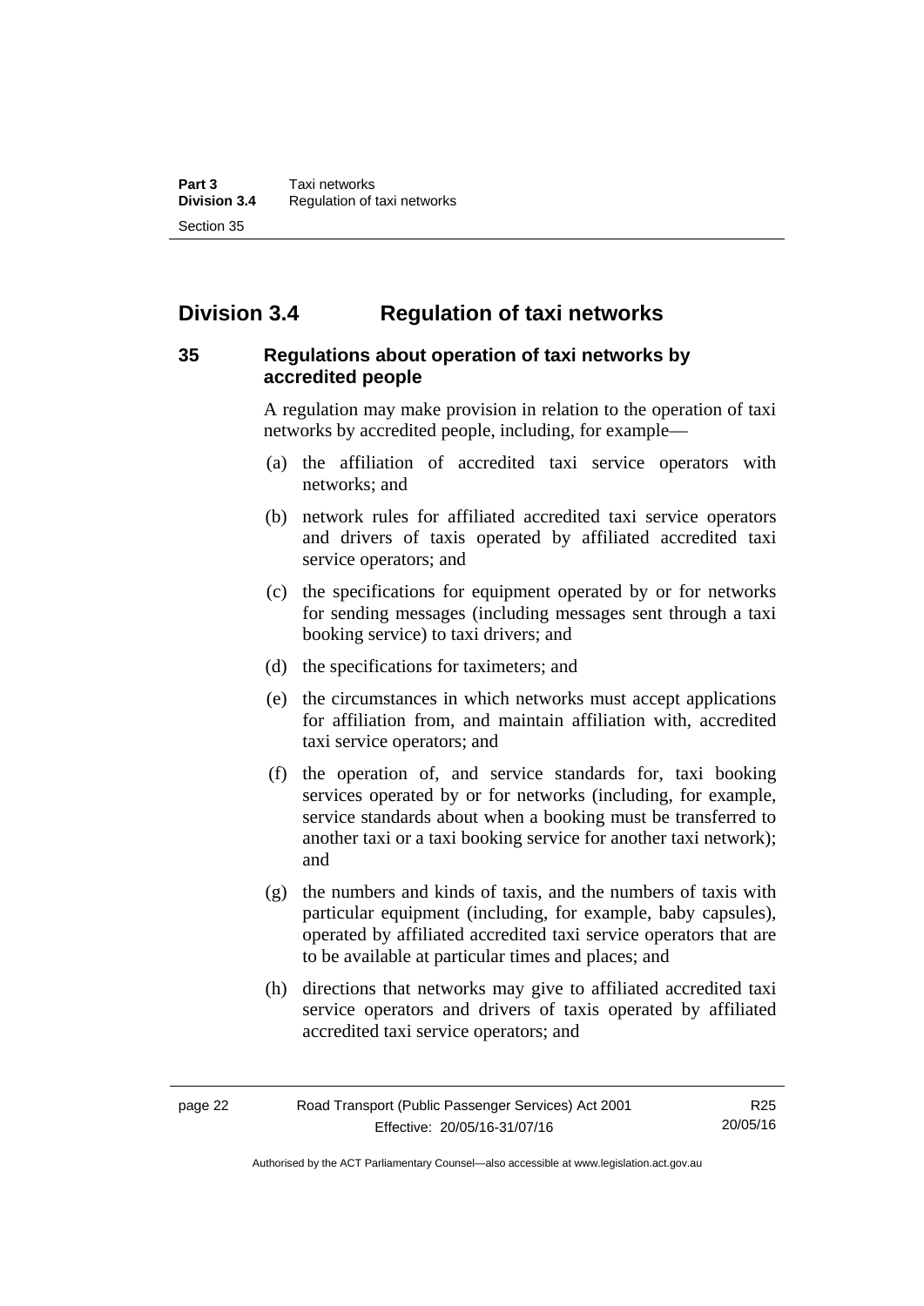## Division 3.4 Regulation of taxi networks

### 35 Regulations about operation of taxi networks by accredited people

A regulation may make provision in relation to the operation of taxi networks by accredited people, including, for example—

(a) the affiliation of accredited taxi service operators with networks; and

(b) network rules for affiliated accredited taxi service operators and drivers of taxis operated by affiliated accredited taxi service operators; and

(c) the specifications for equipment operated by or for networks for sending messages (including messages sent through a taxi booking service) to taxi drivers; and

(d) the specifications for taximeters; and

(e) the circumstances in which networks must accept applications for affiliation from, and maintain affiliation with, accredited taxi service operators; and

(f) the operation of, and service standards for, taxi booking services operated by or for networks (including, for example, service standards about when a booking must be transferred to another taxi or a taxi booking service for another taxi network); and

(g) the numbers and kinds of taxis, and the numbers of taxis with particular equipment (including, for example, baby capsules), operated by affiliated accredited taxi service operators that are to be available at particular times and places; and

(h) directions that networks may give to affiliated accredited taxi service operators and drivers of taxis operated by affiliated accredited taxi service operators; and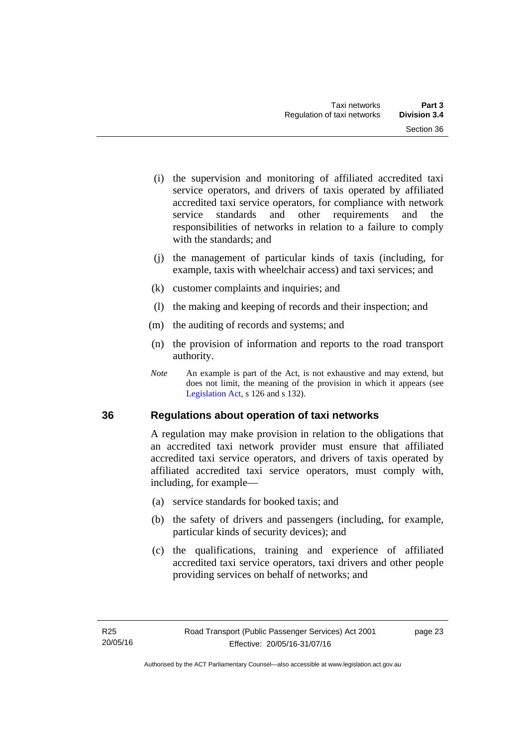(i) the supervision and monitoring of affiliated accredited taxi service operators, and drivers of taxis operated by affiliated accredited taxi service operators, for compliance with network service standards and other requirements and the responsibilities of networks in relation to a failure to comply with the standards; and

(j) the management of particular kinds of taxis (including, for example, taxis with wheelchair access) and taxi services; and

(k) customer complaints and inquiries; and

(l) the making and keeping of records and their inspection; and

(m) the auditing of records and systems; and

(n) the provision of information and reports to the road transport authority.

*Note* An example is part of the Act, is not exhaustive and may extend, but does not limit, the meaning of the provision in which it appears (see Legislation Act, s 126 and s 132).

## 36 Regulations about operation of taxi networks

A regulation may make provision in relation to the obligations that an accredited taxi network provider must ensure that affiliated accredited taxi service operators, and drivers of taxis operated by affiliated accredited taxi service operators, must comply with, including, for example—

(a) service standards for booked taxis; and

(b) the safety of drivers and passengers (including, for example, particular kinds of security devices); and

(c) the qualifications, training and experience of affiliated accredited taxi service operators, taxi drivers and other people providing services on behalf of networks; and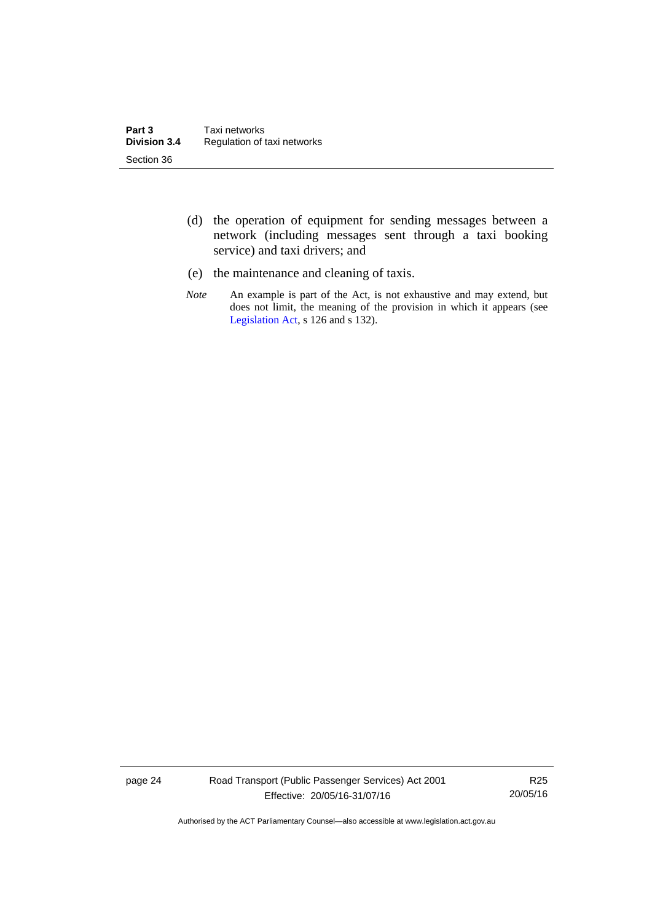(d) the operation of equipment for sending messages between a network (including messages sent through a taxi booking service) and taxi drivers; and

(e) the maintenance and cleaning of taxis.

*Note* An example is part of the Act, is not exhaustive and may extend, but does not limit, the meaning of the provision in which it appears (see Legislation Act, s 126 and s 132).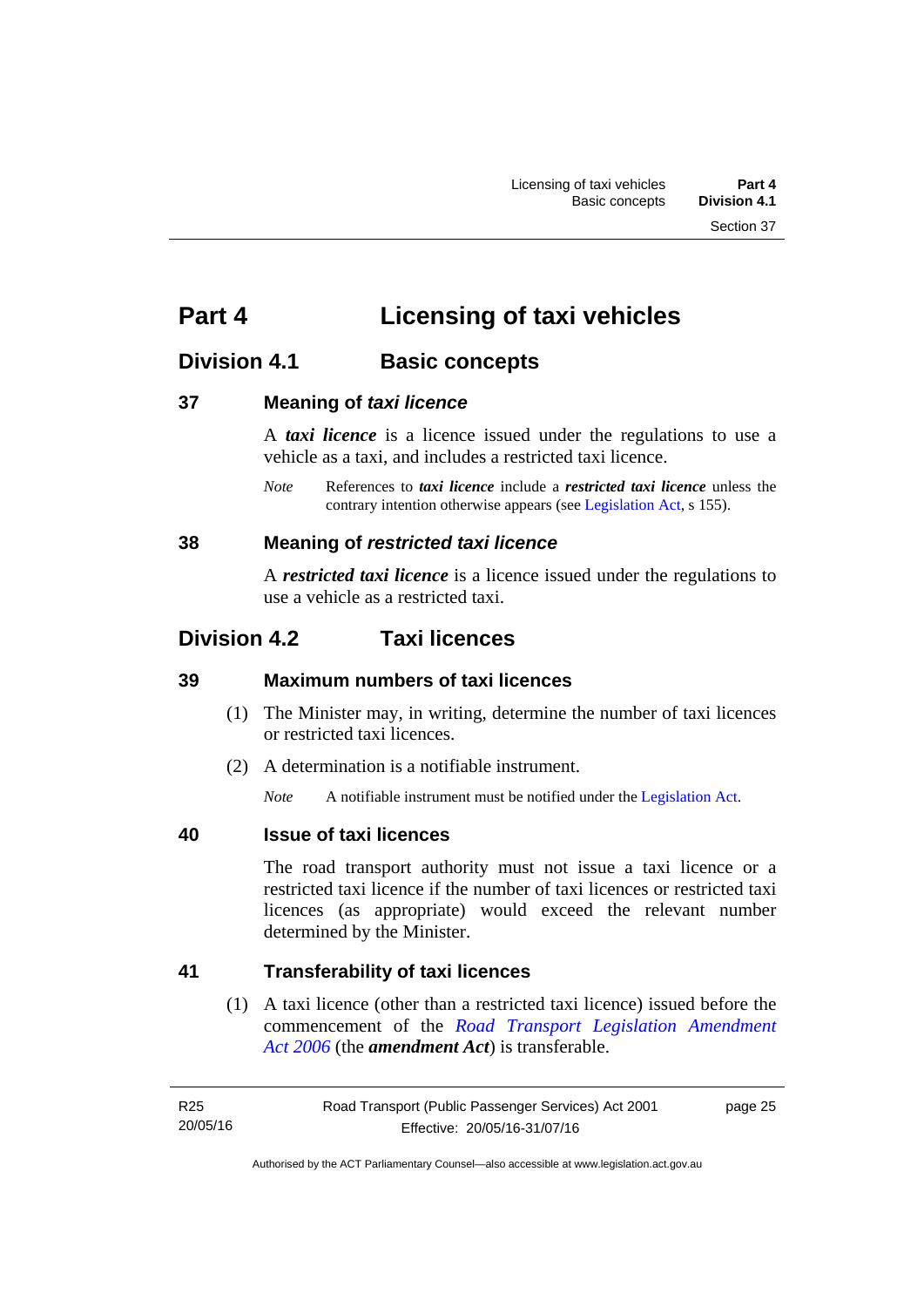# Part 4 Licensing of taxi vehicles

## Division 4.1 Basic concepts

### 37 Meaning of *taxi licence*

A ***taxi licence*** is a licence issued under the regulations to use a vehicle as a taxi, and includes a restricted taxi licence.

*Note* References to ***taxi licence*** include a ***restricted taxi licence*** unless the contrary intention otherwise appears (see Legislation Act, s 155).

### 38 Meaning of *restricted taxi licence*

A ***restricted taxi licence*** is a licence issued under the regulations to use a vehicle as a restricted taxi.

## Division 4.2 Taxi licences

### 39 Maximum numbers of taxi licences

(1) The Minister may, in writing, determine the number of taxi licences or restricted taxi licences.

(2) A determination is a notifiable instrument.

*Note* A notifiable instrument must be notified under the Legislation Act.

### 40 Issue of taxi licences

The road transport authority must not issue a taxi licence or a restricted taxi licence if the number of taxi licences or restricted taxi licences (as appropriate) would exceed the relevant number determined by the Minister.

### 41 Transferability of taxi licences

(1) A taxi licence (other than a restricted taxi licence) issued before the commencement of the *Road Transport Legislation Amendment Act 2006* (the ***amendment Act***) is transferable.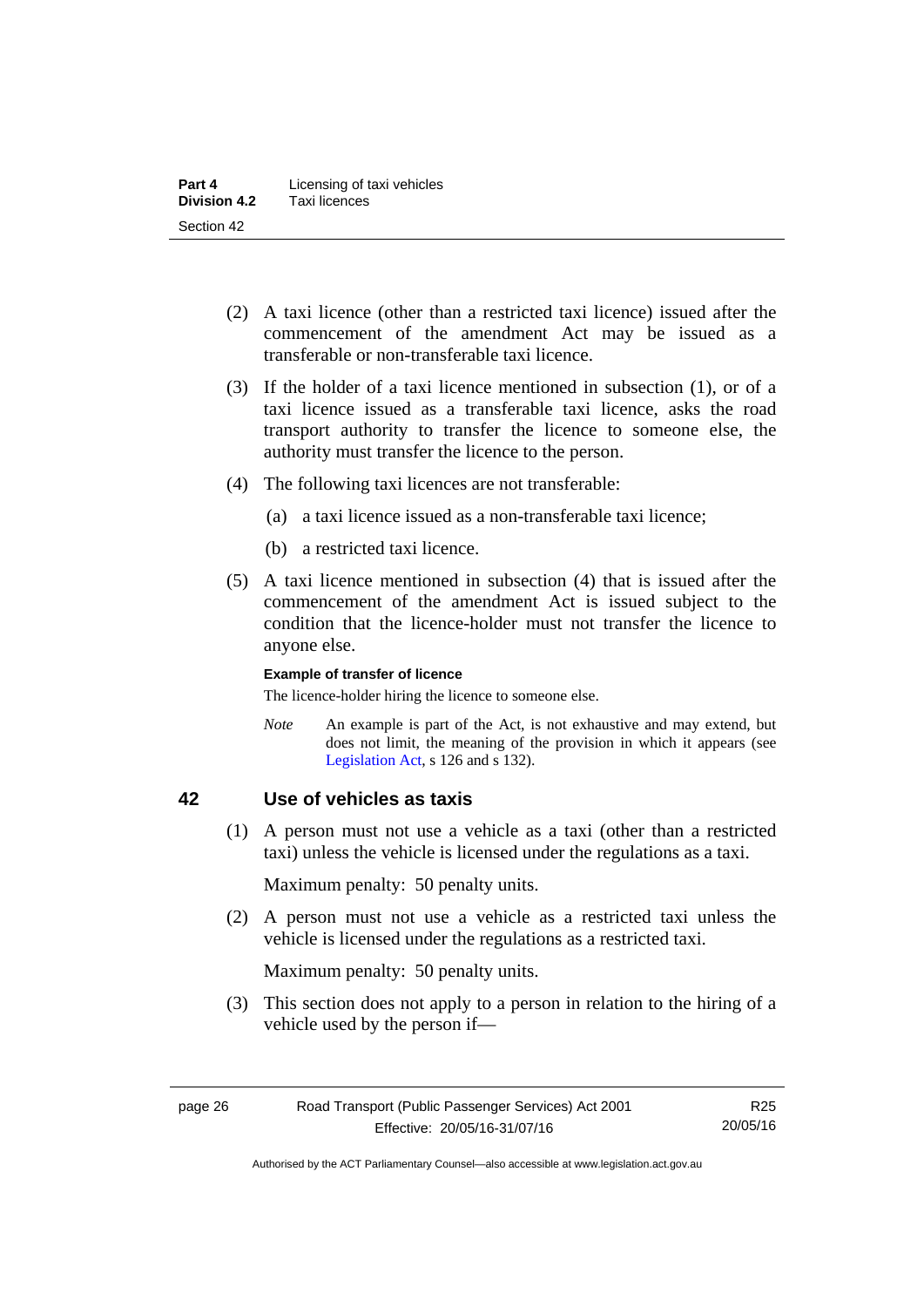(2) A taxi licence (other than a restricted taxi licence) issued after the commencement of the amendment Act may be issued as a transferable or non-transferable taxi licence.

(3) If the holder of a taxi licence mentioned in subsection (1), or of a taxi licence issued as a transferable taxi licence, asks the road transport authority to transfer the licence to someone else, the authority must transfer the licence to the person.

(4) The following taxi licences are not transferable:

(a) a taxi licence issued as a non-transferable taxi licence;

(b) a restricted taxi licence.

(5) A taxi licence mentioned in subsection (4) that is issued after the commencement of the amendment Act is issued subject to the condition that the licence-holder must not transfer the licence to anyone else.

**Example of transfer of licence**

The licence-holder hiring the licence to someone else.

*Note* An example is part of the Act, is not exhaustive and may extend, but does not limit, the meaning of the provision in which it appears (see Legislation Act, s 126 and s 132).

## 42 Use of vehicles as taxis

(1) A person must not use a vehicle as a taxi (other than a restricted taxi) unless the vehicle is licensed under the regulations as a taxi.

Maximum penalty: 50 penalty units.

(2) A person must not use a vehicle as a restricted taxi unless the vehicle is licensed under the regulations as a restricted taxi.

Maximum penalty: 50 penalty units.

(3) This section does not apply to a person in relation to the hiring of a vehicle used by the person if—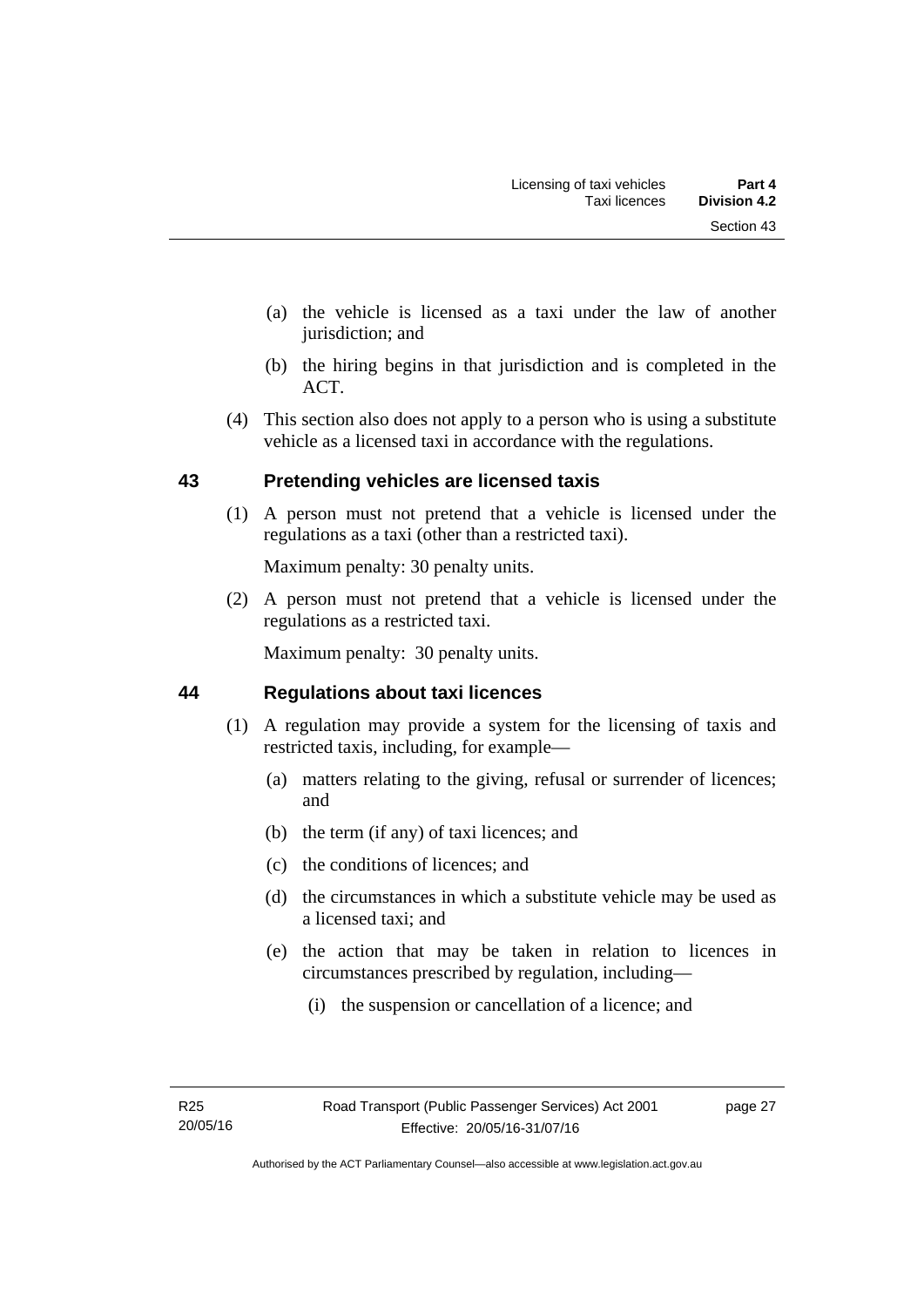(a) the vehicle is licensed as a taxi under the law of another jurisdiction; and

(b) the hiring begins in that jurisdiction and is completed in the ACT.

(4) This section also does not apply to a person who is using a substitute vehicle as a licensed taxi in accordance with the regulations.

## 43 Pretending vehicles are licensed taxis

(1) A person must not pretend that a vehicle is licensed under the regulations as a taxi (other than a restricted taxi).

Maximum penalty: 30 penalty units.

(2) A person must not pretend that a vehicle is licensed under the regulations as a restricted taxi.

Maximum penalty: 30 penalty units.

## 44 Regulations about taxi licences

(1) A regulation may provide a system for the licensing of taxis and restricted taxis, including, for example—

(a) matters relating to the giving, refusal or surrender of licences; and

(b) the term (if any) of taxi licences; and

(c) the conditions of licences; and

(d) the circumstances in which a substitute vehicle may be used as a licensed taxi; and

(e) the action that may be taken in relation to licences in circumstances prescribed by regulation, including—

(i) the suspension or cancellation of a licence; and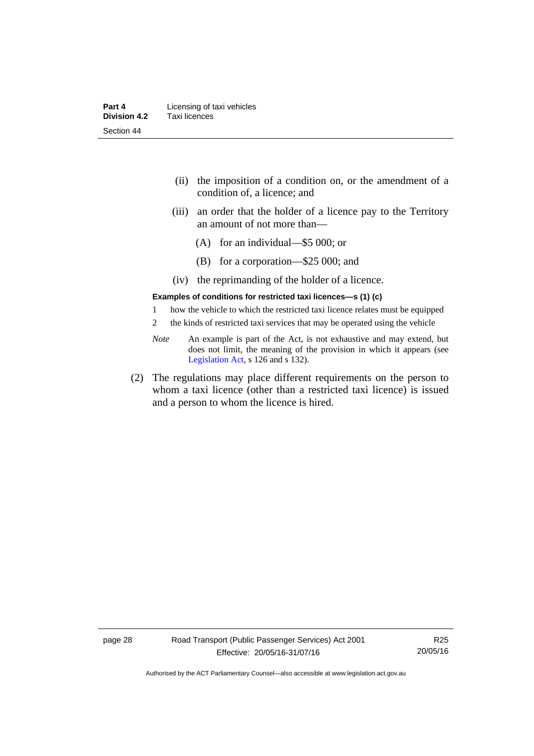(ii) the imposition of a condition on, or the amendment of a condition of, a licence; and

(iii) an order that the holder of a licence pay to the Territory an amount of not more than—

(A) for an individual—$5 000; or

(B) for a corporation—$25 000; and

(iv) the reprimanding of the holder of a licence.

**Examples of conditions for restricted taxi licences—s (1) (c)**

1 how the vehicle to which the restricted taxi licence relates must be equipped

2 the kinds of restricted taxi services that may be operated using the vehicle

*Note* An example is part of the Act, is not exhaustive and may extend, but does not limit, the meaning of the provision in which it appears (see Legislation Act, s 126 and s 132).

(2) The regulations may place different requirements on the person to whom a taxi licence (other than a restricted taxi licence) is issued and a person to whom the licence is hired.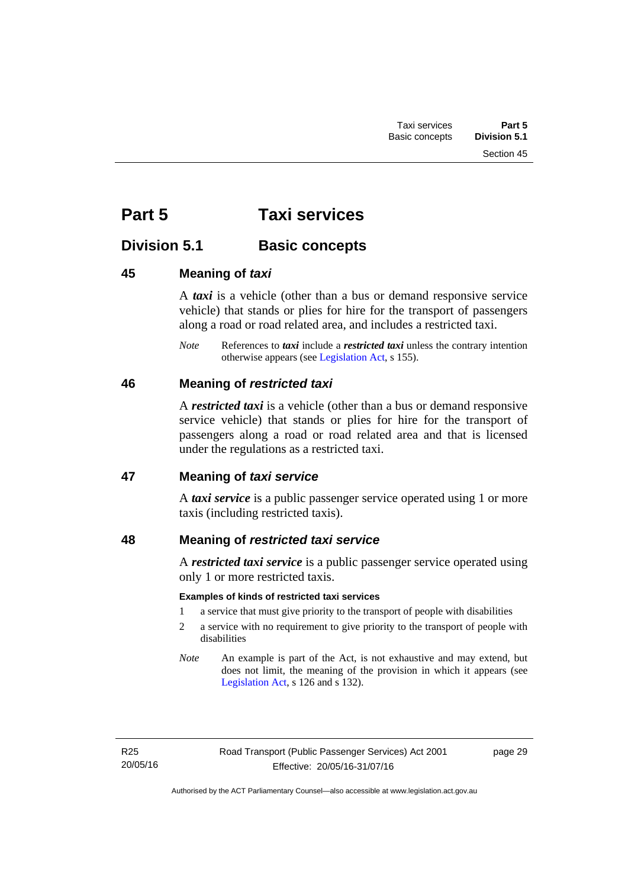# Part 5 Taxi services

## Division 5.1 Basic concepts

### 45 Meaning of *taxi*

A ***taxi*** is a vehicle (other than a bus or demand responsive service vehicle) that stands or plies for hire for the transport of passengers along a road or road related area, and includes a restricted taxi.

*Note* References to ***taxi*** include a ***restricted taxi*** unless the contrary intention otherwise appears (see Legislation Act, s 155).

### 46 Meaning of *restricted taxi*

A ***restricted taxi*** is a vehicle (other than a bus or demand responsive service vehicle) that stands or plies for hire for the transport of passengers along a road or road related area and that is licensed under the regulations as a restricted taxi.

### 47 Meaning of *taxi service*

A ***taxi service*** is a public passenger service operated using 1 or more taxis (including restricted taxis).

### 48 Meaning of *restricted taxi service*

A ***restricted taxi service*** is a public passenger service operated using only 1 or more restricted taxis.

**Examples of kinds of restricted taxi services**

1 a service that must give priority to the transport of people with disabilities

2 a service with no requirement to give priority to the transport of people with disabilities

*Note* An example is part of the Act, is not exhaustive and may extend, but does not limit, the meaning of the provision in which it appears (see Legislation Act, s 126 and s 132).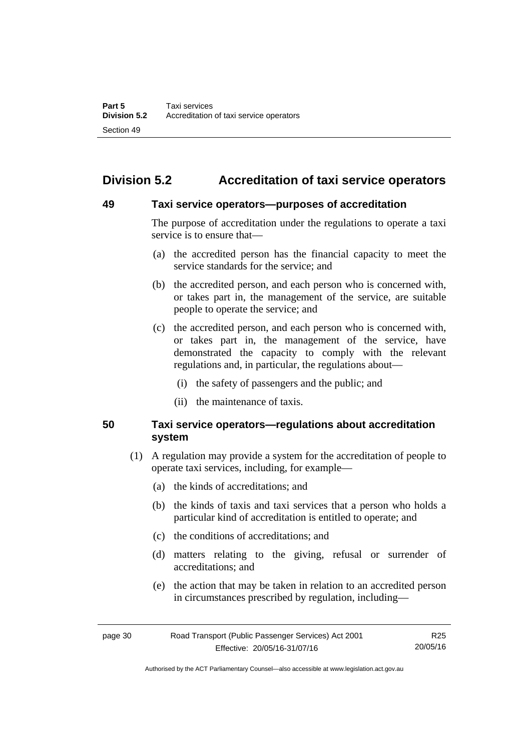## Division 5.2 Accreditation of taxi service operators

### 49 Taxi service operators—purposes of accreditation

The purpose of accreditation under the regulations to operate a taxi service is to ensure that—

(a) the accredited person has the financial capacity to meet the service standards for the service; and

(b) the accredited person, and each person who is concerned with, or takes part in, the management of the service, are suitable people to operate the service; and

(c) the accredited person, and each person who is concerned with, or takes part in, the management of the service, have demonstrated the capacity to comply with the relevant regulations and, in particular, the regulations about—

(i) the safety of passengers and the public; and

(ii) the maintenance of taxis.

### 50 Taxi service operators—regulations about accreditation system

(1) A regulation may provide a system for the accreditation of people to operate taxi services, including, for example—

(a) the kinds of accreditations; and

(b) the kinds of taxis and taxi services that a person who holds a particular kind of accreditation is entitled to operate; and

(c) the conditions of accreditations; and

(d) matters relating to the giving, refusal or surrender of accreditations; and

(e) the action that may be taken in relation to an accredited person in circumstances prescribed by regulation, including—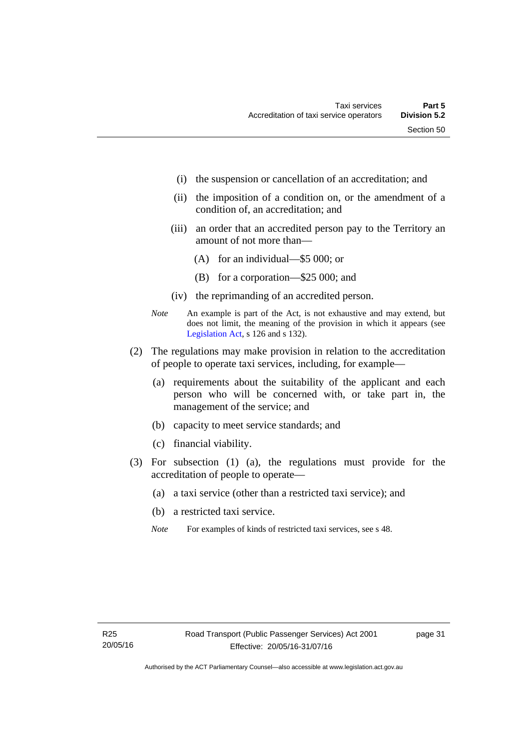(i) the suspension or cancellation of an accreditation; and

(ii) the imposition of a condition on, or the amendment of a condition of, an accreditation; and

(iii) an order that an accredited person pay to the Territory an amount of not more than—

(A) for an individual—$5 000; or

(B) for a corporation—$25 000; and

(iv) the reprimanding of an accredited person.

*Note* An example is part of the Act, is not exhaustive and may extend, but does not limit, the meaning of the provision in which it appears (see Legislation Act, s 126 and s 132).

(2) The regulations may make provision in relation to the accreditation of people to operate taxi services, including, for example—

(a) requirements about the suitability of the applicant and each person who will be concerned with, or take part in, the management of the service; and

(b) capacity to meet service standards; and

(c) financial viability.

(3) For subsection (1) (a), the regulations must provide for the accreditation of people to operate—

(a) a taxi service (other than a restricted taxi service); and

(b) a restricted taxi service.

*Note* For examples of kinds of restricted taxi services, see s 48.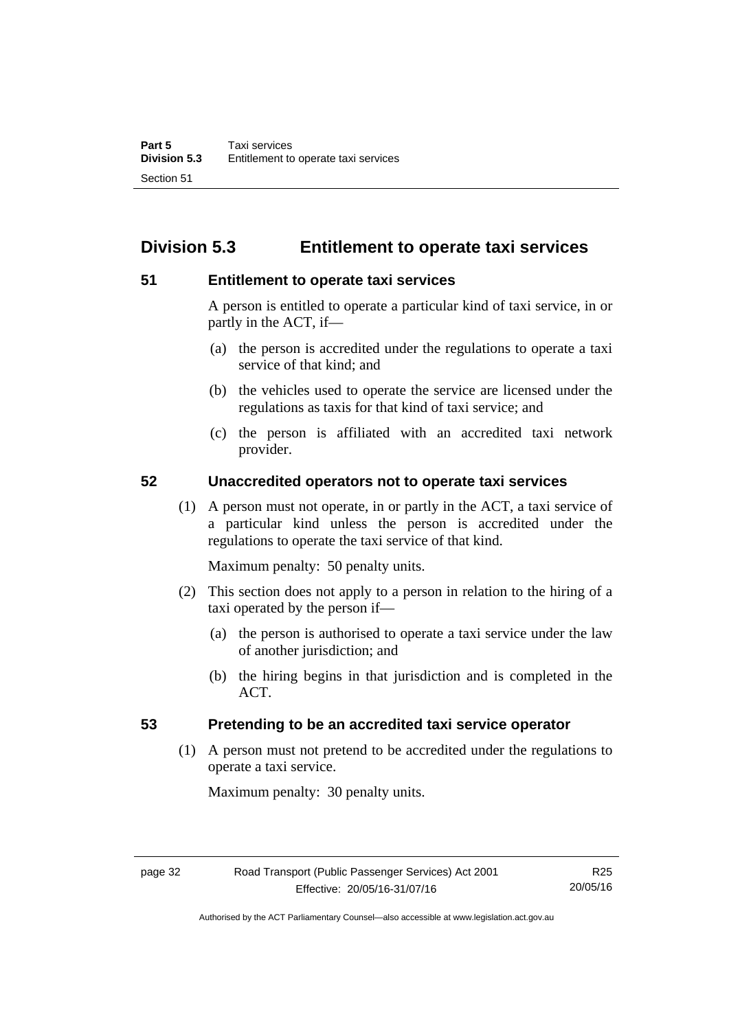## Division 5.3 Entitlement to operate taxi services

### 51 Entitlement to operate taxi services

A person is entitled to operate a particular kind of taxi service, in or partly in the ACT, if—

(a) the person is accredited under the regulations to operate a taxi service of that kind; and

(b) the vehicles used to operate the service are licensed under the regulations as taxis for that kind of taxi service; and

(c) the person is affiliated with an accredited taxi network provider.

### 52 Unaccredited operators not to operate taxi services

(1) A person must not operate, in or partly in the ACT, a taxi service of a particular kind unless the person is accredited under the regulations to operate the taxi service of that kind.

Maximum penalty: 50 penalty units.

(2) This section does not apply to a person in relation to the hiring of a taxi operated by the person if—

(a) the person is authorised to operate a taxi service under the law of another jurisdiction; and

(b) the hiring begins in that jurisdiction and is completed in the ACT.

### 53 Pretending to be an accredited taxi service operator

(1) A person must not pretend to be accredited under the regulations to operate a taxi service.

Maximum penalty: 30 penalty units.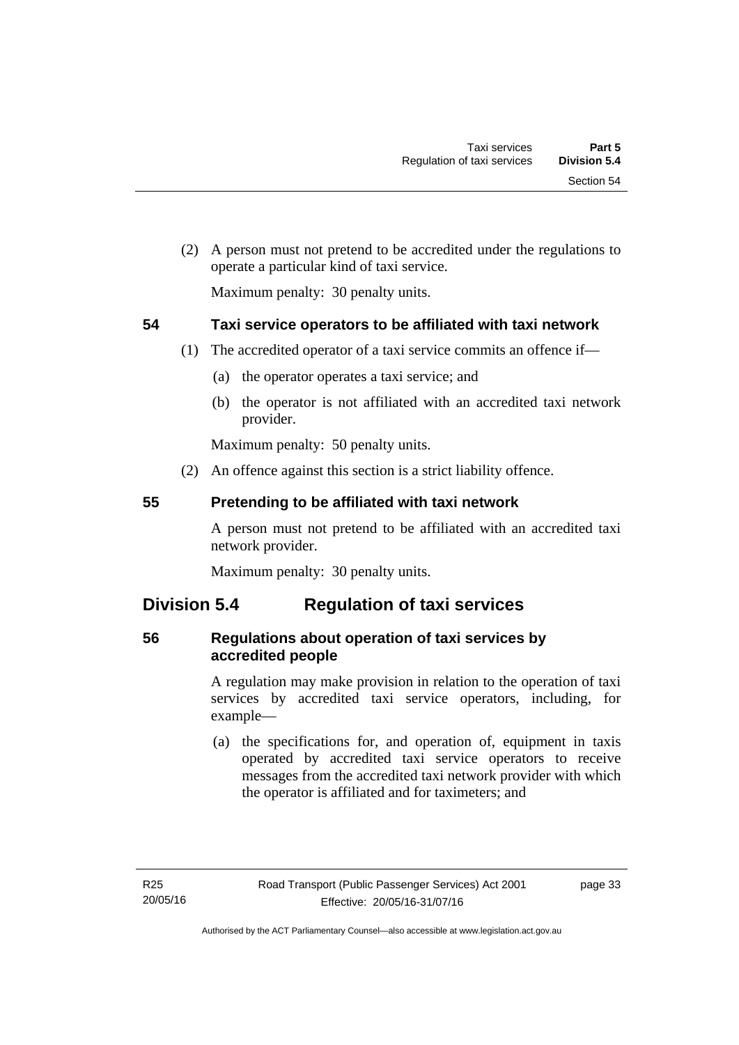(2) A person must not pretend to be accredited under the regulations to operate a particular kind of taxi service.

Maximum penalty: 30 penalty units.

### 54 Taxi service operators to be affiliated with taxi network

(1) The accredited operator of a taxi service commits an offence if—

(a) the operator operates a taxi service; and

(b) the operator is not affiliated with an accredited taxi network provider.

Maximum penalty: 50 penalty units.

(2) An offence against this section is a strict liability offence.

### 55 Pretending to be affiliated with taxi network

A person must not pretend to be affiliated with an accredited taxi network provider.

Maximum penalty: 30 penalty units.

## Division 5.4 Regulation of taxi services

### 56 Regulations about operation of taxi services by accredited people

A regulation may make provision in relation to the operation of taxi services by accredited taxi service operators, including, for example—

(a) the specifications for, and operation of, equipment in taxis operated by accredited taxi service operators to receive messages from the accredited taxi network provider with which the operator is affiliated and for taximeters; and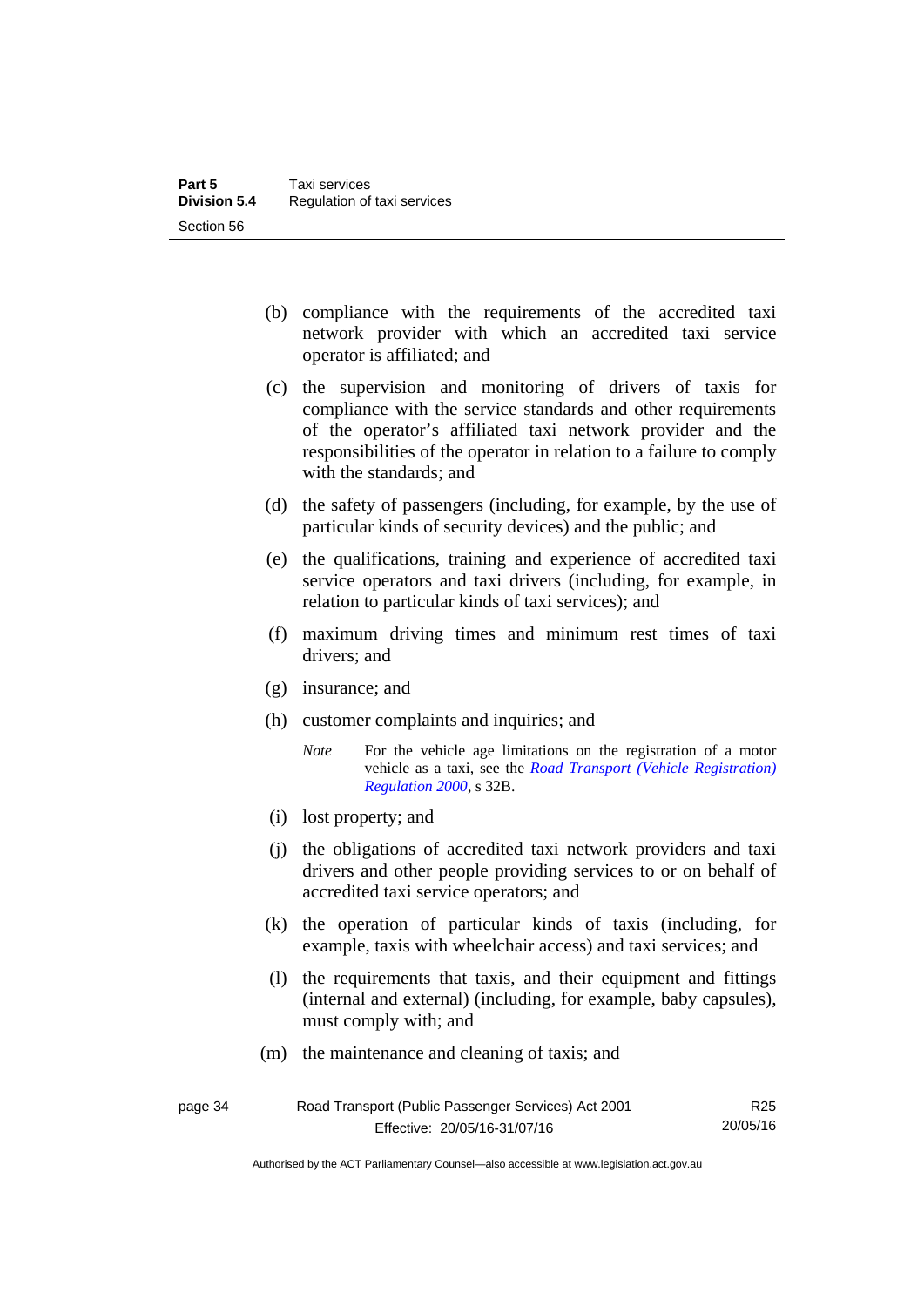(b) compliance with the requirements of the accredited taxi network provider with which an accredited taxi service operator is affiliated; and

(c) the supervision and monitoring of drivers of taxis for compliance with the service standards and other requirements of the operator's affiliated taxi network provider and the responsibilities of the operator in relation to a failure to comply with the standards; and

(d) the safety of passengers (including, for example, by the use of particular kinds of security devices) and the public; and

(e) the qualifications, training and experience of accredited taxi service operators and taxi drivers (including, for example, in relation to particular kinds of taxi services); and

(f) maximum driving times and minimum rest times of taxi drivers; and

(g) insurance; and

(h) customer complaints and inquiries; and

*Note* For the vehicle age limitations on the registration of a motor vehicle as a taxi, see the *Road Transport (Vehicle Registration) Regulation 2000*, s 32B.

(i) lost property; and

(j) the obligations of accredited taxi network providers and taxi drivers and other people providing services to or on behalf of accredited taxi service operators; and

(k) the operation of particular kinds of taxis (including, for example, taxis with wheelchair access) and taxi services; and

(l) the requirements that taxis, and their equipment and fittings (internal and external) (including, for example, baby capsules), must comply with; and

(m) the maintenance and cleaning of taxis; and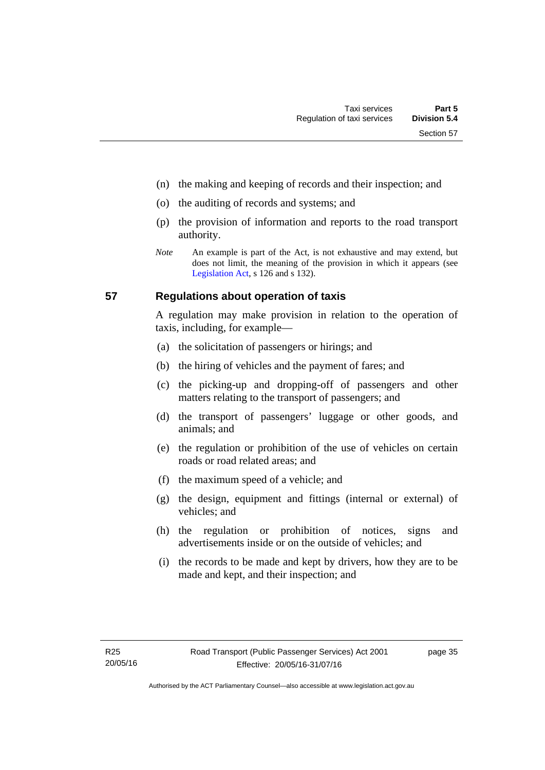(n) the making and keeping of records and their inspection; and

(o) the auditing of records and systems; and

(p) the provision of information and reports to the road transport authority.

*Note* An example is part of the Act, is not exhaustive and may extend, but does not limit, the meaning of the provision in which it appears (see Legislation Act, s 126 and s 132).

## 57 Regulations about operation of taxis

A regulation may make provision in relation to the operation of taxis, including, for example—

(a) the solicitation of passengers or hirings; and

(b) the hiring of vehicles and the payment of fares; and

(c) the picking-up and dropping-off of passengers and other matters relating to the transport of passengers; and

(d) the transport of passengers' luggage or other goods, and animals; and

(e) the regulation or prohibition of the use of vehicles on certain roads or road related areas; and

(f) the maximum speed of a vehicle; and

(g) the design, equipment and fittings (internal or external) of vehicles; and

(h) the regulation or prohibition of notices, signs and advertisements inside or on the outside of vehicles; and

(i) the records to be made and kept by drivers, how they are to be made and kept, and their inspection; and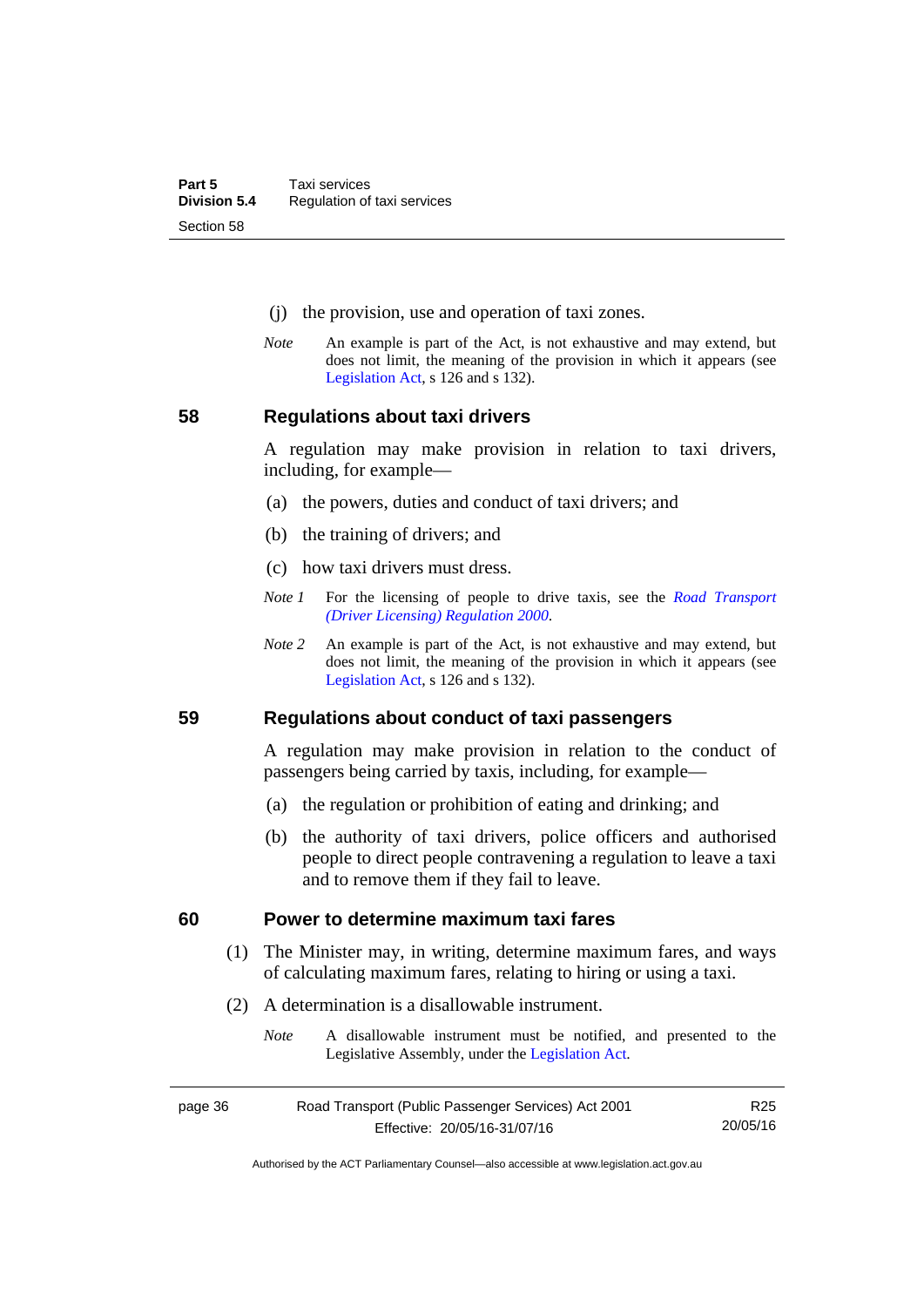(j) the provision, use and operation of taxi zones.

*Note* An example is part of the Act, is not exhaustive and may extend, but does not limit, the meaning of the provision in which it appears (see Legislation Act, s 126 and s 132).

## 58 Regulations about taxi drivers

A regulation may make provision in relation to taxi drivers, including, for example—

(a) the powers, duties and conduct of taxi drivers; and

(b) the training of drivers; and

(c) how taxi drivers must dress.

*Note 1* For the licensing of people to drive taxis, see the *Road Transport (Driver Licensing) Regulation 2000*.

*Note 2* An example is part of the Act, is not exhaustive and may extend, but does not limit, the meaning of the provision in which it appears (see Legislation Act, s 126 and s 132).

## 59 Regulations about conduct of taxi passengers

A regulation may make provision in relation to the conduct of passengers being carried by taxis, including, for example—

(a) the regulation or prohibition of eating and drinking; and

(b) the authority of taxi drivers, police officers and authorised people to direct people contravening a regulation to leave a taxi and to remove them if they fail to leave.

## 60 Power to determine maximum taxi fares

(1) The Minister may, in writing, determine maximum fares, and ways of calculating maximum fares, relating to hiring or using a taxi.

(2) A determination is a disallowable instrument.

*Note* A disallowable instrument must be notified, and presented to the Legislative Assembly, under the Legislation Act.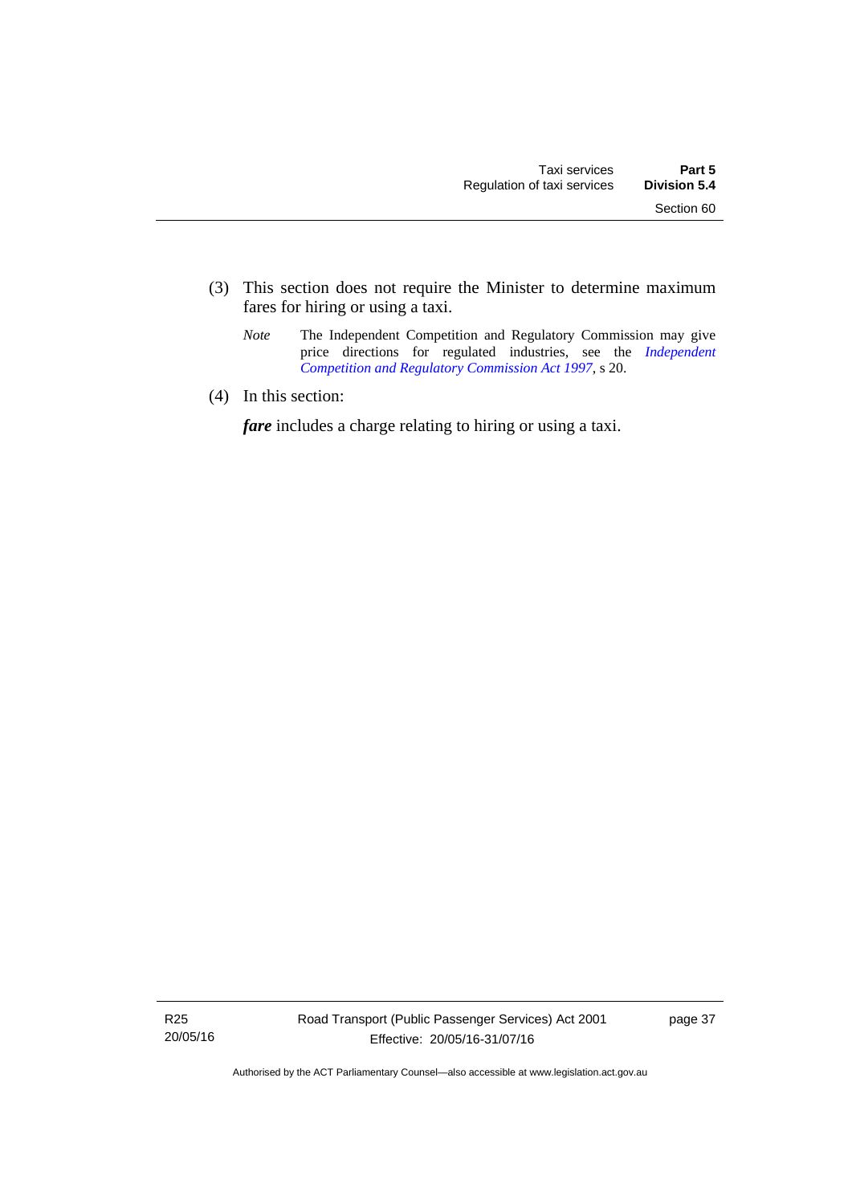(3) This section does not require the Minister to determine maximum fares for hiring or using a taxi.

*Note* The Independent Competition and Regulatory Commission may give price directions for regulated industries, see the *Independent Competition and Regulatory Commission Act 1997*, s 20.

(4) In this section:

***fare*** includes a charge relating to hiring or using a taxi.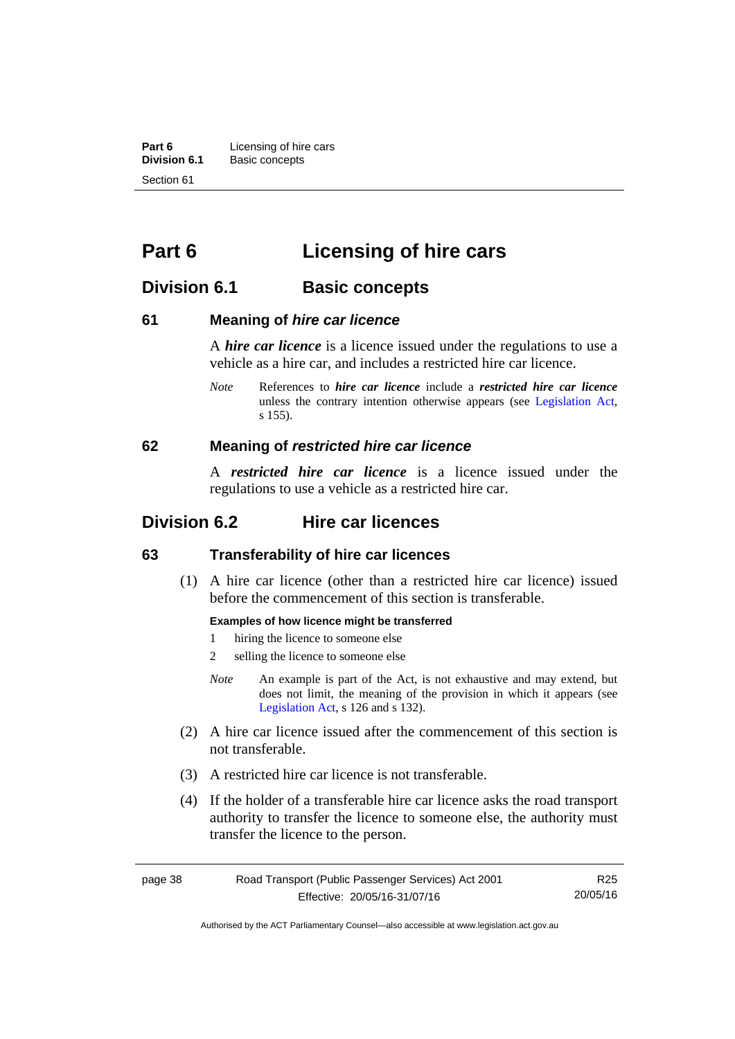# Part 6 Licensing of hire cars

## Division 6.1 Basic concepts

### 61 Meaning of *hire car licence*

A ***hire car licence*** is a licence issued under the regulations to use a vehicle as a hire car, and includes a restricted hire car licence.

*Note* References to ***hire car licence*** include a ***restricted hire car licence*** unless the contrary intention otherwise appears (see Legislation Act, s 155).

### 62 Meaning of *restricted hire car licence*

A ***restricted hire car licence*** is a licence issued under the regulations to use a vehicle as a restricted hire car.

## Division 6.2 Hire car licences

### 63 Transferability of hire car licences

(1) A hire car licence (other than a restricted hire car licence) issued before the commencement of this section is transferable.

**Examples of how licence might be transferred**

1 hiring the licence to someone else

2 selling the licence to someone else

*Note* An example is part of the Act, is not exhaustive and may extend, but does not limit, the meaning of the provision in which it appears (see Legislation Act, s 126 and s 132).

(2) A hire car licence issued after the commencement of this section is not transferable.

(3) A restricted hire car licence is not transferable.

(4) If the holder of a transferable hire car licence asks the road transport authority to transfer the licence to someone else, the authority must transfer the licence to the person.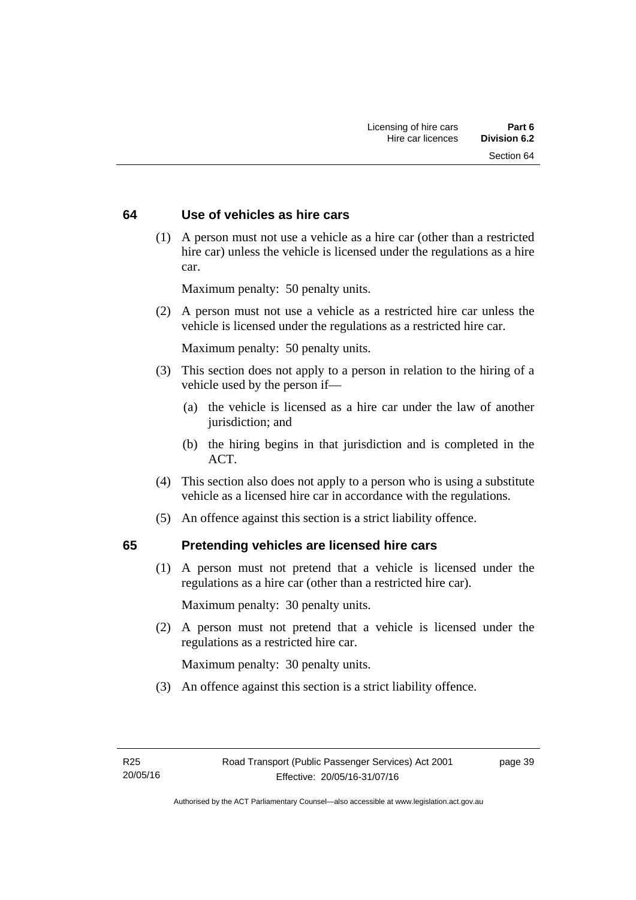## 64 Use of vehicles as hire cars

(1) A person must not use a vehicle as a hire car (other than a restricted hire car) unless the vehicle is licensed under the regulations as a hire car.

Maximum penalty: 50 penalty units.

(2) A person must not use a vehicle as a restricted hire car unless the vehicle is licensed under the regulations as a restricted hire car.

Maximum penalty: 50 penalty units.

(3) This section does not apply to a person in relation to the hiring of a vehicle used by the person if—

(a) the vehicle is licensed as a hire car under the law of another jurisdiction; and

(b) the hiring begins in that jurisdiction and is completed in the ACT.

(4) This section also does not apply to a person who is using a substitute vehicle as a licensed hire car in accordance with the regulations.

(5) An offence against this section is a strict liability offence.

## 65 Pretending vehicles are licensed hire cars

(1) A person must not pretend that a vehicle is licensed under the regulations as a hire car (other than a restricted hire car).

Maximum penalty: 30 penalty units.

(2) A person must not pretend that a vehicle is licensed under the regulations as a restricted hire car.

Maximum penalty: 30 penalty units.

(3) An offence against this section is a strict liability offence.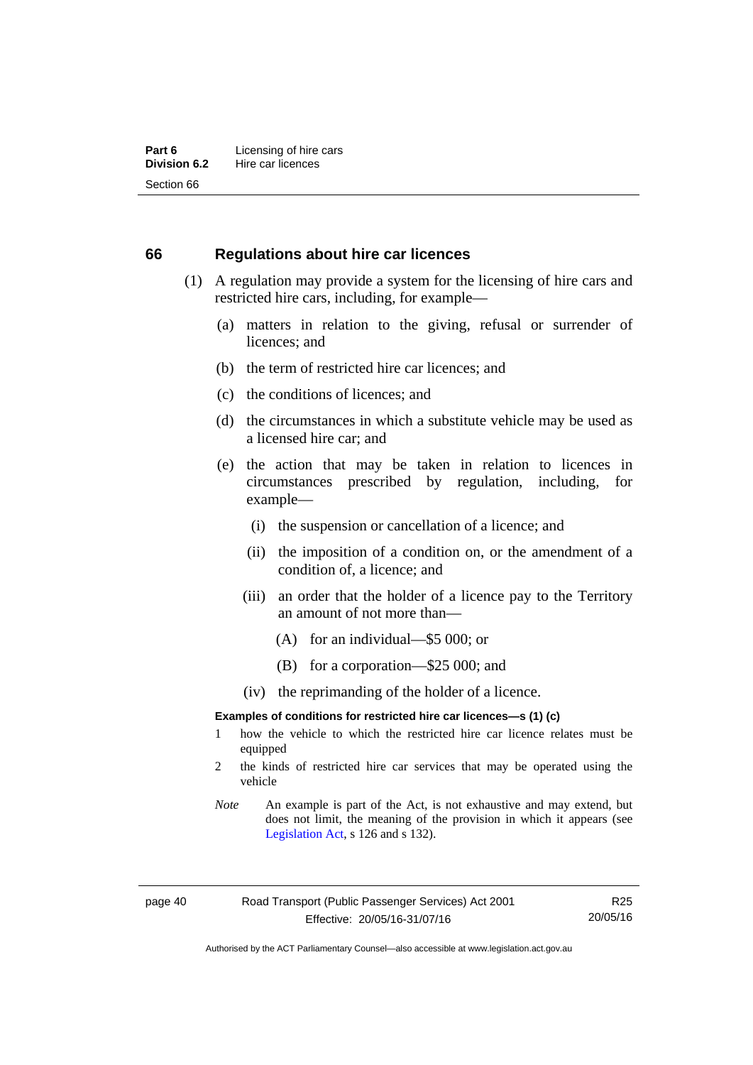## 66 Regulations about hire car licences

(1) A regulation may provide a system for the licensing of hire cars and restricted hire cars, including, for example—

(a) matters in relation to the giving, refusal or surrender of licences; and

(b) the term of restricted hire car licences; and

(c) the conditions of licences; and

(d) the circumstances in which a substitute vehicle may be used as a licensed hire car; and

(e) the action that may be taken in relation to licences in circumstances prescribed by regulation, including, for example—

(i) the suspension or cancellation of a licence; and

(ii) the imposition of a condition on, or the amendment of a condition of, a licence; and

(iii) an order that the holder of a licence pay to the Territory an amount of not more than—

(A) for an individual—$5 000; or

(B) for a corporation—$25 000; and

(iv) the reprimanding of the holder of a licence.

**Examples of conditions for restricted hire car licences—s (1) (c)**

1 how the vehicle to which the restricted hire car licence relates must be equipped

2 the kinds of restricted hire car services that may be operated using the vehicle

*Note* An example is part of the Act, is not exhaustive and may extend, but does not limit, the meaning of the provision in which it appears (see Legislation Act, s 126 and s 132).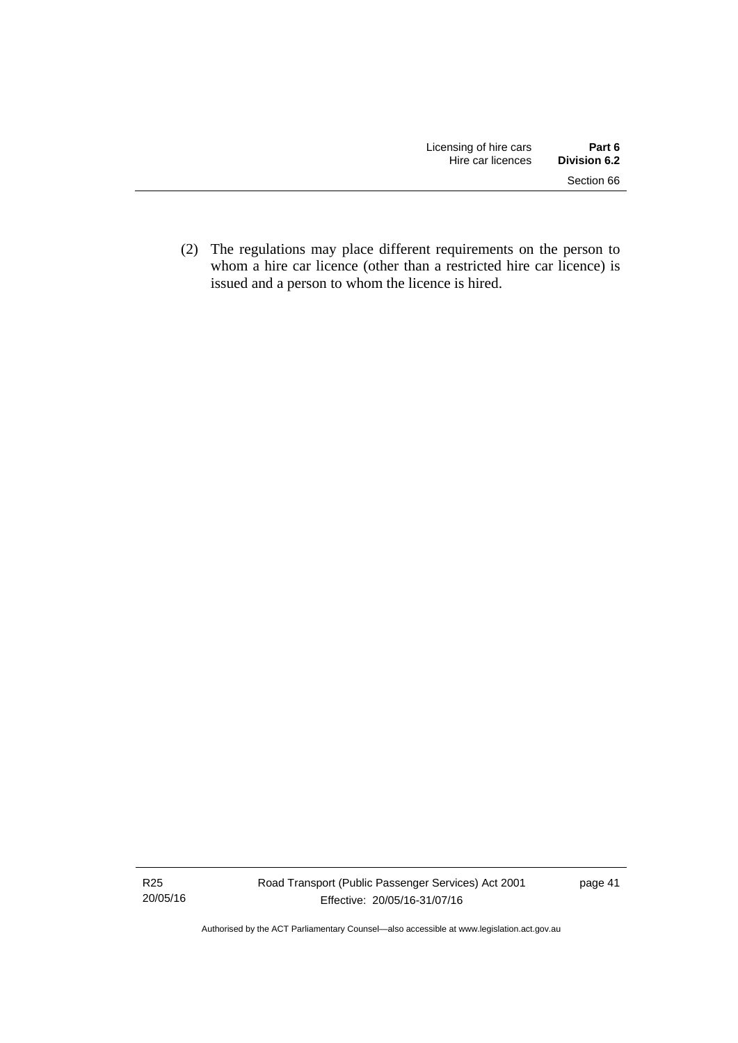(2) The regulations may place different requirements on the person to whom a hire car licence (other than a restricted hire car licence) is issued and a person to whom the licence is hired.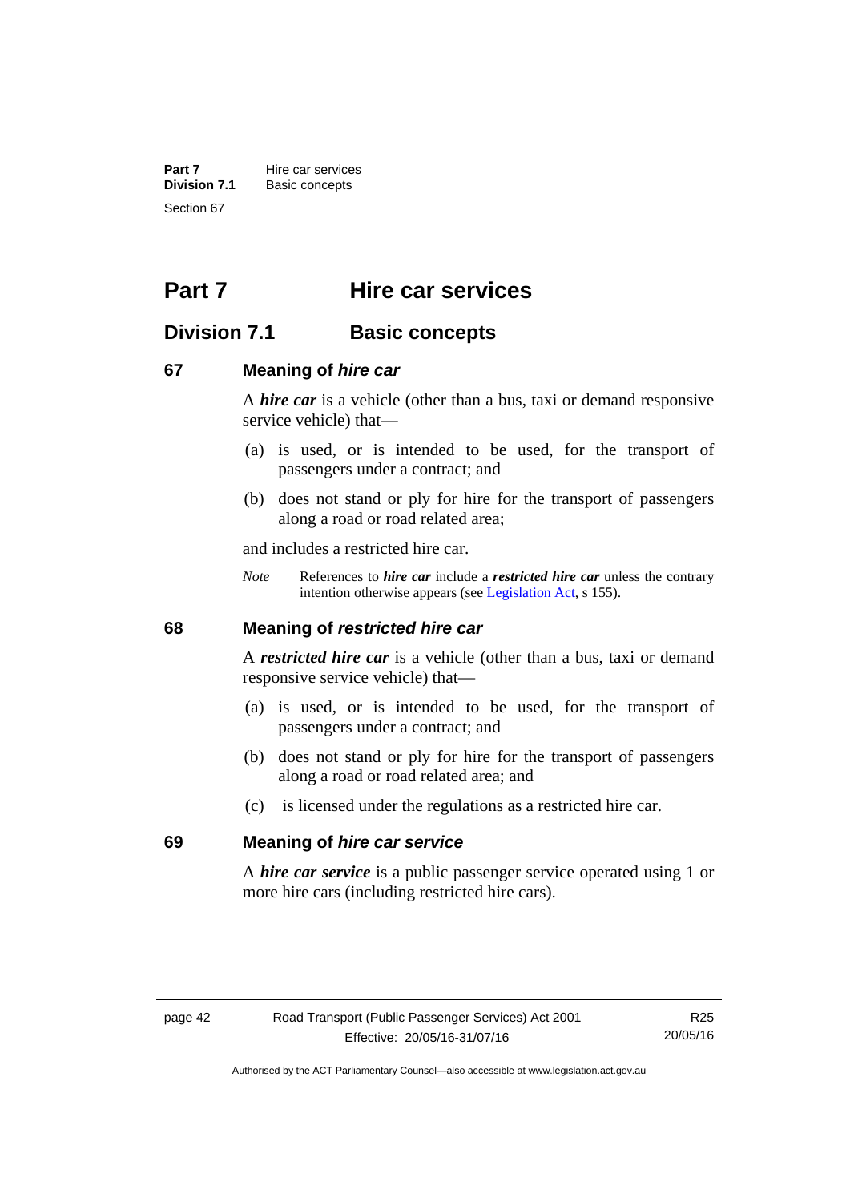# Part 7 Hire car services

## Division 7.1 Basic concepts

### 67 Meaning of *hire car*

A ***hire car*** is a vehicle (other than a bus, taxi or demand responsive service vehicle) that—

(a) is used, or is intended to be used, for the transport of passengers under a contract; and

(b) does not stand or ply for hire for the transport of passengers along a road or road related area;

and includes a restricted hire car.

*Note* References to ***hire car*** include a ***restricted hire car*** unless the contrary intention otherwise appears (see Legislation Act, s 155).

### 68 Meaning of *restricted hire car*

A ***restricted hire car*** is a vehicle (other than a bus, taxi or demand responsive service vehicle) that—

(a) is used, or is intended to be used, for the transport of passengers under a contract; and

(b) does not stand or ply for hire for the transport of passengers along a road or road related area; and

(c) is licensed under the regulations as a restricted hire car.

### 69 Meaning of *hire car service*

A ***hire car service*** is a public passenger service operated using 1 or more hire cars (including restricted hire cars).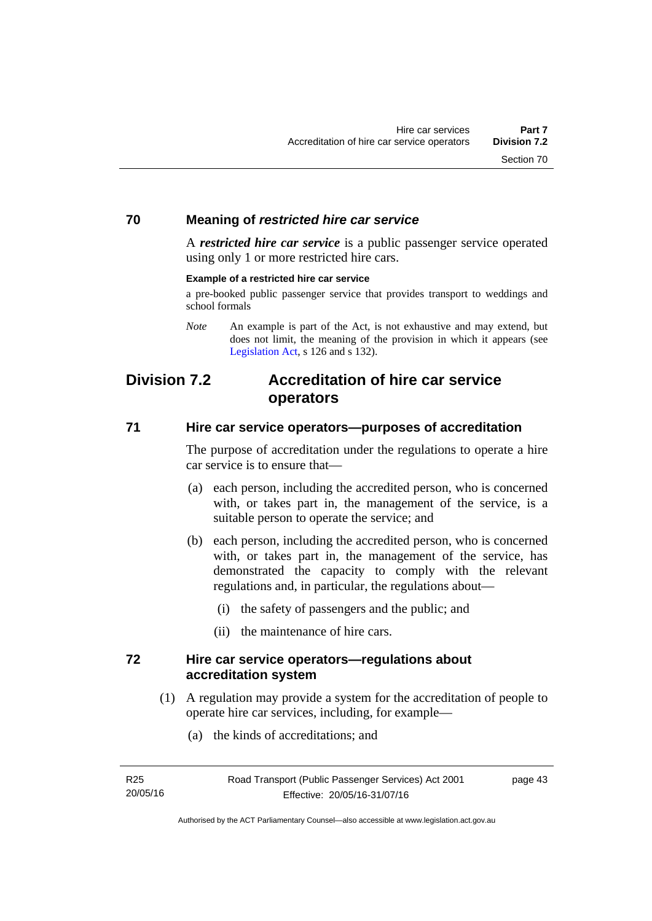### 70 Meaning of *restricted hire car service*

A ***restricted hire car service*** is a public passenger service operated using only 1 or more restricted hire cars.

**Example of a restricted hire car service**

a pre-booked public passenger service that provides transport to weddings and school formals

*Note* An example is part of the Act, is not exhaustive and may extend, but does not limit, the meaning of the provision in which it appears (see Legislation Act, s 126 and s 132).

## Division 7.2 Accreditation of hire car service operators

### 71 Hire car service operators—purposes of accreditation

The purpose of accreditation under the regulations to operate a hire car service is to ensure that—

(a) each person, including the accredited person, who is concerned with, or takes part in, the management of the service, is a suitable person to operate the service; and

(b) each person, including the accredited person, who is concerned with, or takes part in, the management of the service, has demonstrated the capacity to comply with the relevant regulations and, in particular, the regulations about—

(i) the safety of passengers and the public; and

(ii) the maintenance of hire cars.

### 72 Hire car service operators—regulations about accreditation system

(1) A regulation may provide a system for the accreditation of people to operate hire car services, including, for example—

(a) the kinds of accreditations; and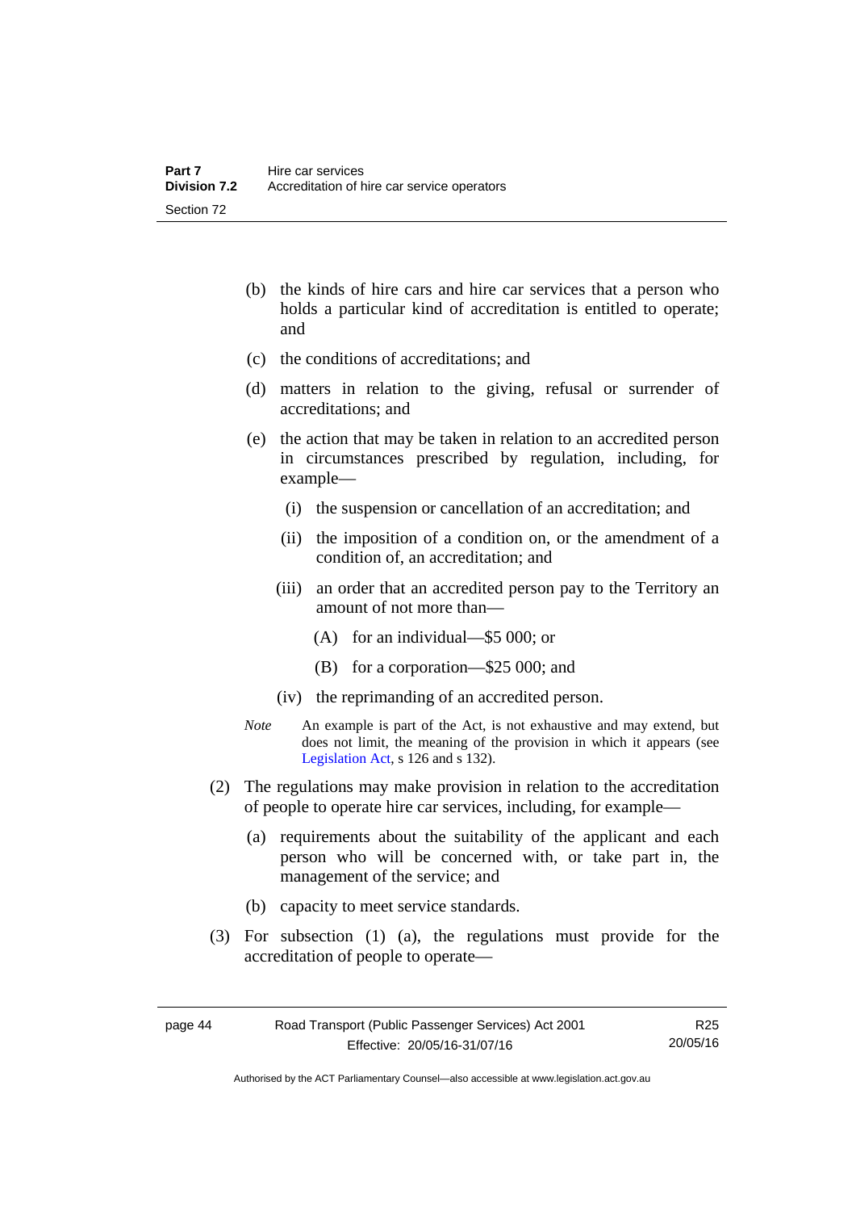(b) the kinds of hire cars and hire car services that a person who holds a particular kind of accreditation is entitled to operate; and

(c) the conditions of accreditations; and

(d) matters in relation to the giving, refusal or surrender of accreditations; and

(e) the action that may be taken in relation to an accredited person in circumstances prescribed by regulation, including, for example—

   (i) the suspension or cancellation of an accreditation; and

   (ii) the imposition of a condition on, or the amendment of a condition of, an accreditation; and

   (iii) an order that an accredited person pay to the Territory an amount of not more than—

      (A) for an individual—$5 000; or

      (B) for a corporation—$25 000; and

   (iv) the reprimanding of an accredited person.

*Note* An example is part of the Act, is not exhaustive and may extend, but does not limit, the meaning of the provision in which it appears (see Legislation Act, s 126 and s 132).

(2) The regulations may make provision in relation to the accreditation of people to operate hire car services, including, for example—

(a) requirements about the suitability of the applicant and each person who will be concerned with, or take part in, the management of the service; and

(b) capacity to meet service standards.

(3) For subsection (1) (a), the regulations must provide for the accreditation of people to operate—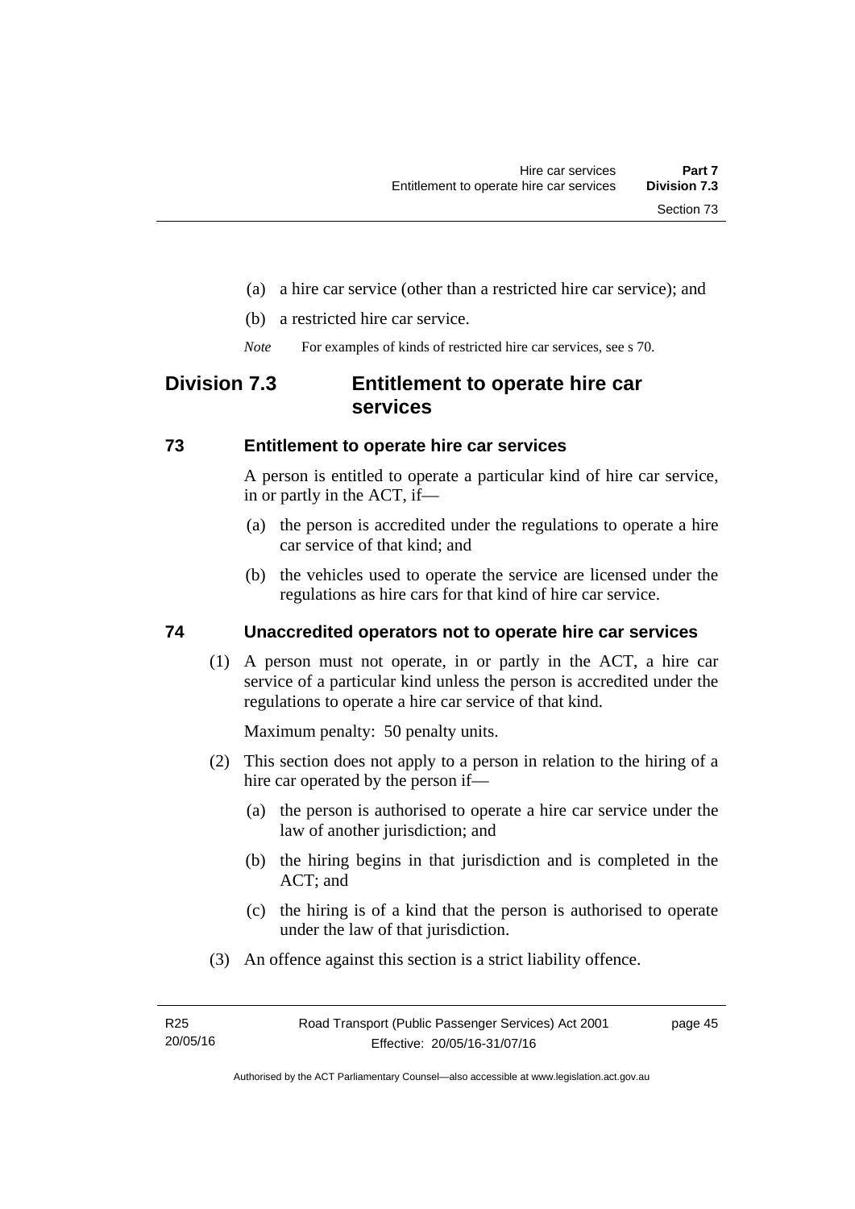(a) a hire car service (other than a restricted hire car service); and

(b) a restricted hire car service.

*Note* For examples of kinds of restricted hire car services, see s 70.

## Division 7.3 Entitlement to operate hire car services

### 73 Entitlement to operate hire car services

A person is entitled to operate a particular kind of hire car service, in or partly in the ACT, if—

(a) the person is accredited under the regulations to operate a hire car service of that kind; and

(b) the vehicles used to operate the service are licensed under the regulations as hire cars for that kind of hire car service.

### 74 Unaccredited operators not to operate hire car services

(1) A person must not operate, in or partly in the ACT, a hire car service of a particular kind unless the person is accredited under the regulations to operate a hire car service of that kind.

Maximum penalty: 50 penalty units.

(2) This section does not apply to a person in relation to the hiring of a hire car operated by the person if—

(a) the person is authorised to operate a hire car service under the law of another jurisdiction; and

(b) the hiring begins in that jurisdiction and is completed in the ACT; and

(c) the hiring is of a kind that the person is authorised to operate under the law of that jurisdiction.

(3) An offence against this section is a strict liability offence.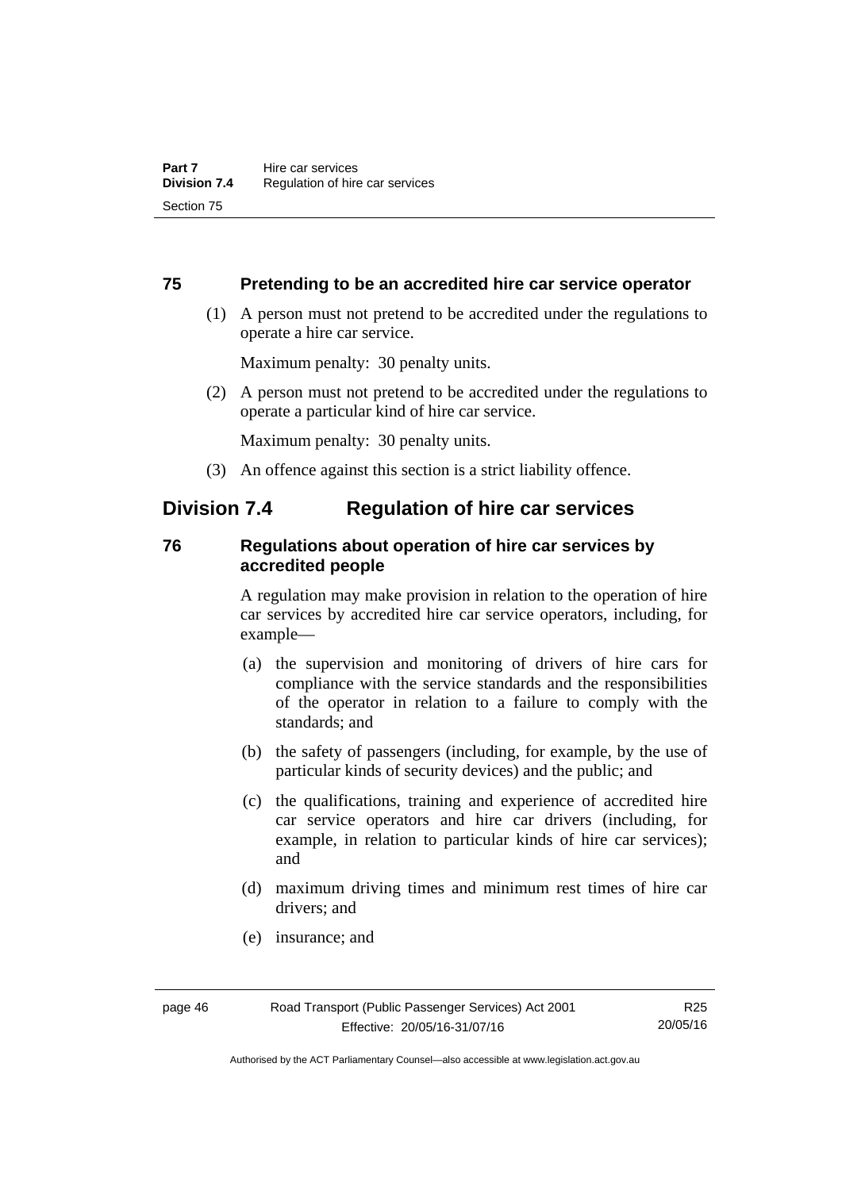### 75 Pretending to be an accredited hire car service operator

(1) A person must not pretend to be accredited under the regulations to operate a hire car service.

Maximum penalty: 30 penalty units.

(2) A person must not pretend to be accredited under the regulations to operate a particular kind of hire car service.

Maximum penalty: 30 penalty units.

(3) An offence against this section is a strict liability offence.

## Division 7.4 Regulation of hire car services

### 76 Regulations about operation of hire car services by accredited people

A regulation may make provision in relation to the operation of hire car services by accredited hire car service operators, including, for example—

(a) the supervision and monitoring of drivers of hire cars for compliance with the service standards and the responsibilities of the operator in relation to a failure to comply with the standards; and

(b) the safety of passengers (including, for example, by the use of particular kinds of security devices) and the public; and

(c) the qualifications, training and experience of accredited hire car service operators and hire car drivers (including, for example, in relation to particular kinds of hire car services); and

(d) maximum driving times and minimum rest times of hire car drivers; and

(e) insurance; and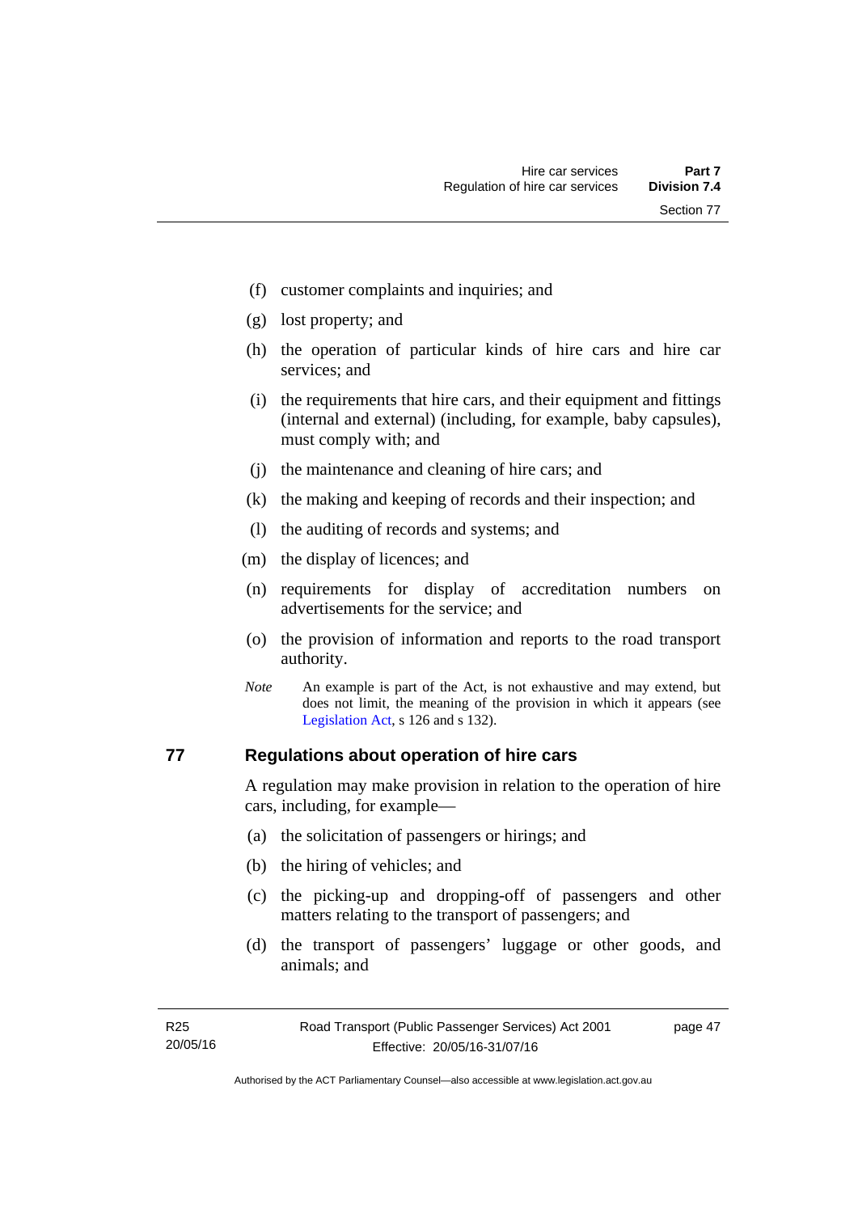(f) customer complaints and inquiries; and

(g) lost property; and

(h) the operation of particular kinds of hire cars and hire car services; and

(i) the requirements that hire cars, and their equipment and fittings (internal and external) (including, for example, baby capsules), must comply with; and

(j) the maintenance and cleaning of hire cars; and

(k) the making and keeping of records and their inspection; and

(l) the auditing of records and systems; and

(m) the display of licences; and

(n) requirements for display of accreditation numbers on advertisements for the service; and

(o) the provision of information and reports to the road transport authority.

*Note* An example is part of the Act, is not exhaustive and may extend, but does not limit, the meaning of the provision in which it appears (see Legislation Act, s 126 and s 132).

### 77 Regulations about operation of hire cars

A regulation may make provision in relation to the operation of hire cars, including, for example—

(a) the solicitation of passengers or hirings; and

(b) the hiring of vehicles; and

(c) the picking-up and dropping-off of passengers and other matters relating to the transport of passengers; and

(d) the transport of passengers' luggage or other goods, and animals; and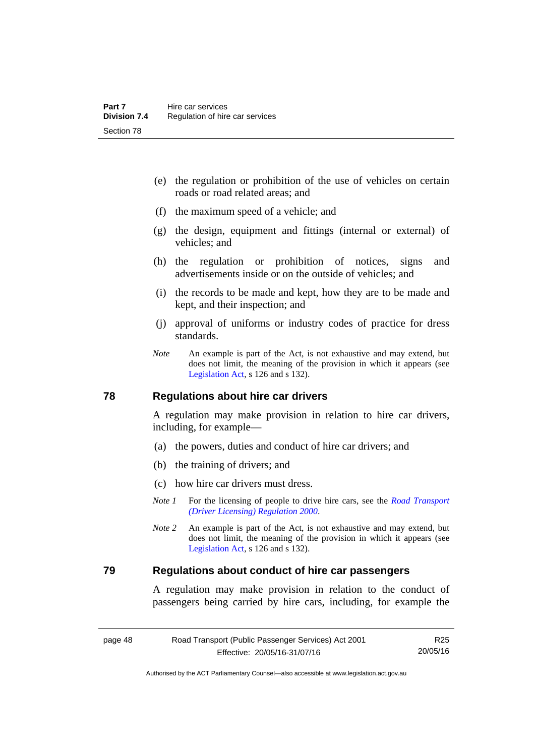(e) the regulation or prohibition of the use of vehicles on certain roads or road related areas; and

(f) the maximum speed of a vehicle; and

(g) the design, equipment and fittings (internal or external) of vehicles; and

(h) the regulation or prohibition of notices, signs and advertisements inside or on the outside of vehicles; and

(i) the records to be made and kept, how they are to be made and kept, and their inspection; and

(j) approval of uniforms or industry codes of practice for dress standards.

*Note* An example is part of the Act, is not exhaustive and may extend, but does not limit, the meaning of the provision in which it appears (see Legislation Act, s 126 and s 132).

## 78 Regulations about hire car drivers

A regulation may make provision in relation to hire car drivers, including, for example—

(a) the powers, duties and conduct of hire car drivers; and

(b) the training of drivers; and

(c) how hire car drivers must dress.

*Note 1* For the licensing of people to drive hire cars, see the *Road Transport (Driver Licensing) Regulation 2000*.

*Note 2* An example is part of the Act, is not exhaustive and may extend, but does not limit, the meaning of the provision in which it appears (see Legislation Act, s 126 and s 132).

## 79 Regulations about conduct of hire car passengers

A regulation may make provision in relation to the conduct of passengers being carried by hire cars, including, for example the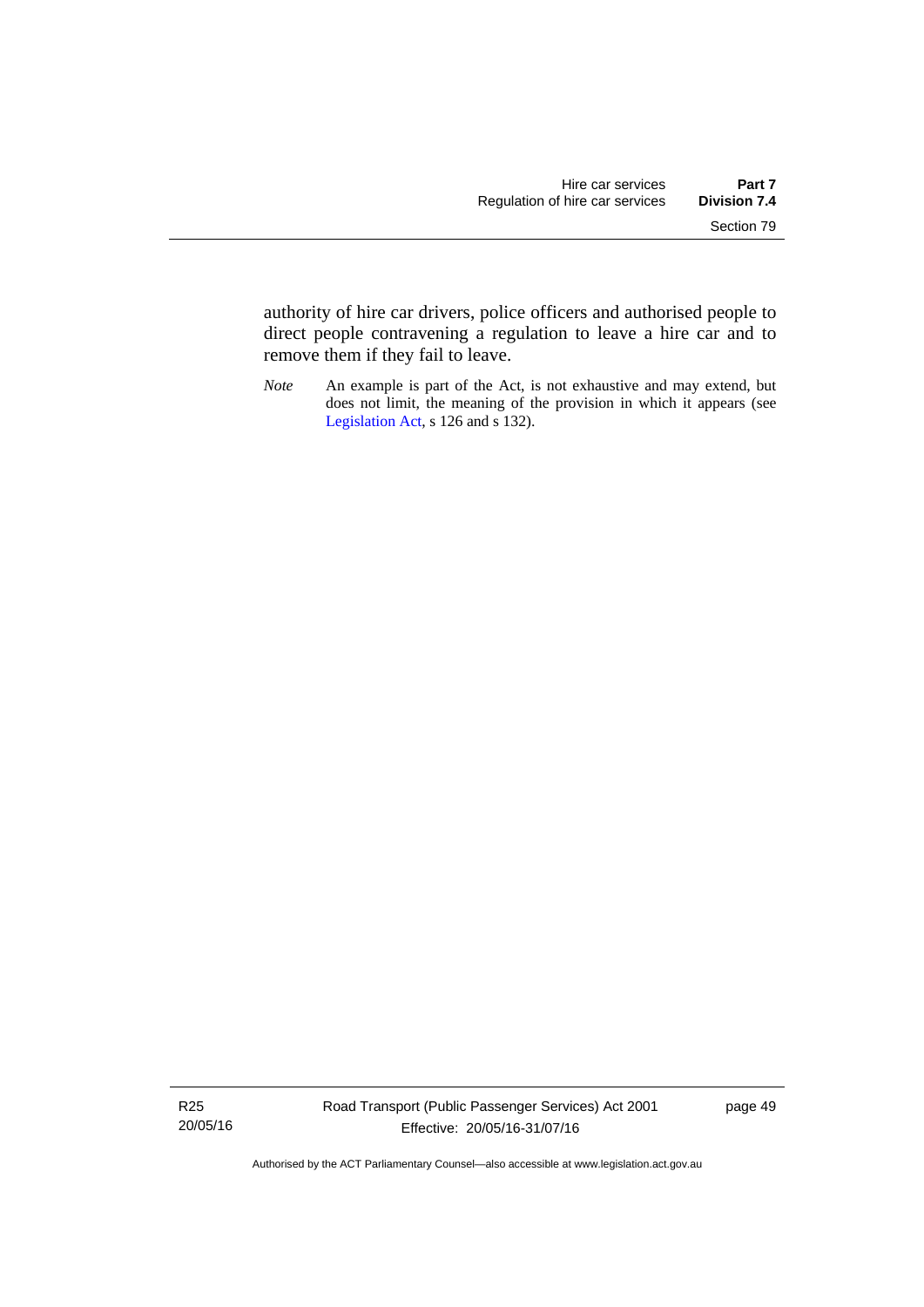authority of hire car drivers, police officers and authorised people to direct people contravening a regulation to leave a hire car and to remove them if they fail to leave.

*Note* An example is part of the Act, is not exhaustive and may extend, but does not limit, the meaning of the provision in which it appears (see Legislation Act, s 126 and s 132).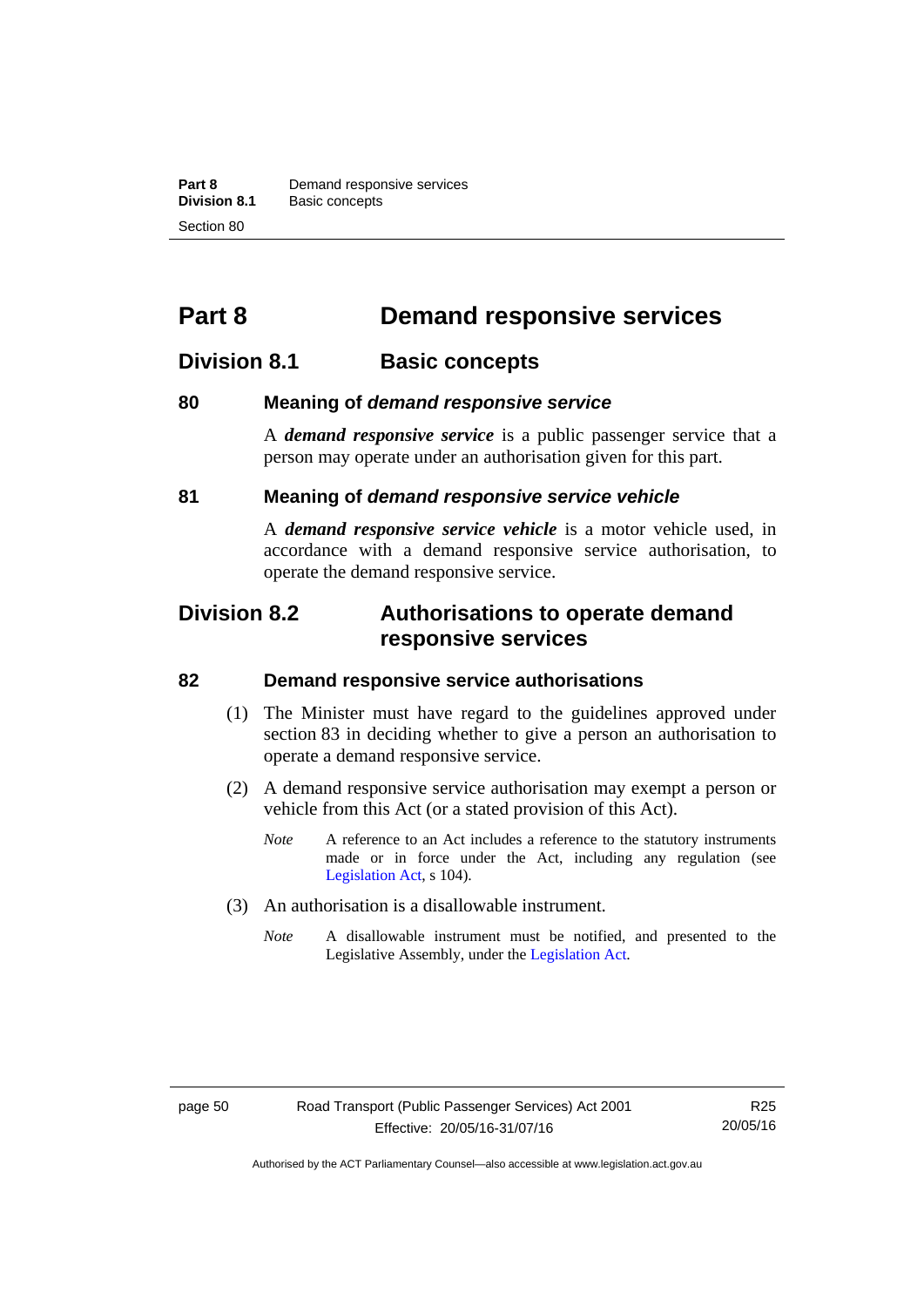# Part 8 Demand responsive services

## Division 8.1 Basic concepts

### 80 Meaning of *demand responsive service*

A ***demand responsive service*** is a public passenger service that a person may operate under an authorisation given for this part.

### 81 Meaning of *demand responsive service vehicle*

A ***demand responsive service vehicle*** is a motor vehicle used, in accordance with a demand responsive service authorisation, to operate the demand responsive service.

## Division 8.2 Authorisations to operate demand responsive services

### 82 Demand responsive service authorisations

(1) The Minister must have regard to the guidelines approved under section 83 in deciding whether to give a person an authorisation to operate a demand responsive service.

(2) A demand responsive service authorisation may exempt a person or vehicle from this Act (or a stated provision of this Act).

*Note* A reference to an Act includes a reference to the statutory instruments made or in force under the Act, including any regulation (see Legislation Act, s 104).

(3) An authorisation is a disallowable instrument.

*Note* A disallowable instrument must be notified, and presented to the Legislative Assembly, under the Legislation Act.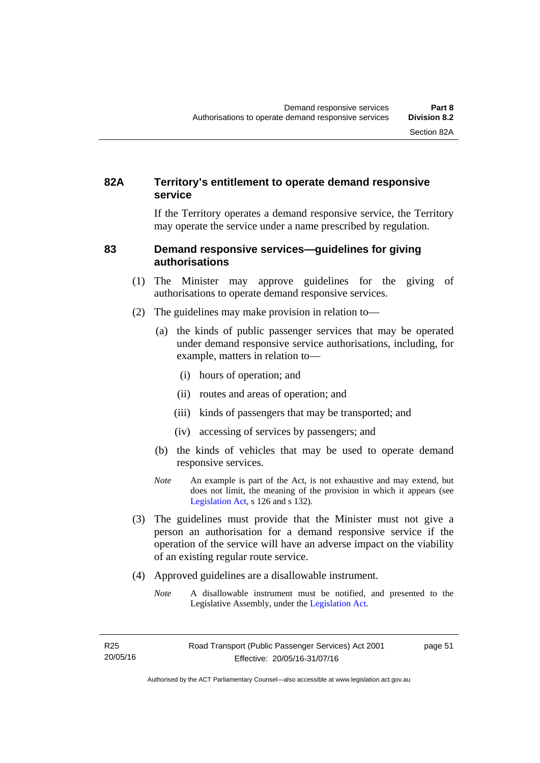## 82A Territory's entitlement to operate demand responsive service

If the Territory operates a demand responsive service, the Territory may operate the service under a name prescribed by regulation.

## 83 Demand responsive services—guidelines for giving authorisations

(1) The Minister may approve guidelines for the giving of authorisations to operate demand responsive services.

(2) The guidelines may make provision in relation to—

(a) the kinds of public passenger services that may be operated under demand responsive service authorisations, including, for example, matters in relation to—

(i) hours of operation; and

(ii) routes and areas of operation; and

(iii) kinds of passengers that may be transported; and

(iv) accessing of services by passengers; and

(b) the kinds of vehicles that may be used to operate demand responsive services.

*Note* An example is part of the Act, is not exhaustive and may extend, but does not limit, the meaning of the provision in which it appears (see Legislation Act, s 126 and s 132).

(3) The guidelines must provide that the Minister must not give a person an authorisation for a demand responsive service if the operation of the service will have an adverse impact on the viability of an existing regular route service.

(4) Approved guidelines are a disallowable instrument.

*Note* A disallowable instrument must be notified, and presented to the Legislative Assembly, under the Legislation Act.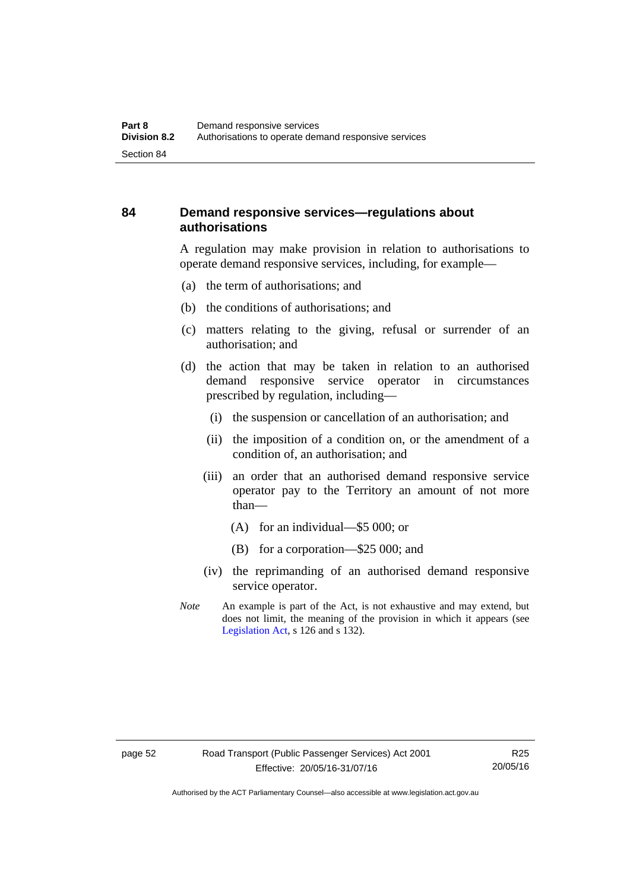## 84 Demand responsive services—regulations about authorisations

A regulation may make provision in relation to authorisations to operate demand responsive services, including, for example—

(a) the term of authorisations; and

(b) the conditions of authorisations; and

(c) matters relating to the giving, refusal or surrender of an authorisation; and

(d) the action that may be taken in relation to an authorised demand responsive service operator in circumstances prescribed by regulation, including—

  (i) the suspension or cancellation of an authorisation; and

  (ii) the imposition of a condition on, or the amendment of a condition of, an authorisation; and

  (iii) an order that an authorised demand responsive service operator pay to the Territory an amount of not more than—

    (A) for an individual—$5 000; or

    (B) for a corporation—$25 000; and

  (iv) the reprimanding of an authorised demand responsive service operator.

*Note* An example is part of the Act, is not exhaustive and may extend, but does not limit, the meaning of the provision in which it appears (see Legislation Act, s 126 and s 132).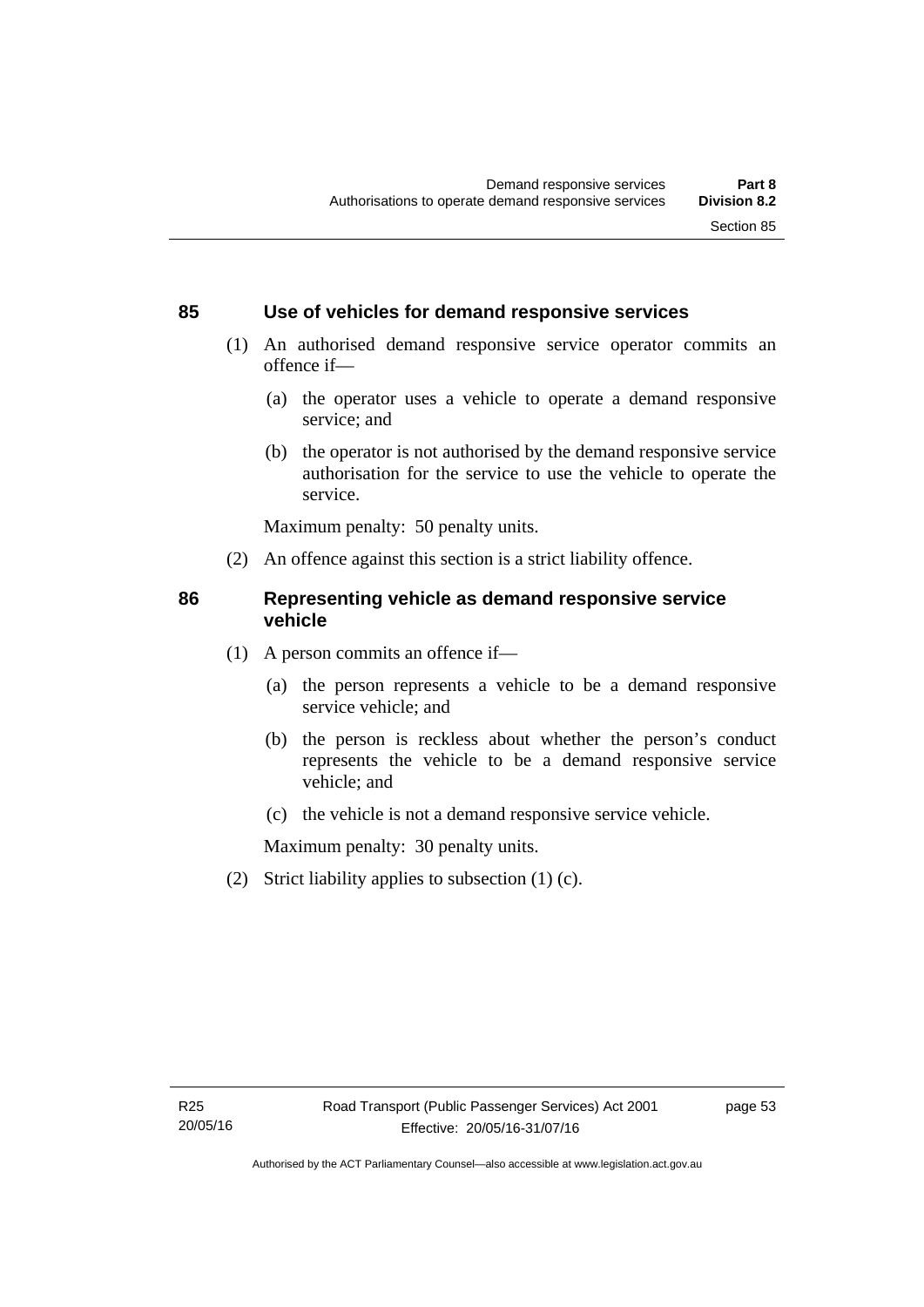## 85 Use of vehicles for demand responsive services

(1) An authorised demand responsive service operator commits an offence if—

(a) the operator uses a vehicle to operate a demand responsive service; and

(b) the operator is not authorised by the demand responsive service authorisation for the service to use the vehicle to operate the service.

Maximum penalty: 50 penalty units.

(2) An offence against this section is a strict liability offence.

## 86 Representing vehicle as demand responsive service vehicle

(1) A person commits an offence if—

(a) the person represents a vehicle to be a demand responsive service vehicle; and

(b) the person is reckless about whether the person's conduct represents the vehicle to be a demand responsive service vehicle; and

(c) the vehicle is not a demand responsive service vehicle.

Maximum penalty: 30 penalty units.

(2) Strict liability applies to subsection (1) (c).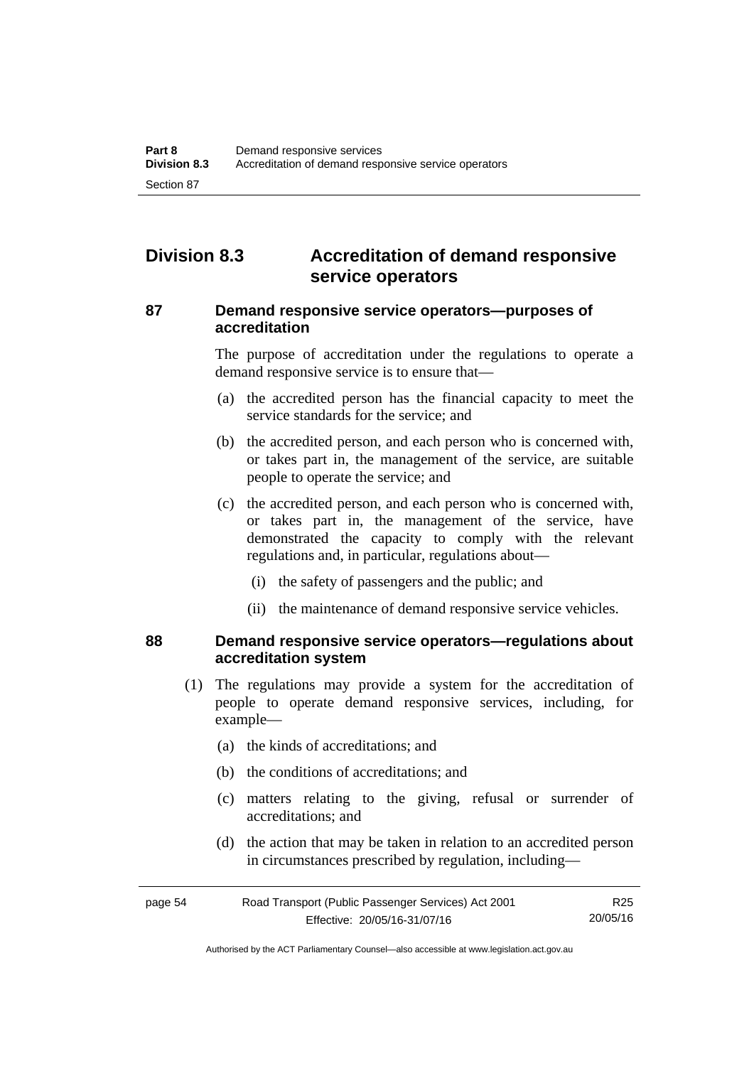## Division 8.3 Accreditation of demand responsive service operators

### 87 Demand responsive service operators—purposes of accreditation

The purpose of accreditation under the regulations to operate a demand responsive service is to ensure that—

(a) the accredited person has the financial capacity to meet the service standards for the service; and

(b) the accredited person, and each person who is concerned with, or takes part in, the management of the service, are suitable people to operate the service; and

(c) the accredited person, and each person who is concerned with, or takes part in, the management of the service, have demonstrated the capacity to comply with the relevant regulations and, in particular, regulations about—

(i) the safety of passengers and the public; and

(ii) the maintenance of demand responsive service vehicles.

### 88 Demand responsive service operators—regulations about accreditation system

(1) The regulations may provide a system for the accreditation of people to operate demand responsive services, including, for example—

(a) the kinds of accreditations; and

(b) the conditions of accreditations; and

(c) matters relating to the giving, refusal or surrender of accreditations; and

(d) the action that may be taken in relation to an accredited person in circumstances prescribed by regulation, including—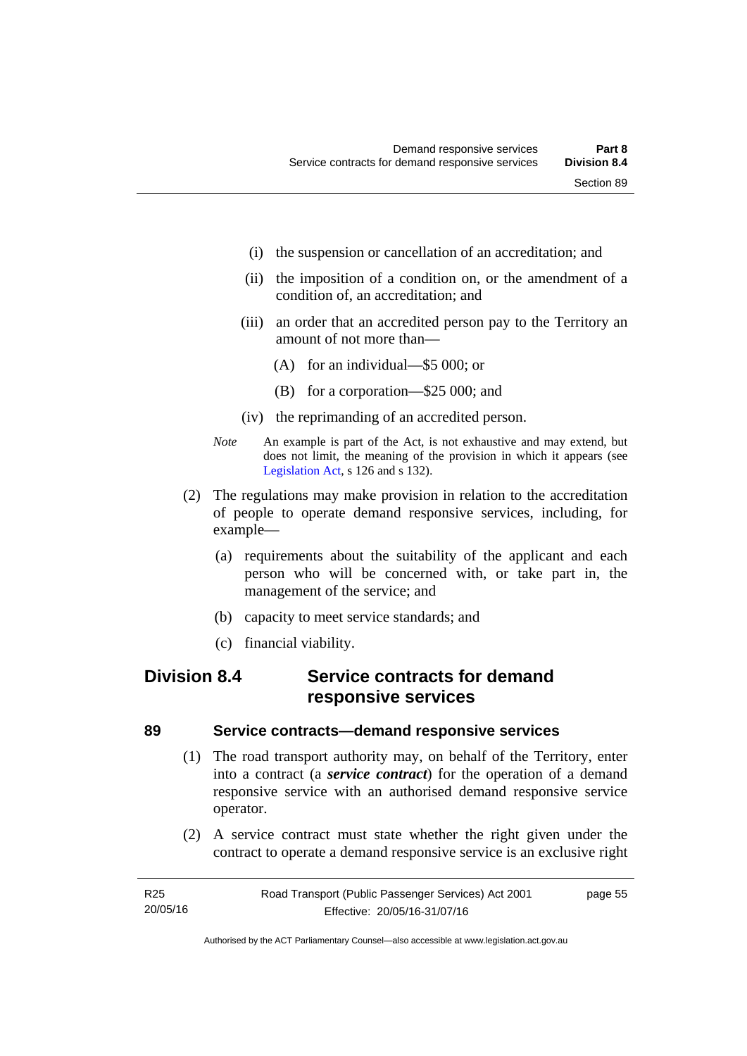(i) the suspension or cancellation of an accreditation; and

(ii) the imposition of a condition on, or the amendment of a condition of, an accreditation; and

(iii) an order that an accredited person pay to the Territory an amount of not more than—

(A) for an individual—$5 000; or

(B) for a corporation—$25 000; and

(iv) the reprimanding of an accredited person.

*Note* An example is part of the Act, is not exhaustive and may extend, but does not limit, the meaning of the provision in which it appears (see Legislation Act, s 126 and s 132).

(2) The regulations may make provision in relation to the accreditation of people to operate demand responsive services, including, for example—

(a) requirements about the suitability of the applicant and each person who will be concerned with, or take part in, the management of the service; and

(b) capacity to meet service standards; and

(c) financial viability.

## Division 8.4 Service contracts for demand responsive services

### 89 Service contracts—demand responsive services

(1) The road transport authority may, on behalf of the Territory, enter into a contract (a ***service contract***) for the operation of a demand responsive service with an authorised demand responsive service operator.

(2) A service contract must state whether the right given under the contract to operate a demand responsive service is an exclusive right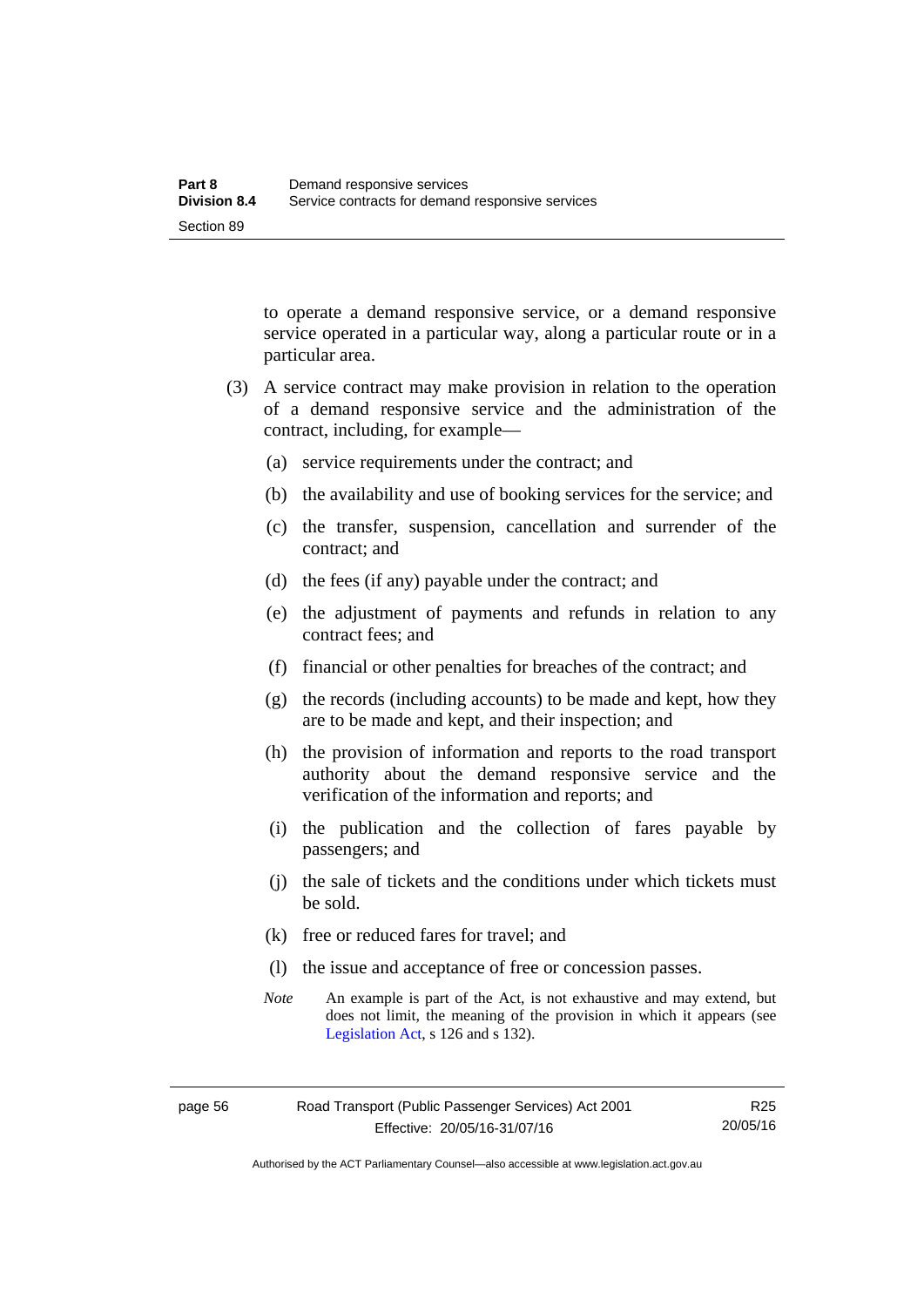to operate a demand responsive service, or a demand responsive service operated in a particular way, along a particular route or in a particular area.

(3) A service contract may make provision in relation to the operation of a demand responsive service and the administration of the contract, including, for example—

(a) service requirements under the contract; and

(b) the availability and use of booking services for the service; and

(c) the transfer, suspension, cancellation and surrender of the contract; and

(d) the fees (if any) payable under the contract; and

(e) the adjustment of payments and refunds in relation to any contract fees; and

(f) financial or other penalties for breaches of the contract; and

(g) the records (including accounts) to be made and kept, how they are to be made and kept, and their inspection; and

(h) the provision of information and reports to the road transport authority about the demand responsive service and the verification of the information and reports; and

(i) the publication and the collection of fares payable by passengers; and

(j) the sale of tickets and the conditions under which tickets must be sold.

(k) free or reduced fares for travel; and

(l) the issue and acceptance of free or concession passes.

*Note* An example is part of the Act, is not exhaustive and may extend, but does not limit, the meaning of the provision in which it appears (see Legislation Act, s 126 and s 132).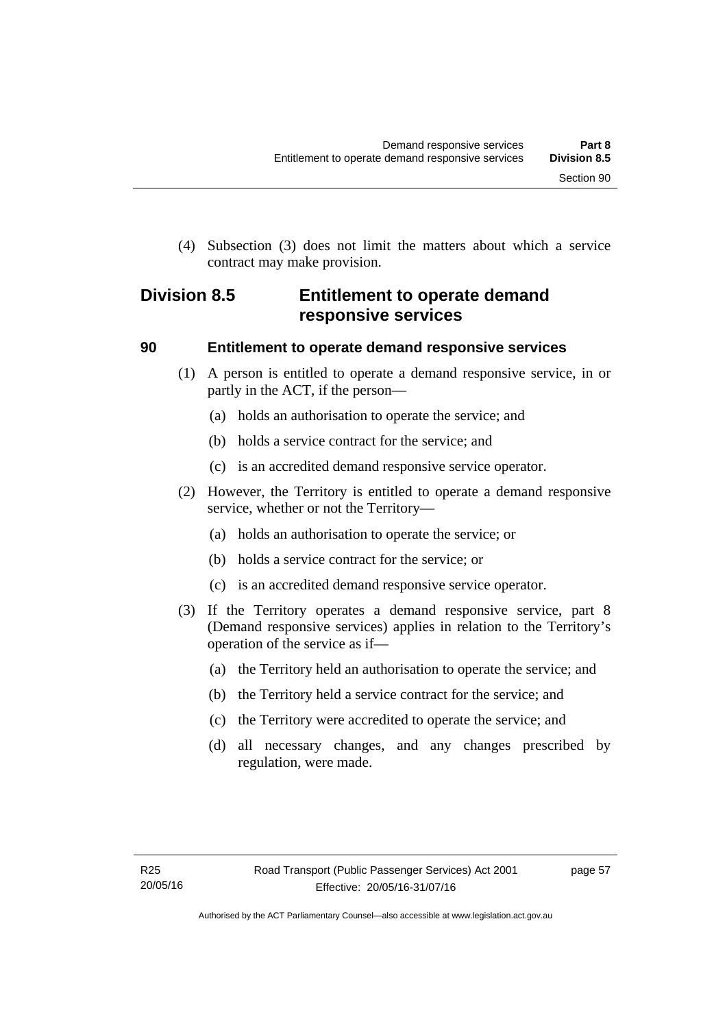(4) Subsection (3) does not limit the matters about which a service contract may make provision.

## Division 8.5 Entitlement to operate demand responsive services

### 90 Entitlement to operate demand responsive services

(1) A person is entitled to operate a demand responsive service, in or partly in the ACT, if the person—

(a) holds an authorisation to operate the service; and

(b) holds a service contract for the service; and

(c) is an accredited demand responsive service operator.

(2) However, the Territory is entitled to operate a demand responsive service, whether or not the Territory—

(a) holds an authorisation to operate the service; or

(b) holds a service contract for the service; or

(c) is an accredited demand responsive service operator.

(3) If the Territory operates a demand responsive service, part 8 (Demand responsive services) applies in relation to the Territory's operation of the service as if—

(a) the Territory held an authorisation to operate the service; and

(b) the Territory held a service contract for the service; and

(c) the Territory were accredited to operate the service; and

(d) all necessary changes, and any changes prescribed by regulation, were made.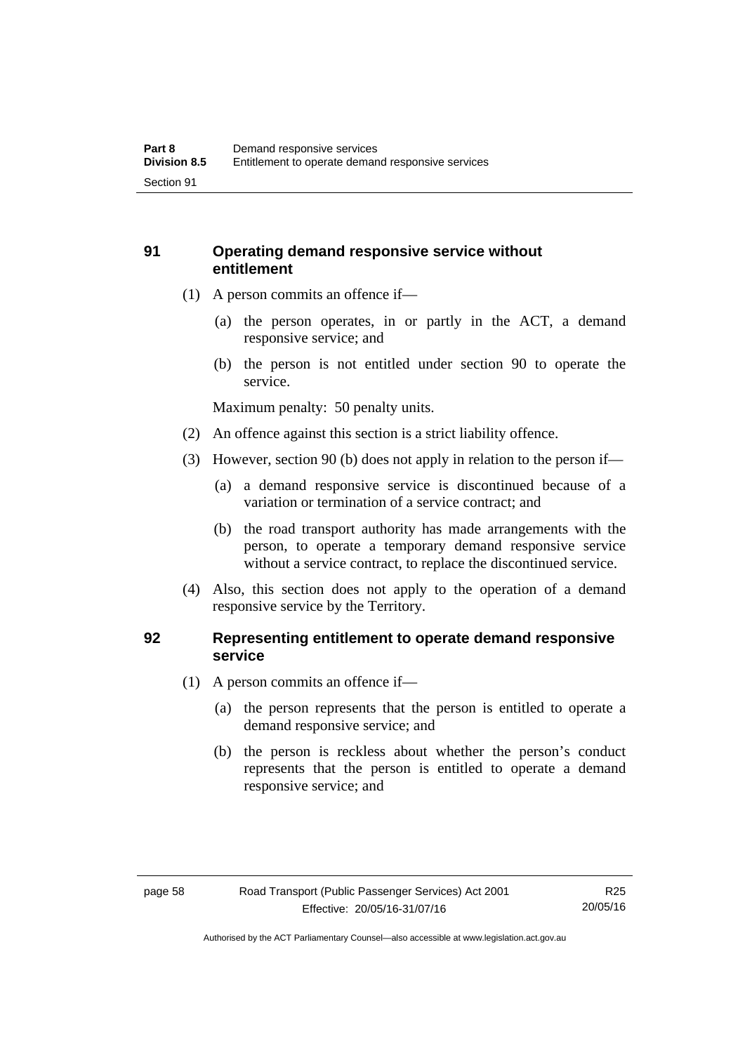## 91 Operating demand responsive service without entitlement

(1) A person commits an offence if—

(a) the person operates, in or partly in the ACT, a demand responsive service; and

(b) the person is not entitled under section 90 to operate the service.

Maximum penalty: 50 penalty units.

(2) An offence against this section is a strict liability offence.

(3) However, section 90 (b) does not apply in relation to the person if—

(a) a demand responsive service is discontinued because of a variation or termination of a service contract; and

(b) the road transport authority has made arrangements with the person, to operate a temporary demand responsive service without a service contract, to replace the discontinued service.

(4) Also, this section does not apply to the operation of a demand responsive service by the Territory.

## 92 Representing entitlement to operate demand responsive service

(1) A person commits an offence if—

(a) the person represents that the person is entitled to operate a demand responsive service; and

(b) the person is reckless about whether the person's conduct represents that the person is entitled to operate a demand responsive service; and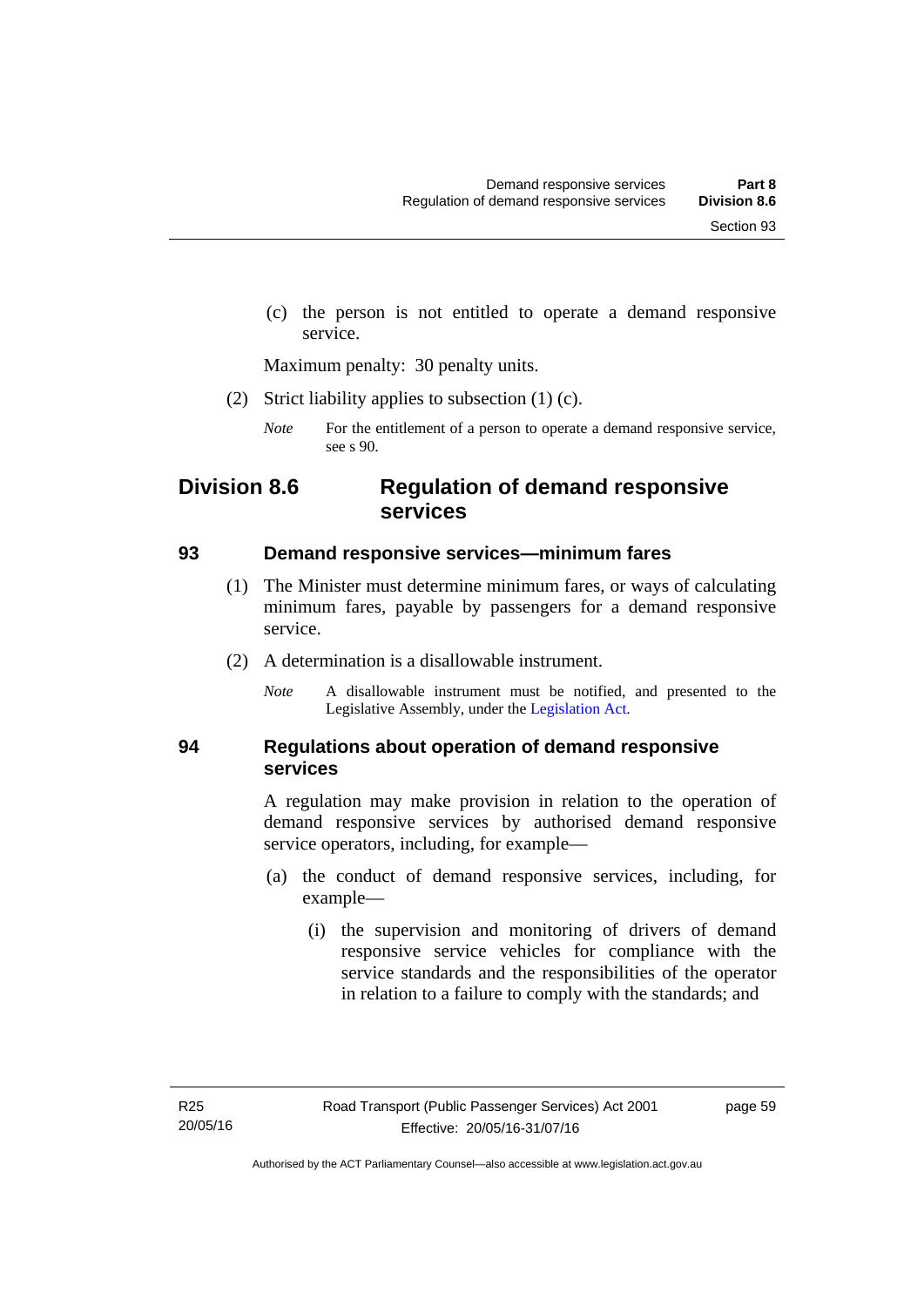(c) the person is not entitled to operate a demand responsive service.

Maximum penalty: 30 penalty units.

(2) Strict liability applies to subsection (1) (c).

*Note* For the entitlement of a person to operate a demand responsive service, see s 90.

## Division 8.6 Regulation of demand responsive services

### 93 Demand responsive services—minimum fares

(1) The Minister must determine minimum fares, or ways of calculating minimum fares, payable by passengers for a demand responsive service.

(2) A determination is a disallowable instrument.

*Note* A disallowable instrument must be notified, and presented to the Legislative Assembly, under the Legislation Act.

### 94 Regulations about operation of demand responsive services

A regulation may make provision in relation to the operation of demand responsive services by authorised demand responsive service operators, including, for example—

(a) the conduct of demand responsive services, including, for example—

(i) the supervision and monitoring of drivers of demand responsive service vehicles for compliance with the service standards and the responsibilities of the operator in relation to a failure to comply with the standards; and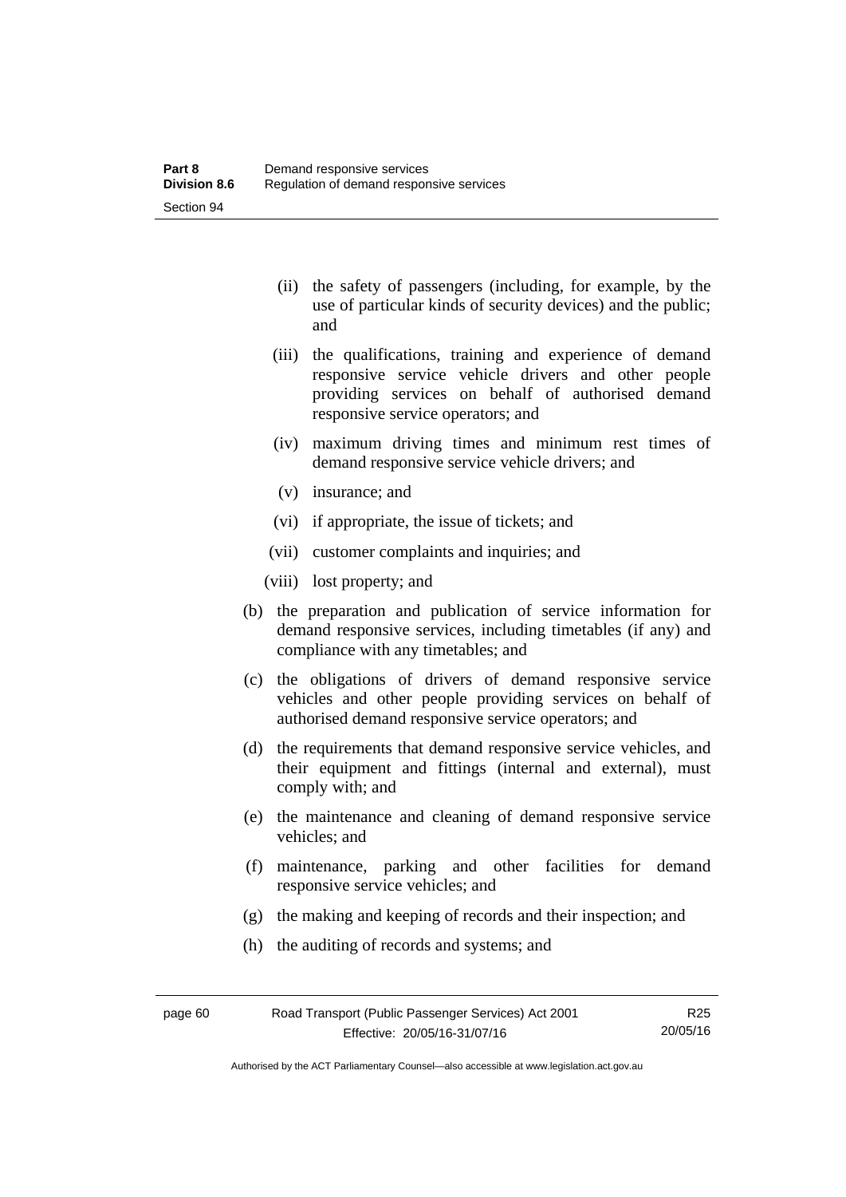- (ii) the safety of passengers (including, for example, by the use of particular kinds of security devices) and the public; and
- (iii) the qualifications, training and experience of demand responsive service vehicle drivers and other people providing services on behalf of authorised demand responsive service operators; and
- (iv) maximum driving times and minimum rest times of demand responsive service vehicle drivers; and
- (v) insurance; and
- (vi) if appropriate, the issue of tickets; and
- (vii) customer complaints and inquiries; and
- (viii) lost property; and

(b) the preparation and publication of service information for demand responsive services, including timetables (if any) and compliance with any timetables; and

(c) the obligations of drivers of demand responsive service vehicles and other people providing services on behalf of authorised demand responsive service operators; and

(d) the requirements that demand responsive service vehicles, and their equipment and fittings (internal and external), must comply with; and

(e) the maintenance and cleaning of demand responsive service vehicles; and

(f) maintenance, parking and other facilities for demand responsive service vehicles; and

(g) the making and keeping of records and their inspection; and

(h) the auditing of records and systems; and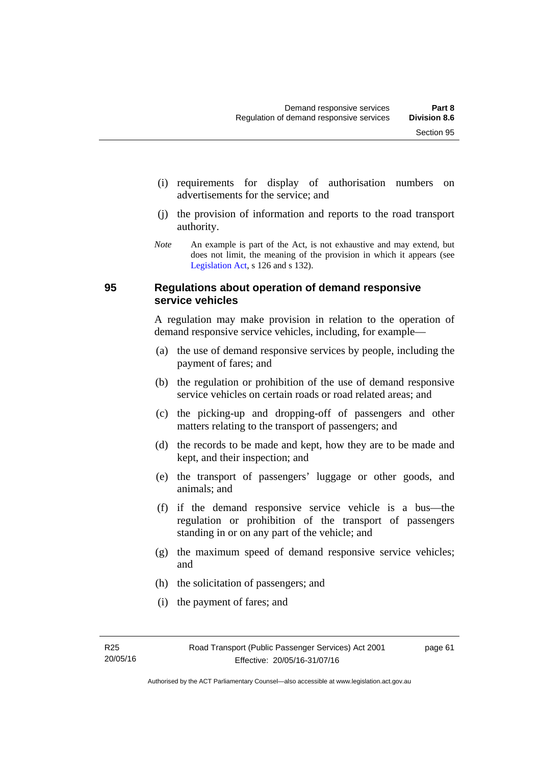(i) requirements for display of authorisation numbers on advertisements for the service; and

(j) the provision of information and reports to the road transport authority.

*Note* An example is part of the Act, is not exhaustive and may extend, but does not limit, the meaning of the provision in which it appears (see Legislation Act, s 126 and s 132).

### 95 Regulations about operation of demand responsive service vehicles

A regulation may make provision in relation to the operation of demand responsive service vehicles, including, for example—

(a) the use of demand responsive services by people, including the payment of fares; and

(b) the regulation or prohibition of the use of demand responsive service vehicles on certain roads or road related areas; and

(c) the picking-up and dropping-off of passengers and other matters relating to the transport of passengers; and

(d) the records to be made and kept, how they are to be made and kept, and their inspection; and

(e) the transport of passengers' luggage or other goods, and animals; and

(f) if the demand responsive service vehicle is a bus—the regulation or prohibition of the transport of passengers standing in or on any part of the vehicle; and

(g) the maximum speed of demand responsive service vehicles; and

(h) the solicitation of passengers; and

(i) the payment of fares; and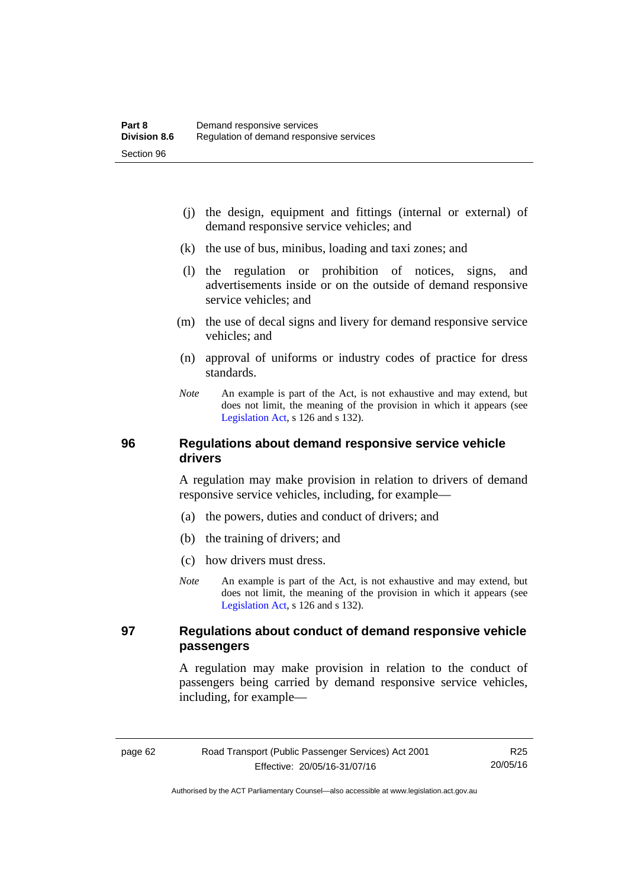(j) the design, equipment and fittings (internal or external) of demand responsive service vehicles; and

(k) the use of bus, minibus, loading and taxi zones; and

(l) the regulation or prohibition of notices, signs, and advertisements inside or on the outside of demand responsive service vehicles; and

(m) the use of decal signs and livery for demand responsive service vehicles; and

(n) approval of uniforms or industry codes of practice for dress standards.

*Note* An example is part of the Act, is not exhaustive and may extend, but does not limit, the meaning of the provision in which it appears (see Legislation Act, s 126 and s 132).

## 96 Regulations about demand responsive service vehicle drivers

A regulation may make provision in relation to drivers of demand responsive service vehicles, including, for example—

(a) the powers, duties and conduct of drivers; and

(b) the training of drivers; and

(c) how drivers must dress.

*Note* An example is part of the Act, is not exhaustive and may extend, but does not limit, the meaning of the provision in which it appears (see Legislation Act, s 126 and s 132).

## 97 Regulations about conduct of demand responsive vehicle passengers

A regulation may make provision in relation to the conduct of passengers being carried by demand responsive service vehicles, including, for example—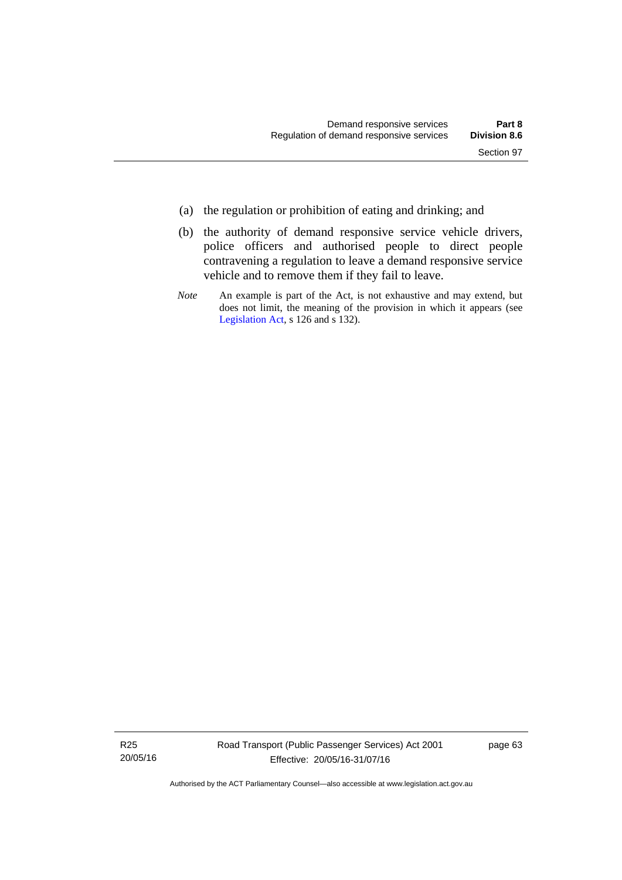(a) the regulation or prohibition of eating and drinking; and

(b) the authority of demand responsive service vehicle drivers, police officers and authorised people to direct people contravening a regulation to leave a demand responsive service vehicle and to remove them if they fail to leave.

*Note* An example is part of the Act, is not exhaustive and may extend, but does not limit, the meaning of the provision in which it appears (see Legislation Act, s 126 and s 132).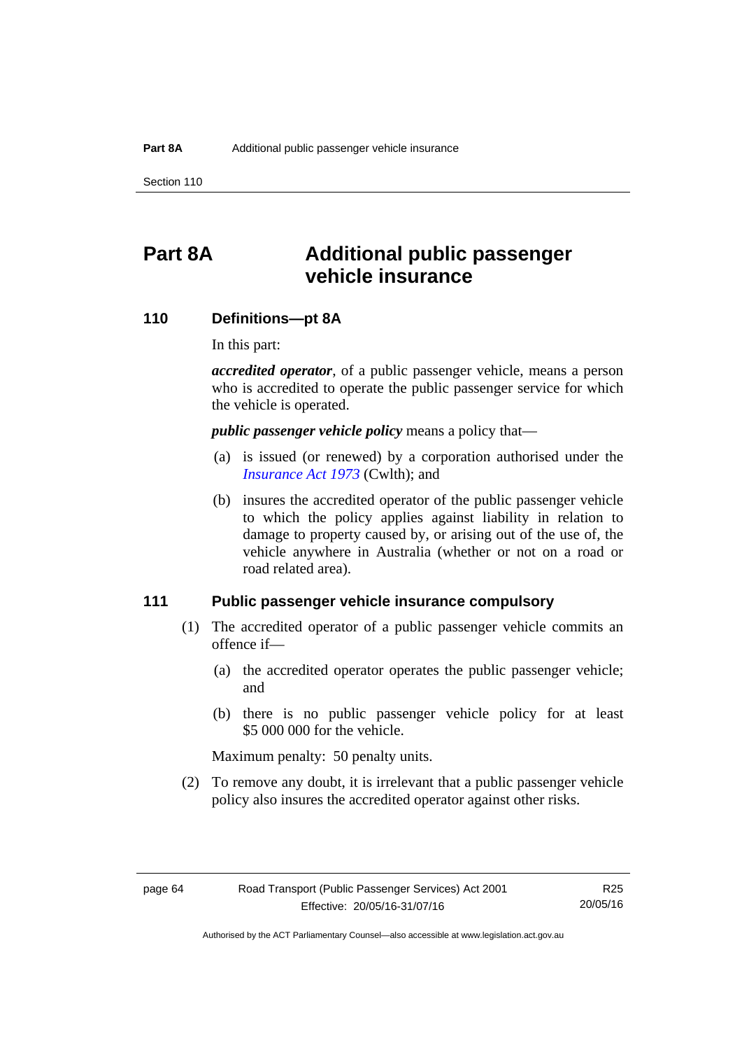# Part 8A Additional public passenger vehicle insurance

## 110 Definitions—pt 8A

In this part:

***accredited operator***, of a public passenger vehicle, means a person who is accredited to operate the public passenger service for which the vehicle is operated.

***public passenger vehicle policy*** means a policy that—

(a) is issued (or renewed) by a corporation authorised under the *Insurance Act 1973* (Cwlth); and

(b) insures the accredited operator of the public passenger vehicle to which the policy applies against liability in relation to damage to property caused by, or arising out of the use of, the vehicle anywhere in Australia (whether or not on a road or road related area).

## 111 Public passenger vehicle insurance compulsory

(1) The accredited operator of a public passenger vehicle commits an offence if—

(a) the accredited operator operates the public passenger vehicle; and

(b) there is no public passenger vehicle policy for at least $5 000 000 for the vehicle.

Maximum penalty: 50 penalty units.

(2) To remove any doubt, it is irrelevant that a public passenger vehicle policy also insures the accredited operator against other risks.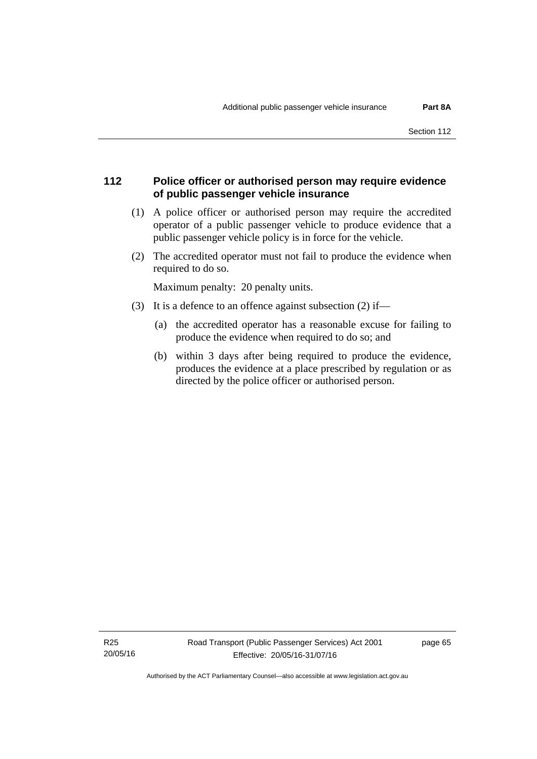## 112 Police officer or authorised person may require evidence of public passenger vehicle insurance

(1) A police officer or authorised person may require the accredited operator of a public passenger vehicle to produce evidence that a public passenger vehicle policy is in force for the vehicle.

(2) The accredited operator must not fail to produce the evidence when required to do so.

Maximum penalty: 20 penalty units.

(3) It is a defence to an offence against subsection (2) if—

(a) the accredited operator has a reasonable excuse for failing to produce the evidence when required to do so; and

(b) within 3 days after being required to produce the evidence, produces the evidence at a place prescribed by regulation or as directed by the police officer or authorised person.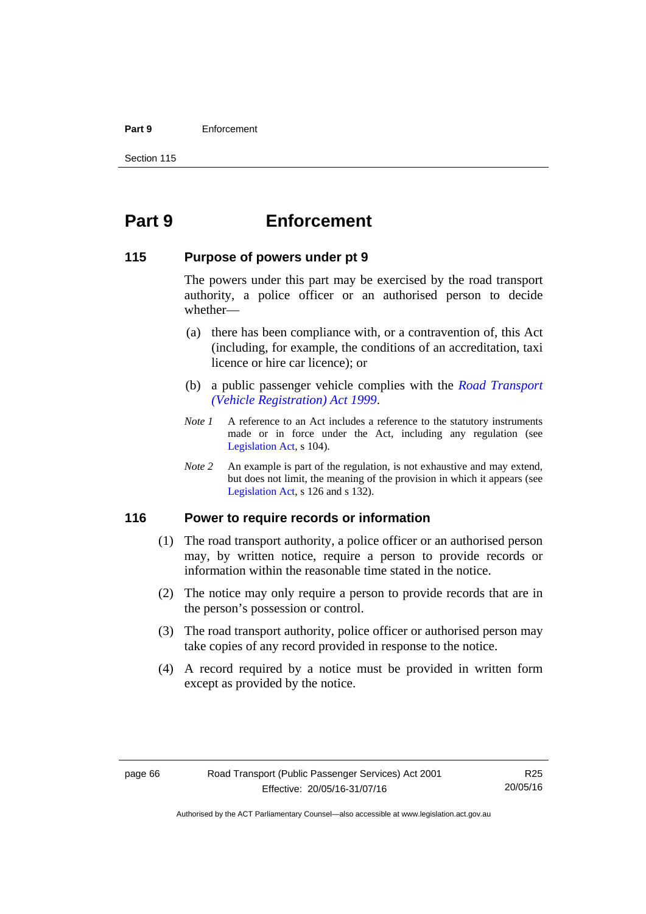# Part 9 Enforcement

## 115 Purpose of powers under pt 9

The powers under this part may be exercised by the road transport authority, a police officer or an authorised person to decide whether—

(a) there has been compliance with, or a contravention of, this Act (including, for example, the conditions of an accreditation, taxi licence or hire car licence); or

(b) a public passenger vehicle complies with the *Road Transport (Vehicle Registration) Act 1999*.

*Note 1* A reference to an Act includes a reference to the statutory instruments made or in force under the Act, including any regulation (see Legislation Act, s 104).

*Note 2* An example is part of the regulation, is not exhaustive and may extend, but does not limit, the meaning of the provision in which it appears (see Legislation Act, s 126 and s 132).

## 116 Power to require records or information

(1) The road transport authority, a police officer or an authorised person may, by written notice, require a person to provide records or information within the reasonable time stated in the notice.

(2) The notice may only require a person to provide records that are in the person's possession or control.

(3) The road transport authority, police officer or authorised person may take copies of any record provided in response to the notice.

(4) A record required by a notice must be provided in written form except as provided by the notice.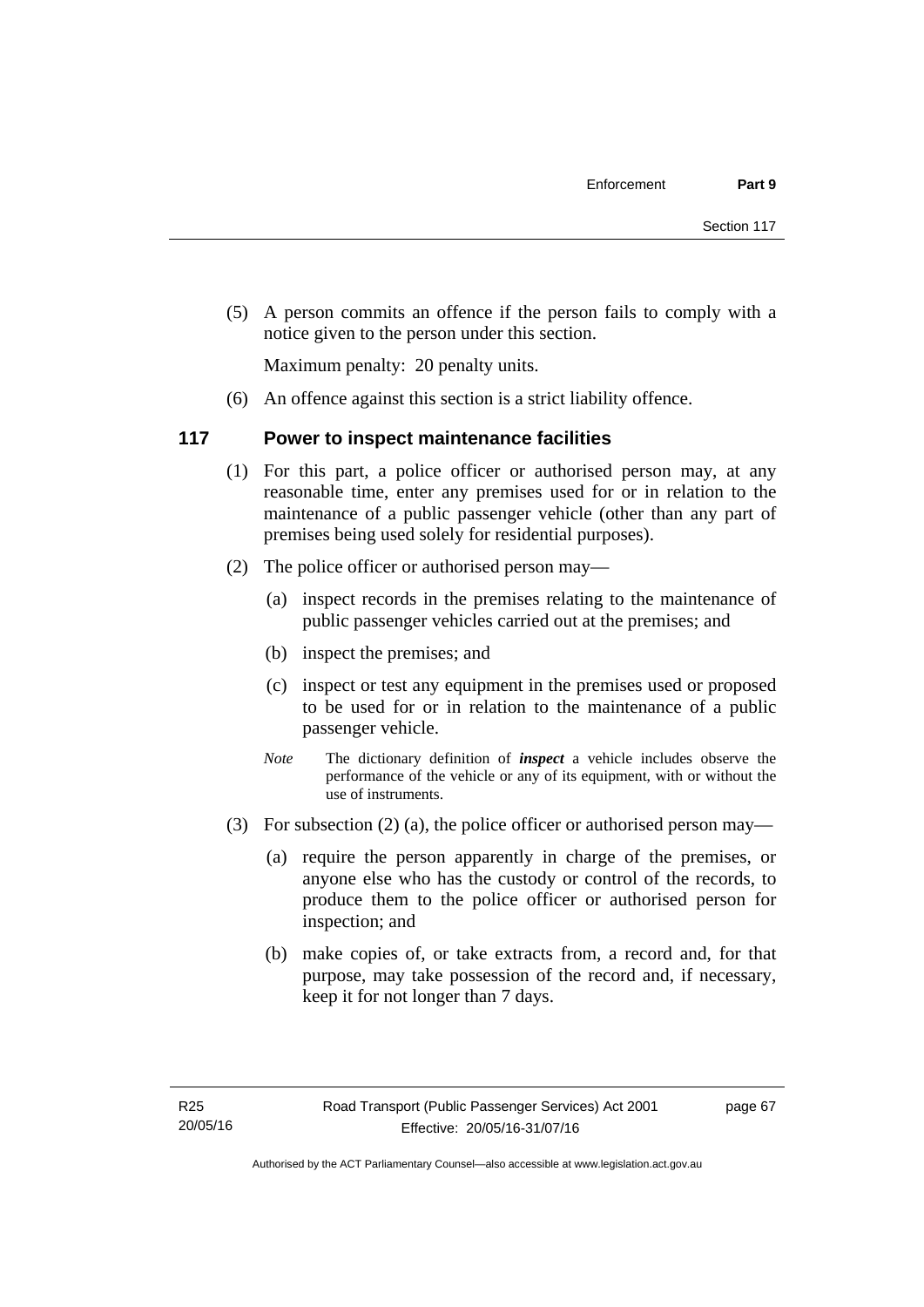(5) A person commits an offence if the person fails to comply with a notice given to the person under this section.

Maximum penalty: 20 penalty units.

(6) An offence against this section is a strict liability offence.

### 117 Power to inspect maintenance facilities

(1) For this part, a police officer or authorised person may, at any reasonable time, enter any premises used for or in relation to the maintenance of a public passenger vehicle (other than any part of premises being used solely for residential purposes).

(2) The police officer or authorised person may—

(a) inspect records in the premises relating to the maintenance of public passenger vehicles carried out at the premises; and

(b) inspect the premises; and

(c) inspect or test any equipment in the premises used or proposed to be used for or in relation to the maintenance of a public passenger vehicle.

*Note* The dictionary definition of ***inspect*** a vehicle includes observe the performance of the vehicle or any of its equipment, with or without the use of instruments.

(3) For subsection (2) (a), the police officer or authorised person may—

(a) require the person apparently in charge of the premises, or anyone else who has the custody or control of the records, to produce them to the police officer or authorised person for inspection; and

(b) make copies of, or take extracts from, a record and, for that purpose, may take possession of the record and, if necessary, keep it for not longer than 7 days.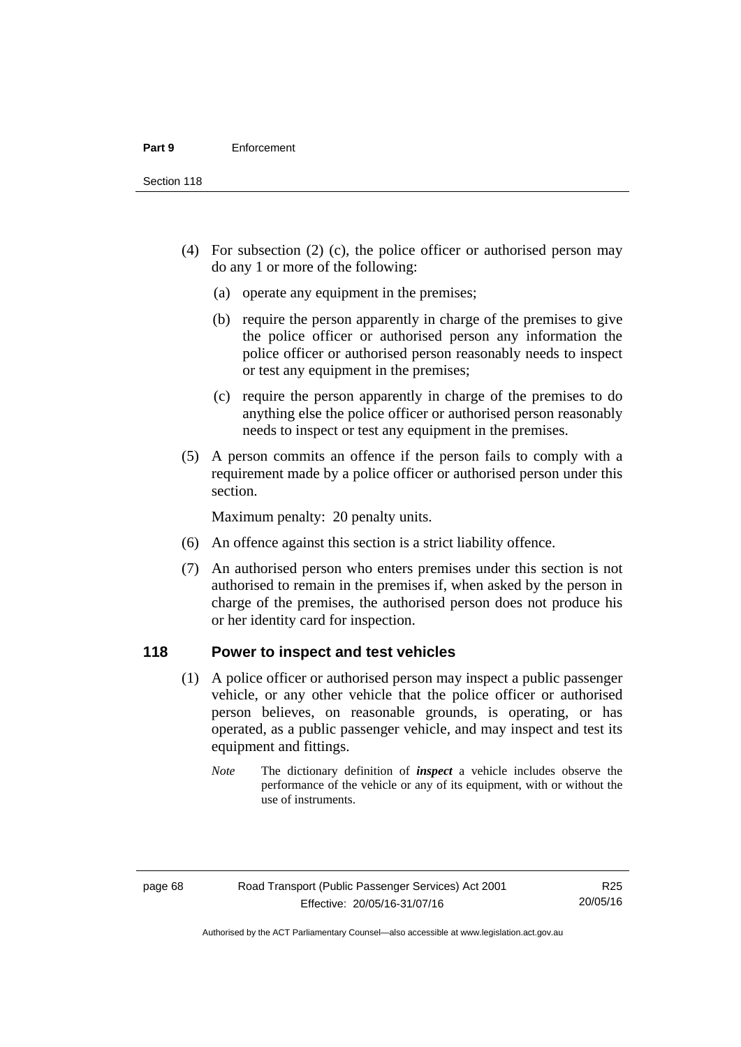(4) For subsection (2) (c), the police officer or authorised person may do any 1 or more of the following:

  (a) operate any equipment in the premises;

  (b) require the person apparently in charge of the premises to give the police officer or authorised person any information the police officer or authorised person reasonably needs to inspect or test any equipment in the premises;

  (c) require the person apparently in charge of the premises to do anything else the police officer or authorised person reasonably needs to inspect or test any equipment in the premises.

(5) A person commits an offence if the person fails to comply with a requirement made by a police officer or authorised person under this section.

Maximum penalty: 20 penalty units.

(6) An offence against this section is a strict liability offence.

(7) An authorised person who enters premises under this section is not authorised to remain in the premises if, when asked by the person in charge of the premises, the authorised person does not produce his or her identity card for inspection.

## 118 Power to inspect and test vehicles

(1) A police officer or authorised person may inspect a public passenger vehicle, or any other vehicle that the police officer or authorised person believes, on reasonable grounds, is operating, or has operated, as a public passenger vehicle, and may inspect and test its equipment and fittings.

*Note* The dictionary definition of ***inspect*** a vehicle includes observe the performance of the vehicle or any of its equipment, with or without the use of instruments.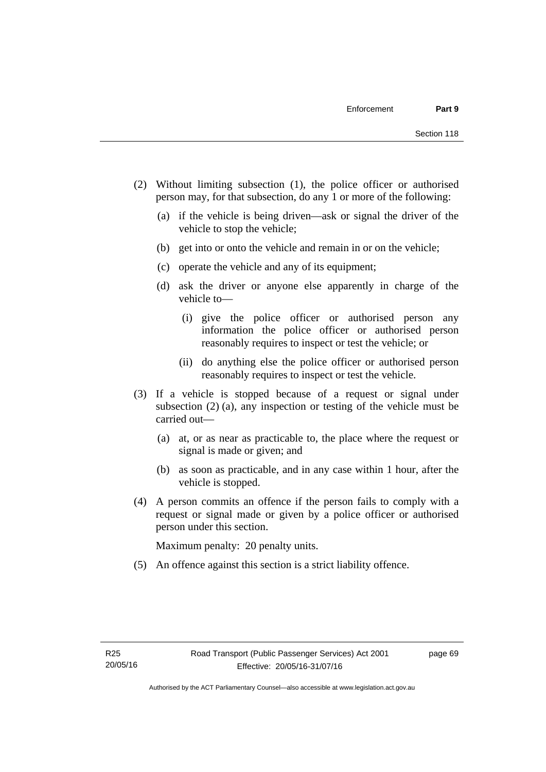(2) Without limiting subsection (1), the police officer or authorised person may, for that subsection, do any 1 or more of the following:

  (a) if the vehicle is being driven—ask or signal the driver of the vehicle to stop the vehicle;

  (b) get into or onto the vehicle and remain in or on the vehicle;

  (c) operate the vehicle and any of its equipment;

  (d) ask the driver or anyone else apparently in charge of the vehicle to—

    (i) give the police officer or authorised person any information the police officer or authorised person reasonably requires to inspect or test the vehicle; or

    (ii) do anything else the police officer or authorised person reasonably requires to inspect or test the vehicle.

(3) If a vehicle is stopped because of a request or signal under subsection (2) (a), any inspection or testing of the vehicle must be carried out—

  (a) at, or as near as practicable to, the place where the request or signal is made or given; and

  (b) as soon as practicable, and in any case within 1 hour, after the vehicle is stopped.

(4) A person commits an offence if the person fails to comply with a request or signal made or given by a police officer or authorised person under this section.

Maximum penalty: 20 penalty units.

(5) An offence against this section is a strict liability offence.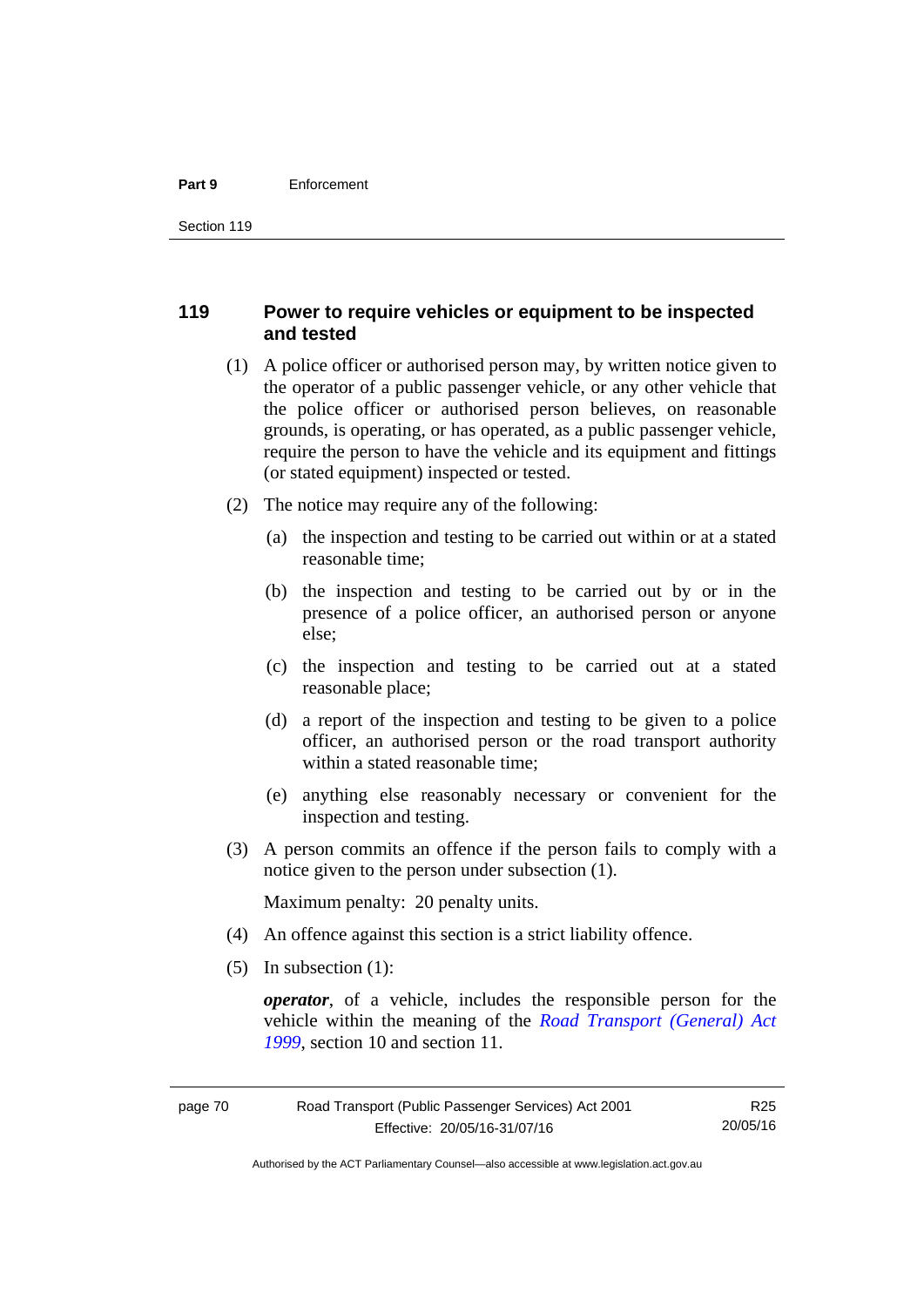## 119 Power to require vehicles or equipment to be inspected and tested

(1) A police officer or authorised person may, by written notice given to the operator of a public passenger vehicle, or any other vehicle that the police officer or authorised person believes, on reasonable grounds, is operating, or has operated, as a public passenger vehicle, require the person to have the vehicle and its equipment and fittings (or stated equipment) inspected or tested.

(2) The notice may require any of the following:

(a) the inspection and testing to be carried out within or at a stated reasonable time;

(b) the inspection and testing to be carried out by or in the presence of a police officer, an authorised person or anyone else;

(c) the inspection and testing to be carried out at a stated reasonable place;

(d) a report of the inspection and testing to be given to a police officer, an authorised person or the road transport authority within a stated reasonable time;

(e) anything else reasonably necessary or convenient for the inspection and testing.

(3) A person commits an offence if the person fails to comply with a notice given to the person under subsection (1).

Maximum penalty: 20 penalty units.

(4) An offence against this section is a strict liability offence.

(5) In subsection (1):

***operator***, of a vehicle, includes the responsible person for the vehicle within the meaning of the *Road Transport (General) Act 1999*, section 10 and section 11.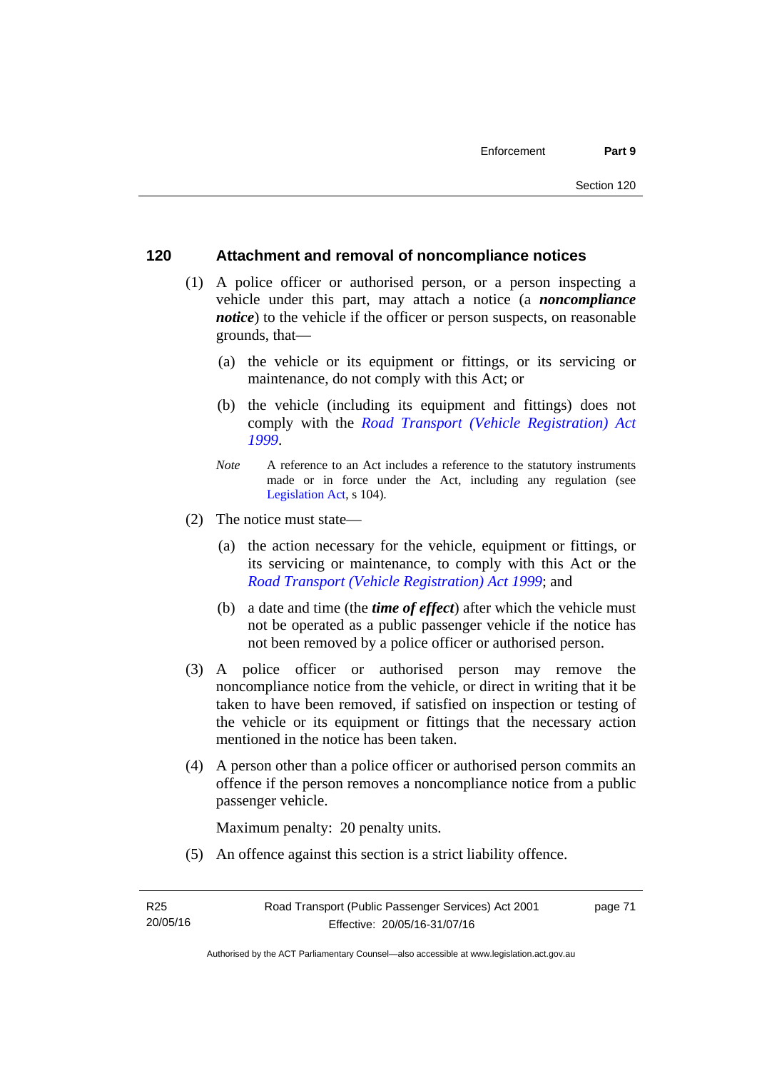## 120 Attachment and removal of noncompliance notices

(1) A police officer or authorised person, or a person inspecting a vehicle under this part, may attach a notice (a ***noncompliance notice***) to the vehicle if the officer or person suspects, on reasonable grounds, that—

(a) the vehicle or its equipment or fittings, or its servicing or maintenance, do not comply with this Act; or

(b) the vehicle (including its equipment and fittings) does not comply with the *Road Transport (Vehicle Registration) Act 1999*.

*Note* A reference to an Act includes a reference to the statutory instruments made or in force under the Act, including any regulation (see Legislation Act, s 104).

(2) The notice must state—

(a) the action necessary for the vehicle, equipment or fittings, or its servicing or maintenance, to comply with this Act or the *Road Transport (Vehicle Registration) Act 1999*; and

(b) a date and time (the ***time of effect***) after which the vehicle must not be operated as a public passenger vehicle if the notice has not been removed by a police officer or authorised person.

(3) A police officer or authorised person may remove the noncompliance notice from the vehicle, or direct in writing that it be taken to have been removed, if satisfied on inspection or testing of the vehicle or its equipment or fittings that the necessary action mentioned in the notice has been taken.

(4) A person other than a police officer or authorised person commits an offence if the person removes a noncompliance notice from a public passenger vehicle.

Maximum penalty: 20 penalty units.

(5) An offence against this section is a strict liability offence.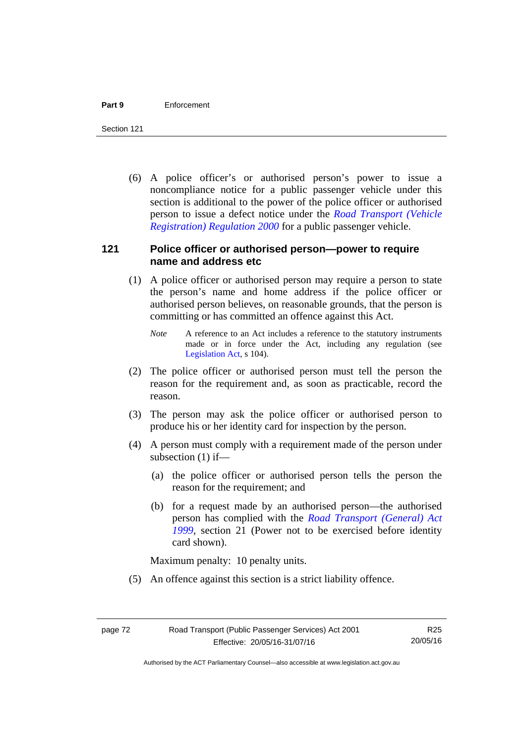(6) A police officer's or authorised person's power to issue a noncompliance notice for a public passenger vehicle under this section is additional to the power of the police officer or authorised person to issue a defect notice under the *Road Transport (Vehicle Registration) Regulation 2000* for a public passenger vehicle.

### 121 Police officer or authorised person—power to require name and address etc

(1) A police officer or authorised person may require a person to state the person's name and home address if the police officer or authorised person believes, on reasonable grounds, that the person is committing or has committed an offence against this Act.

*Note* A reference to an Act includes a reference to the statutory instruments made or in force under the Act, including any regulation (see Legislation Act, s 104).

(2) The police officer or authorised person must tell the person the reason for the requirement and, as soon as practicable, record the reason.

(3) The person may ask the police officer or authorised person to produce his or her identity card for inspection by the person.

(4) A person must comply with a requirement made of the person under subsection (1) if—

(a) the police officer or authorised person tells the person the reason for the requirement; and

(b) for a request made by an authorised person—the authorised person has complied with the *Road Transport (General) Act 1999*, section 21 (Power not to be exercised before identity card shown).

Maximum penalty: 10 penalty units.

(5) An offence against this section is a strict liability offence.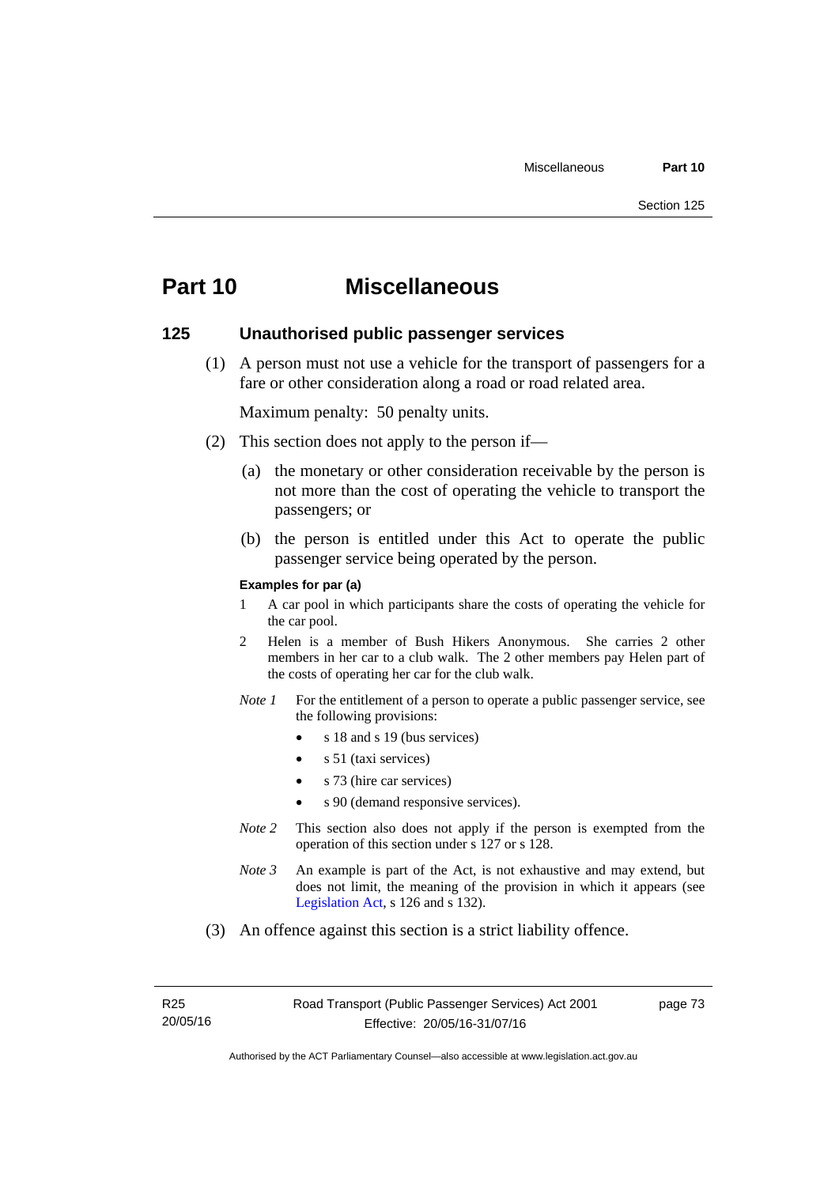# Part 10 Miscellaneous

## 125 Unauthorised public passenger services

(1) A person must not use a vehicle for the transport of passengers for a fare or other consideration along a road or road related area.

Maximum penalty: 50 penalty units.

(2) This section does not apply to the person if—

(a) the monetary or other consideration receivable by the person is not more than the cost of operating the vehicle to transport the passengers; or

(b) the person is entitled under this Act to operate the public passenger service being operated by the person.

**Examples for par (a)**

1 A car pool in which participants share the costs of operating the vehicle for the car pool.

2 Helen is a member of Bush Hikers Anonymous. She carries 2 other members in her car to a club walk. The 2 other members pay Helen part of the costs of operating her car for the club walk.

*Note 1* For the entitlement of a person to operate a public passenger service, see the following provisions:

- s 18 and s 19 (bus services)
- s 51 (taxi services)
- s 73 (hire car services)
- s 90 (demand responsive services).

*Note 2* This section also does not apply if the person is exempted from the operation of this section under s 127 or s 128.

*Note 3* An example is part of the Act, is not exhaustive and may extend, but does not limit, the meaning of the provision in which it appears (see Legislation Act, s 126 and s 132).

(3) An offence against this section is a strict liability offence.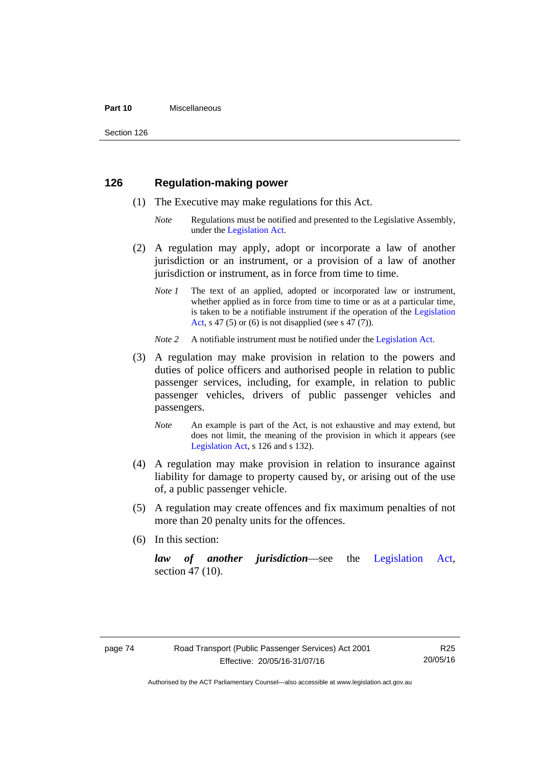## 126 Regulation-making power

(1) The Executive may make regulations for this Act.

*Note* Regulations must be notified and presented to the Legislative Assembly, under the Legislation Act.

(2) A regulation may apply, adopt or incorporate a law of another jurisdiction or an instrument, or a provision of a law of another jurisdiction or instrument, as in force from time to time.

*Note 1* The text of an applied, adopted or incorporated law or instrument, whether applied as in force from time to time or as at a particular time, is taken to be a notifiable instrument if the operation of the Legislation Act, s 47 (5) or (6) is not disapplied (see s 47 (7)).

*Note 2* A notifiable instrument must be notified under the Legislation Act.

(3) A regulation may make provision in relation to the powers and duties of police officers and authorised people in relation to public passenger services, including, for example, in relation to public passenger vehicles, drivers of public passenger vehicles and passengers.

*Note* An example is part of the Act, is not exhaustive and may extend, but does not limit, the meaning of the provision in which it appears (see Legislation Act, s 126 and s 132).

(4) A regulation may make provision in relation to insurance against liability for damage to property caused by, or arising out of the use of, a public passenger vehicle.

(5) A regulation may create offences and fix maximum penalties of not more than 20 penalty units for the offences.

(6) In this section:

***law of another jurisdiction***—see the Legislation Act, section 47 (10).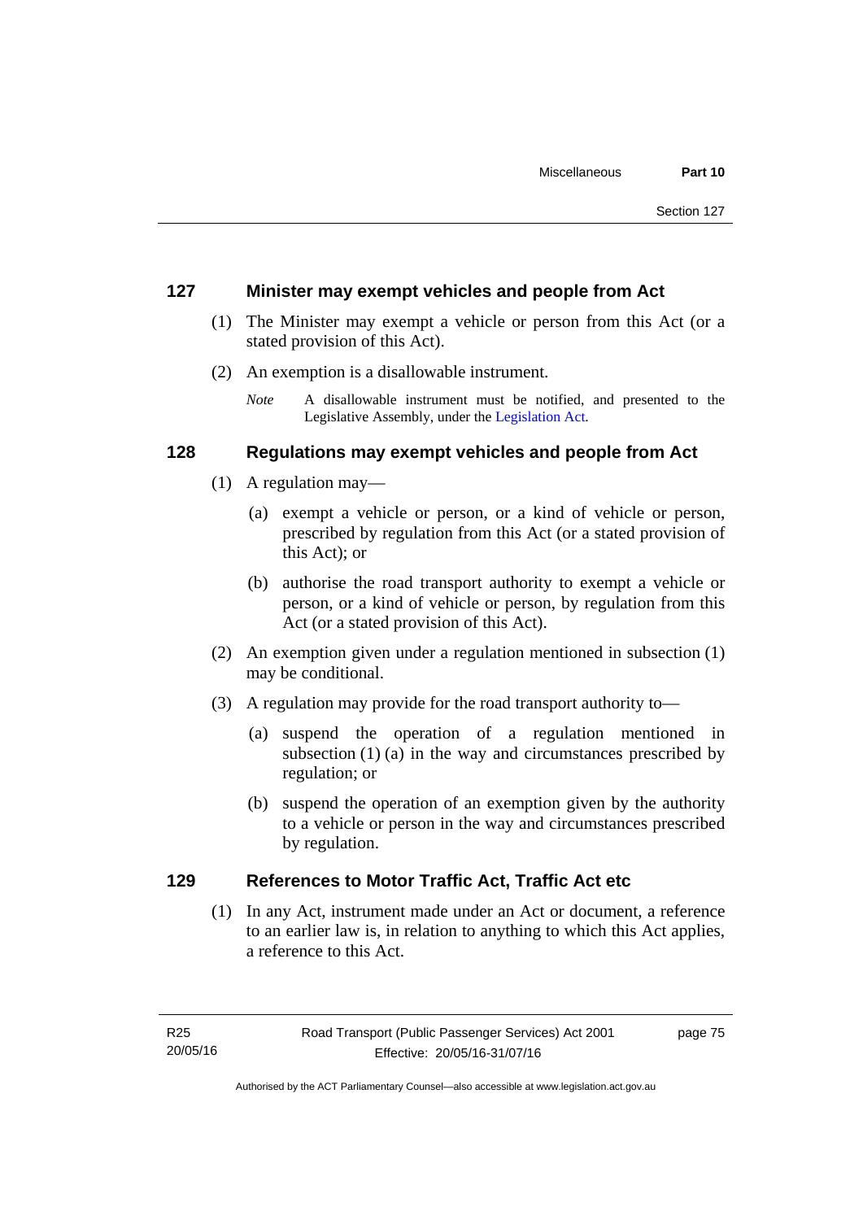## 127 Minister may exempt vehicles and people from Act

(1) The Minister may exempt a vehicle or person from this Act (or a stated provision of this Act).

(2) An exemption is a disallowable instrument.

*Note* A disallowable instrument must be notified, and presented to the Legislative Assembly, under the Legislation Act.

## 128 Regulations may exempt vehicles and people from Act

(1) A regulation may—

(a) exempt a vehicle or person, or a kind of vehicle or person, prescribed by regulation from this Act (or a stated provision of this Act); or

(b) authorise the road transport authority to exempt a vehicle or person, or a kind of vehicle or person, by regulation from this Act (or a stated provision of this Act).

(2) An exemption given under a regulation mentioned in subsection (1) may be conditional.

(3) A regulation may provide for the road transport authority to—

(a) suspend the operation of a regulation mentioned in subsection (1) (a) in the way and circumstances prescribed by regulation; or

(b) suspend the operation of an exemption given by the authority to a vehicle or person in the way and circumstances prescribed by regulation.

## 129 References to Motor Traffic Act, Traffic Act etc

(1) In any Act, instrument made under an Act or document, a reference to an earlier law is, in relation to anything to which this Act applies, a reference to this Act.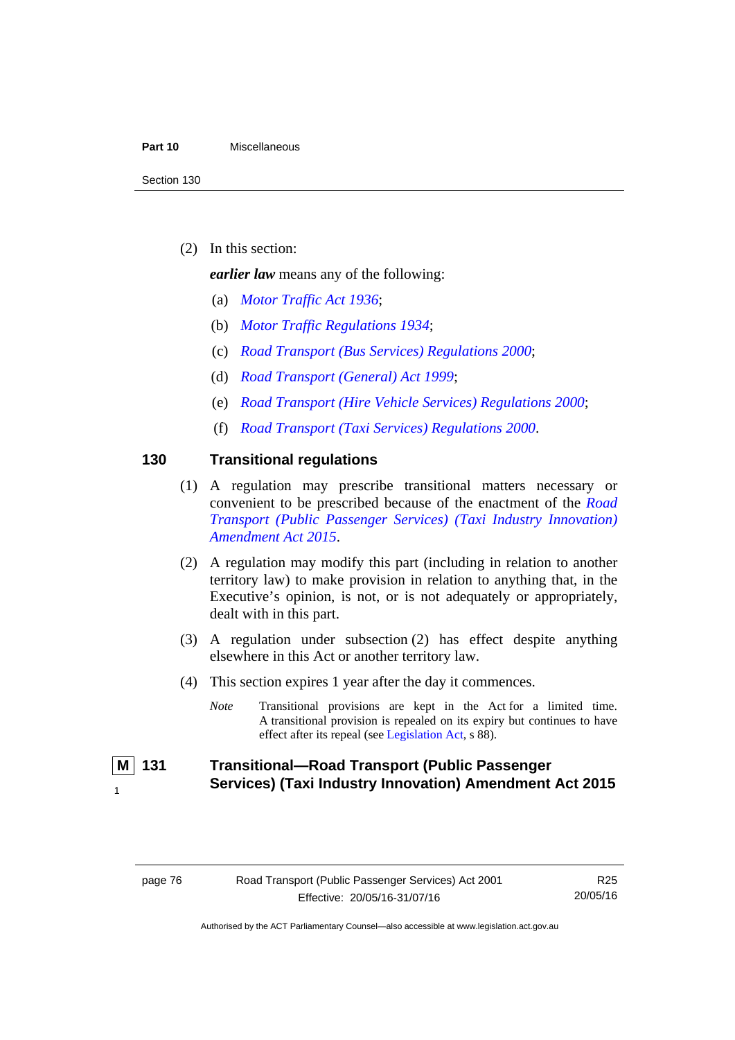(2) In this section:

***earlier law*** means any of the following:

(a) *Motor Traffic Act 1936*;

(b) *Motor Traffic Regulations 1934*;

(c) *Road Transport (Bus Services) Regulations 2000*;

(d) *Road Transport (General) Act 1999*;

(e) *Road Transport (Hire Vehicle Services) Regulations 2000*;

(f) *Road Transport (Taxi Services) Regulations 2000*.

### 130 Transitional regulations

(1) A regulation may prescribe transitional matters necessary or convenient to be prescribed because of the enactment of the *Road Transport (Public Passenger Services) (Taxi Industry Innovation) Amendment Act 2015*.

(2) A regulation may modify this part (including in relation to another territory law) to make provision in relation to anything that, in the Executive's opinion, is not, or is not adequately or appropriately, dealt with in this part.

(3) A regulation under subsection (2) has effect despite anything elsewhere in this Act or another territory law.

(4) This section expires 1 year after the day it commences.

*Note* Transitional provisions are kept in the Act for a limited time. A transitional provision is repealed on its expiry but continues to have effect after its repeal (see Legislation Act, s 88).

### M 1 131 Transitional—Road Transport (Public Passenger Services) (Taxi Industry Innovation) Amendment Act 2015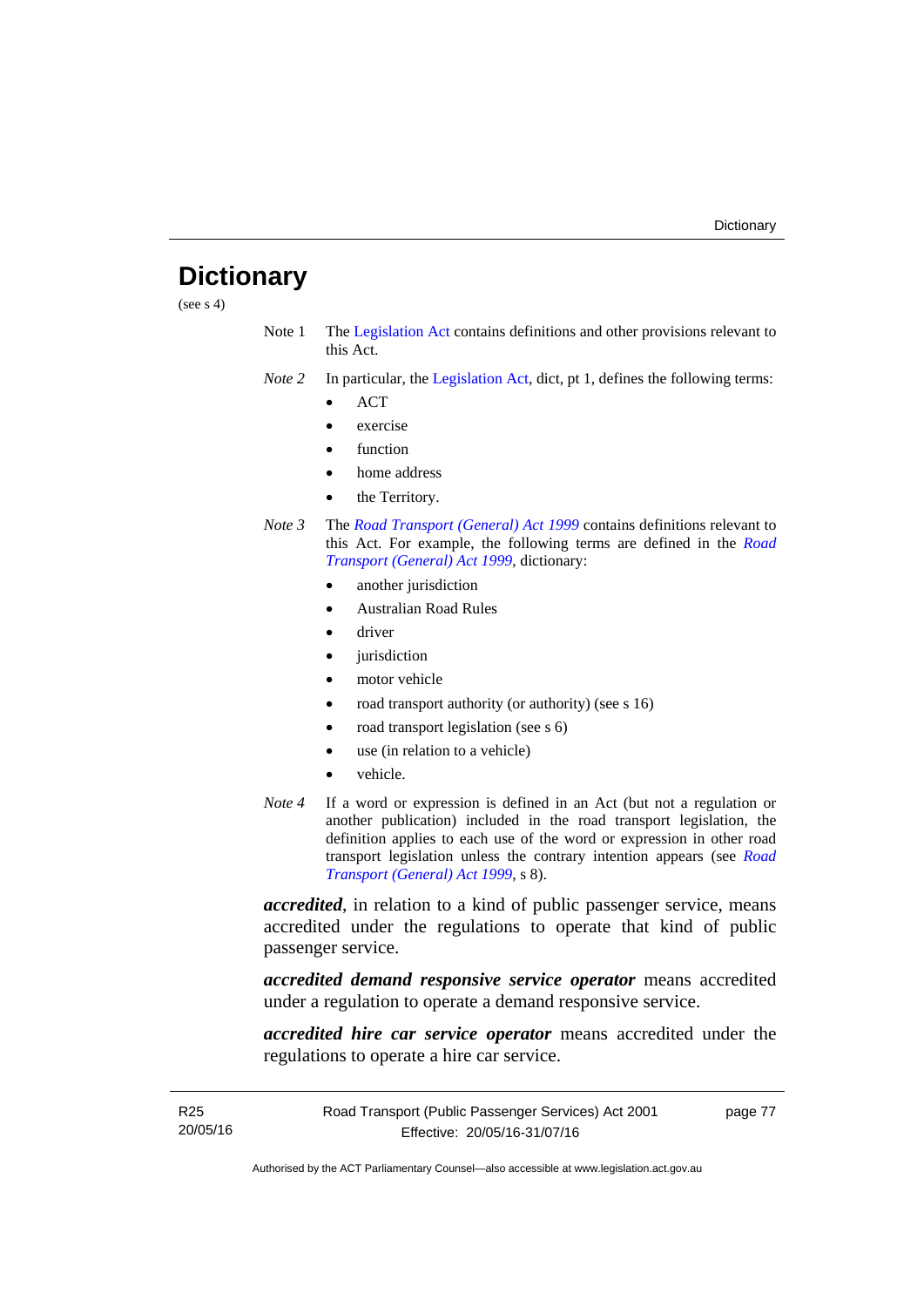# Dictionary

(see s 4)

Note 1 The Legislation Act contains definitions and other provisions relevant to this Act.

*Note 2* In particular, the Legislation Act, dict, pt 1, defines the following terms:

- ACT
- exercise
- function
- home address
- the Territory.

*Note 3* The *Road Transport (General) Act 1999* contains definitions relevant to this Act. For example, the following terms are defined in the *Road Transport (General) Act 1999*, dictionary:

- another jurisdiction
- Australian Road Rules
- driver
- jurisdiction
- motor vehicle
- road transport authority (or authority) (see s 16)
- road transport legislation (see s 6)
- use (in relation to a vehicle)
- vehicle.

*Note 4* If a word or expression is defined in an Act (but not a regulation or another publication) included in the road transport legislation, the definition applies to each use of the word or expression in other road transport legislation unless the contrary intention appears (see *Road Transport (General) Act 1999*, s 8).

***accredited***, in relation to a kind of public passenger service, means accredited under the regulations to operate that kind of public passenger service.

***accredited demand responsive service operator*** means accredited under a regulation to operate a demand responsive service.

***accredited hire car service operator*** means accredited under the regulations to operate a hire car service.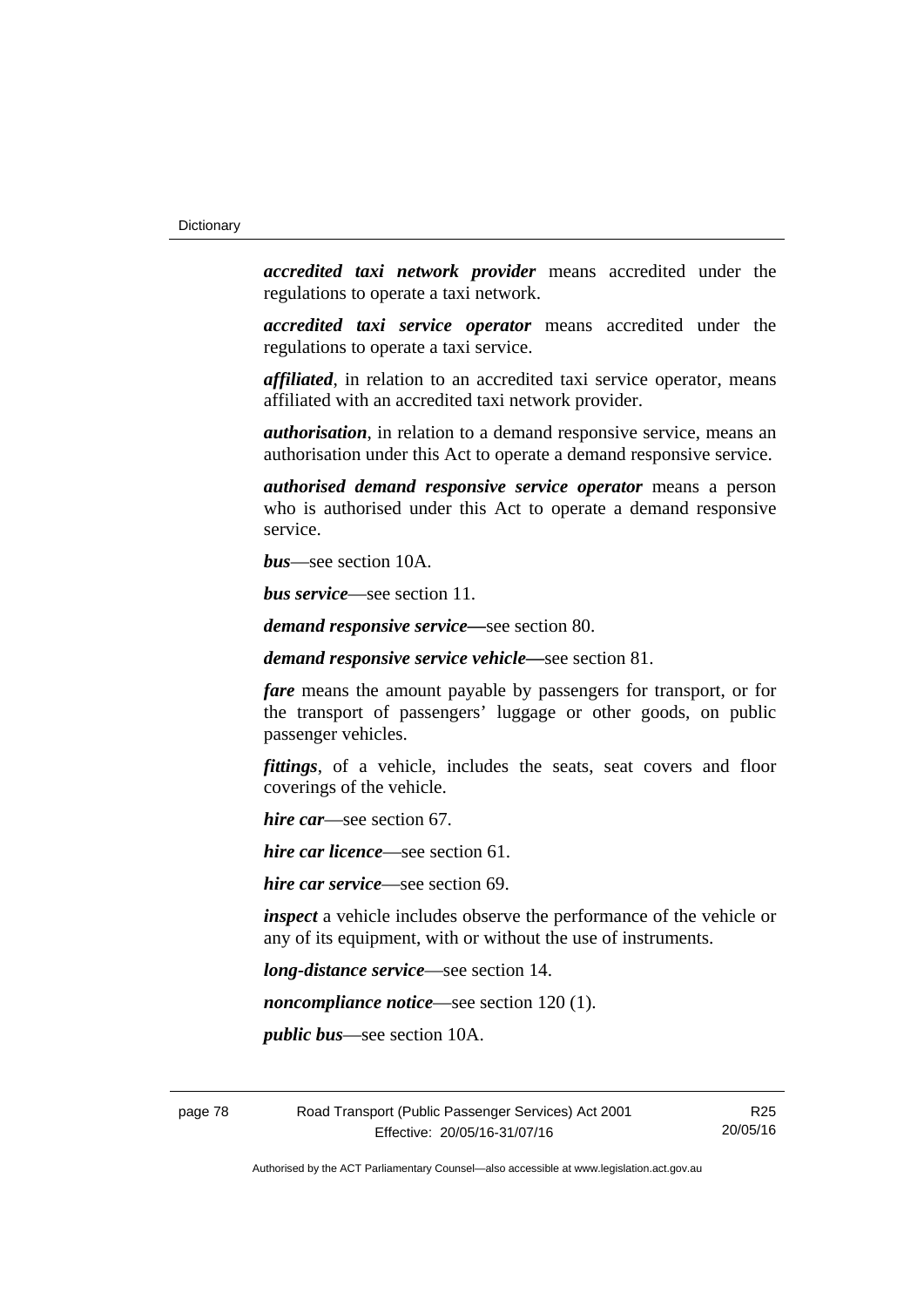***accredited taxi network provider*** means accredited under the regulations to operate a taxi network.

***accredited taxi service operator*** means accredited under the regulations to operate a taxi service.

***affiliated***, in relation to an accredited taxi service operator, means affiliated with an accredited taxi network provider.

***authorisation***, in relation to a demand responsive service, means an authorisation under this Act to operate a demand responsive service.

***authorised demand responsive service operator*** means a person who is authorised under this Act to operate a demand responsive service.

***bus***—see section 10A.

***bus service***—see section 11.

***demand responsive service***—see section 80.

***demand responsive service vehicle***—see section 81.

***fare*** means the amount payable by passengers for transport, or for the transport of passengers' luggage or other goods, on public passenger vehicles.

***fittings***, of a vehicle, includes the seats, seat covers and floor coverings of the vehicle.

***hire car***—see section 67.

***hire car licence***—see section 61.

***hire car service***—see section 69.

***inspect*** a vehicle includes observe the performance of the vehicle or any of its equipment, with or without the use of instruments.

***long-distance service***—see section 14.

***noncompliance notice***—see section 120 (1).

***public bus***—see section 10A.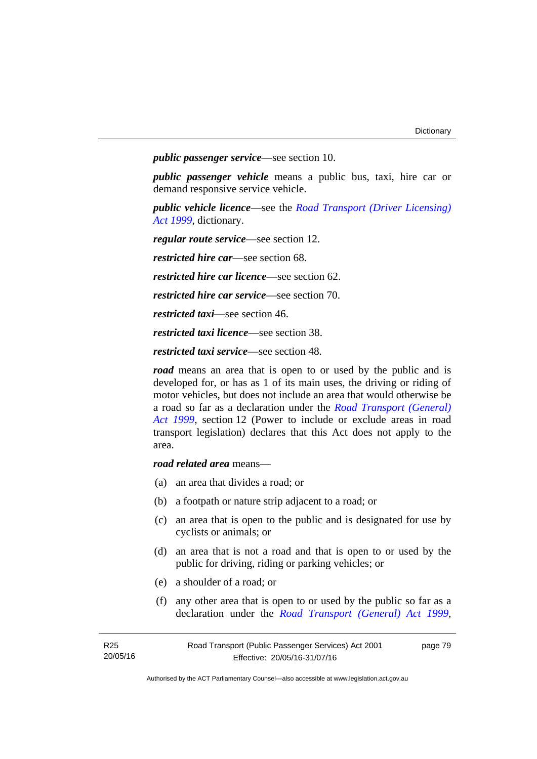***public passenger service***—see section 10.

***public passenger vehicle*** means a public bus, taxi, hire car or demand responsive service vehicle.

***public vehicle licence***—see the *Road Transport (Driver Licensing) Act 1999*, dictionary.

***regular route service***—see section 12.

***restricted hire car***—see section 68.

***restricted hire car licence***—see section 62.

***restricted hire car service***—see section 70.

***restricted taxi***—see section 46.

***restricted taxi licence***—see section 38.

***restricted taxi service***—see section 48.

***road*** means an area that is open to or used by the public and is developed for, or has as 1 of its main uses, the driving or riding of motor vehicles, but does not include an area that would otherwise be a road so far as a declaration under the *Road Transport (General) Act 1999*, section 12 (Power to include or exclude areas in road transport legislation) declares that this Act does not apply to the area.

***road related area*** means—

(a) an area that divides a road; or

(b) a footpath or nature strip adjacent to a road; or

(c) an area that is open to the public and is designated for use by cyclists or animals; or

(d) an area that is not a road and that is open to or used by the public for driving, riding or parking vehicles; or

(e) a shoulder of a road; or

(f) any other area that is open to or used by the public so far as a declaration under the *Road Transport (General) Act 1999*,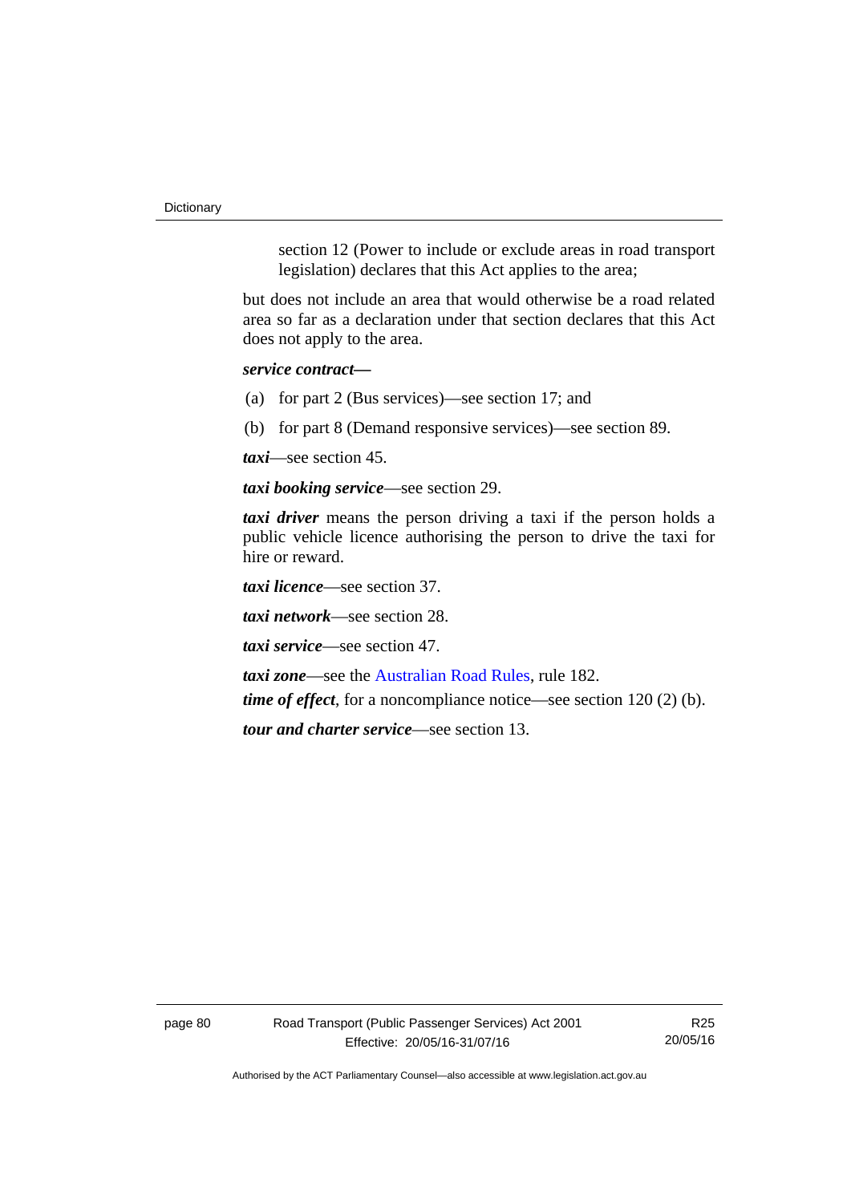section 12 (Power to include or exclude areas in road transport legislation) declares that this Act applies to the area;

but does not include an area that would otherwise be a road related area so far as a declaration under that section declares that this Act does not apply to the area.

***service contract***—

(a) for part 2 (Bus services)—see section 17; and

(b) for part 8 (Demand responsive services)—see section 89.

***taxi***—see section 45.

***taxi booking service***—see section 29.

***taxi driver*** means the person driving a taxi if the person holds a public vehicle licence authorising the person to drive the taxi for hire or reward.

***taxi licence***—see section 37.

***taxi network***—see section 28.

***taxi service***—see section 47.

***taxi zone***—see the Australian Road Rules, rule 182.

***time of effect***, for a noncompliance notice—see section 120 (2) (b).

***tour and charter service***—see section 13.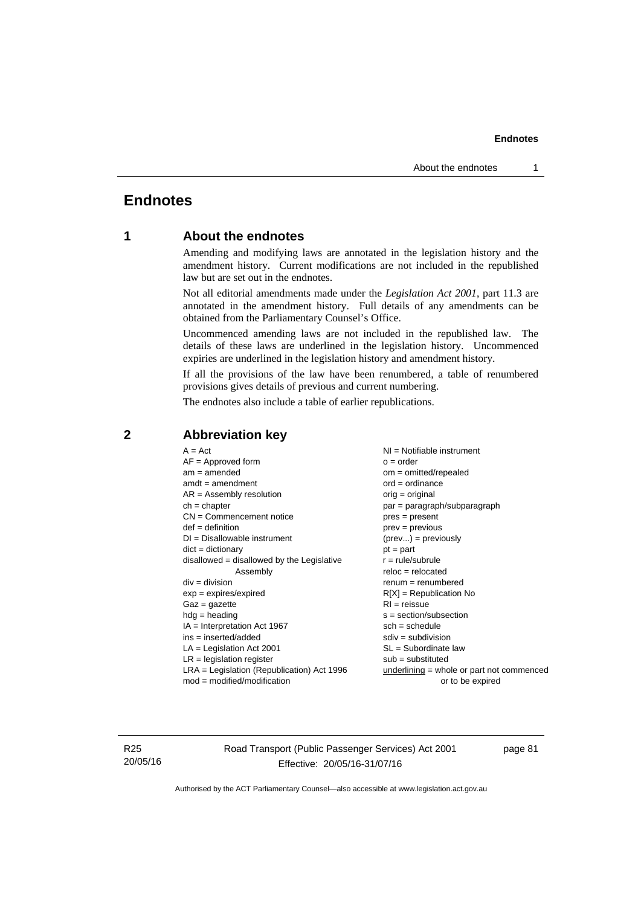# Endnotes

## 1 About the endnotes

Amending and modifying laws are annotated in the legislation history and the amendment history. Current modifications are not included in the republished law but are set out in the endnotes.

Not all editorial amendments made under the *Legislation Act 2001*, part 11.3 are annotated in the amendment history. Full details of any amendments can be obtained from the Parliamentary Counsel's Office.

Uncommenced amending laws are not included in the republished law. The details of these laws are underlined in the legislation history. Uncommenced expiries are underlined in the legislation history and amendment history.

If all the provisions of the law have been renumbered, a table of renumbered provisions gives details of previous and current numbering.

The endnotes also include a table of earlier republications.

## 2 Abbreviation key

A = Act
AF = Approved form
am = amended
amdt = amendment
AR = Assembly resolution
ch = chapter
CN = Commencement notice
def = definition
DI = Disallowable instrument
dict = dictionary
disallowed = disallowed by the Legislative Assembly
div = division
exp = expires/expired
Gaz = gazette
hdg = heading
IA = Interpretation Act 1967
ins = inserted/added
LA = Legislation Act 2001
LR = legislation register
LRA = Legislation (Republication) Act 1996
mod = modified/modification
NI = Notifiable instrument
o = order
om = omitted/repealed
ord = ordinance
orig = original
par = paragraph/subparagraph
pres = present
prev = previous
(prev...) = previously
pt = part
r = rule/subrule
reloc = relocated
renum = renumbered
R[X] = Republication No
RI = reissue
s = section/subsection
sch = schedule
sdiv = subdivision
SL = Subordinate law
sub = substituted
<u>underlining</u> = whole or part not commenced or to be expired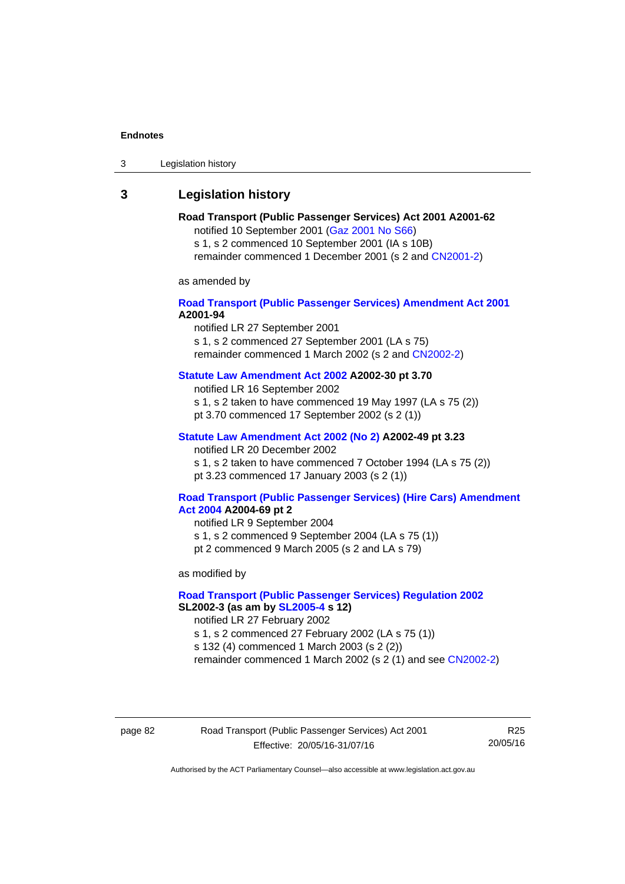## 3 Legislation history

**Road Transport (Public Passenger Services) Act 2001 A2001-62**

notified 10 September 2001 (Gaz 2001 No S66)
s 1, s 2 commenced 10 September 2001 (IA s 10B)
remainder commenced 1 December 2001 (s 2 and CN2001-2)

as amended by

**Road Transport (Public Passenger Services) Amendment Act 2001 A2001-94**

notified LR 27 September 2001
s 1, s 2 commenced 27 September 2001 (LA s 75)
remainder commenced 1 March 2002 (s 2 and CN2002-2)

**Statute Law Amendment Act 2002 A2002-30 pt 3.70**

notified LR 16 September 2002
s 1, s 2 taken to have commenced 19 May 1997 (LA s 75 (2))
pt 3.70 commenced 17 September 2002 (s 2 (1))

**Statute Law Amendment Act 2002 (No 2) A2002-49 pt 3.23**

notified LR 20 December 2002
s 1, s 2 taken to have commenced 7 October 1994 (LA s 75 (2))
pt 3.23 commenced 17 January 2003 (s 2 (1))

**Road Transport (Public Passenger Services) (Hire Cars) Amendment Act 2004 A2004-69 pt 2**

notified LR 9 September 2004
s 1, s 2 commenced 9 September 2004 (LA s 75 (1))
pt 2 commenced 9 March 2005 (s 2 and LA s 79)

as modified by

**Road Transport (Public Passenger Services) Regulation 2002 SL2002-3 (as am by SL2005-4 s 12)**

notified LR 27 February 2002
s 1, s 2 commenced 27 February 2002 (LA s 75 (1))
s 132 (4) commenced 1 March 2003 (s 2 (2))
remainder commenced 1 March 2002 (s 2 (1) and see CN2002-2)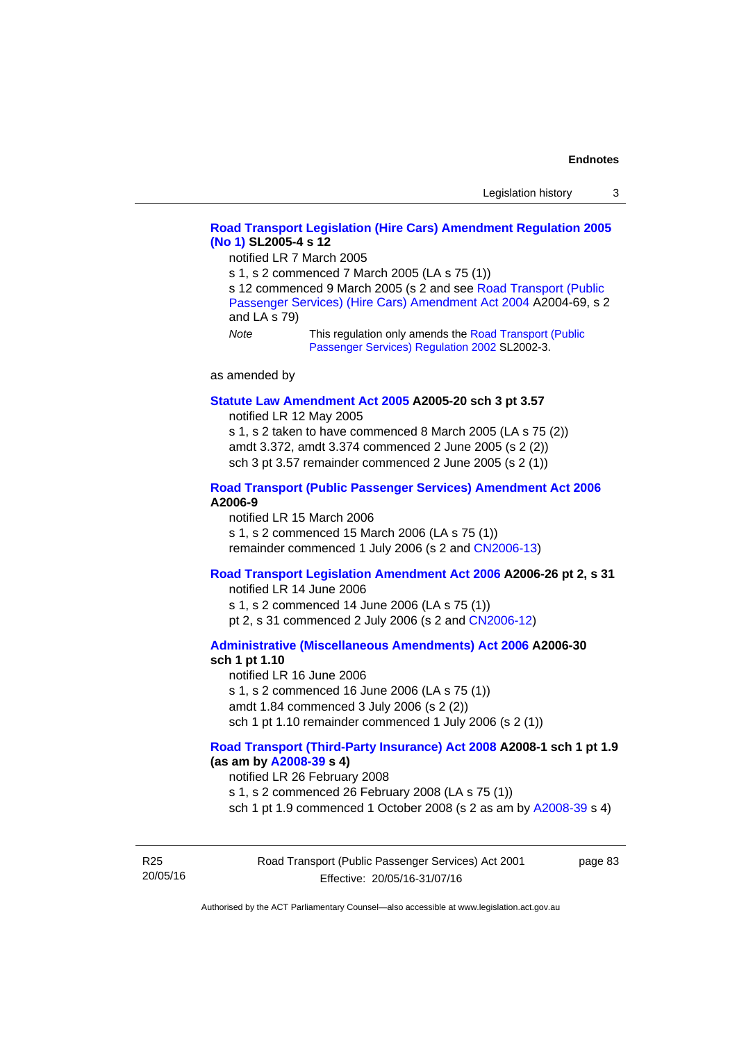**Road Transport Legislation (Hire Cars) Amendment Regulation 2005 (No 1) SL2005-4 s 12**

notified LR 7 March 2005

s 1, s 2 commenced 7 March 2005 (LA s 75 (1))

s 12 commenced 9 March 2005 (s 2 and see Road Transport (Public Passenger Services) (Hire Cars) Amendment Act 2004 A2004-69, s 2 and LA s 79)

*Note* This regulation only amends the Road Transport (Public Passenger Services) Regulation 2002 SL2002-3.

as amended by

**Statute Law Amendment Act 2005 A2005-20 sch 3 pt 3.57**

notified LR 12 May 2005

s 1, s 2 taken to have commenced 8 March 2005 (LA s 75 (2))

amdt 3.372, amdt 3.374 commenced 2 June 2005 (s 2 (2))

sch 3 pt 3.57 remainder commenced 2 June 2005 (s 2 (1))

**Road Transport (Public Passenger Services) Amendment Act 2006 A2006-9**

notified LR 15 March 2006

s 1, s 2 commenced 15 March 2006 (LA s 75 (1))

remainder commenced 1 July 2006 (s 2 and CN2006-13)

**Road Transport Legislation Amendment Act 2006 A2006-26 pt 2, s 31**

notified LR 14 June 2006

s 1, s 2 commenced 14 June 2006 (LA s 75 (1))

pt 2, s 31 commenced 2 July 2006 (s 2 and CN2006-12)

**Administrative (Miscellaneous Amendments) Act 2006 A2006-30 sch 1 pt 1.10**

notified LR 16 June 2006

s 1, s 2 commenced 16 June 2006 (LA s 75 (1))

amdt 1.84 commenced 3 July 2006 (s 2 (2))

sch 1 pt 1.10 remainder commenced 1 July 2006 (s 2 (1))

**Road Transport (Third-Party Insurance) Act 2008 A2008-1 sch 1 pt 1.9 (as am by A2008-39 s 4)**

notified LR 26 February 2008

s 1, s 2 commenced 26 February 2008 (LA s 75 (1))

sch 1 pt 1.9 commenced 1 October 2008 (s 2 as am by A2008-39 s 4)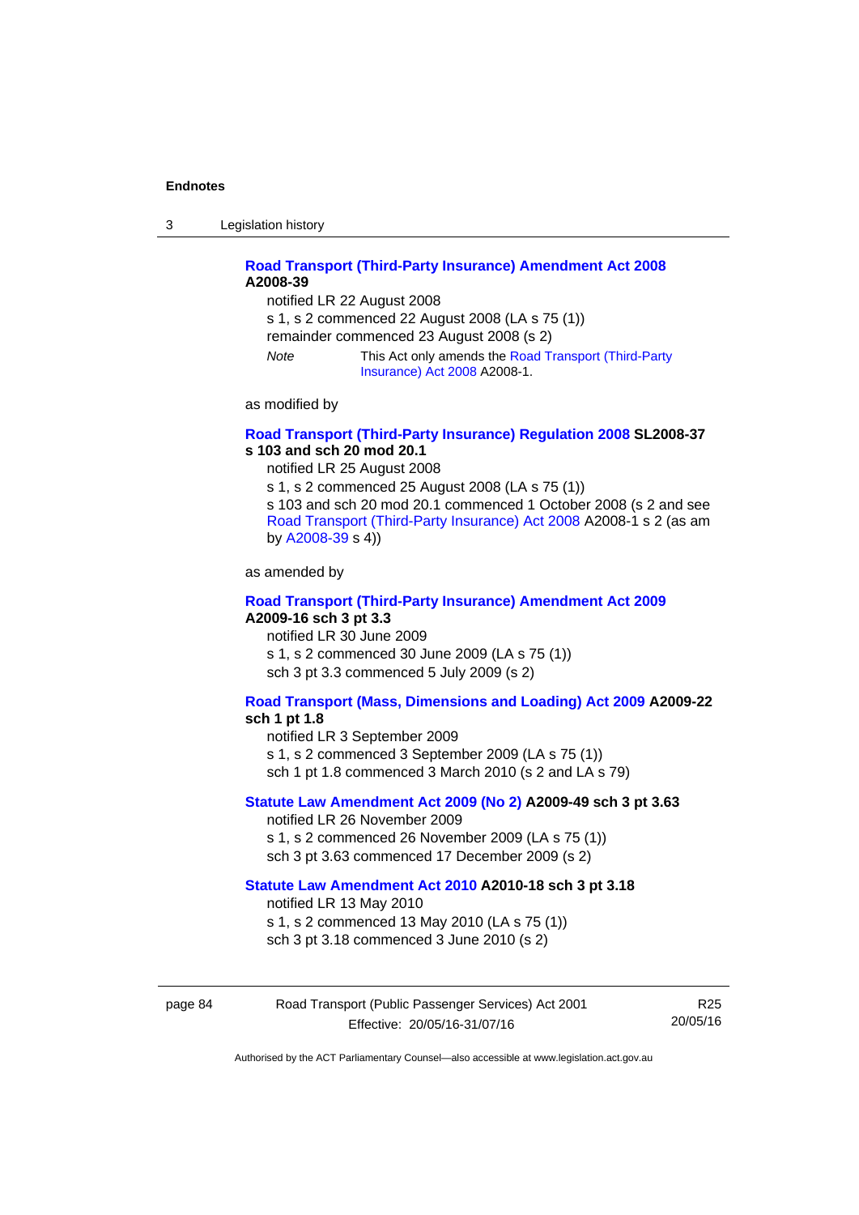**Road Transport (Third-Party Insurance) Amendment Act 2008 A2008-39**

notified LR 22 August 2008

s 1, s 2 commenced 22 August 2008 (LA s 75 (1))

remainder commenced 23 August 2008 (s 2)

*Note* This Act only amends the Road Transport (Third-Party Insurance) Act 2008 A2008-1.

as modified by

**Road Transport (Third-Party Insurance) Regulation 2008 SL2008-37 s 103 and sch 20 mod 20.1**

notified LR 25 August 2008

s 1, s 2 commenced 25 August 2008 (LA s 75 (1))

s 103 and sch 20 mod 20.1 commenced 1 October 2008 (s 2 and see Road Transport (Third-Party Insurance) Act 2008 A2008-1 s 2 (as am by A2008-39 s 4))

as amended by

**Road Transport (Third-Party Insurance) Amendment Act 2009 A2009-16 sch 3 pt 3.3**

notified LR 30 June 2009

s 1, s 2 commenced 30 June 2009 (LA s 75 (1))

sch 3 pt 3.3 commenced 5 July 2009 (s 2)

**Road Transport (Mass, Dimensions and Loading) Act 2009 A2009-22 sch 1 pt 1.8**

notified LR 3 September 2009

s 1, s 2 commenced 3 September 2009 (LA s 75 (1))

sch 1 pt 1.8 commenced 3 March 2010 (s 2 and LA s 79)

**Statute Law Amendment Act 2009 (No 2) A2009-49 sch 3 pt 3.63**

notified LR 26 November 2009

s 1, s 2 commenced 26 November 2009 (LA s 75 (1))

sch 3 pt 3.63 commenced 17 December 2009 (s 2)

**Statute Law Amendment Act 2010 A2010-18 sch 3 pt 3.18**

notified LR 13 May 2010

s 1, s 2 commenced 13 May 2010 (LA s 75 (1))

sch 3 pt 3.18 commenced 3 June 2010 (s 2)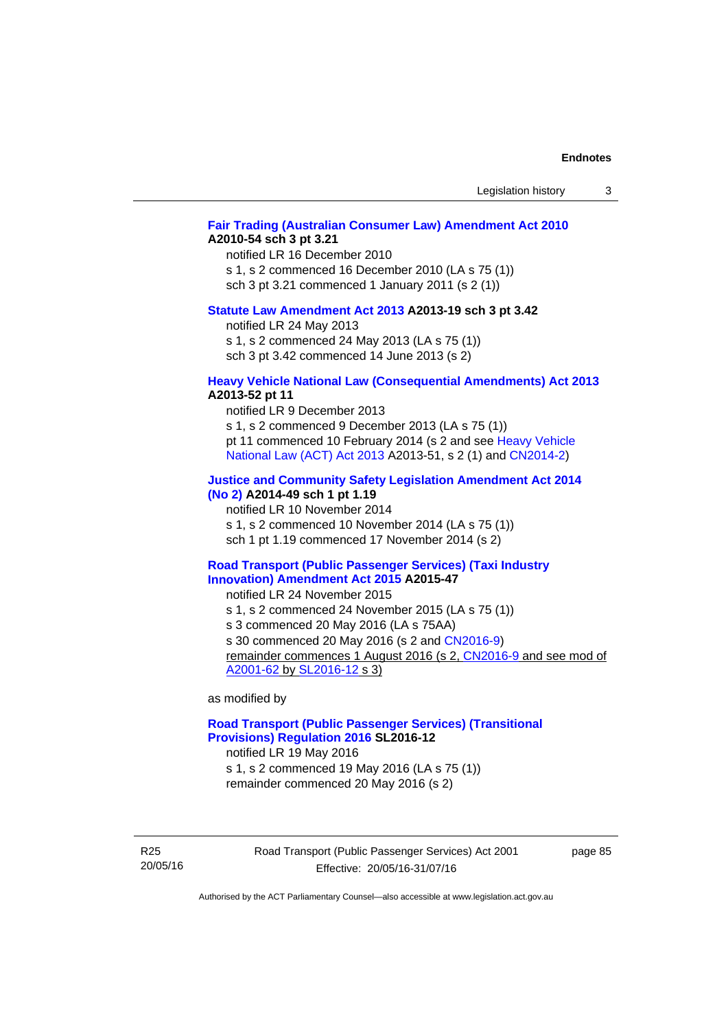**Fair Trading (Australian Consumer Law) Amendment Act 2010 A2010-54 sch 3 pt 3.21**

notified LR 16 December 2010
s 1, s 2 commenced 16 December 2010 (LA s 75 (1))
sch 3 pt 3.21 commenced 1 January 2011 (s 2 (1))

**Statute Law Amendment Act 2013 A2013-19 sch 3 pt 3.42**

notified LR 24 May 2013
s 1, s 2 commenced 24 May 2013 (LA s 75 (1))
sch 3 pt 3.42 commenced 14 June 2013 (s 2)

**Heavy Vehicle National Law (Consequential Amendments) Act 2013 A2013-52 pt 11**

notified LR 9 December 2013
s 1, s 2 commenced 9 December 2013 (LA s 75 (1))
pt 11 commenced 10 February 2014 (s 2 and see Heavy Vehicle National Law (ACT) Act 2013 A2013-51, s 2 (1) and CN2014-2)

**Justice and Community Safety Legislation Amendment Act 2014 (No 2) A2014-49 sch 1 pt 1.19**

notified LR 10 November 2014
s 1, s 2 commenced 10 November 2014 (LA s 75 (1))
sch 1 pt 1.19 commenced 17 November 2014 (s 2)

**Road Transport (Public Passenger Services) (Taxi Industry Innovation) Amendment Act 2015 A2015-47**

notified LR 24 November 2015
s 1, s 2 commenced 24 November 2015 (LA s 75 (1))
s 3 commenced 20 May 2016 (LA s 75AA)
s 30 commenced 20 May 2016 (s 2 and CN2016-9)
remainder commences 1 August 2016 (s 2, CN2016-9 and see mod of A2001-62 by SL2016-12 s 3)

as modified by

**Road Transport (Public Passenger Services) (Transitional Provisions) Regulation 2016 SL2016-12**

notified LR 19 May 2016
s 1, s 2 commenced 19 May 2016 (LA s 75 (1))
remainder commenced 20 May 2016 (s 2)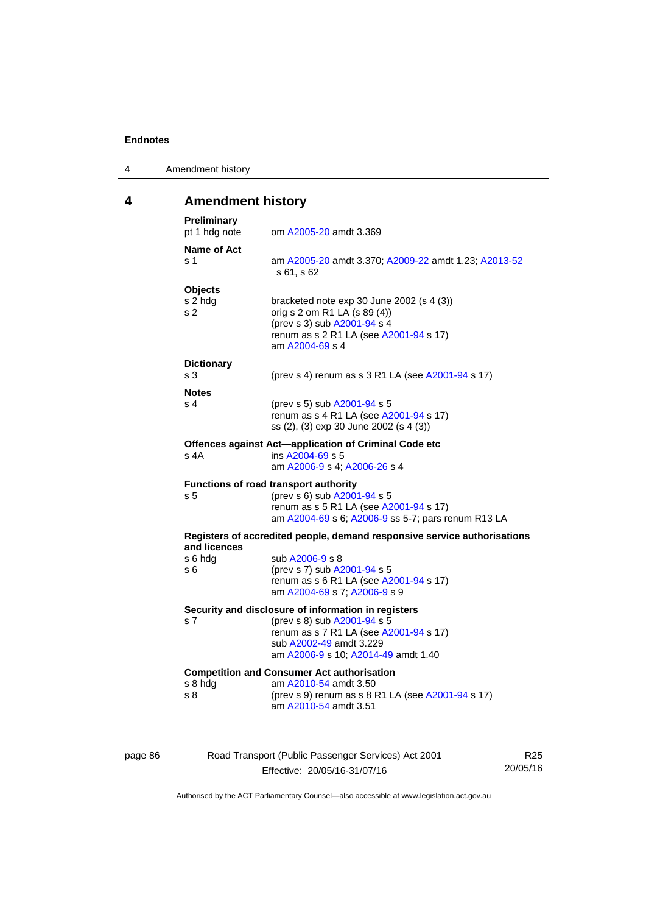## 4 Amendment history

**Preliminary**
pt 1 hdg note — om A2005-20 amdt 3.369

**Name of Act**
s 1 — am A2005-20 amdt 3.370; A2009-22 amdt 1.23; A2013-52 s 61, s 62

**Objects**
s 2 hdg — bracketed note exp 30 June 2002 (s 4 (3))
s 2 — orig s 2 om R1 LA (s 89 (4))
(prev s 3) sub A2001-94 s 4
renum as s 2 R1 LA (see A2001-94 s 17)
am A2004-69 s 4

**Dictionary**
s 3 — (prev s 4) renum as s 3 R1 LA (see A2001-94 s 17)

**Notes**
s 4 — (prev s 5) sub A2001-94 s 5
renum as s 4 R1 LA (see A2001-94 s 17)
ss (2), (3) exp 30 June 2002 (s 4 (3))

**Offences against Act—application of Criminal Code etc**
s 4A — ins A2004-69 s 5
am A2006-9 s 4; A2006-26 s 4

**Functions of road transport authority**
s 5 — (prev s 6) sub A2001-94 s 5
renum as s 5 R1 LA (see A2001-94 s 17)
am A2004-69 s 6; A2006-9 ss 5-7; pars renum R13 LA

**Registers of accredited people, demand responsive service authorisations and licences**
s 6 hdg — sub A2006-9 s 8
s 6 — (prev s 7) sub A2001-94 s 5
renum as s 6 R1 LA (see A2001-94 s 17)
am A2004-69 s 7; A2006-9 s 9

**Security and disclosure of information in registers**
s 7 — (prev s 8) sub A2001-94 s 5
renum as s 7 R1 LA (see A2001-94 s 17)
sub A2002-49 amdt 3.229
am A2006-9 s 10; A2014-49 amdt 1.40

**Competition and Consumer Act authorisation**
s 8 hdg — am A2010-54 amdt 3.50
s 8 — (prev s 9) renum as s 8 R1 LA (see A2001-94 s 17)
am A2010-54 amdt 3.51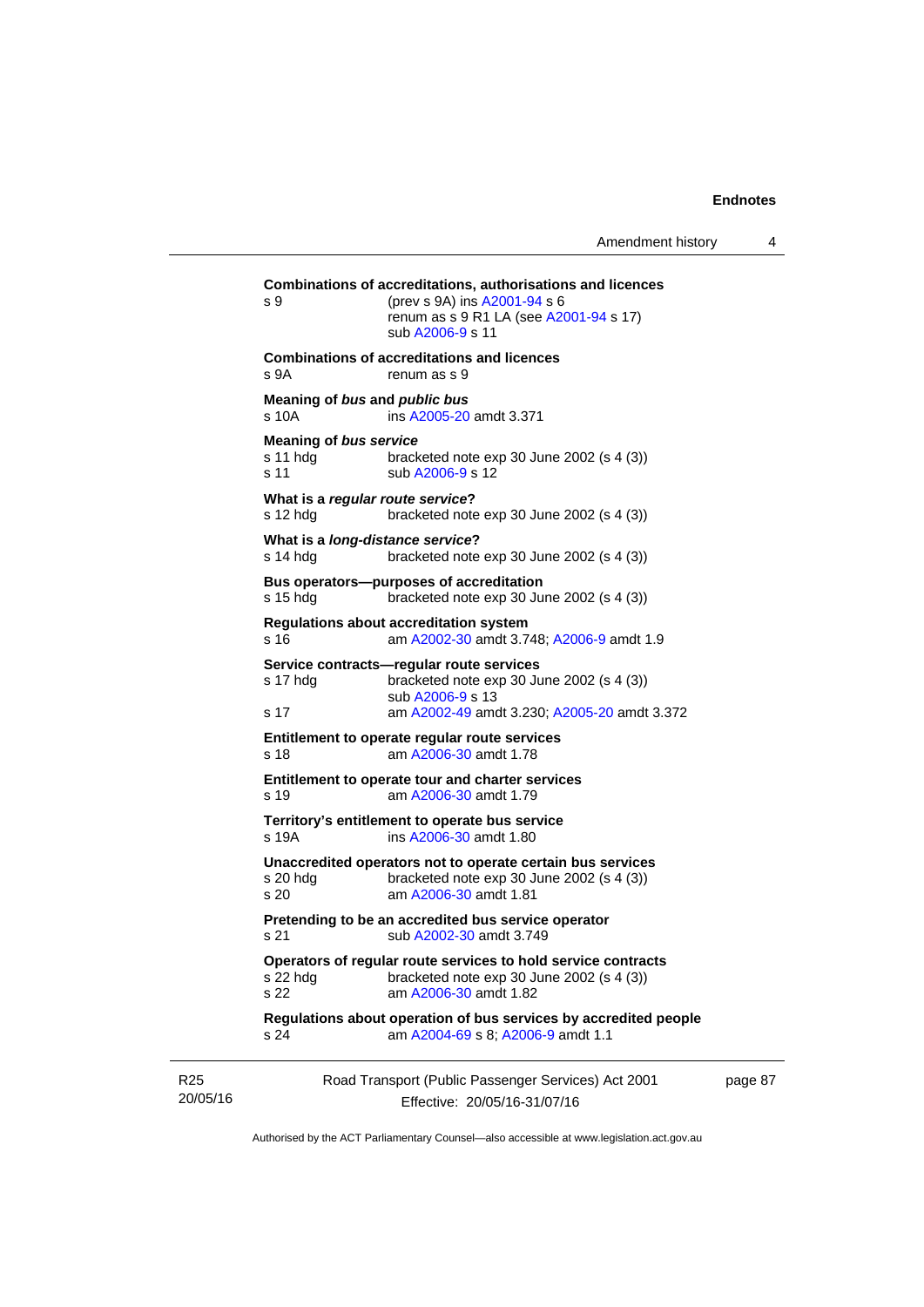**Combinations of accreditations, authorisations and licences**

s 9 (prev s 9A) ins A2001-94 s 6
renum as s 9 R1 LA (see A2001-94 s 17)
sub A2006-9 s 11

**Combinations of accreditations and licences**

s 9A renum as s 9

**Meaning of *bus* and *public bus***

s 10A ins A2005-20 amdt 3.371

**Meaning of *bus service***

s 11 hdg bracketed note exp 30 June 2002 (s 4 (3))
s 11 sub A2006-9 s 12

**What is a *regular route service*?**

s 12 hdg bracketed note exp 30 June 2002 (s 4 (3))

**What is a *long-distance service*?**

s 14 hdg bracketed note exp 30 June 2002 (s 4 (3))

**Bus operators—purposes of accreditation**

s 15 hdg bracketed note exp 30 June 2002 (s 4 (3))

**Regulations about accreditation system**

s 16 am A2002-30 amdt 3.748; A2006-9 amdt 1.9

**Service contracts—regular route services**

s 17 hdg bracketed note exp 30 June 2002 (s 4 (3))
sub A2006-9 s 13
s 17 am A2002-49 amdt 3.230; A2005-20 amdt 3.372

**Entitlement to operate regular route services**

s 18 am A2006-30 amdt 1.78

**Entitlement to operate tour and charter services**

s 19 am A2006-30 amdt 1.79

**Territory's entitlement to operate bus service**

s 19A ins A2006-30 amdt 1.80

**Unaccredited operators not to operate certain bus services**

s 20 hdg bracketed note exp 30 June 2002 (s 4 (3))
s 20 am A2006-30 amdt 1.81

**Pretending to be an accredited bus service operator**

s 21 sub A2002-30 amdt 3.749

**Operators of regular route services to hold service contracts**

s 22 hdg bracketed note exp 30 June 2002 (s 4 (3))
s 22 am A2006-30 amdt 1.82

**Regulations about operation of bus services by accredited people**

s 24 am A2004-69 s 8; A2006-9 amdt 1.1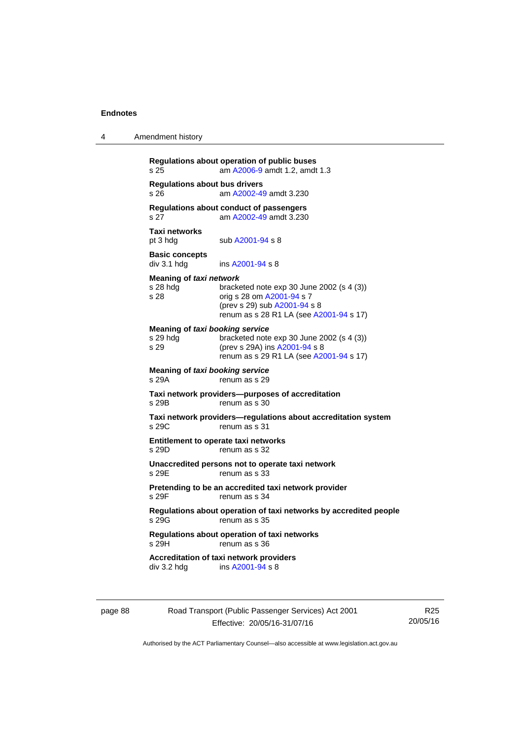**Regulations about operation of public buses**
s 25 am A2006-9 amdt 1.2, amdt 1.3

**Regulations about bus drivers**
s 26 am A2002-49 amdt 3.230

**Regulations about conduct of passengers**
s 27 am A2002-49 amdt 3.230

**Taxi networks**
pt 3 hdg sub A2001-94 s 8

**Basic concepts**
div 3.1 hdg ins A2001-94 s 8

**Meaning of *taxi network***
s 28 hdg bracketed note exp 30 June 2002 (s 4 (3))
s 28 orig s 28 om A2001-94 s 7
(prev s 29) sub A2001-94 s 8
renum as s 28 R1 LA (see A2001-94 s 17)

**Meaning of *taxi booking service***
s 29 hdg bracketed note exp 30 June 2002 (s 4 (3))
s 29 (prev s 29A) ins A2001-94 s 8
renum as s 29 R1 LA (see A2001-94 s 17)

**Meaning of *taxi booking service***
s 29A renum as s 29

**Taxi network providers—purposes of accreditation**
s 29B renum as s 30

**Taxi network providers—regulations about accreditation system**
s 29C renum as s 31

**Entitlement to operate taxi networks**
s 29D renum as s 32

**Unaccredited persons not to operate taxi network**
s 29E renum as s 33

**Pretending to be an accredited taxi network provider**
s 29F renum as s 34

**Regulations about operation of taxi networks by accredited people**
s 29G renum as s 35

**Regulations about operation of taxi networks**
s 29H renum as s 36

**Accreditation of taxi network providers**
div 3.2 hdg ins A2001-94 s 8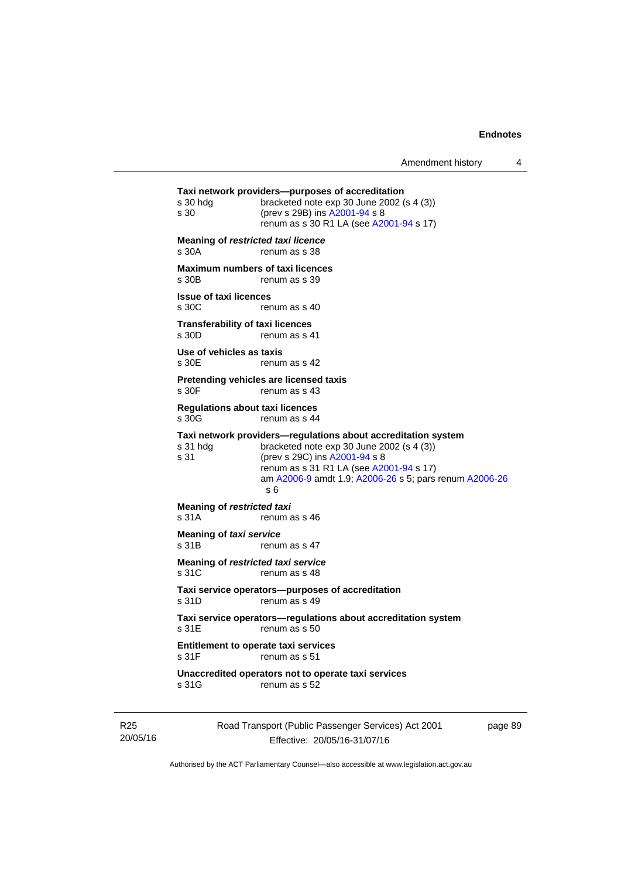**Taxi network providers—purposes of accreditation**
s 30 hdg bracketed note exp 30 June 2002 (s 4 (3))
s 30 (prev s 29B) ins A2001-94 s 8
renum as s 30 R1 LA (see A2001-94 s 17)

**Meaning of *restricted taxi licence***
s 30A renum as s 38

**Maximum numbers of taxi licences**
s 30B renum as s 39

**Issue of taxi licences**
s 30C renum as s 40

**Transferability of taxi licences**
s 30D renum as s 41

**Use of vehicles as taxis**
s 30E renum as s 42

**Pretending vehicles are licensed taxis**
s 30F renum as s 43

**Regulations about taxi licences**
s 30G renum as s 44

**Taxi network providers—regulations about accreditation system**
s 31 hdg bracketed note exp 30 June 2002 (s 4 (3))
s 31 (prev s 29C) ins A2001-94 s 8
renum as s 31 R1 LA (see A2001-94 s 17)
am A2006-9 amdt 1.9; A2006-26 s 5; pars renum A2006-26 s 6

**Meaning of *restricted taxi***
s 31A renum as s 46

**Meaning of *taxi service***
s 31B renum as s 47

**Meaning of *restricted taxi service***
s 31C renum as s 48

**Taxi service operators—purposes of accreditation**
s 31D renum as s 49

**Taxi service operators—regulations about accreditation system**
s 31E renum as s 50

**Entitlement to operate taxi services**
s 31F renum as s 51

**Unaccredited operators not to operate taxi services**
s 31G renum as s 52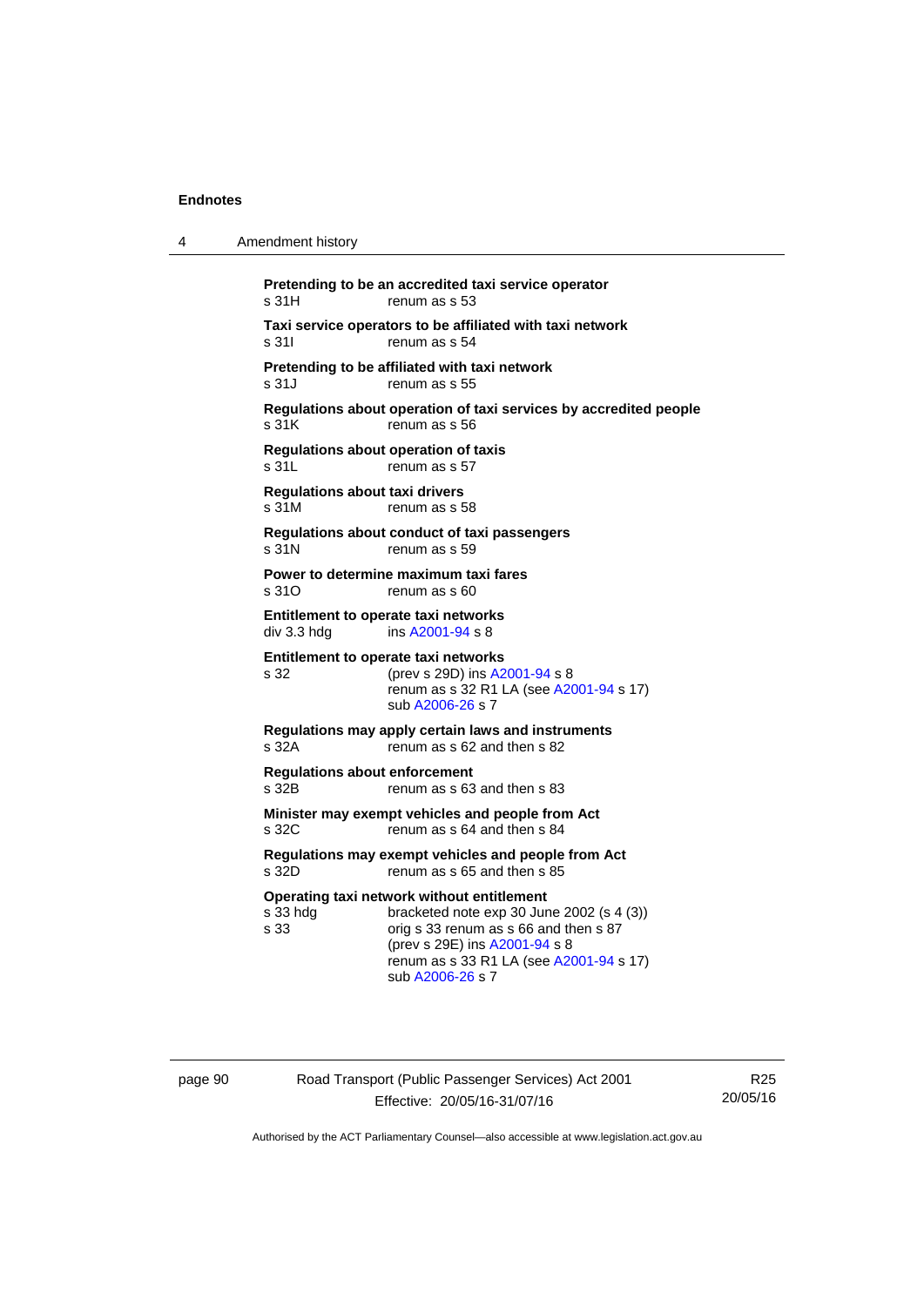**Pretending to be an accredited taxi service operator**
s 31H renum as s 53

**Taxi service operators to be affiliated with taxi network**
s 31I renum as s 54

**Pretending to be affiliated with taxi network**
s 31J renum as s 55

**Regulations about operation of taxi services by accredited people**
s 31K renum as s 56

**Regulations about operation of taxis**
s 31L renum as s 57

**Regulations about taxi drivers**
s 31M renum as s 58

**Regulations about conduct of taxi passengers**
s 31N renum as s 59

**Power to determine maximum taxi fares**
s 31O renum as s 60

**Entitlement to operate taxi networks**
div 3.3 hdg ins A2001-94 s 8

**Entitlement to operate taxi networks**
s 32 (prev s 29D) ins A2001-94 s 8
renum as s 32 R1 LA (see A2001-94 s 17)
sub A2006-26 s 7

**Regulations may apply certain laws and instruments**
s 32A renum as s 62 and then s 82

**Regulations about enforcement**
s 32B renum as s 63 and then s 83

**Minister may exempt vehicles and people from Act**
s 32C renum as s 64 and then s 84

**Regulations may exempt vehicles and people from Act**
s 32D renum as s 65 and then s 85

**Operating taxi network without entitlement**
s 33 hdg bracketed note exp 30 June 2002 (s 4 (3))
s 33 orig s 33 renum as s 66 and then s 87
(prev s 29E) ins A2001-94 s 8
renum as s 33 R1 LA (see A2001-94 s 17)
sub A2006-26 s 7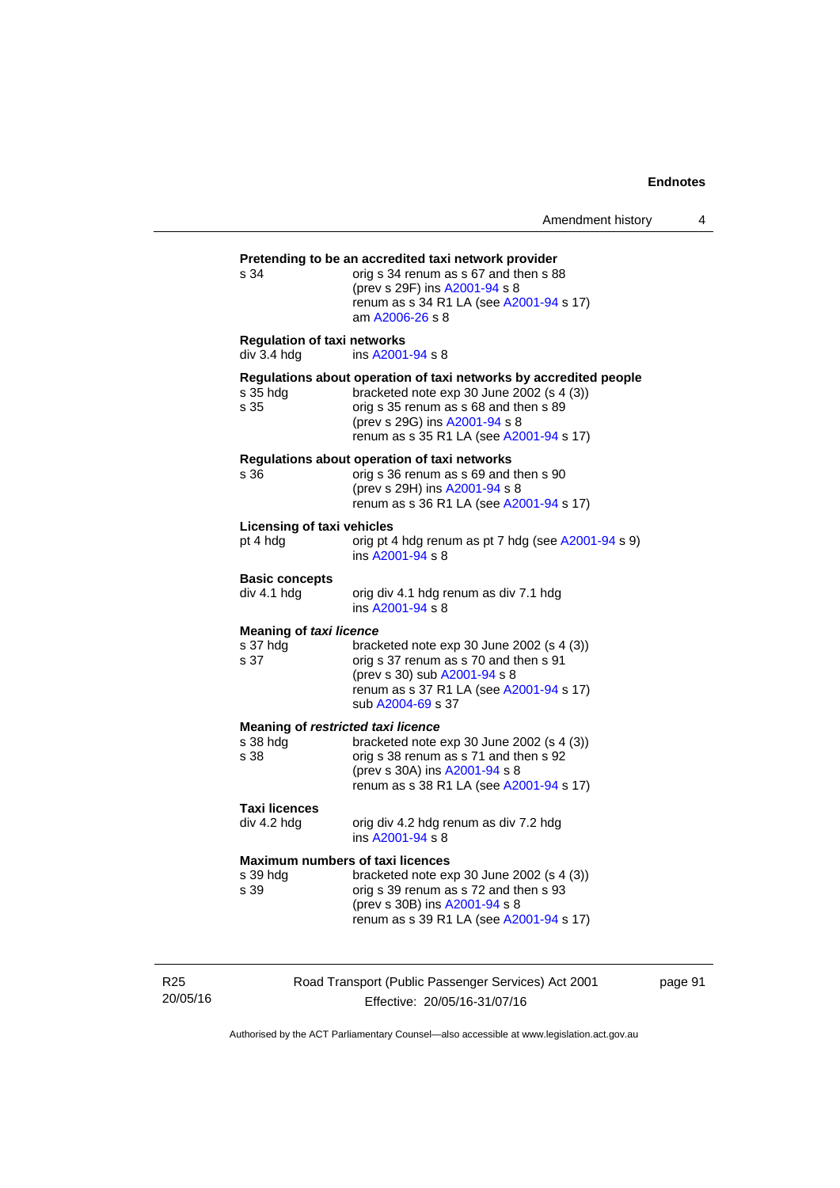**Pretending to be an accredited taxi network provider**

s 34 — orig s 34 renum as s 67 and then s 88
(prev s 29F) ins A2001-94 s 8
renum as s 34 R1 LA (see A2001-94 s 17)
am A2006-26 s 8

**Regulation of taxi networks**

div 3.4 hdg — ins A2001-94 s 8

**Regulations about operation of taxi networks by accredited people**

s 35 hdg — bracketed note exp 30 June 2002 (s 4 (3))

s 35 — orig s 35 renum as s 68 and then s 89
(prev s 29G) ins A2001-94 s 8
renum as s 35 R1 LA (see A2001-94 s 17)

**Regulations about operation of taxi networks**

s 36 — orig s 36 renum as s 69 and then s 90
(prev s 29H) ins A2001-94 s 8
renum as s 36 R1 LA (see A2001-94 s 17)

**Licensing of taxi vehicles**

pt 4 hdg — orig pt 4 hdg renum as pt 7 hdg (see A2001-94 s 9)
ins A2001-94 s 8

**Basic concepts**

div 4.1 hdg — orig div 4.1 hdg renum as div 7.1 hdg
ins A2001-94 s 8

**Meaning of *taxi licence***

s 37 hdg — bracketed note exp 30 June 2002 (s 4 (3))

s 37 — orig s 37 renum as s 70 and then s 91
(prev s 30) sub A2001-94 s 8
renum as s 37 R1 LA (see A2001-94 s 17)
sub A2004-69 s 37

**Meaning of *restricted taxi licence***

s 38 hdg — bracketed note exp 30 June 2002 (s 4 (3))

s 38 — orig s 38 renum as s 71 and then s 92
(prev s 30A) ins A2001-94 s 8
renum as s 38 R1 LA (see A2001-94 s 17)

**Taxi licences**

div 4.2 hdg — orig div 4.2 hdg renum as div 7.2 hdg
ins A2001-94 s 8

**Maximum numbers of taxi licences**

s 39 hdg — bracketed note exp 30 June 2002 (s 4 (3))

s 39 — orig s 39 renum as s 72 and then s 93
(prev s 30B) ins A2001-94 s 8
renum as s 39 R1 LA (see A2001-94 s 17)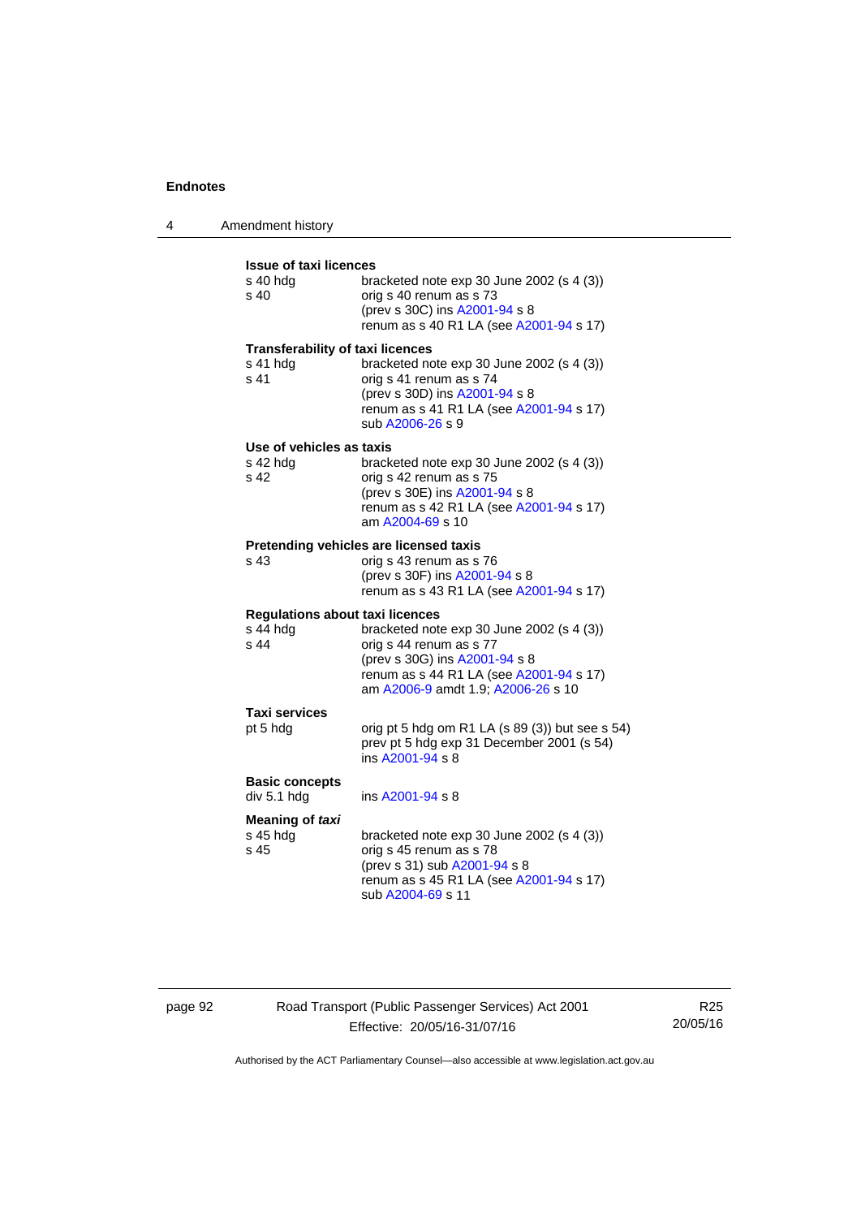**Issue of taxi licences**

| | |
|---|---|
| s 40 hdg | bracketed note exp 30 June 2002 (s 4 (3)) |
| s 40 | orig s 40 renum as s 73<br>(prev s 30C) ins A2001-94 s 8<br>renum as s 40 R1 LA (see A2001-94 s 17) |

**Transferability of taxi licences**

| | |
|---|---|
| s 41 hdg | bracketed note exp 30 June 2002 (s 4 (3)) |
| s 41 | orig s 41 renum as s 74<br>(prev s 30D) ins A2001-94 s 8<br>renum as s 41 R1 LA (see A2001-94 s 17)<br>sub A2006-26 s 9 |

**Use of vehicles as taxis**

| | |
|---|---|
| s 42 hdg | bracketed note exp 30 June 2002 (s 4 (3)) |
| s 42 | orig s 42 renum as s 75<br>(prev s 30E) ins A2001-94 s 8<br>renum as s 42 R1 LA (see A2001-94 s 17)<br>am A2004-69 s 10 |

**Pretending vehicles are licensed taxis**

| | |
|---|---|
| s 43 | orig s 43 renum as s 76<br>(prev s 30F) ins A2001-94 s 8<br>renum as s 43 R1 LA (see A2001-94 s 17) |

**Regulations about taxi licences**

| | |
|---|---|
| s 44 hdg | bracketed note exp 30 June 2002 (s 4 (3)) |
| s 44 | orig s 44 renum as s 77<br>(prev s 30G) ins A2001-94 s 8<br>renum as s 44 R1 LA (see A2001-94 s 17)<br>am A2006-9 amdt 1.9; A2006-26 s 10 |

**Taxi services**

| | |
|---|---|
| pt 5 hdg | orig pt 5 hdg om R1 LA (s 89 (3)) but see s 54)<br>prev pt 5 hdg exp 31 December 2001 (s 54)<br>ins A2001-94 s 8 |

**Basic concepts**

| | |
|---|---|
| div 5.1 hdg | ins A2001-94 s 8 |

**Meaning of *taxi***

| | |
|---|---|
| s 45 hdg | bracketed note exp 30 June 2002 (s 4 (3)) |
| s 45 | orig s 45 renum as s 78<br>(prev s 31) sub A2001-94 s 8<br>renum as s 45 R1 LA (see A2001-94 s 17)<br>sub A2004-69 s 11 |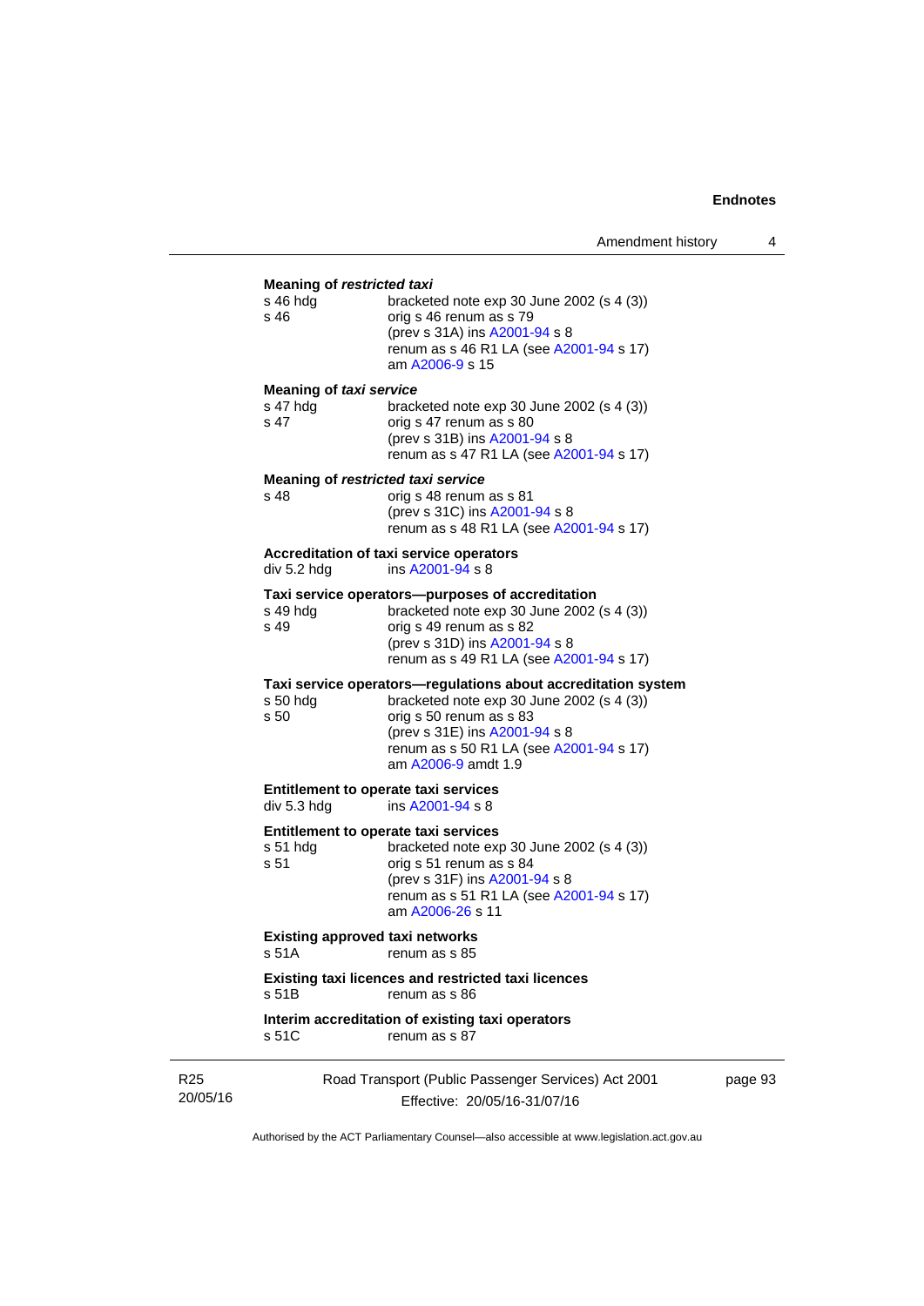**Meaning of *restricted taxi***

s 46 hdg bracketed note exp 30 June 2002 (s 4 (3))
s 46 orig s 46 renum as s 79
(prev s 31A) ins A2001-94 s 8
renum as s 46 R1 LA (see A2001-94 s 17)
am A2006-9 s 15

**Meaning of *taxi service***

s 47 hdg bracketed note exp 30 June 2002 (s 4 (3))
s 47 orig s 47 renum as s 80
(prev s 31B) ins A2001-94 s 8
renum as s 47 R1 LA (see A2001-94 s 17)

**Meaning of *restricted taxi service***

s 48 orig s 48 renum as s 81
(prev s 31C) ins A2001-94 s 8
renum as s 48 R1 LA (see A2001-94 s 17)

**Accreditation of taxi service operators**

div 5.2 hdg ins A2001-94 s 8

**Taxi service operators—purposes of accreditation**

s 49 hdg bracketed note exp 30 June 2002 (s 4 (3))
s 49 orig s 49 renum as s 82
(prev s 31D) ins A2001-94 s 8
renum as s 49 R1 LA (see A2001-94 s 17)

**Taxi service operators—regulations about accreditation system**

s 50 hdg bracketed note exp 30 June 2002 (s 4 (3))
s 50 orig s 50 renum as s 83
(prev s 31E) ins A2001-94 s 8
renum as s 50 R1 LA (see A2001-94 s 17)
am A2006-9 amdt 1.9

**Entitlement to operate taxi services**

div 5.3 hdg ins A2001-94 s 8

**Entitlement to operate taxi services**

s 51 hdg bracketed note exp 30 June 2002 (s 4 (3))
s 51 orig s 51 renum as s 84
(prev s 31F) ins A2001-94 s 8
renum as s 51 R1 LA (see A2001-94 s 17)
am A2006-26 s 11

**Existing approved taxi networks**

s 51A renum as s 85

**Existing taxi licences and restricted taxi licences**

s 51B renum as s 86

**Interim accreditation of existing taxi operators**

s 51C renum as s 87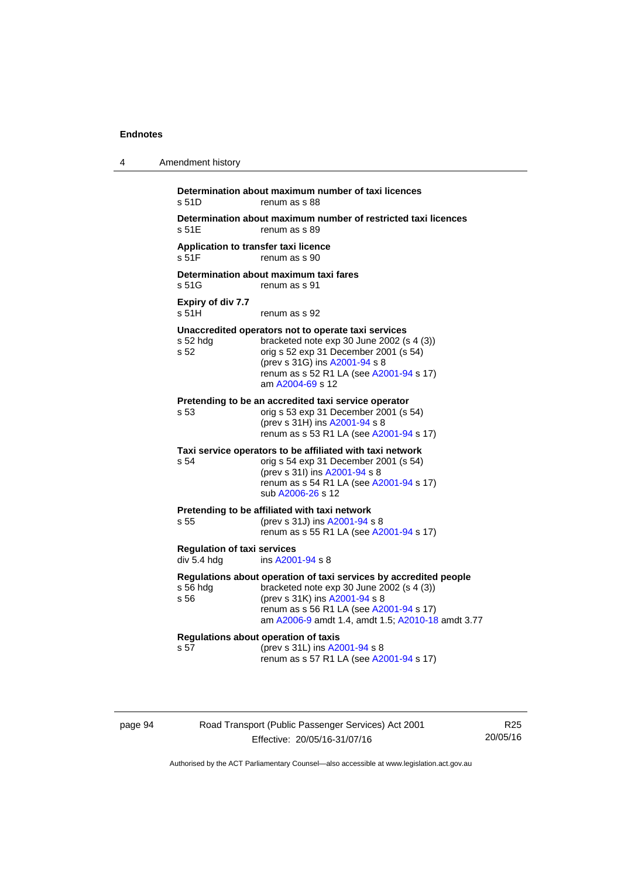**Determination about maximum number of taxi licences**
s 51D renum as s 88

**Determination about maximum number of restricted taxi licences**
s 51E renum as s 89

**Application to transfer taxi licence**
s 51F renum as s 90

**Determination about maximum taxi fares**
s 51G renum as s 91

**Expiry of div 7.7**
s 51H renum as s 92

**Unaccredited operators not to operate taxi services**
s 52 hdg bracketed note exp 30 June 2002 (s 4 (3))
s 52 orig s 52 exp 31 December 2001 (s 54)
(prev s 31G) ins A2001-94 s 8
renum as s 52 R1 LA (see A2001-94 s 17)
am A2004-69 s 12

**Pretending to be an accredited taxi service operator**
s 53 orig s 53 exp 31 December 2001 (s 54)
(prev s 31H) ins A2001-94 s 8
renum as s 53 R1 LA (see A2001-94 s 17)

**Taxi service operators to be affiliated with taxi network**
s 54 orig s 54 exp 31 December 2001 (s 54)
(prev s 31I) ins A2001-94 s 8
renum as s 54 R1 LA (see A2001-94 s 17)
sub A2006-26 s 12

**Pretending to be affiliated with taxi network**
s 55 (prev s 31J) ins A2001-94 s 8
renum as s 55 R1 LA (see A2001-94 s 17)

**Regulation of taxi services**
div 5.4 hdg ins A2001-94 s 8

**Regulations about operation of taxi services by accredited people**
s 56 hdg bracketed note exp 30 June 2002 (s 4 (3))
s 56 (prev s 31K) ins A2001-94 s 8
renum as s 56 R1 LA (see A2001-94 s 17)
am A2006-9 amdt 1.4, amdt 1.5; A2010-18 amdt 3.77

**Regulations about operation of taxis**
s 57 (prev s 31L) ins A2001-94 s 8
renum as s 57 R1 LA (see A2001-94 s 17)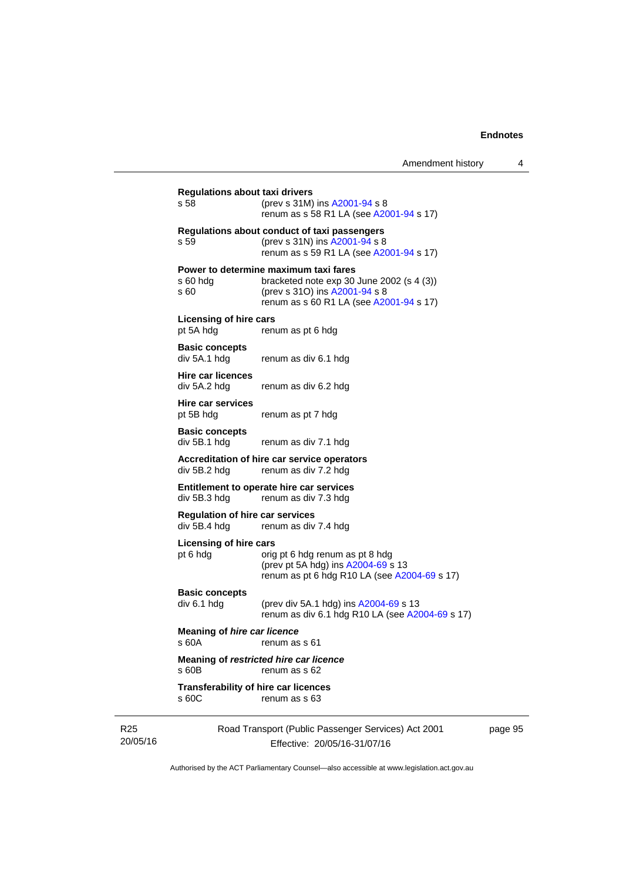**Regulations about taxi drivers**
s 58 (prev s 31M) ins A2001-94 s 8
renum as s 58 R1 LA (see A2001-94 s 17)

**Regulations about conduct of taxi passengers**
s 59 (prev s 31N) ins A2001-94 s 8
renum as s 59 R1 LA (see A2001-94 s 17)

**Power to determine maximum taxi fares**
s 60 hdg bracketed note exp 30 June 2002 (s 4 (3))
s 60 (prev s 31O) ins A2001-94 s 8
renum as s 60 R1 LA (see A2001-94 s 17)

**Licensing of hire cars**
pt 5A hdg renum as pt 6 hdg

**Basic concepts**
div 5A.1 hdg renum as div 6.1 hdg

**Hire car licences**
div 5A.2 hdg renum as div 6.2 hdg

**Hire car services**
pt 5B hdg renum as pt 7 hdg

**Basic concepts**
div 5B.1 hdg renum as div 7.1 hdg

**Accreditation of hire car service operators**
div 5B.2 hdg renum as div 7.2 hdg

**Entitlement to operate hire car services**
div 5B.3 hdg renum as div 7.3 hdg

**Regulation of hire car services**
div 5B.4 hdg renum as div 7.4 hdg

**Licensing of hire cars**
pt 6 hdg orig pt 6 hdg renum as pt 8 hdg
(prev pt 5A hdg) ins A2004-69 s 13
renum as pt 6 hdg R10 LA (see A2004-69 s 17)

**Basic concepts**
div 6.1 hdg (prev div 5A.1 hdg) ins A2004-69 s 13
renum as div 6.1 hdg R10 LA (see A2004-69 s 17)

**Meaning of *hire car licence***
s 60A renum as s 61

**Meaning of *restricted hire car licence***
s 60B renum as s 62

**Transferability of hire car licences**
s 60C renum as s 63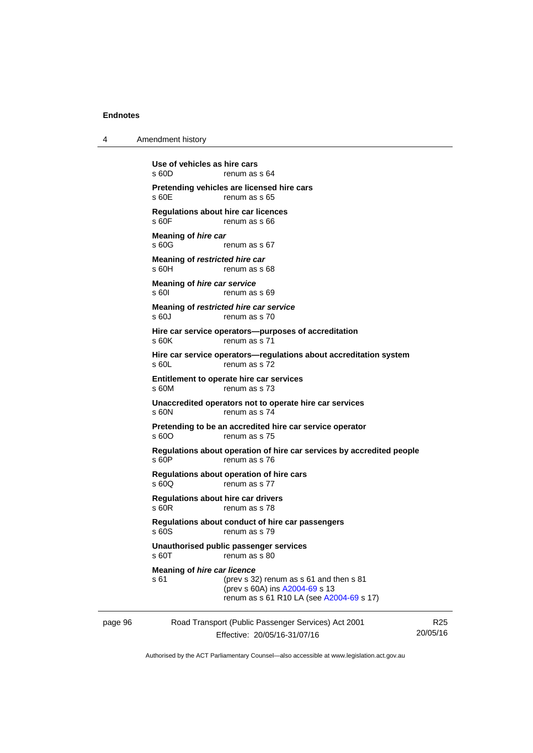**Use of vehicles as hire cars**
s 60D renum as s 64

**Pretending vehicles are licensed hire cars**
s 60E renum as s 65

**Regulations about hire car licences**
s 60F renum as s 66

**Meaning of *hire car***
s 60G renum as s 67

**Meaning of *restricted hire car***
s 60H renum as s 68

**Meaning of *hire car service***
s 60I renum as s 69

**Meaning of *restricted hire car service***
s 60J renum as s 70

**Hire car service operators—purposes of accreditation**
s 60K renum as s 71

**Hire car service operators—regulations about accreditation system**
s 60L renum as s 72

**Entitlement to operate hire car services**
s 60M renum as s 73

**Unaccredited operators not to operate hire car services**
s 60N renum as s 74

**Pretending to be an accredited hire car service operator**
s 60O renum as s 75

**Regulations about operation of hire car services by accredited people**
s 60P renum as s 76

**Regulations about operation of hire cars**
s 60Q renum as s 77

**Regulations about hire car drivers**
s 60R renum as s 78

**Regulations about conduct of hire car passengers**
s 60S renum as s 79

**Unauthorised public passenger services**
s 60T renum as s 80

**Meaning of *hire car licence***
s 61 (prev s 32) renum as s 61 and then s 81
(prev s 60A) ins A2004-69 s 13
renum as s 61 R10 LA (see A2004-69 s 17)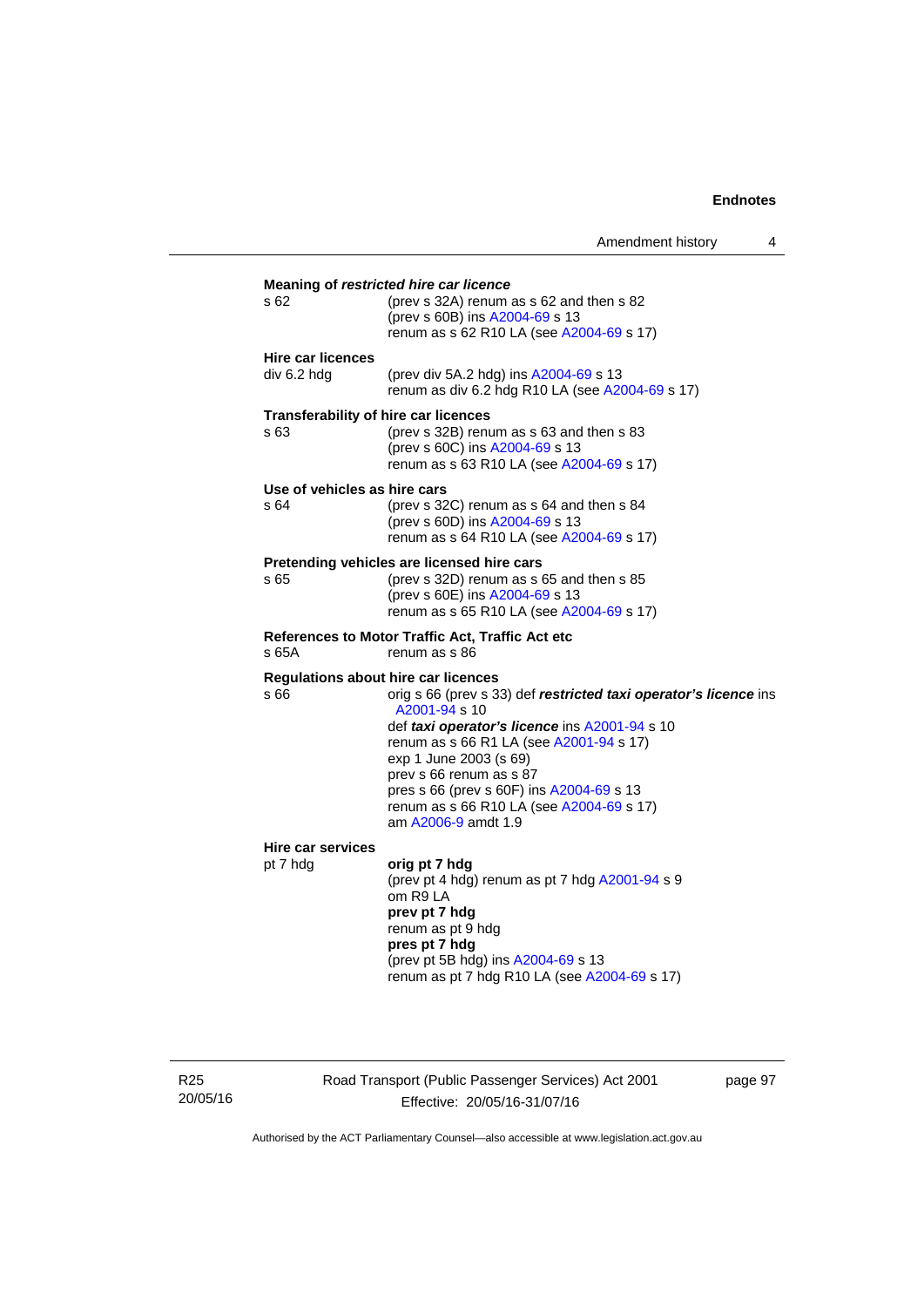**Meaning of *restricted hire car licence***

s 62 — (prev s 32A) renum as s 62 and then s 82
(prev s 60B) ins A2004-69 s 13
renum as s 62 R10 LA (see A2004-69 s 17)

**Hire car licences**

div 6.2 hdg — (prev div 5A.2 hdg) ins A2004-69 s 13
renum as div 6.2 hdg R10 LA (see A2004-69 s 17)

**Transferability of hire car licences**

s 63 — (prev s 32B) renum as s 63 and then s 83
(prev s 60C) ins A2004-69 s 13
renum as s 63 R10 LA (see A2004-69 s 17)

**Use of vehicles as hire cars**

s 64 — (prev s 32C) renum as s 64 and then s 84
(prev s 60D) ins A2004-69 s 13
renum as s 64 R10 LA (see A2004-69 s 17)

**Pretending vehicles are licensed hire cars**

s 65 — (prev s 32D) renum as s 65 and then s 85
(prev s 60E) ins A2004-69 s 13
renum as s 65 R10 LA (see A2004-69 s 17)

**References to Motor Traffic Act, Traffic Act etc**

s 65A — renum as s 86

**Regulations about hire car licences**

s 66 — orig s 66 (prev s 33) def ***restricted taxi operator's licence*** ins A2001-94 s 10
def ***taxi operator's licence*** ins A2001-94 s 10
renum as s 66 R1 LA (see A2001-94 s 17)
exp 1 June 2003 (s 69)
prev s 66 renum as s 87
pres s 66 (prev s 60F) ins A2004-69 s 13
renum as s 66 R10 LA (see A2004-69 s 17)
am A2006-9 amdt 1.9

**Hire car services**

pt 7 hdg — **orig pt 7 hdg**
(prev pt 4 hdg) renum as pt 7 hdg A2001-94 s 9
om R9 LA
**prev pt 7 hdg**
renum as pt 9 hdg
**pres pt 7 hdg**
(prev pt 5B hdg) ins A2004-69 s 13
renum as pt 7 hdg R10 LA (see A2004-69 s 17)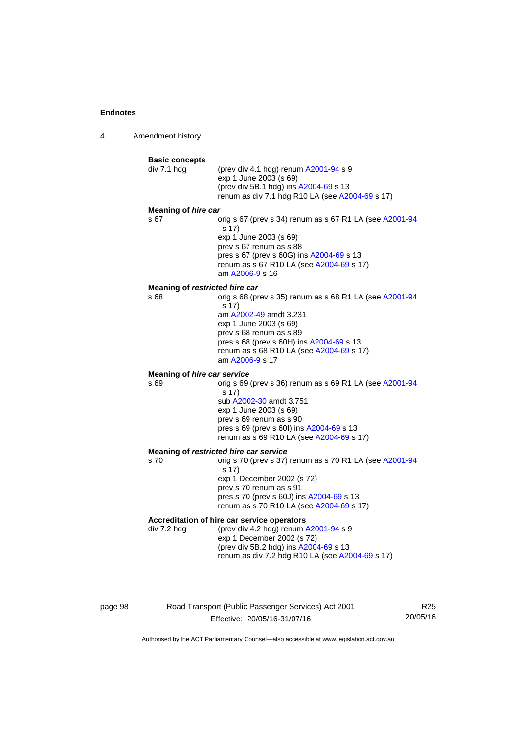**Basic concepts**

div 7.1 hdg — (prev div 4.1 hdg) renum A2001-94 s 9
exp 1 June 2003 (s 69)
(prev div 5B.1 hdg) ins A2004-69 s 13
renum as div 7.1 hdg R10 LA (see A2004-69 s 17)

**Meaning of *hire car***

s 67 — orig s 67 (prev s 34) renum as s 67 R1 LA (see A2001-94 s 17)
exp 1 June 2003 (s 69)
prev s 67 renum as s 88
pres s 67 (prev s 60G) ins A2004-69 s 13
renum as s 67 R10 LA (see A2004-69 s 17)
am A2006-9 s 16

**Meaning of *restricted hire car***

s 68 — orig s 68 (prev s 35) renum as s 68 R1 LA (see A2001-94 s 17)
am A2002-49 amdt 3.231
exp 1 June 2003 (s 69)
prev s 68 renum as s 89
pres s 68 (prev s 60H) ins A2004-69 s 13
renum as s 68 R10 LA (see A2004-69 s 17)
am A2006-9 s 17

**Meaning of *hire car service***

s 69 — orig s 69 (prev s 36) renum as s 69 R1 LA (see A2001-94 s 17)
sub A2002-30 amdt 3.751
exp 1 June 2003 (s 69)
prev s 69 renum as s 90
pres s 69 (prev s 60I) ins A2004-69 s 13
renum as s 69 R10 LA (see A2004-69 s 17)

**Meaning of *restricted hire car service***

s 70 — orig s 70 (prev s 37) renum as s 70 R1 LA (see A2001-94 s 17)
exp 1 December 2002 (s 72)
prev s 70 renum as s 91
pres s 70 (prev s 60J) ins A2004-69 s 13
renum as s 70 R10 LA (see A2004-69 s 17)

**Accreditation of hire car service operators**

div 7.2 hdg — (prev div 4.2 hdg) renum A2001-94 s 9
exp 1 December 2002 (s 72)
(prev div 5B.2 hdg) ins A2004-69 s 13
renum as div 7.2 hdg R10 LA (see A2004-69 s 17)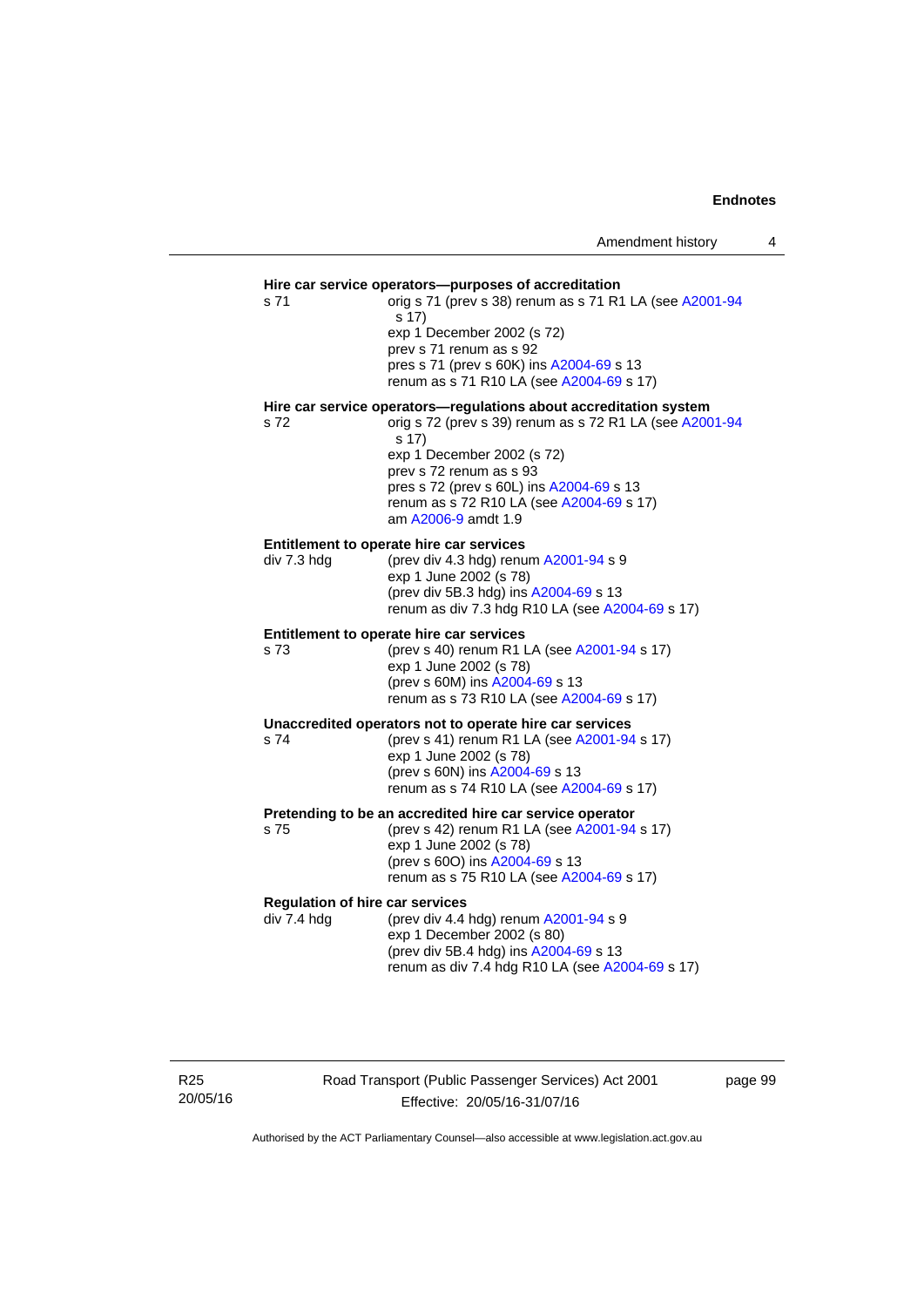**Hire car service operators—purposes of accreditation**

s 71 orig s 71 (prev s 38) renum as s 71 R1 LA (see A2001-94 s 17)
exp 1 December 2002 (s 72)
prev s 71 renum as s 92
pres s 71 (prev s 60K) ins A2004-69 s 13
renum as s 71 R10 LA (see A2004-69 s 17)

**Hire car service operators—regulations about accreditation system**

s 72 orig s 72 (prev s 39) renum as s 72 R1 LA (see A2001-94 s 17)
exp 1 December 2002 (s 72)
prev s 72 renum as s 93
pres s 72 (prev s 60L) ins A2004-69 s 13
renum as s 72 R10 LA (see A2004-69 s 17)
am A2006-9 amdt 1.9

**Entitlement to operate hire car services**

div 7.3 hdg (prev div 4.3 hdg) renum A2001-94 s 9
exp 1 June 2002 (s 78)
(prev div 5B.3 hdg) ins A2004-69 s 13
renum as div 7.3 hdg R10 LA (see A2004-69 s 17)

**Entitlement to operate hire car services**

s 73 (prev s 40) renum R1 LA (see A2001-94 s 17)
exp 1 June 2002 (s 78)
(prev s 60M) ins A2004-69 s 13
renum as s 73 R10 LA (see A2004-69 s 17)

**Unaccredited operators not to operate hire car services**

s 74 (prev s 41) renum R1 LA (see A2001-94 s 17)
exp 1 June 2002 (s 78)
(prev s 60N) ins A2004-69 s 13
renum as s 74 R10 LA (see A2004-69 s 17)

**Pretending to be an accredited hire car service operator**

s 75 (prev s 42) renum R1 LA (see A2001-94 s 17)
exp 1 June 2002 (s 78)
(prev s 60O) ins A2004-69 s 13
renum as s 75 R10 LA (see A2004-69 s 17)

**Regulation of hire car services**

div 7.4 hdg (prev div 4.4 hdg) renum A2001-94 s 9
exp 1 December 2002 (s 80)
(prev div 5B.4 hdg) ins A2004-69 s 13
renum as div 7.4 hdg R10 LA (see A2004-69 s 17)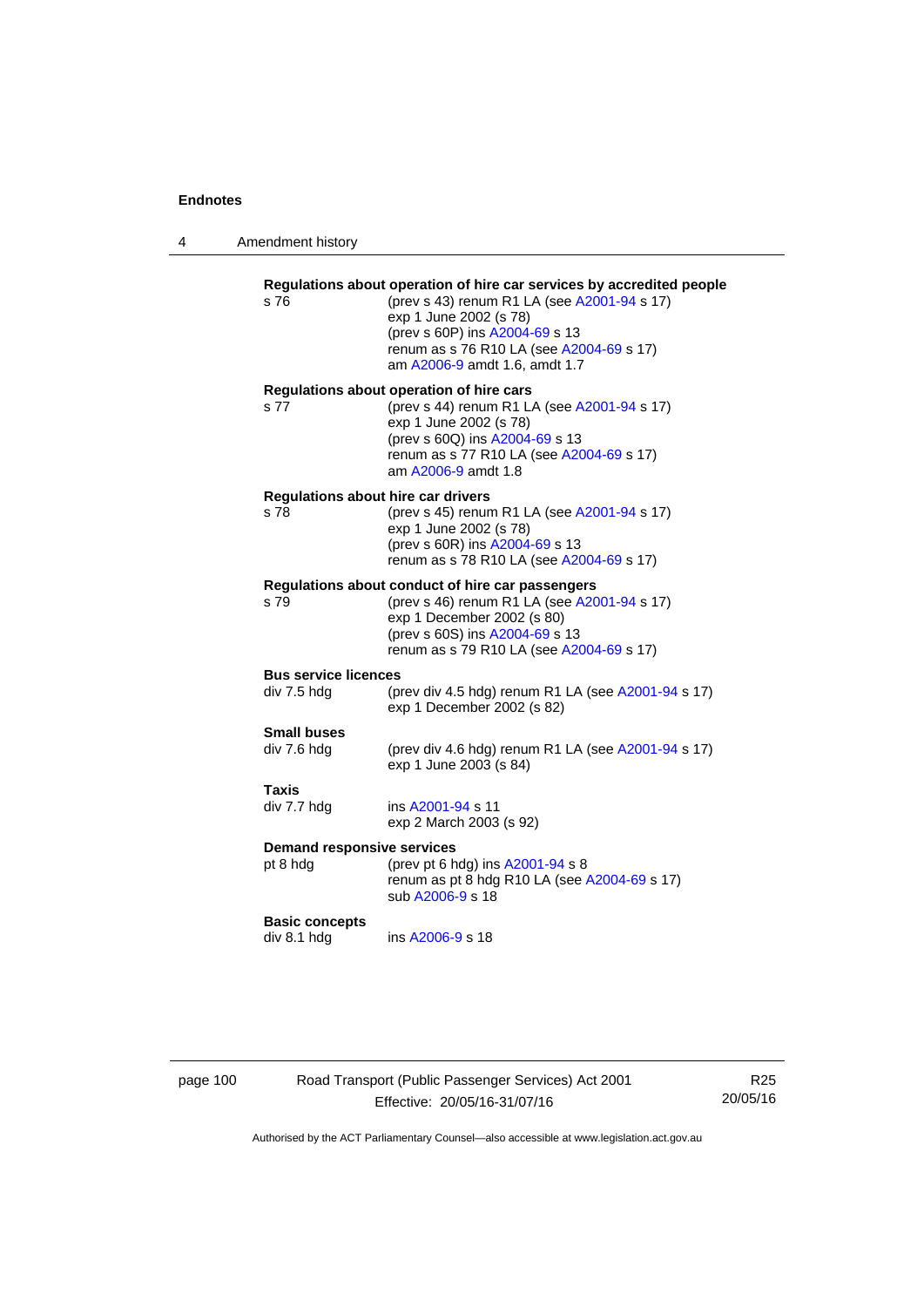**Regulations about operation of hire car services by accredited people**

s 76 (prev s 43) renum R1 LA (see A2001-94 s 17)
exp 1 June 2002 (s 78)
(prev s 60P) ins A2004-69 s 13
renum as s 76 R10 LA (see A2004-69 s 17)
am A2006-9 amdt 1.6, amdt 1.7

**Regulations about operation of hire cars**

s 77 (prev s 44) renum R1 LA (see A2001-94 s 17)
exp 1 June 2002 (s 78)
(prev s 60Q) ins A2004-69 s 13
renum as s 77 R10 LA (see A2004-69 s 17)
am A2006-9 amdt 1.8

**Regulations about hire car drivers**

s 78 (prev s 45) renum R1 LA (see A2001-94 s 17)
exp 1 June 2002 (s 78)
(prev s 60R) ins A2004-69 s 13
renum as s 78 R10 LA (see A2004-69 s 17)

**Regulations about conduct of hire car passengers**

s 79 (prev s 46) renum R1 LA (see A2001-94 s 17)
exp 1 December 2002 (s 80)
(prev s 60S) ins A2004-69 s 13
renum as s 79 R10 LA (see A2004-69 s 17)

**Bus service licences**

div 7.5 hdg (prev div 4.5 hdg) renum R1 LA (see A2001-94 s 17)
exp 1 December 2002 (s 82)

**Small buses**

div 7.6 hdg (prev div 4.6 hdg) renum R1 LA (see A2001-94 s 17)
exp 1 June 2003 (s 84)

**Taxis**

div 7.7 hdg ins A2001-94 s 11
exp 2 March 2003 (s 92)

**Demand responsive services**

pt 8 hdg (prev pt 6 hdg) ins A2001-94 s 8
renum as pt 8 hdg R10 LA (see A2004-69 s 17)
sub A2006-9 s 18

**Basic concepts**

div 8.1 hdg ins A2006-9 s 18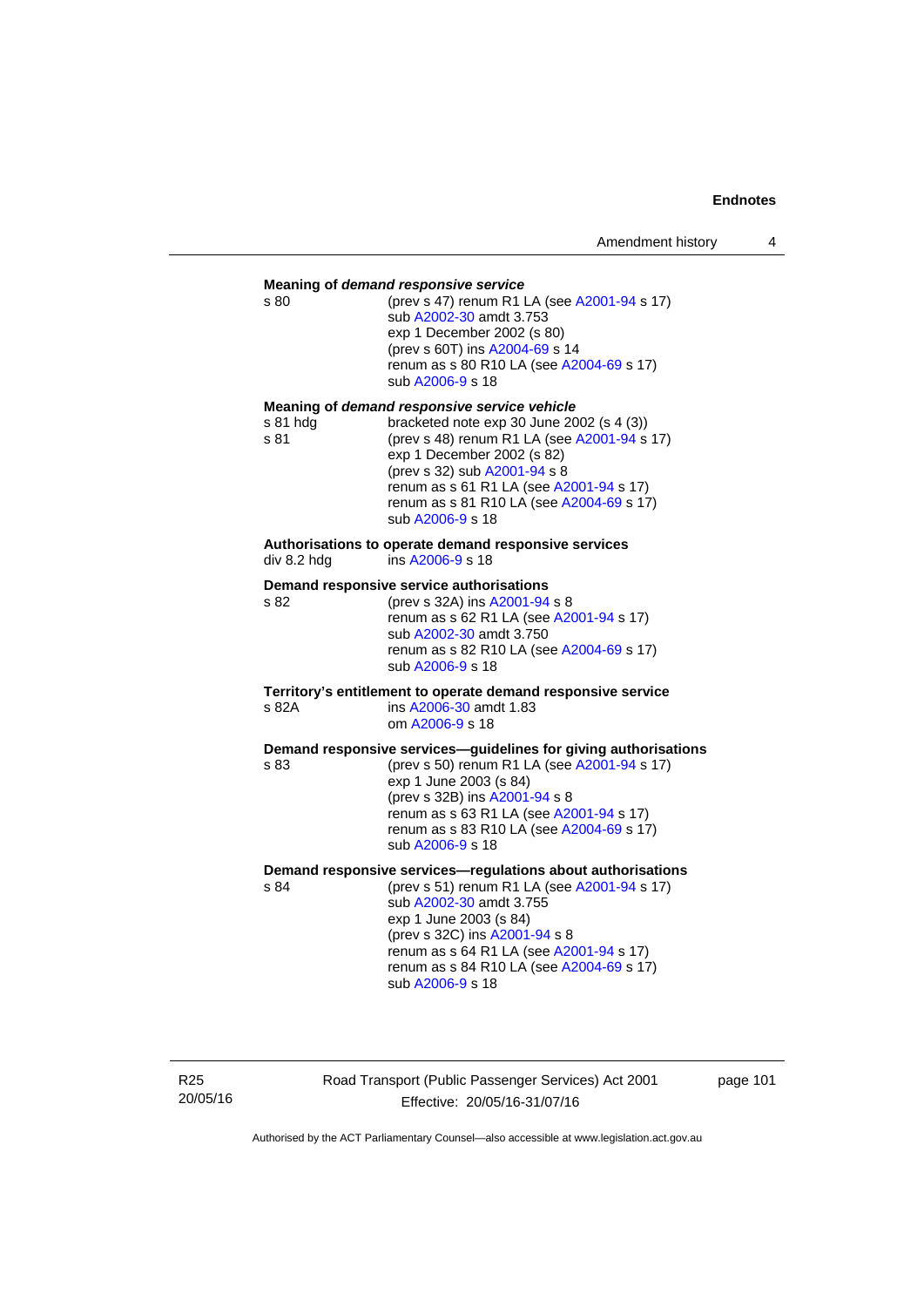**Meaning of *demand responsive service***

s 80 — (prev s 47) renum R1 LA (see A2001-94 s 17)
sub A2002-30 amdt 3.753
exp 1 December 2002 (s 80)
(prev s 60T) ins A2004-69 s 14
renum as s 80 R10 LA (see A2004-69 s 17)
sub A2006-9 s 18

**Meaning of *demand responsive service vehicle***

s 81 hdg — bracketed note exp 30 June 2002 (s 4 (3))

s 81 — (prev s 48) renum R1 LA (see A2001-94 s 17)
exp 1 December 2002 (s 82)
(prev s 32) sub A2001-94 s 8
renum as s 61 R1 LA (see A2001-94 s 17)
renum as s 81 R10 LA (see A2004-69 s 17)
sub A2006-9 s 18

**Authorisations to operate demand responsive services**

div 8.2 hdg — ins A2006-9 s 18

**Demand responsive service authorisations**

s 82 — (prev s 32A) ins A2001-94 s 8
renum as s 62 R1 LA (see A2001-94 s 17)
sub A2002-30 amdt 3.750
renum as s 82 R10 LA (see A2004-69 s 17)
sub A2006-9 s 18

**Territory's entitlement to operate demand responsive service**

s 82A — ins A2006-30 amdt 1.83
om A2006-9 s 18

**Demand responsive services—guidelines for giving authorisations**

s 83 — (prev s 50) renum R1 LA (see A2001-94 s 17)
exp 1 June 2003 (s 84)
(prev s 32B) ins A2001-94 s 8
renum as s 63 R1 LA (see A2001-94 s 17)
renum as s 83 R10 LA (see A2004-69 s 17)
sub A2006-9 s 18

**Demand responsive services—regulations about authorisations**

s 84 — (prev s 51) renum R1 LA (see A2001-94 s 17)
sub A2002-30 amdt 3.755
exp 1 June 2003 (s 84)
(prev s 32C) ins A2001-94 s 8
renum as s 64 R1 LA (see A2001-94 s 17)
renum as s 84 R10 LA (see A2004-69 s 17)
sub A2006-9 s 18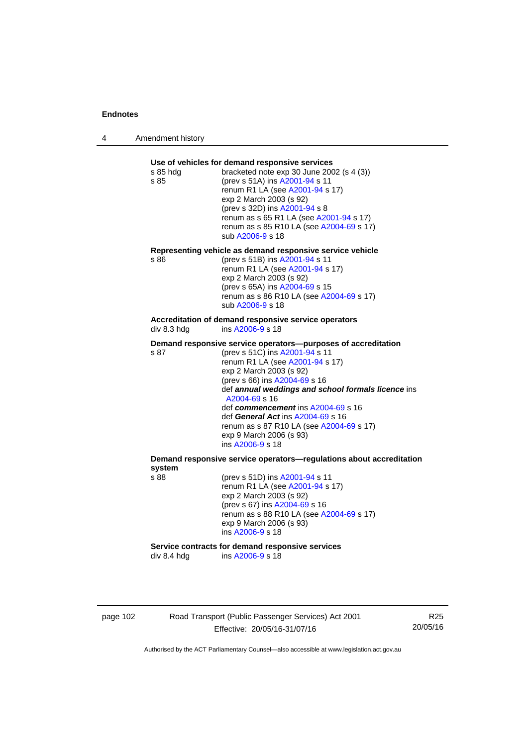**Use of vehicles for demand responsive services**

s 85 hdg bracketed note exp 30 June 2002 (s 4 (3))
s 85 (prev s 51A) ins A2001-94 s 11
renum R1 LA (see A2001-94 s 17)
exp 2 March 2003 (s 92)
(prev s 32D) ins A2001-94 s 8
renum as s 65 R1 LA (see A2001-94 s 17)
renum as s 85 R10 LA (see A2004-69 s 17)
sub A2006-9 s 18

**Representing vehicle as demand responsive service vehicle**

s 86 (prev s 51B) ins A2001-94 s 11
renum R1 LA (see A2001-94 s 17)
exp 2 March 2003 (s 92)
(prev s 65A) ins A2004-69 s 15
renum as s 86 R10 LA (see A2004-69 s 17)
sub A2006-9 s 18

**Accreditation of demand responsive service operators**

div 8.3 hdg ins A2006-9 s 18

**Demand responsive service operators—purposes of accreditation**

s 87 (prev s 51C) ins A2001-94 s 11
renum R1 LA (see A2001-94 s 17)
exp 2 March 2003 (s 92)
(prev s 66) ins A2004-69 s 16
def ***annual weddings and school formals licence*** ins A2004-69 s 16
def ***commencement*** ins A2004-69 s 16
def ***General Act*** ins A2004-69 s 16
renum as s 87 R10 LA (see A2004-69 s 17)
exp 9 March 2006 (s 93)
ins A2006-9 s 18

**Demand responsive service operators—regulations about accreditation system**

s 88 (prev s 51D) ins A2001-94 s 11
renum R1 LA (see A2001-94 s 17)
exp 2 March 2003 (s 92)
(prev s 67) ins A2004-69 s 16
renum as s 88 R10 LA (see A2004-69 s 17)
exp 9 March 2006 (s 93)
ins A2006-9 s 18

**Service contracts for demand responsive services**

div 8.4 hdg ins A2006-9 s 18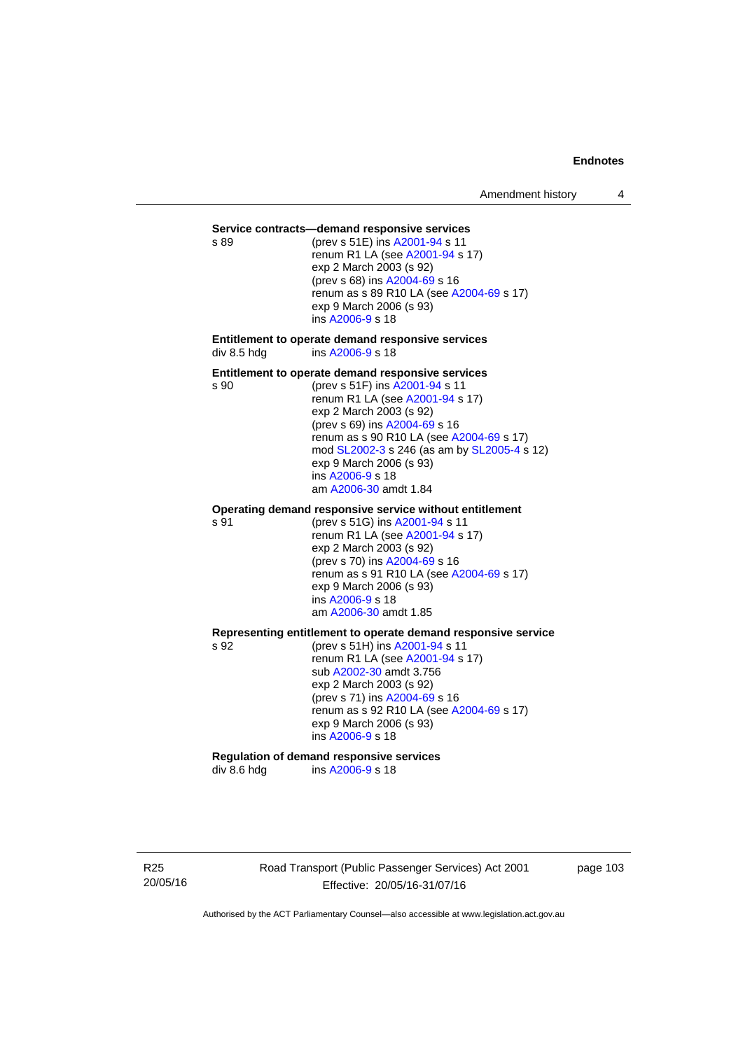**Service contracts—demand responsive services**

s 89 (prev s 51E) ins A2001-94 s 11
renum R1 LA (see A2001-94 s 17)
exp 2 March 2003 (s 92)
(prev s 68) ins A2004-69 s 16
renum as s 89 R10 LA (see A2004-69 s 17)
exp 9 March 2006 (s 93)
ins A2006-9 s 18

**Entitlement to operate demand responsive services**

div 8.5 hdg ins A2006-9 s 18

**Entitlement to operate demand responsive services**

s 90 (prev s 51F) ins A2001-94 s 11
renum R1 LA (see A2001-94 s 17)
exp 2 March 2003 (s 92)
(prev s 69) ins A2004-69 s 16
renum as s 90 R10 LA (see A2004-69 s 17)
mod SL2002-3 s 246 (as am by SL2005-4 s 12)
exp 9 March 2006 (s 93)
ins A2006-9 s 18
am A2006-30 amdt 1.84

**Operating demand responsive service without entitlement**

s 91 (prev s 51G) ins A2001-94 s 11
renum R1 LA (see A2001-94 s 17)
exp 2 March 2003 (s 92)
(prev s 70) ins A2004-69 s 16
renum as s 91 R10 LA (see A2004-69 s 17)
exp 9 March 2006 (s 93)
ins A2006-9 s 18
am A2006-30 amdt 1.85

**Representing entitlement to operate demand responsive service**

s 92 (prev s 51H) ins A2001-94 s 11
renum R1 LA (see A2001-94 s 17)
sub A2002-30 amdt 3.756
exp 2 March 2003 (s 92)
(prev s 71) ins A2004-69 s 16
renum as s 92 R10 LA (see A2004-69 s 17)
exp 9 March 2006 (s 93)
ins A2006-9 s 18

**Regulation of demand responsive services**

div 8.6 hdg ins A2006-9 s 18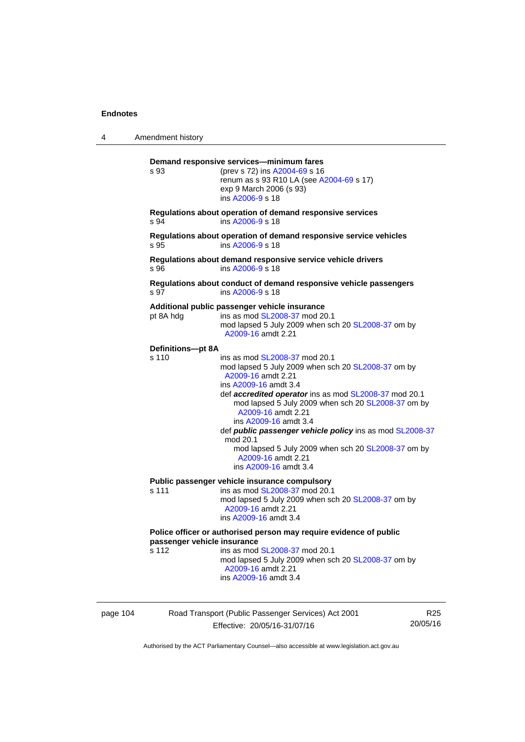**Demand responsive services—minimum fares**

s 93 (prev s 72) ins A2004-69 s 16
renum as s 93 R10 LA (see A2004-69 s 17)
exp 9 March 2006 (s 93)
ins A2006-9 s 18

**Regulations about operation of demand responsive services**

s 94 ins A2006-9 s 18

**Regulations about operation of demand responsive service vehicles**

s 95 ins A2006-9 s 18

**Regulations about demand responsive service vehicle drivers**

s 96 ins A2006-9 s 18

**Regulations about conduct of demand responsive vehicle passengers**

s 97 ins A2006-9 s 18

**Additional public passenger vehicle insurance**

pt 8A hdg ins as mod SL2008-37 mod 20.1
mod lapsed 5 July 2009 when sch 20 SL2008-37 om by A2009-16 amdt 2.21

**Definitions—pt 8A**

s 110 ins as mod SL2008-37 mod 20.1
mod lapsed 5 July 2009 when sch 20 SL2008-37 om by A2009-16 amdt 2.21
ins A2009-16 amdt 3.4
def ***accredited operator*** ins as mod SL2008-37 mod 20.1
mod lapsed 5 July 2009 when sch 20 SL2008-37 om by A2009-16 amdt 2.21
ins A2009-16 amdt 3.4
def ***public passenger vehicle policy*** ins as mod SL2008-37 mod 20.1
mod lapsed 5 July 2009 when sch 20 SL2008-37 om by A2009-16 amdt 2.21
ins A2009-16 amdt 3.4

**Public passenger vehicle insurance compulsory**

s 111 ins as mod SL2008-37 mod 20.1
mod lapsed 5 July 2009 when sch 20 SL2008-37 om by A2009-16 amdt 2.21
ins A2009-16 amdt 3.4

**Police officer or authorised person may require evidence of public passenger vehicle insurance**

s 112 ins as mod SL2008-37 mod 20.1
mod lapsed 5 July 2009 when sch 20 SL2008-37 om by A2009-16 amdt 2.21
ins A2009-16 amdt 3.4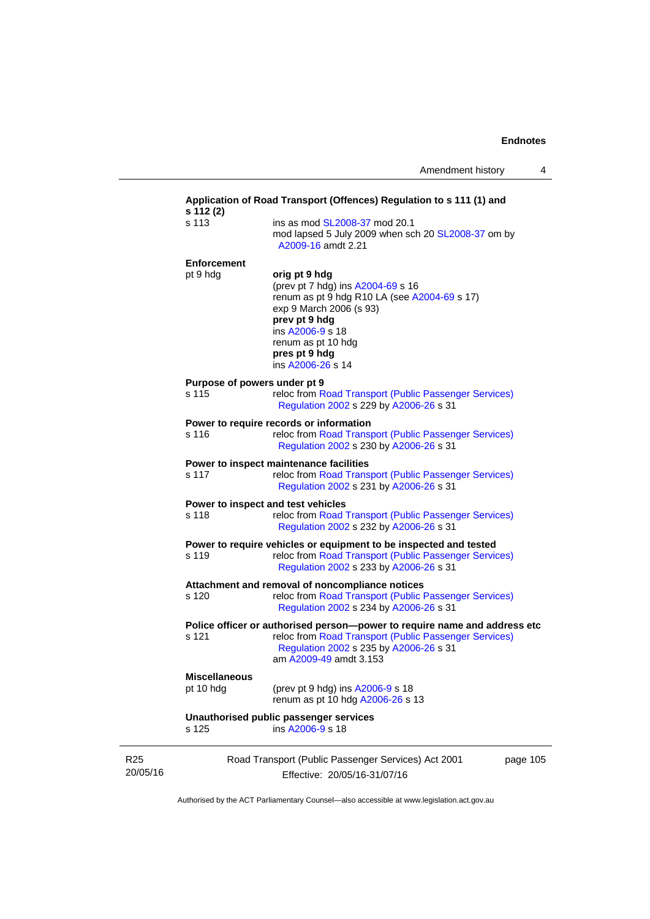**Application of Road Transport (Offences) Regulation to s 111 (1) and s 112 (2)**

s 113 ins as mod SL2008-37 mod 20.1
mod lapsed 5 July 2009 when sch 20 SL2008-37 om by A2009-16 amdt 2.21

**Enforcement**

pt 9 hdg **orig pt 9 hdg**
(prev pt 7 hdg) ins A2004-69 s 16
renum as pt 9 hdg R10 LA (see A2004-69 s 17)
exp 9 March 2006 (s 93)
**prev pt 9 hdg**
ins A2006-9 s 18
renum as pt 10 hdg
**pres pt 9 hdg**
ins A2006-26 s 14

**Purpose of powers under pt 9**

s 115 reloc from Road Transport (Public Passenger Services) Regulation 2002 s 229 by A2006-26 s 31

**Power to require records or information**

s 116 reloc from Road Transport (Public Passenger Services) Regulation 2002 s 230 by A2006-26 s 31

**Power to inspect maintenance facilities**

s 117 reloc from Road Transport (Public Passenger Services) Regulation 2002 s 231 by A2006-26 s 31

**Power to inspect and test vehicles**

s 118 reloc from Road Transport (Public Passenger Services) Regulation 2002 s 232 by A2006-26 s 31

**Power to require vehicles or equipment to be inspected and tested**

s 119 reloc from Road Transport (Public Passenger Services) Regulation 2002 s 233 by A2006-26 s 31

**Attachment and removal of noncompliance notices**

s 120 reloc from Road Transport (Public Passenger Services) Regulation 2002 s 234 by A2006-26 s 31

**Police officer or authorised person—power to require name and address etc**

s 121 reloc from Road Transport (Public Passenger Services) Regulation 2002 s 235 by A2006-26 s 31
am A2009-49 amdt 3.153

**Miscellaneous**

pt 10 hdg (prev pt 9 hdg) ins A2006-9 s 18
renum as pt 10 hdg A2006-26 s 13

**Unauthorised public passenger services**

s 125 ins A2006-9 s 18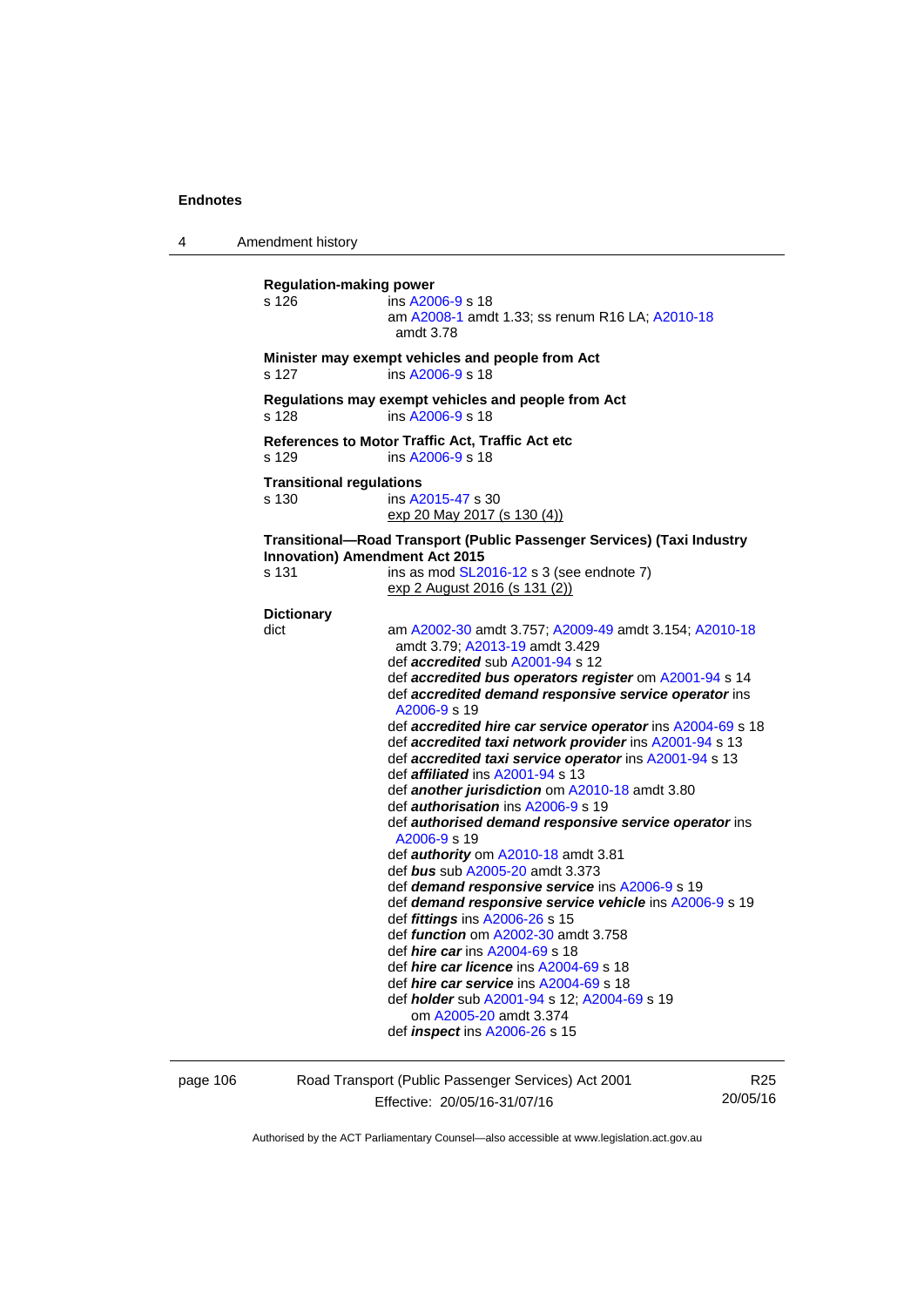**Regulation-making power**
s 126 ins A2006-9 s 18
am A2008-1 amdt 1.33; ss renum R16 LA; A2010-18 amdt 3.78

**Minister may exempt vehicles and people from Act**
s 127 ins A2006-9 s 18

**Regulations may exempt vehicles and people from Act**
s 128 ins A2006-9 s 18

**References to Motor Traffic Act, Traffic Act etc**
s 129 ins A2006-9 s 18

**Transitional regulations**
s 130 ins A2015-47 s 30
exp 20 May 2017 (s 130 (4))

**Transitional—Road Transport (Public Passenger Services) (Taxi Industry Innovation) Amendment Act 2015**
s 131 ins as mod SL2016-12 s 3 (see endnote 7)
exp 2 August 2016 (s 131 (2))

**Dictionary**
dict am A2002-30 amdt 3.757; A2009-49 amdt 3.154; A2010-18 amdt 3.79; A2013-19 amdt 3.429
def ***accredited*** sub A2001-94 s 12
def ***accredited bus operators register*** om A2001-94 s 14
def ***accredited demand responsive service operator*** ins A2006-9 s 19
def ***accredited hire car service operator*** ins A2004-69 s 18
def ***accredited taxi network provider*** ins A2001-94 s 13
def ***accredited taxi service operator*** ins A2001-94 s 13
def ***affiliated*** ins A2001-94 s 13
def ***another jurisdiction*** om A2010-18 amdt 3.80
def ***authorisation*** ins A2006-9 s 19
def ***authorised demand responsive service operator*** ins A2006-9 s 19
def ***authority*** om A2010-18 amdt 3.81
def ***bus*** sub A2005-20 amdt 3.373
def ***demand responsive service*** ins A2006-9 s 19
def ***demand responsive service vehicle*** ins A2006-9 s 19
def ***fittings*** ins A2006-26 s 15
def ***function*** om A2002-30 amdt 3.758
def ***hire car*** ins A2004-69 s 18
def ***hire car licence*** ins A2004-69 s 18
def ***hire car service*** ins A2004-69 s 18
def ***holder*** sub A2001-94 s 12; A2004-69 s 19
om A2005-20 amdt 3.374
def ***inspect*** ins A2006-26 s 15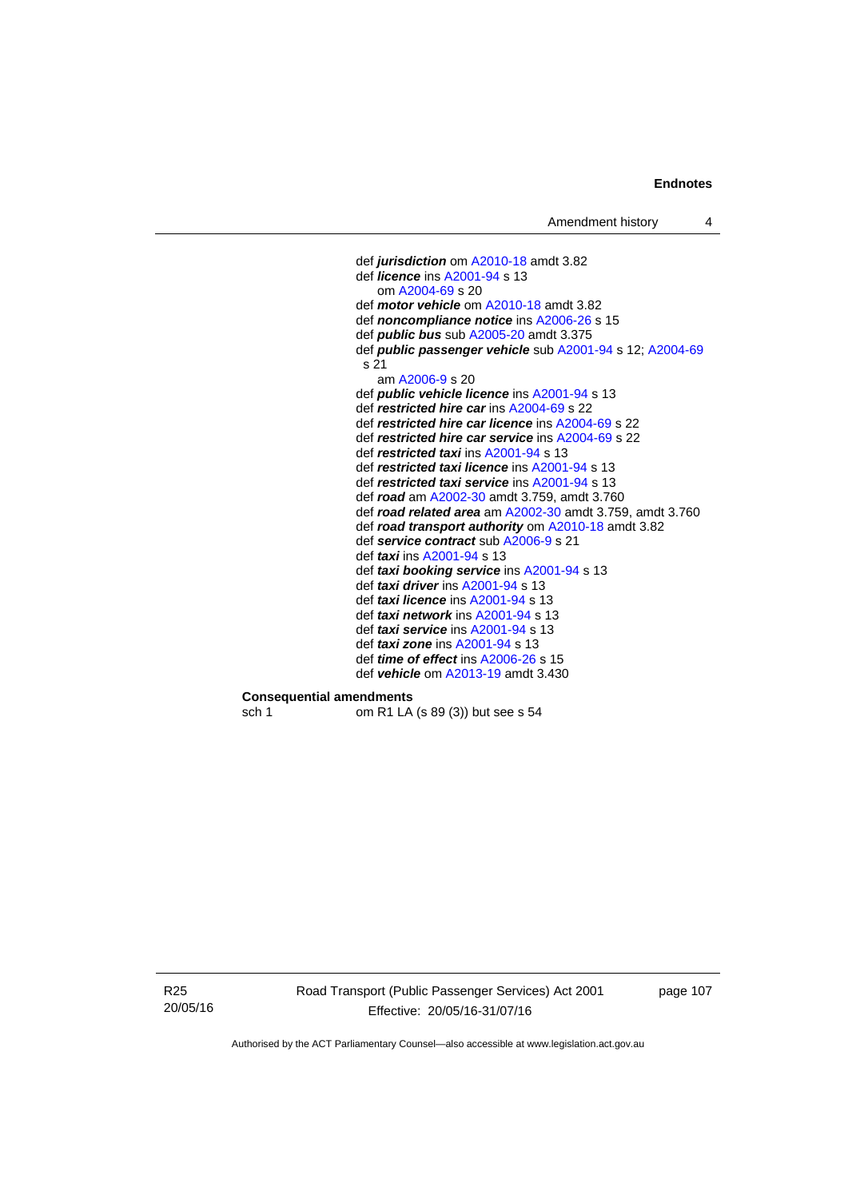def ***jurisdiction*** om A2010-18 amdt 3.82
def ***licence*** ins A2001-94 s 13
om A2004-69 s 20
def ***motor vehicle*** om A2010-18 amdt 3.82
def ***noncompliance notice*** ins A2006-26 s 15
def ***public bus*** sub A2005-20 amdt 3.375
def ***public passenger vehicle*** sub A2001-94 s 12; A2004-69 s 21
am A2006-9 s 20
def ***public vehicle licence*** ins A2001-94 s 13
def ***restricted hire car*** ins A2004-69 s 22
def ***restricted hire car licence*** ins A2004-69 s 22
def ***restricted hire car service*** ins A2004-69 s 22
def ***restricted taxi*** ins A2001-94 s 13
def ***restricted taxi licence*** ins A2001-94 s 13
def ***restricted taxi service*** ins A2001-94 s 13
def ***road*** am A2002-30 amdt 3.759, amdt 3.760
def ***road related area*** am A2002-30 amdt 3.759, amdt 3.760
def ***road transport authority*** om A2010-18 amdt 3.82
def ***service contract*** sub A2006-9 s 21
def ***taxi*** ins A2001-94 s 13
def ***taxi booking service*** ins A2001-94 s 13
def ***taxi driver*** ins A2001-94 s 13
def ***taxi licence*** ins A2001-94 s 13
def ***taxi network*** ins A2001-94 s 13
def ***taxi service*** ins A2001-94 s 13
def ***taxi zone*** ins A2001-94 s 13
def ***time of effect*** ins A2006-26 s 15
def ***vehicle*** om A2013-19 amdt 3.430

**Consequential amendments**
sch 1 om R1 LA (s 89 (3)) but see s 54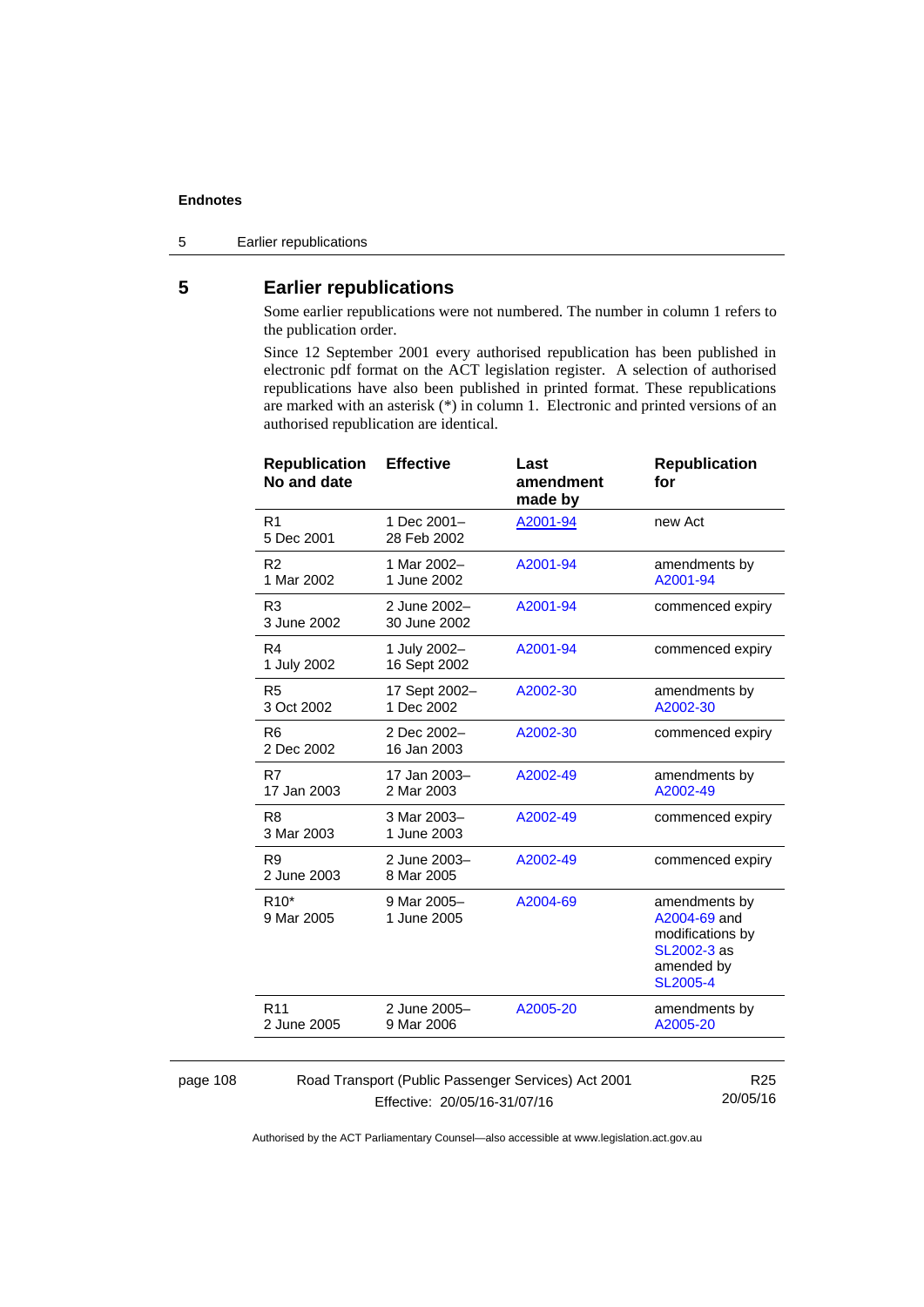## 5 Earlier republications

Some earlier republications were not numbered. The number in column 1 refers to the publication order.

Since 12 September 2001 every authorised republication has been published in electronic pdf format on the ACT legislation register. A selection of authorised republications have also been published in printed format. These republications are marked with an asterisk (*) in column 1. Electronic and printed versions of an authorised republication are identical.

| Republication No and date | Effective | Last amendment made by | Republication for |
|---|---|---|---|
| R1<br>5 Dec 2001 | 1 Dec 2001–<br>28 Feb 2002 | A2001-94 | new Act |
| R2<br>1 Mar 2002 | 1 Mar 2002–<br>1 June 2002 | A2001-94 | amendments by A2001-94 |
| R3<br>3 June 2002 | 2 June 2002–<br>30 June 2002 | A2001-94 | commenced expiry |
| R4<br>1 July 2002 | 1 July 2002–<br>16 Sept 2002 | A2001-94 | commenced expiry |
| R5<br>3 Oct 2002 | 17 Sept 2002–<br>1 Dec 2002 | A2002-30 | amendments by A2002-30 |
| R6<br>2 Dec 2002 | 2 Dec 2002–<br>16 Jan 2003 | A2002-30 | commenced expiry |
| R7<br>17 Jan 2003 | 17 Jan 2003–<br>2 Mar 2003 | A2002-49 | amendments by A2002-49 |
| R8<br>3 Mar 2003 | 3 Mar 2003–<br>1 June 2003 | A2002-49 | commenced expiry |
| R9<br>2 June 2003 | 2 June 2003–<br>8 Mar 2005 | A2002-49 | commenced expiry |
| R10*<br>9 Mar 2005 | 9 Mar 2005–<br>1 June 2005 | A2004-69 | amendments by A2004-69 and modifications by SL2002-3 as amended by SL2005-4 |
| R11<br>2 June 2005 | 2 June 2005–<br>9 Mar 2006 | A2005-20 | amendments by A2005-20 |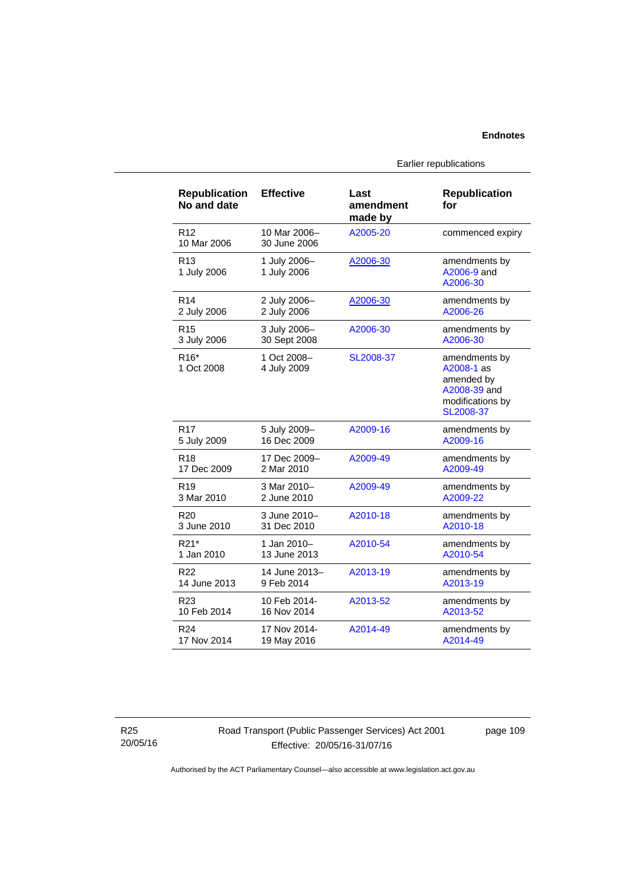| Republication No and date | Effective | Last amendment made by | Republication for |
|---|---|---|---|
| R12<br>10 Mar 2006 | 10 Mar 2006–<br>30 June 2006 | A2005-20 | commenced expiry |
| R13<br>1 July 2006 | 1 July 2006–<br>1 July 2006 | A2006-30 | amendments by A2006-9 and A2006-30 |
| R14<br>2 July 2006 | 2 July 2006–<br>2 July 2006 | A2006-30 | amendments by A2006-26 |
| R15<br>3 July 2006 | 3 July 2006–<br>30 Sept 2008 | A2006-30 | amendments by A2006-30 |
| R16*<br>1 Oct 2008 | 1 Oct 2008–<br>4 July 2009 | SL2008-37 | amendments by A2008-1 as amended by A2008-39 and modifications by SL2008-37 |
| R17<br>5 July 2009 | 5 July 2009–<br>16 Dec 2009 | A2009-16 | amendments by A2009-16 |
| R18<br>17 Dec 2009 | 17 Dec 2009–<br>2 Mar 2010 | A2009-49 | amendments by A2009-49 |
| R19<br>3 Mar 2010 | 3 Mar 2010–<br>2 June 2010 | A2009-49 | amendments by A2009-22 |
| R20<br>3 June 2010 | 3 June 2010–<br>31 Dec 2010 | A2010-18 | amendments by A2010-18 |
| R21*<br>1 Jan 2010 | 1 Jan 2010–<br>13 June 2013 | A2010-54 | amendments by A2010-54 |
| R22<br>14 June 2013 | 14 June 2013–<br>9 Feb 2014 | A2013-19 | amendments by A2013-19 |
| R23<br>10 Feb 2014 | 10 Feb 2014-<br>16 Nov 2014 | A2013-52 | amendments by A2013-52 |
| R24<br>17 Nov 2014 | 17 Nov 2014-<br>19 May 2016 | A2014-49 | amendments by A2014-49 |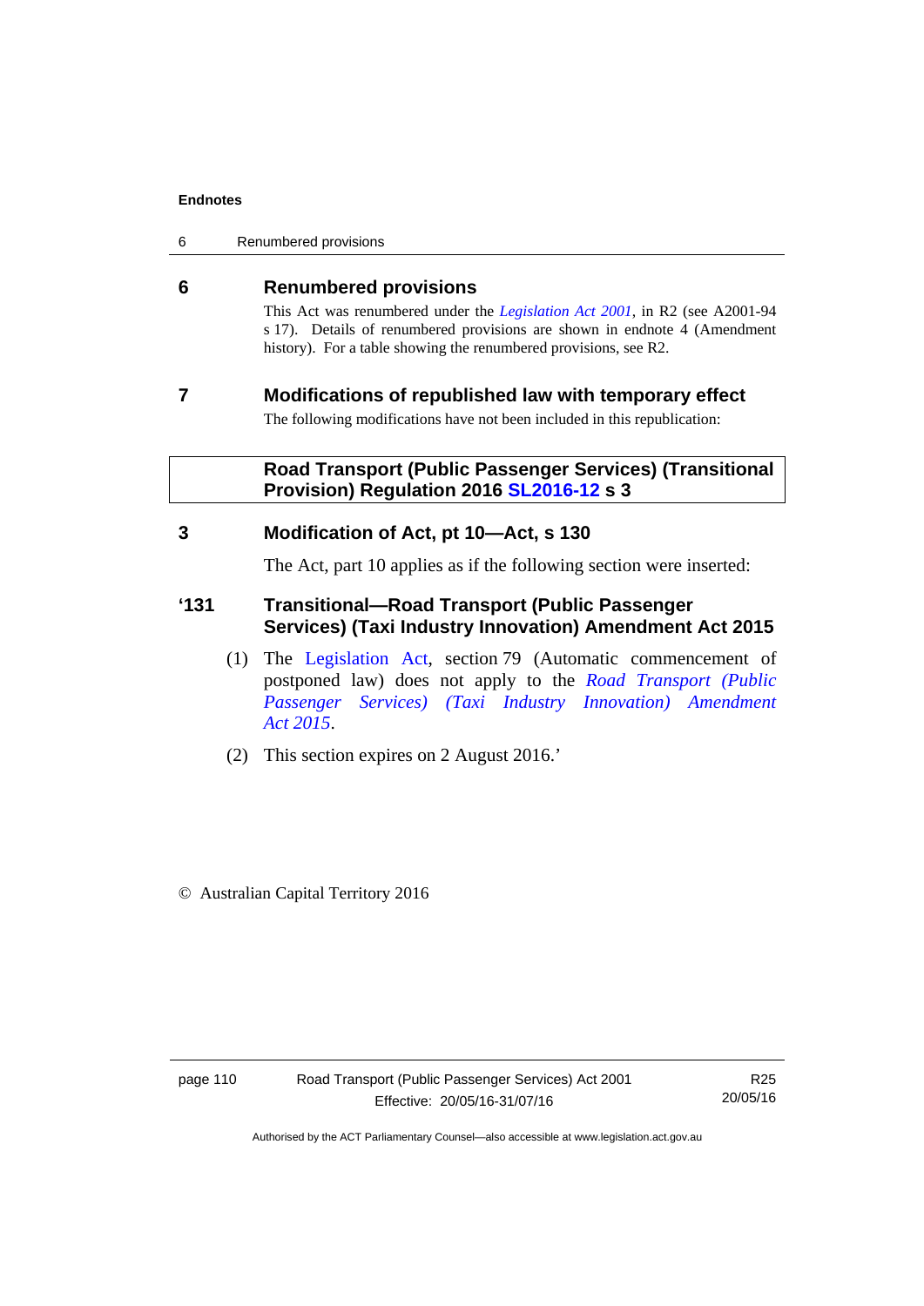## 6 Renumbered provisions

This Act was renumbered under the *Legislation Act 2001*, in R2 (see A2001-94 s 17). Details of renumbered provisions are shown in endnote 4 (Amendment history). For a table showing the renumbered provisions, see R2.

## 7 Modifications of republished law with temporary effect

The following modifications have not been included in this republication:

**Road Transport (Public Passenger Services) (Transitional Provision) Regulation 2016 SL2016-12 s 3**

### 3 Modification of Act, pt 10—Act, s 130

The Act, part 10 applies as if the following section were inserted:

### ‘131 Transitional—Road Transport (Public Passenger Services) (Taxi Industry Innovation) Amendment Act 2015

(1) The Legislation Act, section 79 (Automatic commencement of postponed law) does not apply to the *Road Transport (Public Passenger Services) (Taxi Industry Innovation) Amendment Act 2015*.

(2) This section expires on 2 August 2016.’

© Australian Capital Territory 2016